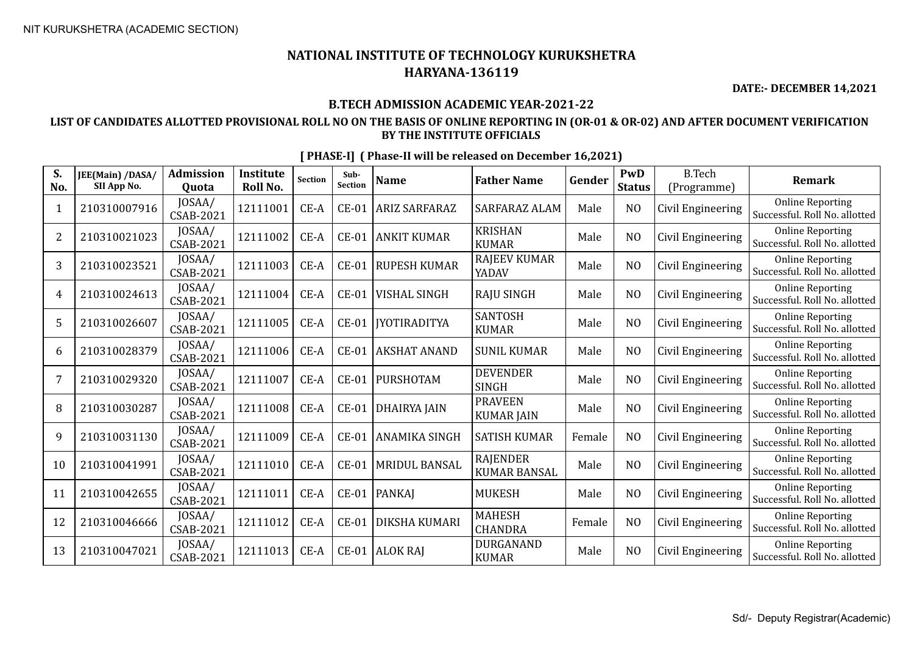# NATIONAL INSTITUTE OF TECHNOLOGY KURUKSHETRA
## HARYANA-136119

**DATE:- DECEMBER 14,2021**

### B.TECH ADMISSION ACADEMIC YEAR-2021-22

### LIST OF CANDIDATES ALLOTTED PROVISIONAL ROLL NO ON THE BASIS OF ONLINE REPORTING IN (OR-01 & OR-02) AND AFTER DOCUMENT VERIFICATION BY THE INSTITUTE OFFICIALS

**[ PHASE-I] ( Phase-II will be released on December 16,2021)**

| S. No. | JEE(Main) /DASA/ SII App No. | Admission Quota | Institute Roll No. | Section | Sub-Section | Name | Father Name | Gender | PwD Status | B.Tech (Programme) | Remark |
|---|---|---|---|---|---|---|---|---|---|---|---|
| 1 | 210310007916 | JOSAA/ CSAB-2021 | 12111001 | CE-A | CE-01 | ARIZ SARFARAZ | SARFARAZ ALAM | Male | NO | Civil Engineering | Online Reporting Successful. Roll No. allotted |
| 2 | 210310021023 | JOSAA/ CSAB-2021 | 12111002 | CE-A | CE-01 | ANKIT KUMAR | KRISHAN KUMAR | Male | NO | Civil Engineering | Online Reporting Successful. Roll No. allotted |
| 3 | 210310023521 | JOSAA/ CSAB-2021 | 12111003 | CE-A | CE-01 | RUPESH KUMAR | RAJEEV KUMAR YADAV | Male | NO | Civil Engineering | Online Reporting Successful. Roll No. allotted |
| 4 | 210310024613 | JOSAA/ CSAB-2021 | 12111004 | CE-A | CE-01 | VISHAL SINGH | RAJU SINGH | Male | NO | Civil Engineering | Online Reporting Successful. Roll No. allotted |
| 5 | 210310026607 | JOSAA/ CSAB-2021 | 12111005 | CE-A | CE-01 | JYOTIRADITYA | SANTOSH KUMAR | Male | NO | Civil Engineering | Online Reporting Successful. Roll No. allotted |
| 6 | 210310028379 | JOSAA/ CSAB-2021 | 12111006 | CE-A | CE-01 | AKSHAT ANAND | SUNIL KUMAR | Male | NO | Civil Engineering | Online Reporting Successful. Roll No. allotted |
| 7 | 210310029320 | JOSAA/ CSAB-2021 | 12111007 | CE-A | CE-01 | PURSHOTAM | DEVENDER SINGH | Male | NO | Civil Engineering | Online Reporting Successful. Roll No. allotted |
| 8 | 210310030287 | JOSAA/ CSAB-2021 | 12111008 | CE-A | CE-01 | DHAIRYA JAIN | PRAVEEN KUMAR JAIN | Male | NO | Civil Engineering | Online Reporting Successful. Roll No. allotted |
| 9 | 210310031130 | JOSAA/ CSAB-2021 | 12111009 | CE-A | CE-01 | ANAMIKA SINGH | SATISH KUMAR | Female | NO | Civil Engineering | Online Reporting Successful. Roll No. allotted |
| 10 | 210310041991 | JOSAA/ CSAB-2021 | 12111010 | CE-A | CE-01 | MRIDUL BANSAL | RAJENDER KUMAR BANSAL | Male | NO | Civil Engineering | Online Reporting Successful. Roll No. allotted |
| 11 | 210310042655 | JOSAA/ CSAB-2021 | 12111011 | CE-A | CE-01 | PANKAJ | MUKESH | Male | NO | Civil Engineering | Online Reporting Successful. Roll No. allotted |
| 12 | 210310046666 | JOSAA/ CSAB-2021 | 12111012 | CE-A | CE-01 | DIKSHA KUMARI | MAHESH CHANDRA | Female | NO | Civil Engineering | Online Reporting Successful. Roll No. allotted |
| 13 | 210310047021 | JOSAA/ CSAB-2021 | 12111013 | CE-A | CE-01 | ALOK RAJ | DURGANAND KUMAR | Male | NO | Civil Engineering | Online Reporting Successful. Roll No. allotted |

Sd/- Deputy Registrar(Academic)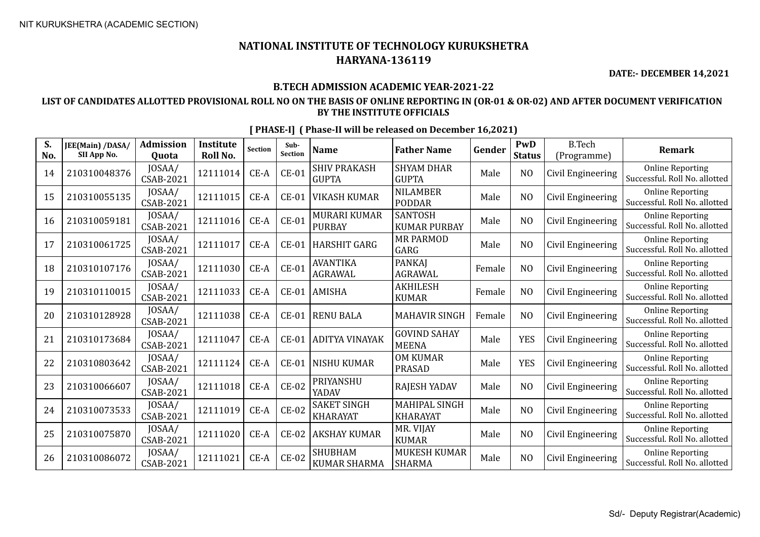# NATIONAL INSTITUTE OF TECHNOLOGY KURUKSHETRA
# HARYANA-136119

**DATE:- DECEMBER 14,2021**

### B.TECH ADMISSION ACADEMIC YEAR-2021-22

### LIST OF CANDIDATES ALLOTTED PROVISIONAL ROLL NO ON THE BASIS OF ONLINE REPORTING IN (OR-01 & OR-02) AND AFTER DOCUMENT VERIFICATION BY THE INSTITUTE OFFICIALS

**[ PHASE-I] ( Phase-II will be released on December 16,2021)**

| S. No. | JEE(Main) /DASA/ SII App No. | Admission Quota | Institute Roll No. | Section | Sub-Section | Name | Father Name | Gender | PwD Status | B.Tech (Programme) | Remark |
|---|---|---|---|---|---|---|---|---|---|---|---|
| 14 | 210310048376 | JOSAA/ CSAB-2021 | 12111014 | CE-A | CE-01 | SHIV PRAKASH GUPTA | SHYAM DHAR GUPTA | Male | NO | Civil Engineering | Online Reporting Successful. Roll No. allotted |
| 15 | 210310055135 | JOSAA/ CSAB-2021 | 12111015 | CE-A | CE-01 | VIKASH KUMAR | NILAMBER PODDAR | Male | NO | Civil Engineering | Online Reporting Successful. Roll No. allotted |
| 16 | 210310059181 | JOSAA/ CSAB-2021 | 12111016 | CE-A | CE-01 | MURARI KUMAR PURBAY | SANTOSH KUMAR PURBAY | Male | NO | Civil Engineering | Online Reporting Successful. Roll No. allotted |
| 17 | 210310061725 | JOSAA/ CSAB-2021 | 12111017 | CE-A | CE-01 | HARSHIT GARG | MR PARMOD GARG | Male | NO | Civil Engineering | Online Reporting Successful. Roll No. allotted |
| 18 | 210310107176 | JOSAA/ CSAB-2021 | 12111030 | CE-A | CE-01 | AVANTIKA AGRAWAL | PANKAJ AGRAWAL | Female | NO | Civil Engineering | Online Reporting Successful. Roll No. allotted |
| 19 | 210310110015 | JOSAA/ CSAB-2021 | 12111033 | CE-A | CE-01 | AMISHA | AKHILESH KUMAR | Female | NO | Civil Engineering | Online Reporting Successful. Roll No. allotted |
| 20 | 210310128928 | JOSAA/ CSAB-2021 | 12111038 | CE-A | CE-01 | RENU BALA | MAHAVIR SINGH | Female | NO | Civil Engineering | Online Reporting Successful. Roll No. allotted |
| 21 | 210310173684 | JOSAA/ CSAB-2021 | 12111047 | CE-A | CE-01 | ADITYA VINAYAK | GOVIND SAHAY MEENA | Male | YES | Civil Engineering | Online Reporting Successful. Roll No. allotted |
| 22 | 210310803642 | JOSAA/ CSAB-2021 | 12111124 | CE-A | CE-01 | NISHU KUMAR | OM KUMAR PRASAD | Male | YES | Civil Engineering | Online Reporting Successful. Roll No. allotted |
| 23 | 210310066607 | JOSAA/ CSAB-2021 | 12111018 | CE-A | CE-02 | PRIYANSHU YADAV | RAJESH YADAV | Male | NO | Civil Engineering | Online Reporting Successful. Roll No. allotted |
| 24 | 210310073533 | JOSAA/ CSAB-2021 | 12111019 | CE-A | CE-02 | SAKET SINGH KHARAYAT | MAHIPAL SINGH KHARAYAT | Male | NO | Civil Engineering | Online Reporting Successful. Roll No. allotted |
| 25 | 210310075870 | JOSAA/ CSAB-2021 | 12111020 | CE-A | CE-02 | AKSHAY KUMAR | MR. VIJAY KUMAR | Male | NO | Civil Engineering | Online Reporting Successful. Roll No. allotted |
| 26 | 210310086072 | JOSAA/ CSAB-2021 | 12111021 | CE-A | CE-02 | SHUBHAM KUMAR SHARMA | MUKESH KUMAR SHARMA | Male | NO | Civil Engineering | Online Reporting Successful. Roll No. allotted |

Sd/- Deputy Registrar(Academic)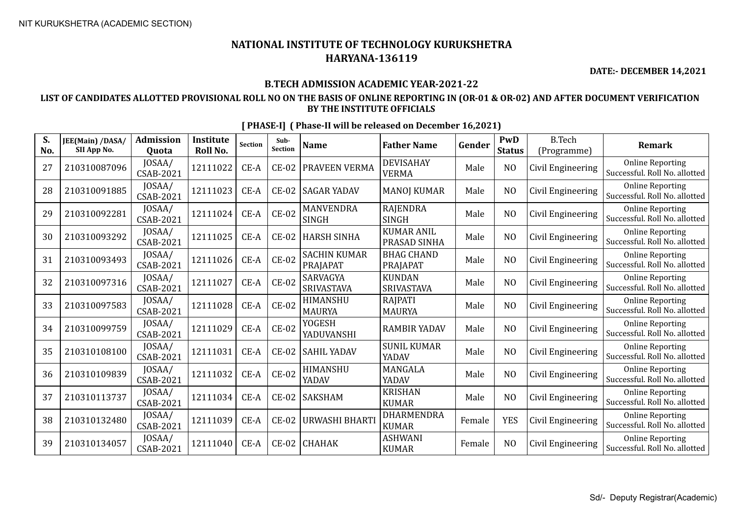# NATIONAL INSTITUTE OF TECHNOLOGY KURUKSHETRA
## HARYANA-136119

**DATE:- DECEMBER 14,2021**

### B.TECH ADMISSION ACADEMIC YEAR-2021-22

**LIST OF CANDIDATES ALLOTTED PROVISIONAL ROLL NO ON THE BASIS OF ONLINE REPORTING IN (OR-01 & OR-02) AND AFTER DOCUMENT VERIFICATION BY THE INSTITUTE OFFICIALS**

**[ PHASE-I] ( Phase-II will be released on December 16,2021)**

| S. No. | JEE(Main) /DASA/ SII App No. | Admission Quota | Institute Roll No. | Section | Sub-Section | Name | Father Name | Gender | PwD Status | B.Tech (Programme) | Remark |
|---|---|---|---|---|---|---|---|---|---|---|---|
| 27 | 210310087096 | JOSAA/ CSAB-2021 | 12111022 | CE-A | CE-02 | PRAVEEN VERMA | DEVISAHAY VERMA | Male | NO | Civil Engineering | Online Reporting Successful. Roll No. allotted |
| 28 | 210310091885 | JOSAA/ CSAB-2021 | 12111023 | CE-A | CE-02 | SAGAR YADAV | MANOJ KUMAR | Male | NO | Civil Engineering | Online Reporting Successful. Roll No. allotted |
| 29 | 210310092281 | JOSAA/ CSAB-2021 | 12111024 | CE-A | CE-02 | MANVENDRA SINGH | RAJENDRA SINGH | Male | NO | Civil Engineering | Online Reporting Successful. Roll No. allotted |
| 30 | 210310093292 | JOSAA/ CSAB-2021 | 12111025 | CE-A | CE-02 | HARSH SINHA | KUMAR ANIL PRASAD SINHA | Male | NO | Civil Engineering | Online Reporting Successful. Roll No. allotted |
| 31 | 210310093493 | JOSAA/ CSAB-2021 | 12111026 | CE-A | CE-02 | SACHIN KUMAR PRAJAPAT | BHAG CHAND PRAJAPAT | Male | NO | Civil Engineering | Online Reporting Successful. Roll No. allotted |
| 32 | 210310097316 | JOSAA/ CSAB-2021 | 12111027 | CE-A | CE-02 | SARVAGYA SRIVASTAVA | KUNDAN SRIVASTAVA | Male | NO | Civil Engineering | Online Reporting Successful. Roll No. allotted |
| 33 | 210310097583 | JOSAA/ CSAB-2021 | 12111028 | CE-A | CE-02 | HIMANSHU MAURYA | RAJPATI MAURYA | Male | NO | Civil Engineering | Online Reporting Successful. Roll No. allotted |
| 34 | 210310099759 | JOSAA/ CSAB-2021 | 12111029 | CE-A | CE-02 | YOGESH YADUVANSHI | RAMBIR YADAV | Male | NO | Civil Engineering | Online Reporting Successful. Roll No. allotted |
| 35 | 210310108100 | JOSAA/ CSAB-2021 | 12111031 | CE-A | CE-02 | SAHIL YADAV | SUNIL KUMAR YADAV | Male | NO | Civil Engineering | Online Reporting Successful. Roll No. allotted |
| 36 | 210310109839 | JOSAA/ CSAB-2021 | 12111032 | CE-A | CE-02 | HIMANSHU YADAV | MANGALA YADAV | Male | NO | Civil Engineering | Online Reporting Successful. Roll No. allotted |
| 37 | 210310113737 | JOSAA/ CSAB-2021 | 12111034 | CE-A | CE-02 | SAKSHAM | KRISHAN KUMAR | Male | NO | Civil Engineering | Online Reporting Successful. Roll No. allotted |
| 38 | 210310132480 | JOSAA/ CSAB-2021 | 12111039 | CE-A | CE-02 | URWASHI BHARTI | DHARMENDRA KUMAR | Female | YES | Civil Engineering | Online Reporting Successful. Roll No. allotted |
| 39 | 210310134057 | JOSAA/ CSAB-2021 | 12111040 | CE-A | CE-02 | CHAHAK | ASHWANI KUMAR | Female | NO | Civil Engineering | Online Reporting Successful. Roll No. allotted |

Sd/- Deputy Registrar(Academic)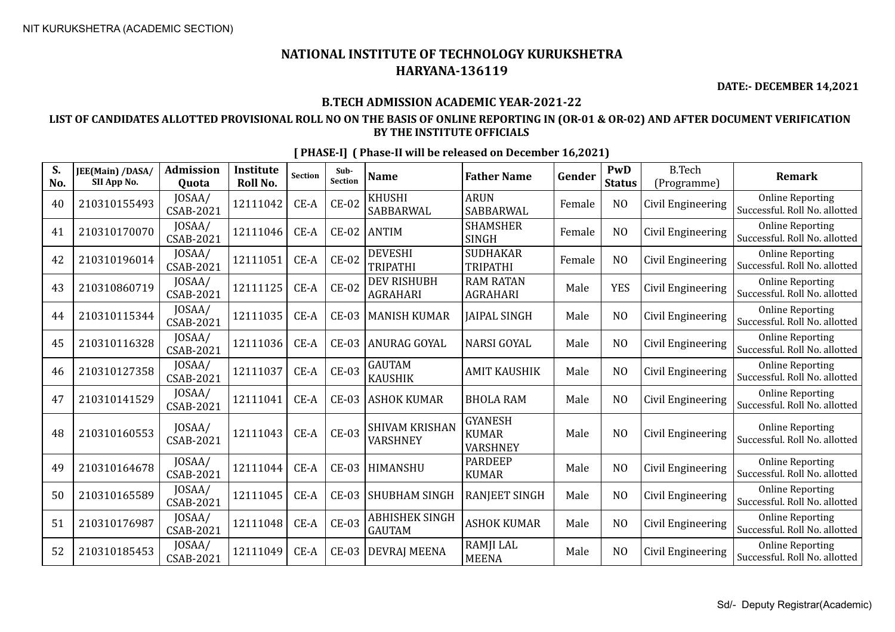NIT KURUKSHETRA (ACADEMIC SECTION)

# NATIONAL INSTITUTE OF TECHNOLOGY KURUKSHETRA
## HARYANA-136119

**DATE:- DECEMBER 14,2021**

### B.TECH ADMISSION ACADEMIC YEAR-2021-22

### LIST OF CANDIDATES ALLOTTED PROVISIONAL ROLL NO ON THE BASIS OF ONLINE REPORTING IN (OR-01 & OR-02) AND AFTER DOCUMENT VERIFICATION BY THE INSTITUTE OFFICIALS

**[ PHASE-I] ( Phase-II will be released on December 16,2021)**

| S. No. | JEE(Main) /DASA/ SII App No. | Admission Quota | Institute Roll No. | Section | Sub-Section | Name | Father Name | Gender | PwD Status | B.Tech (Programme) | Remark |
|---|---|---|---|---|---|---|---|---|---|---|---|
| 40 | 210310155493 | JOSAA/ CSAB-2021 | 12111042 | CE-A | CE-02 | KHUSHI SABBARWAL | ARUN SABBARWAL | Female | NO | Civil Engineering | Online Reporting Successful. Roll No. allotted |
| 41 | 210310170070 | JOSAA/ CSAB-2021 | 12111046 | CE-A | CE-02 | ANTIM | SHAMSHER SINGH | Female | NO | Civil Engineering | Online Reporting Successful. Roll No. allotted |
| 42 | 210310196014 | JOSAA/ CSAB-2021 | 12111051 | CE-A | CE-02 | DEVESHI TRIPATHI | SUDHAKAR TRIPATHI | Female | NO | Civil Engineering | Online Reporting Successful. Roll No. allotted |
| 43 | 210310860719 | JOSAA/ CSAB-2021 | 12111125 | CE-A | CE-02 | DEV RISHUBH AGRAHARI | RAM RATAN AGRAHARI | Male | YES | Civil Engineering | Online Reporting Successful. Roll No. allotted |
| 44 | 210310115344 | JOSAA/ CSAB-2021 | 12111035 | CE-A | CE-03 | MANISH KUMAR | JAIPAL SINGH | Male | NO | Civil Engineering | Online Reporting Successful. Roll No. allotted |
| 45 | 210310116328 | JOSAA/ CSAB-2021 | 12111036 | CE-A | CE-03 | ANURAG GOYAL | NARSI GOYAL | Male | NO | Civil Engineering | Online Reporting Successful. Roll No. allotted |
| 46 | 210310127358 | JOSAA/ CSAB-2021 | 12111037 | CE-A | CE-03 | GAUTAM KAUSHIK | AMIT KAUSHIK | Male | NO | Civil Engineering | Online Reporting Successful. Roll No. allotted |
| 47 | 210310141529 | JOSAA/ CSAB-2021 | 12111041 | CE-A | CE-03 | ASHOK KUMAR | BHOLA RAM | Male | NO | Civil Engineering | Online Reporting Successful. Roll No. allotted |
| 48 | 210310160553 | JOSAA/ CSAB-2021 | 12111043 | CE-A | CE-03 | SHIVAM KRISHAN VARSHNEY | GYANESH KUMAR VARSHNEY | Male | NO | Civil Engineering | Online Reporting Successful. Roll No. allotted |
| 49 | 210310164678 | JOSAA/ CSAB-2021 | 12111044 | CE-A | CE-03 | HIMANSHU | PARDEEP KUMAR | Male | NO | Civil Engineering | Online Reporting Successful. Roll No. allotted |
| 50 | 210310165589 | JOSAA/ CSAB-2021 | 12111045 | CE-A | CE-03 | SHUBHAM SINGH | RANJEET SINGH | Male | NO | Civil Engineering | Online Reporting Successful. Roll No. allotted |
| 51 | 210310176987 | JOSAA/ CSAB-2021 | 12111048 | CE-A | CE-03 | ABHISHEK SINGH GAUTAM | ASHOK KUMAR | Male | NO | Civil Engineering | Online Reporting Successful. Roll No. allotted |
| 52 | 210310185453 | JOSAA/ CSAB-2021 | 12111049 | CE-A | CE-03 | DEVRAJ MEENA | RAMJI LAL MEENA | Male | NO | Civil Engineering | Online Reporting Successful. Roll No. allotted |

Sd/- Deputy Registrar(Academic)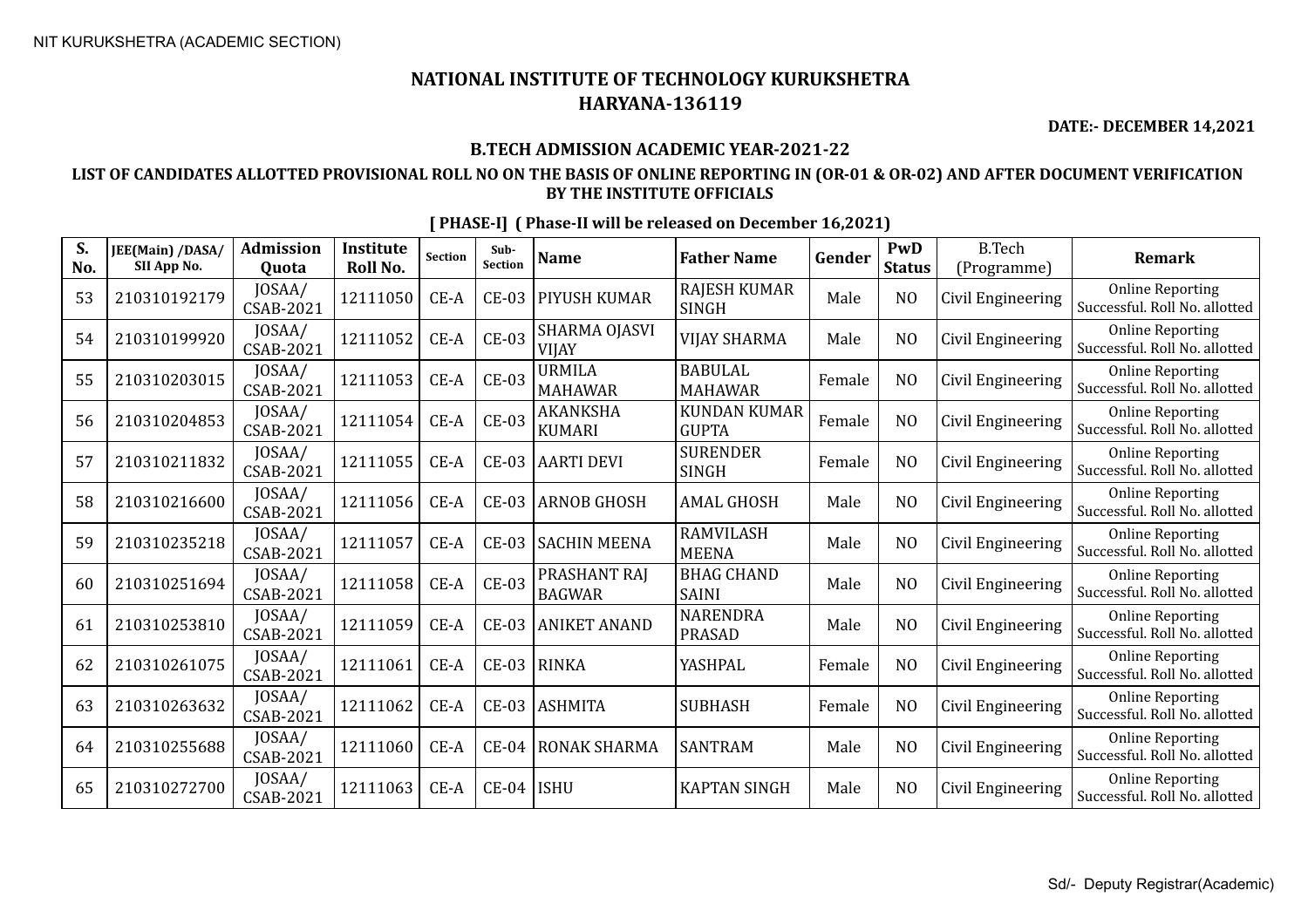# NATIONAL INSTITUTE OF TECHNOLOGY KURUKSHETRA
# HARYANA-136119

**DATE:- DECEMBER 14,2021**

## B.TECH ADMISSION ACADEMIC YEAR-2021-22

### LIST OF CANDIDATES ALLOTTED PROVISIONAL ROLL NO ON THE BASIS OF ONLINE REPORTING IN (OR-01 & OR-02) AND AFTER DOCUMENT VERIFICATION BY THE INSTITUTE OFFICIALS

**[ PHASE-I] ( Phase-II will be released on December 16,2021)**

| S. No. | JEE(Main) /DASA/ SII App No. | Admission Quota | Institute Roll No. | Section | Sub-Section | Name | Father Name | Gender | PwD Status | B.Tech (Programme) | Remark |
|---|---|---|---|---|---|---|---|---|---|---|---|
| 53 | 210310192179 | JOSAA/ CSAB-2021 | 12111050 | CE-A | CE-03 | PIYUSH KUMAR | RAJESH KUMAR SINGH | Male | NO | Civil Engineering | Online Reporting Successful. Roll No. allotted |
| 54 | 210310199920 | JOSAA/ CSAB-2021 | 12111052 | CE-A | CE-03 | SHARMA OJASVI VIJAY | VIJAY SHARMA | Male | NO | Civil Engineering | Online Reporting Successful. Roll No. allotted |
| 55 | 210310203015 | JOSAA/ CSAB-2021 | 12111053 | CE-A | CE-03 | URMILA MAHAWAR | BABULAL MAHAWAR | Female | NO | Civil Engineering | Online Reporting Successful. Roll No. allotted |
| 56 | 210310204853 | JOSAA/ CSAB-2021 | 12111054 | CE-A | CE-03 | AKANKSHA KUMARI | KUNDAN KUMAR GUPTA | Female | NO | Civil Engineering | Online Reporting Successful. Roll No. allotted |
| 57 | 210310211832 | JOSAA/ CSAB-2021 | 12111055 | CE-A | CE-03 | AARTI DEVI | SURENDER SINGH | Female | NO | Civil Engineering | Online Reporting Successful. Roll No. allotted |
| 58 | 210310216600 | JOSAA/ CSAB-2021 | 12111056 | CE-A | CE-03 | ARNOB GHOSH | AMAL GHOSH | Male | NO | Civil Engineering | Online Reporting Successful. Roll No. allotted |
| 59 | 210310235218 | JOSAA/ CSAB-2021 | 12111057 | CE-A | CE-03 | SACHIN MEENA | RAMVILASH MEENA | Male | NO | Civil Engineering | Online Reporting Successful. Roll No. allotted |
| 60 | 210310251694 | JOSAA/ CSAB-2021 | 12111058 | CE-A | CE-03 | PRASHANT RAJ BAGWAR | BHAG CHAND SAINI | Male | NO | Civil Engineering | Online Reporting Successful. Roll No. allotted |
| 61 | 210310253810 | JOSAA/ CSAB-2021 | 12111059 | CE-A | CE-03 | ANIKET ANAND | NARENDRA PRASAD | Male | NO | Civil Engineering | Online Reporting Successful. Roll No. allotted |
| 62 | 210310261075 | JOSAA/ CSAB-2021 | 12111061 | CE-A | CE-03 | RINKA | YASHPAL | Female | NO | Civil Engineering | Online Reporting Successful. Roll No. allotted |
| 63 | 210310263632 | JOSAA/ CSAB-2021 | 12111062 | CE-A | CE-03 | ASHMITA | SUBHASH | Female | NO | Civil Engineering | Online Reporting Successful. Roll No. allotted |
| 64 | 210310255688 | JOSAA/ CSAB-2021 | 12111060 | CE-A | CE-04 | RONAK SHARMA | SANTRAM | Male | NO | Civil Engineering | Online Reporting Successful. Roll No. allotted |
| 65 | 210310272700 | JOSAA/ CSAB-2021 | 12111063 | CE-A | CE-04 | ISHU | KAPTAN SINGH | Male | NO | Civil Engineering | Online Reporting Successful. Roll No. allotted |

Sd/- Deputy Registrar(Academic)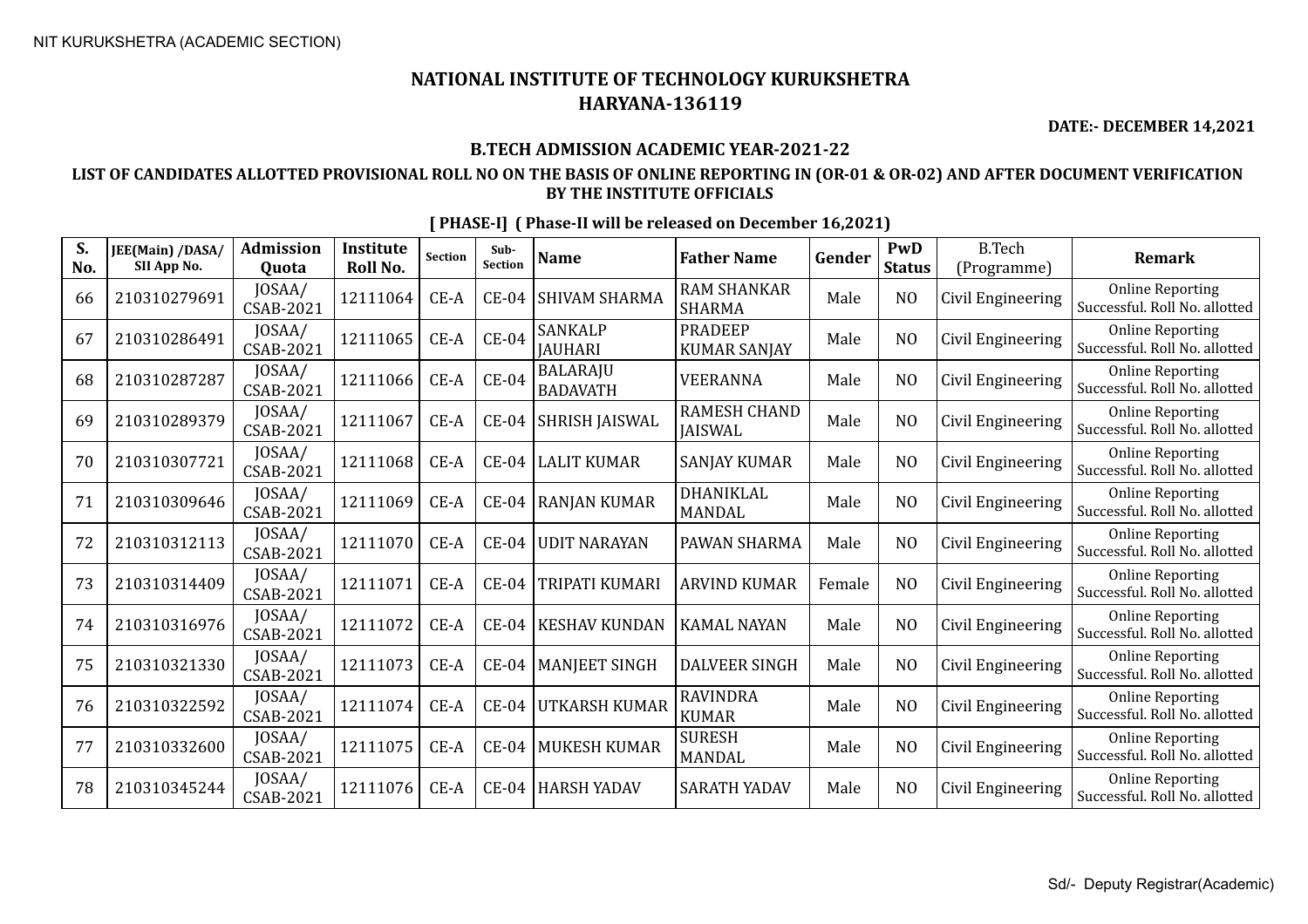NIT KURUKSHETRA (ACADEMIC SECTION)

# NATIONAL INSTITUTE OF TECHNOLOGY KURUKSHETRA
## HARYANA-136119

**DATE:- DECEMBER 14,2021**

### B.TECH ADMISSION ACADEMIC YEAR-2021-22

### LIST OF CANDIDATES ALLOTTED PROVISIONAL ROLL NO ON THE BASIS OF ONLINE REPORTING IN (OR-01 & OR-02) AND AFTER DOCUMENT VERIFICATION BY THE INSTITUTE OFFICIALS

**[ PHASE-I] ( Phase-II will be released on December 16,2021)**

| S. No. | JEE(Main) /DASA/ SII App No. | Admission Quota | Institute Roll No. | Section | Sub-Section | Name | Father Name | Gender | PwD Status | B.Tech (Programme) | Remark |
|---|---|---|---|---|---|---|---|---|---|---|---|
| 66 | 210310279691 | JOSAA/ CSAB-2021 | 12111064 | CE-A | CE-04 | SHIVAM SHARMA | RAM SHANKAR SHARMA | Male | NO | Civil Engineering | Online Reporting Successful. Roll No. allotted |
| 67 | 210310286491 | JOSAA/ CSAB-2021 | 12111065 | CE-A | CE-04 | SANKALP JAUHARI | PRADEEP KUMAR SANJAY | Male | NO | Civil Engineering | Online Reporting Successful. Roll No. allotted |
| 68 | 210310287287 | JOSAA/ CSAB-2021 | 12111066 | CE-A | CE-04 | BALARAJU BADAVATH | VEERANNA | Male | NO | Civil Engineering | Online Reporting Successful. Roll No. allotted |
| 69 | 210310289379 | JOSAA/ CSAB-2021 | 12111067 | CE-A | CE-04 | SHRISH JAISWAL | RAMESH CHAND JAISWAL | Male | NO | Civil Engineering | Online Reporting Successful. Roll No. allotted |
| 70 | 210310307721 | JOSAA/ CSAB-2021 | 12111068 | CE-A | CE-04 | LALIT KUMAR | SANJAY KUMAR | Male | NO | Civil Engineering | Online Reporting Successful. Roll No. allotted |
| 71 | 210310309646 | JOSAA/ CSAB-2021 | 12111069 | CE-A | CE-04 | RANJAN KUMAR | DHANIKLAL MANDAL | Male | NO | Civil Engineering | Online Reporting Successful. Roll No. allotted |
| 72 | 210310312113 | JOSAA/ CSAB-2021 | 12111070 | CE-A | CE-04 | UDIT NARAYAN | PAWAN SHARMA | Male | NO | Civil Engineering | Online Reporting Successful. Roll No. allotted |
| 73 | 210310314409 | JOSAA/ CSAB-2021 | 12111071 | CE-A | CE-04 | TRIPATI KUMARI | ARVIND KUMAR | Female | NO | Civil Engineering | Online Reporting Successful. Roll No. allotted |
| 74 | 210310316976 | JOSAA/ CSAB-2021 | 12111072 | CE-A | CE-04 | KESHAV KUNDAN | KAMAL NAYAN | Male | NO | Civil Engineering | Online Reporting Successful. Roll No. allotted |
| 75 | 210310321330 | JOSAA/ CSAB-2021 | 12111073 | CE-A | CE-04 | MANJEET SINGH | DALVEER SINGH | Male | NO | Civil Engineering | Online Reporting Successful. Roll No. allotted |
| 76 | 210310322592 | JOSAA/ CSAB-2021 | 12111074 | CE-A | CE-04 | UTKARSH KUMAR | RAVINDRA KUMAR | Male | NO | Civil Engineering | Online Reporting Successful. Roll No. allotted |
| 77 | 210310332600 | JOSAA/ CSAB-2021 | 12111075 | CE-A | CE-04 | MUKESH KUMAR | SURESH MANDAL | Male | NO | Civil Engineering | Online Reporting Successful. Roll No. allotted |
| 78 | 210310345244 | JOSAA/ CSAB-2021 | 12111076 | CE-A | CE-04 | HARSH YADAV | SARATH YADAV | Male | NO | Civil Engineering | Online Reporting Successful. Roll No. allotted |

Sd/- Deputy Registrar(Academic)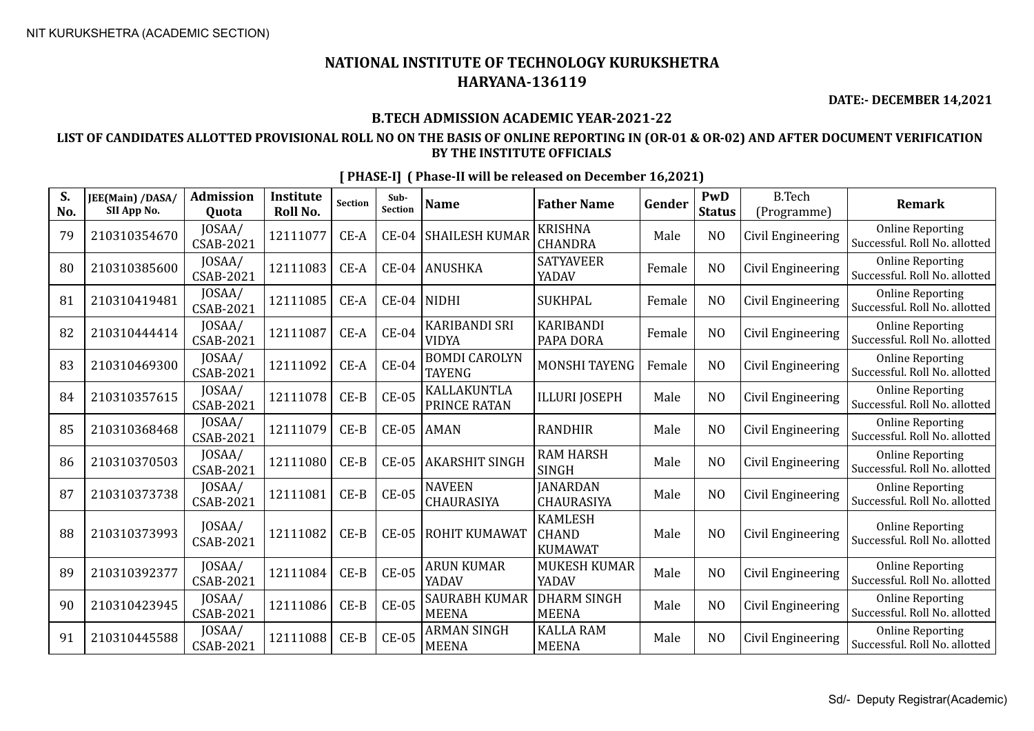NIT KURUKSHETRA (ACADEMIC SECTION)

# NATIONAL INSTITUTE OF TECHNOLOGY KURUKSHETRA
## HARYANA-136119

**DATE:- DECEMBER 14,2021**

### B.TECH ADMISSION ACADEMIC YEAR-2021-22

**LIST OF CANDIDATES ALLOTTED PROVISIONAL ROLL NO ON THE BASIS OF ONLINE REPORTING IN (OR-01 & OR-02) AND AFTER DOCUMENT VERIFICATION BY THE INSTITUTE OFFICIALS**

**[ PHASE-I] ( Phase-II will be released on December 16,2021)**

| S. No. | JEE(Main) /DASA/ SII App No. | Admission Quota | Institute Roll No. | Section | Sub-Section | Name | Father Name | Gender | PwD Status | B.Tech (Programme) | Remark |
|---|---|---|---|---|---|---|---|---|---|---|---|
| 79 | 210310354670 | JOSAA/ CSAB-2021 | 12111077 | CE-A | CE-04 | SHAILESH KUMAR | KRISHNA CHANDRA | Male | NO | Civil Engineering | Online Reporting Successful. Roll No. allotted |
| 80 | 210310385600 | JOSAA/ CSAB-2021 | 12111083 | CE-A | CE-04 | ANUSHKA | SATYAVEER YADAV | Female | NO | Civil Engineering | Online Reporting Successful. Roll No. allotted |
| 81 | 210310419481 | JOSAA/ CSAB-2021 | 12111085 | CE-A | CE-04 | NIDHI | SUKHPAL | Female | NO | Civil Engineering | Online Reporting Successful. Roll No. allotted |
| 82 | 210310444414 | JOSAA/ CSAB-2021 | 12111087 | CE-A | CE-04 | KARIBANDI SRI VIDYA | KARIBANDI PAPA DORA | Female | NO | Civil Engineering | Online Reporting Successful. Roll No. allotted |
| 83 | 210310469300 | JOSAA/ CSAB-2021 | 12111092 | CE-A | CE-04 | BOMDI CAROLYN TAYENG | MONSHI TAYENG | Female | NO | Civil Engineering | Online Reporting Successful. Roll No. allotted |
| 84 | 210310357615 | JOSAA/ CSAB-2021 | 12111078 | CE-B | CE-05 | KALLAKUNTLA PRINCE RATAN | ILLURI JOSEPH | Male | NO | Civil Engineering | Online Reporting Successful. Roll No. allotted |
| 85 | 210310368468 | JOSAA/ CSAB-2021 | 12111079 | CE-B | CE-05 | AMAN | RANDHIR | Male | NO | Civil Engineering | Online Reporting Successful. Roll No. allotted |
| 86 | 210310370503 | JOSAA/ CSAB-2021 | 12111080 | CE-B | CE-05 | AKARSHIT SINGH | RAM HARSH SINGH | Male | NO | Civil Engineering | Online Reporting Successful. Roll No. allotted |
| 87 | 210310373738 | JOSAA/ CSAB-2021 | 12111081 | CE-B | CE-05 | NAVEEN CHAURASIYA | JANARDAN CHAURASIYA | Male | NO | Civil Engineering | Online Reporting Successful. Roll No. allotted |
| 88 | 210310373993 | JOSAA/ CSAB-2021 | 12111082 | CE-B | CE-05 | ROHIT KUMAWAT | KAMLESH CHAND KUMAWAT | Male | NO | Civil Engineering | Online Reporting Successful. Roll No. allotted |
| 89 | 210310392377 | JOSAA/ CSAB-2021 | 12111084 | CE-B | CE-05 | ARUN KUMAR YADAV | MUKESH KUMAR YADAV | Male | NO | Civil Engineering | Online Reporting Successful. Roll No. allotted |
| 90 | 210310423945 | JOSAA/ CSAB-2021 | 12111086 | CE-B | CE-05 | SAURABH KUMAR MEENA | DHARM SINGH MEENA | Male | NO | Civil Engineering | Online Reporting Successful. Roll No. allotted |
| 91 | 210310445588 | JOSAA/ CSAB-2021 | 12111088 | CE-B | CE-05 | ARMAN SINGH MEENA | KALLA RAM MEENA | Male | NO | Civil Engineering | Online Reporting Successful. Roll No. allotted |

Sd/- Deputy Registrar(Academic)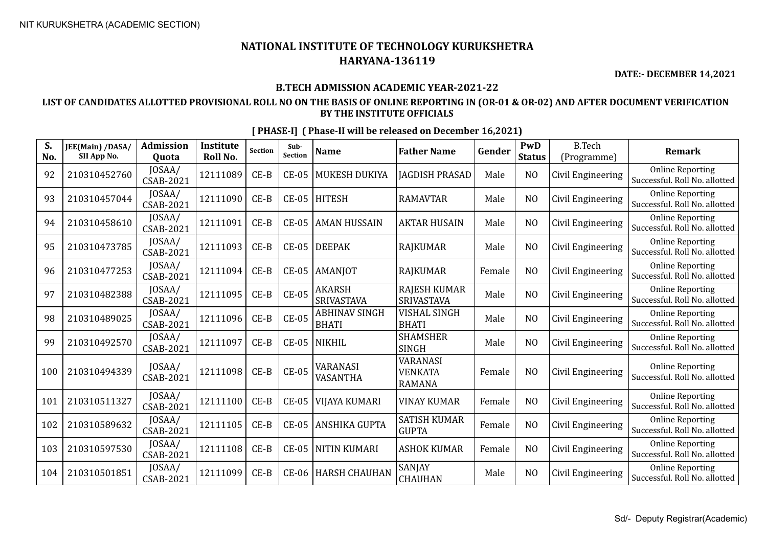NIT KURUKSHETRA (ACADEMIC SECTION)

# NATIONAL INSTITUTE OF TECHNOLOGY KURUKSHETRA
## HARYANA-136119

**DATE:- DECEMBER 14,2021**

### B.TECH ADMISSION ACADEMIC YEAR-2021-22

### LIST OF CANDIDATES ALLOTTED PROVISIONAL ROLL NO ON THE BASIS OF ONLINE REPORTING IN (OR-01 & OR-02) AND AFTER DOCUMENT VERIFICATION BY THE INSTITUTE OFFICIALS

**[ PHASE-I] ( Phase-II will be released on December 16,2021)**

| S. No. | JEE(Main) /DASA/ SII App No. | Admission Quota | Institute Roll No. | Section | Sub-Section | Name | Father Name | Gender | PwD Status | B.Tech (Programme) | Remark |
|---|---|---|---|---|---|---|---|---|---|---|---|
| 92 | 210310452760 | JOSAA/ CSAB-2021 | 12111089 | CE-B | CE-05 | MUKESH DUKIYA | JAGDISH PRASAD | Male | NO | Civil Engineering | Online Reporting Successful. Roll No. allotted |
| 93 | 210310457044 | JOSAA/ CSAB-2021 | 12111090 | CE-B | CE-05 | HITESH | RAMAVTAR | Male | NO | Civil Engineering | Online Reporting Successful. Roll No. allotted |
| 94 | 210310458610 | JOSAA/ CSAB-2021 | 12111091 | CE-B | CE-05 | AMAN HUSSAIN | AKTAR HUSAIN | Male | NO | Civil Engineering | Online Reporting Successful. Roll No. allotted |
| 95 | 210310473785 | JOSAA/ CSAB-2021 | 12111093 | CE-B | CE-05 | DEEPAK | RAJKUMAR | Male | NO | Civil Engineering | Online Reporting Successful. Roll No. allotted |
| 96 | 210310477253 | JOSAA/ CSAB-2021 | 12111094 | CE-B | CE-05 | AMANJOT | RAJKUMAR | Female | NO | Civil Engineering | Online Reporting Successful. Roll No. allotted |
| 97 | 210310482388 | JOSAA/ CSAB-2021 | 12111095 | CE-B | CE-05 | AKARSH SRIVASTAVA | RAJESH KUMAR SRIVASTAVA | Male | NO | Civil Engineering | Online Reporting Successful. Roll No. allotted |
| 98 | 210310489025 | JOSAA/ CSAB-2021 | 12111096 | CE-B | CE-05 | ABHINAV SINGH BHATI | VISHAL SINGH BHATI | Male | NO | Civil Engineering | Online Reporting Successful. Roll No. allotted |
| 99 | 210310492570 | JOSAA/ CSAB-2021 | 12111097 | CE-B | CE-05 | NIKHIL | SHAMSHER SINGH | Male | NO | Civil Engineering | Online Reporting Successful. Roll No. allotted |
| 100 | 210310494339 | JOSAA/ CSAB-2021 | 12111098 | CE-B | CE-05 | VARANASI VASANTHA | VARANASI VENKATA RAMANA | Female | NO | Civil Engineering | Online Reporting Successful. Roll No. allotted |
| 101 | 210310511327 | JOSAA/ CSAB-2021 | 12111100 | CE-B | CE-05 | VIJAYA KUMARI | VINAY KUMAR | Female | NO | Civil Engineering | Online Reporting Successful. Roll No. allotted |
| 102 | 210310589632 | JOSAA/ CSAB-2021 | 12111105 | CE-B | CE-05 | ANSHIKA GUPTA | SATISH KUMAR GUPTA | Female | NO | Civil Engineering | Online Reporting Successful. Roll No. allotted |
| 103 | 210310597530 | JOSAA/ CSAB-2021 | 12111108 | CE-B | CE-05 | NITIN KUMARI | ASHOK KUMAR | Female | NO | Civil Engineering | Online Reporting Successful. Roll No. allotted |
| 104 | 210310501851 | JOSAA/ CSAB-2021 | 12111099 | CE-B | CE-06 | HARSH CHAUHAN | SANJAY CHAUHAN | Male | NO | Civil Engineering | Online Reporting Successful. Roll No. allotted |

Sd/- Deputy Registrar(Academic)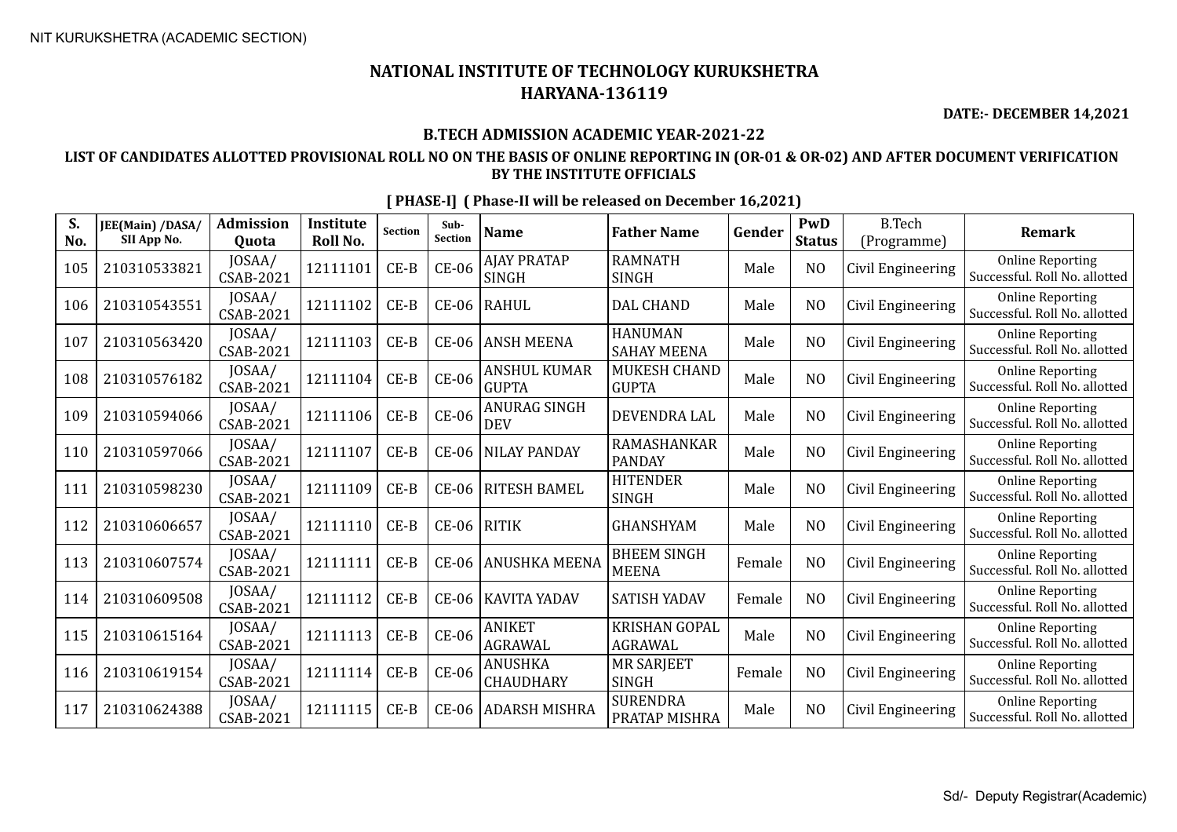# NATIONAL INSTITUTE OF TECHNOLOGY KURUKSHETRA
## HARYANA-136119

**DATE:- DECEMBER 14,2021**

### B.TECH ADMISSION ACADEMIC YEAR-2021-22

**LIST OF CANDIDATES ALLOTTED PROVISIONAL ROLL NO ON THE BASIS OF ONLINE REPORTING IN (OR-01 & OR-02) AND AFTER DOCUMENT VERIFICATION BY THE INSTITUTE OFFICIALS**

**[ PHASE-I] ( Phase-II will be released on December 16,2021)**

| S. No. | JEE(Main) /DASA/ SII App No. | Admission Quota | Institute Roll No. | Section | Sub-Section | Name | Father Name | Gender | PwD Status | B.Tech (Programme) | Remark |
|---|---|---|---|---|---|---|---|---|---|---|---|
| 105 | 210310533821 | JOSAA/ CSAB-2021 | 12111101 | CE-B | CE-06 | AJAY PRATAP SINGH | RAMNATH SINGH | Male | NO | Civil Engineering | Online Reporting Successful. Roll No. allotted |
| 106 | 210310543551 | JOSAA/ CSAB-2021 | 12111102 | CE-B | CE-06 | RAHUL | DAL CHAND | Male | NO | Civil Engineering | Online Reporting Successful. Roll No. allotted |
| 107 | 210310563420 | JOSAA/ CSAB-2021 | 12111103 | CE-B | CE-06 | ANSH MEENA | HANUMAN SAHAY MEENA | Male | NO | Civil Engineering | Online Reporting Successful. Roll No. allotted |
| 108 | 210310576182 | JOSAA/ CSAB-2021 | 12111104 | CE-B | CE-06 | ANSHUL KUMAR GUPTA | MUKESH CHAND GUPTA | Male | NO | Civil Engineering | Online Reporting Successful. Roll No. allotted |
| 109 | 210310594066 | JOSAA/ CSAB-2021 | 12111106 | CE-B | CE-06 | ANURAG SINGH DEV | DEVENDRA LAL | Male | NO | Civil Engineering | Online Reporting Successful. Roll No. allotted |
| 110 | 210310597066 | JOSAA/ CSAB-2021 | 12111107 | CE-B | CE-06 | NILAY PANDAY | RAMASHANKAR PANDAY | Male | NO | Civil Engineering | Online Reporting Successful. Roll No. allotted |
| 111 | 210310598230 | JOSAA/ CSAB-2021 | 12111109 | CE-B | CE-06 | RITESH BAMEL | HITENDER SINGH | Male | NO | Civil Engineering | Online Reporting Successful. Roll No. allotted |
| 112 | 210310606657 | JOSAA/ CSAB-2021 | 12111110 | CE-B | CE-06 | RITIK | GHANSHYAM | Male | NO | Civil Engineering | Online Reporting Successful. Roll No. allotted |
| 113 | 210310607574 | JOSAA/ CSAB-2021 | 12111111 | CE-B | CE-06 | ANUSHKA MEENA | BHEEM SINGH MEENA | Female | NO | Civil Engineering | Online Reporting Successful. Roll No. allotted |
| 114 | 210310609508 | JOSAA/ CSAB-2021 | 12111112 | CE-B | CE-06 | KAVITA YADAV | SATISH YADAV | Female | NO | Civil Engineering | Online Reporting Successful. Roll No. allotted |
| 115 | 210310615164 | JOSAA/ CSAB-2021 | 12111113 | CE-B | CE-06 | ANIKET AGRAWAL | KRISHAN GOPAL AGRAWAL | Male | NO | Civil Engineering | Online Reporting Successful. Roll No. allotted |
| 116 | 210310619154 | JOSAA/ CSAB-2021 | 12111114 | CE-B | CE-06 | ANUSHKA CHAUDHARY | MR SARJEET SINGH | Female | NO | Civil Engineering | Online Reporting Successful. Roll No. allotted |
| 117 | 210310624388 | JOSAA/ CSAB-2021 | 12111115 | CE-B | CE-06 | ADARSH MISHRA | SURENDRA PRATAP MISHRA | Male | NO | Civil Engineering | Online Reporting Successful. Roll No. allotted |

Sd/- Deputy Registrar(Academic)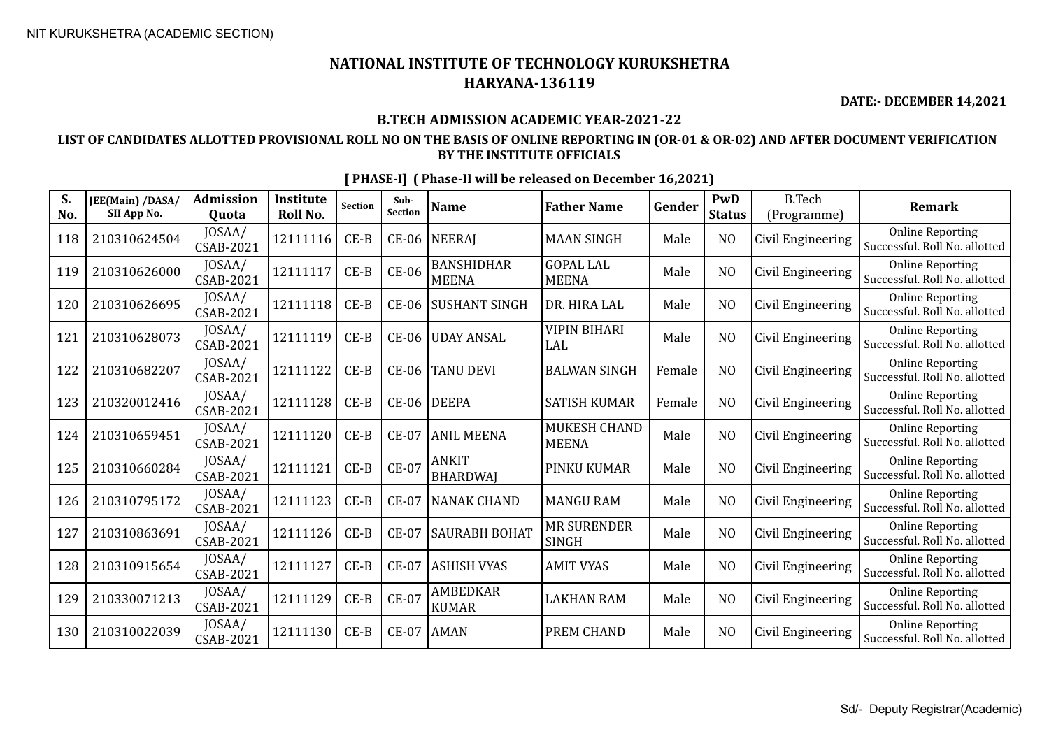NIT KURUKSHETRA (ACADEMIC SECTION)

# NATIONAL INSTITUTE OF TECHNOLOGY KURUKSHETRA
## HARYANA-136119

**DATE:- DECEMBER 14,2021**

### B.TECH ADMISSION ACADEMIC YEAR-2021-22

### LIST OF CANDIDATES ALLOTTED PROVISIONAL ROLL NO ON THE BASIS OF ONLINE REPORTING IN (OR-01 & OR-02) AND AFTER DOCUMENT VERIFICATION BY THE INSTITUTE OFFICIALS

**[ PHASE-I] ( Phase-II will be released on December 16,2021)**

| S. No. | JEE(Main) /DASA/ SII App No. | Admission Quota | Institute Roll No. | Section | Sub-Section | Name | Father Name | Gender | PwD Status | B.Tech (Programme) | Remark |
|---|---|---|---|---|---|---|---|---|---|---|---|
| 118 | 210310624504 | JOSAA/ CSAB-2021 | 12111116 | CE-B | CE-06 | NEERAJ | MAAN SINGH | Male | NO | Civil Engineering | Online Reporting Successful. Roll No. allotted |
| 119 | 210310626000 | JOSAA/ CSAB-2021 | 12111117 | CE-B | CE-06 | BANSHIDHAR MEENA | GOPAL LAL MEENA | Male | NO | Civil Engineering | Online Reporting Successful. Roll No. allotted |
| 120 | 210310626695 | JOSAA/ CSAB-2021 | 12111118 | CE-B | CE-06 | SUSHANT SINGH | DR. HIRA LAL | Male | NO | Civil Engineering | Online Reporting Successful. Roll No. allotted |
| 121 | 210310628073 | JOSAA/ CSAB-2021 | 12111119 | CE-B | CE-06 | UDAY ANSAL | VIPIN BIHARI LAL | Male | NO | Civil Engineering | Online Reporting Successful. Roll No. allotted |
| 122 | 210310682207 | JOSAA/ CSAB-2021 | 12111122 | CE-B | CE-06 | TANU DEVI | BALWAN SINGH | Female | NO | Civil Engineering | Online Reporting Successful. Roll No. allotted |
| 123 | 210320012416 | JOSAA/ CSAB-2021 | 12111128 | CE-B | CE-06 | DEEPA | SATISH KUMAR | Female | NO | Civil Engineering | Online Reporting Successful. Roll No. allotted |
| 124 | 210310659451 | JOSAA/ CSAB-2021 | 12111120 | CE-B | CE-07 | ANIL MEENA | MUKESH CHAND MEENA | Male | NO | Civil Engineering | Online Reporting Successful. Roll No. allotted |
| 125 | 210310660284 | JOSAA/ CSAB-2021 | 12111121 | CE-B | CE-07 | ANKIT BHARDWAJ | PINKU KUMAR | Male | NO | Civil Engineering | Online Reporting Successful. Roll No. allotted |
| 126 | 210310795172 | JOSAA/ CSAB-2021 | 12111123 | CE-B | CE-07 | NANAK CHAND | MANGU RAM | Male | NO | Civil Engineering | Online Reporting Successful. Roll No. allotted |
| 127 | 210310863691 | JOSAA/ CSAB-2021 | 12111126 | CE-B | CE-07 | SAURABH BOHAT | MR SURENDER SINGH | Male | NO | Civil Engineering | Online Reporting Successful. Roll No. allotted |
| 128 | 210310915654 | JOSAA/ CSAB-2021 | 12111127 | CE-B | CE-07 | ASHISH VYAS | AMIT VYAS | Male | NO | Civil Engineering | Online Reporting Successful. Roll No. allotted |
| 129 | 210330071213 | JOSAA/ CSAB-2021 | 12111129 | CE-B | CE-07 | AMBEDKAR KUMAR | LAKHAN RAM | Male | NO | Civil Engineering | Online Reporting Successful. Roll No. allotted |
| 130 | 210310022039 | JOSAA/ CSAB-2021 | 12111130 | CE-B | CE-07 | AMAN | PREM CHAND | Male | NO | Civil Engineering | Online Reporting Successful. Roll No. allotted |

Sd/- Deputy Registrar(Academic)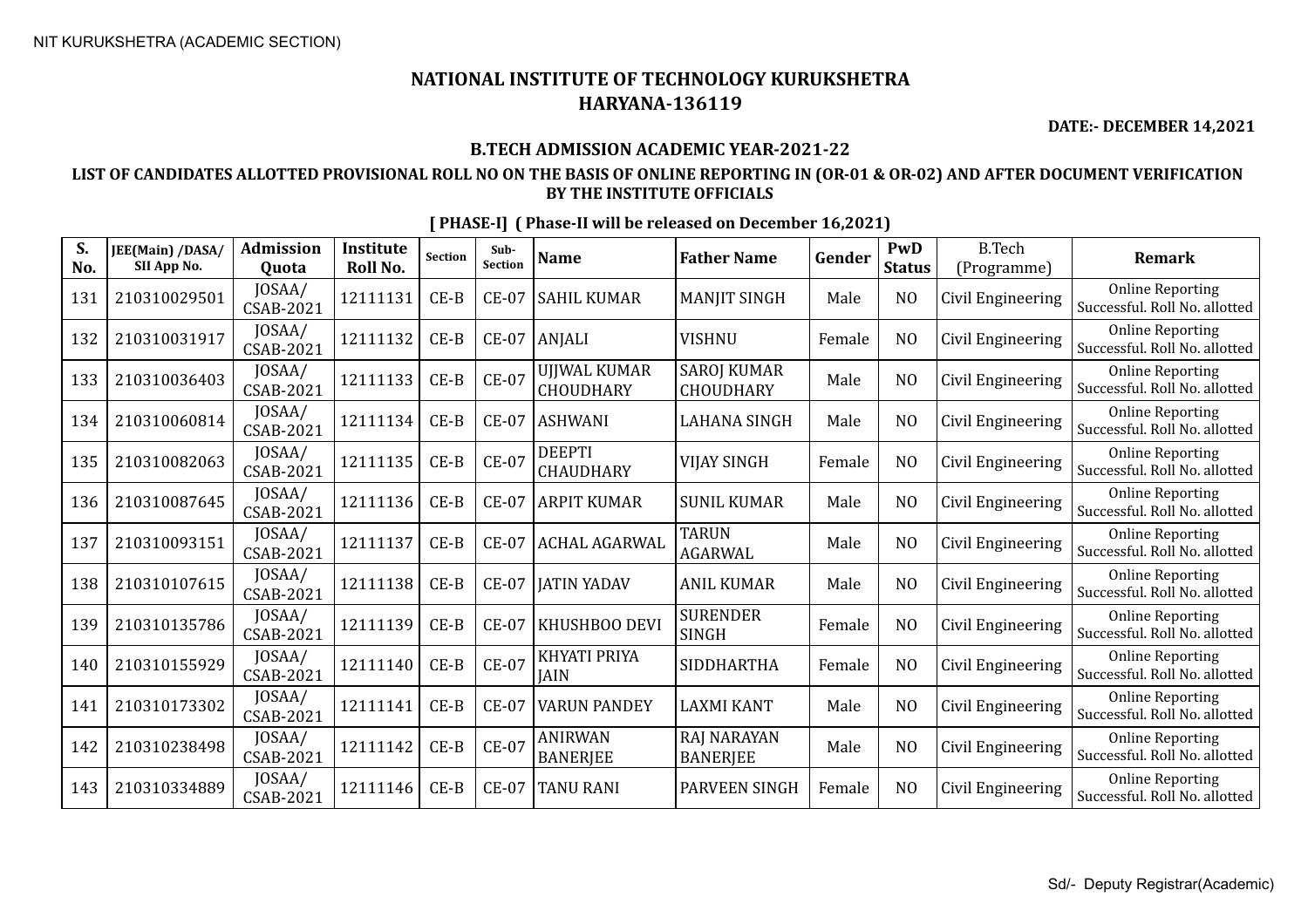# NATIONAL INSTITUTE OF TECHNOLOGY KURUKSHETRA
## HARYANA-136119

**DATE:- DECEMBER 14,2021**

### B.TECH ADMISSION ACADEMIC YEAR-2021-22

**LIST OF CANDIDATES ALLOTTED PROVISIONAL ROLL NO ON THE BASIS OF ONLINE REPORTING IN (OR-01 & OR-02) AND AFTER DOCUMENT VERIFICATION BY THE INSTITUTE OFFICIALS**

**[ PHASE-I] ( Phase-II will be released on December 16,2021)**

| S. No. | JEE(Main) /DASA/ SII App No. | Admission Quota | Institute Roll No. | Section | Sub-Section | Name | Father Name | Gender | PwD Status | B.Tech (Programme) | Remark |
|---|---|---|---|---|---|---|---|---|---|---|---|
| 131 | 210310029501 | JOSAA/ CSAB-2021 | 12111131 | CE-B | CE-07 | SAHIL KUMAR | MANJIT SINGH | Male | NO | Civil Engineering | Online Reporting Successful. Roll No. allotted |
| 132 | 210310031917 | JOSAA/ CSAB-2021 | 12111132 | CE-B | CE-07 | ANJALI | VISHNU | Female | NO | Civil Engineering | Online Reporting Successful. Roll No. allotted |
| 133 | 210310036403 | JOSAA/ CSAB-2021 | 12111133 | CE-B | CE-07 | UJJWAL KUMAR CHOUDHARY | SAROJ KUMAR CHOUDHARY | Male | NO | Civil Engineering | Online Reporting Successful. Roll No. allotted |
| 134 | 210310060814 | JOSAA/ CSAB-2021 | 12111134 | CE-B | CE-07 | ASHWANI | LAHANA SINGH | Male | NO | Civil Engineering | Online Reporting Successful. Roll No. allotted |
| 135 | 210310082063 | JOSAA/ CSAB-2021 | 12111135 | CE-B | CE-07 | DEEPTI CHAUDHARY | VIJAY SINGH | Female | NO | Civil Engineering | Online Reporting Successful. Roll No. allotted |
| 136 | 210310087645 | JOSAA/ CSAB-2021 | 12111136 | CE-B | CE-07 | ARPIT KUMAR | SUNIL KUMAR | Male | NO | Civil Engineering | Online Reporting Successful. Roll No. allotted |
| 137 | 210310093151 | JOSAA/ CSAB-2021 | 12111137 | CE-B | CE-07 | ACHAL AGARWAL | TARUN AGARWAL | Male | NO | Civil Engineering | Online Reporting Successful. Roll No. allotted |
| 138 | 210310107615 | JOSAA/ CSAB-2021 | 12111138 | CE-B | CE-07 | JATIN YADAV | ANIL KUMAR | Male | NO | Civil Engineering | Online Reporting Successful. Roll No. allotted |
| 139 | 210310135786 | JOSAA/ CSAB-2021 | 12111139 | CE-B | CE-07 | KHUSHBOO DEVI | SURENDER SINGH | Female | NO | Civil Engineering | Online Reporting Successful. Roll No. allotted |
| 140 | 210310155929 | JOSAA/ CSAB-2021 | 12111140 | CE-B | CE-07 | KHYATI PRIYA JAIN | SIDDHARTHA | Female | NO | Civil Engineering | Online Reporting Successful. Roll No. allotted |
| 141 | 210310173302 | JOSAA/ CSAB-2021 | 12111141 | CE-B | CE-07 | VARUN PANDEY | LAXMI KANT | Male | NO | Civil Engineering | Online Reporting Successful. Roll No. allotted |
| 142 | 210310238498 | JOSAA/ CSAB-2021 | 12111142 | CE-B | CE-07 | ANIRWAN BANERJEE | RAJ NARAYAN BANERJEE | Male | NO | Civil Engineering | Online Reporting Successful. Roll No. allotted |
| 143 | 210310334889 | JOSAA/ CSAB-2021 | 12111146 | CE-B | CE-07 | TANU RANI | PARVEEN SINGH | Female | NO | Civil Engineering | Online Reporting Successful. Roll No. allotted |

Sd/- Deputy Registrar(Academic)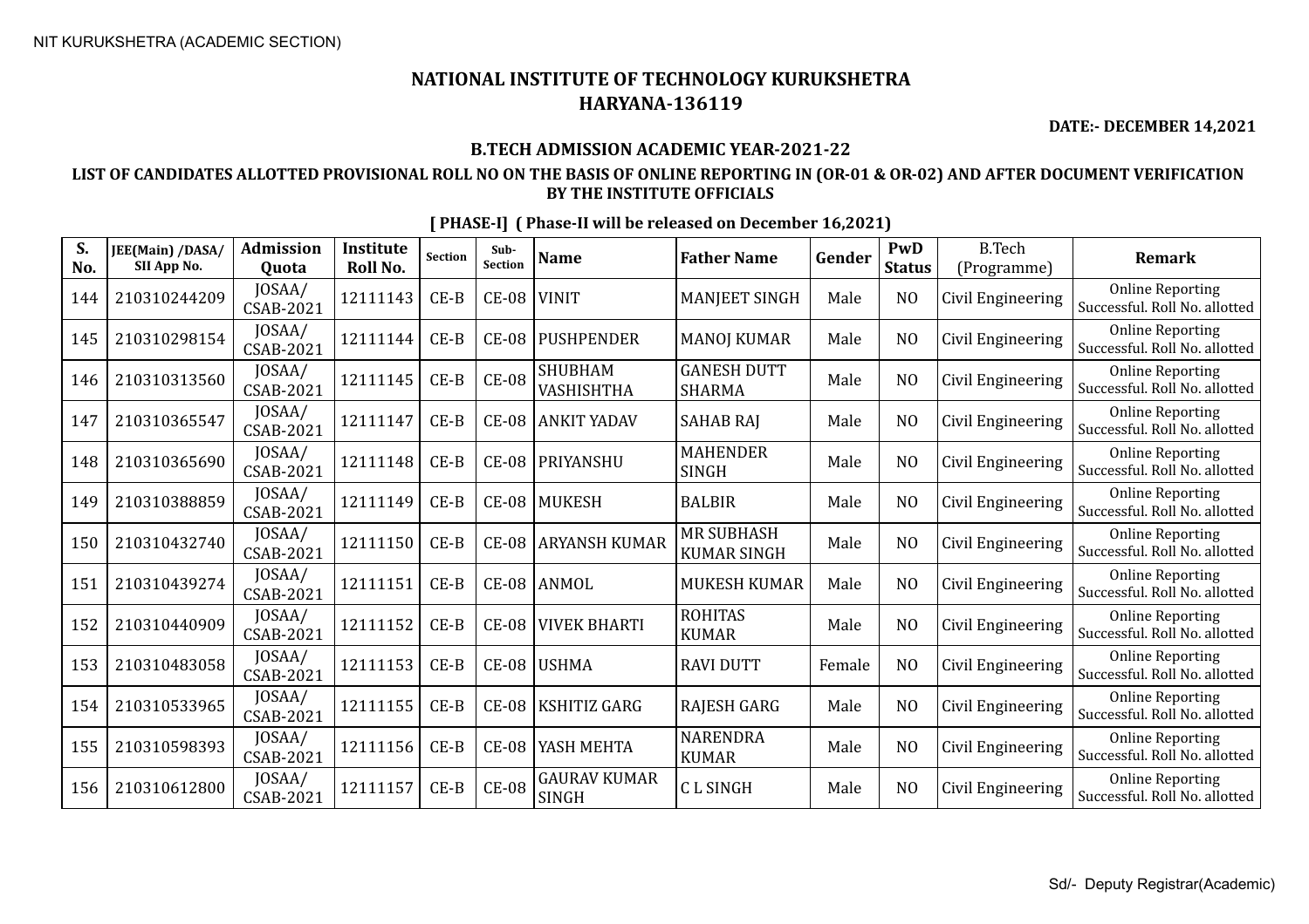# NATIONAL INSTITUTE OF TECHNOLOGY KURUKSHETRA
# HARYANA-136119

**DATE:- DECEMBER 14,2021**

### B.TECH ADMISSION ACADEMIC YEAR-2021-22

### LIST OF CANDIDATES ALLOTTED PROVISIONAL ROLL NO ON THE BASIS OF ONLINE REPORTING IN (OR-01 & OR-02) AND AFTER DOCUMENT VERIFICATION BY THE INSTITUTE OFFICIALS

**[ PHASE-I] ( Phase-II will be released on December 16,2021)**

| S. No. | JEE(Main) /DASA/ SII App No. | Admission Quota | Institute Roll No. | Section | Sub-Section | Name | Father Name | Gender | PwD Status | B.Tech (Programme) | Remark |
|---|---|---|---|---|---|---|---|---|---|---|---|
| 144 | 210310244209 | JOSAA/ CSAB-2021 | 12111143 | CE-B | CE-08 | VINIT | MANJEET SINGH | Male | NO | Civil Engineering | Online Reporting Successful. Roll No. allotted |
| 145 | 210310298154 | JOSAA/ CSAB-2021 | 12111144 | CE-B | CE-08 | PUSHPENDER | MANOJ KUMAR | Male | NO | Civil Engineering | Online Reporting Successful. Roll No. allotted |
| 146 | 210310313560 | JOSAA/ CSAB-2021 | 12111145 | CE-B | CE-08 | SHUBHAM VASHISHTHA | GANESH DUTT SHARMA | Male | NO | Civil Engineering | Online Reporting Successful. Roll No. allotted |
| 147 | 210310365547 | JOSAA/ CSAB-2021 | 12111147 | CE-B | CE-08 | ANKIT YADAV | SAHAB RAJ | Male | NO | Civil Engineering | Online Reporting Successful. Roll No. allotted |
| 148 | 210310365690 | JOSAA/ CSAB-2021 | 12111148 | CE-B | CE-08 | PRIYANSHU | MAHENDER SINGH | Male | NO | Civil Engineering | Online Reporting Successful. Roll No. allotted |
| 149 | 210310388859 | JOSAA/ CSAB-2021 | 12111149 | CE-B | CE-08 | MUKESH | BALBIR | Male | NO | Civil Engineering | Online Reporting Successful. Roll No. allotted |
| 150 | 210310432740 | JOSAA/ CSAB-2021 | 12111150 | CE-B | CE-08 | ARYANSH KUMAR | MR SUBHASH KUMAR SINGH | Male | NO | Civil Engineering | Online Reporting Successful. Roll No. allotted |
| 151 | 210310439274 | JOSAA/ CSAB-2021 | 12111151 | CE-B | CE-08 | ANMOL | MUKESH KUMAR | Male | NO | Civil Engineering | Online Reporting Successful. Roll No. allotted |
| 152 | 210310440909 | JOSAA/ CSAB-2021 | 12111152 | CE-B | CE-08 | VIVEK BHARTI | ROHITAS KUMAR | Male | NO | Civil Engineering | Online Reporting Successful. Roll No. allotted |
| 153 | 210310483058 | JOSAA/ CSAB-2021 | 12111153 | CE-B | CE-08 | USHMA | RAVI DUTT | Female | NO | Civil Engineering | Online Reporting Successful. Roll No. allotted |
| 154 | 210310533965 | JOSAA/ CSAB-2021 | 12111155 | CE-B | CE-08 | KSHITIZ GARG | RAJESH GARG | Male | NO | Civil Engineering | Online Reporting Successful. Roll No. allotted |
| 155 | 210310598393 | JOSAA/ CSAB-2021 | 12111156 | CE-B | CE-08 | YASH MEHTA | NARENDRA KUMAR | Male | NO | Civil Engineering | Online Reporting Successful. Roll No. allotted |
| 156 | 210310612800 | JOSAA/ CSAB-2021 | 12111157 | CE-B | CE-08 | GAURAV KUMAR SINGH | C L SINGH | Male | NO | Civil Engineering | Online Reporting Successful. Roll No. allotted |

Sd/- Deputy Registrar(Academic)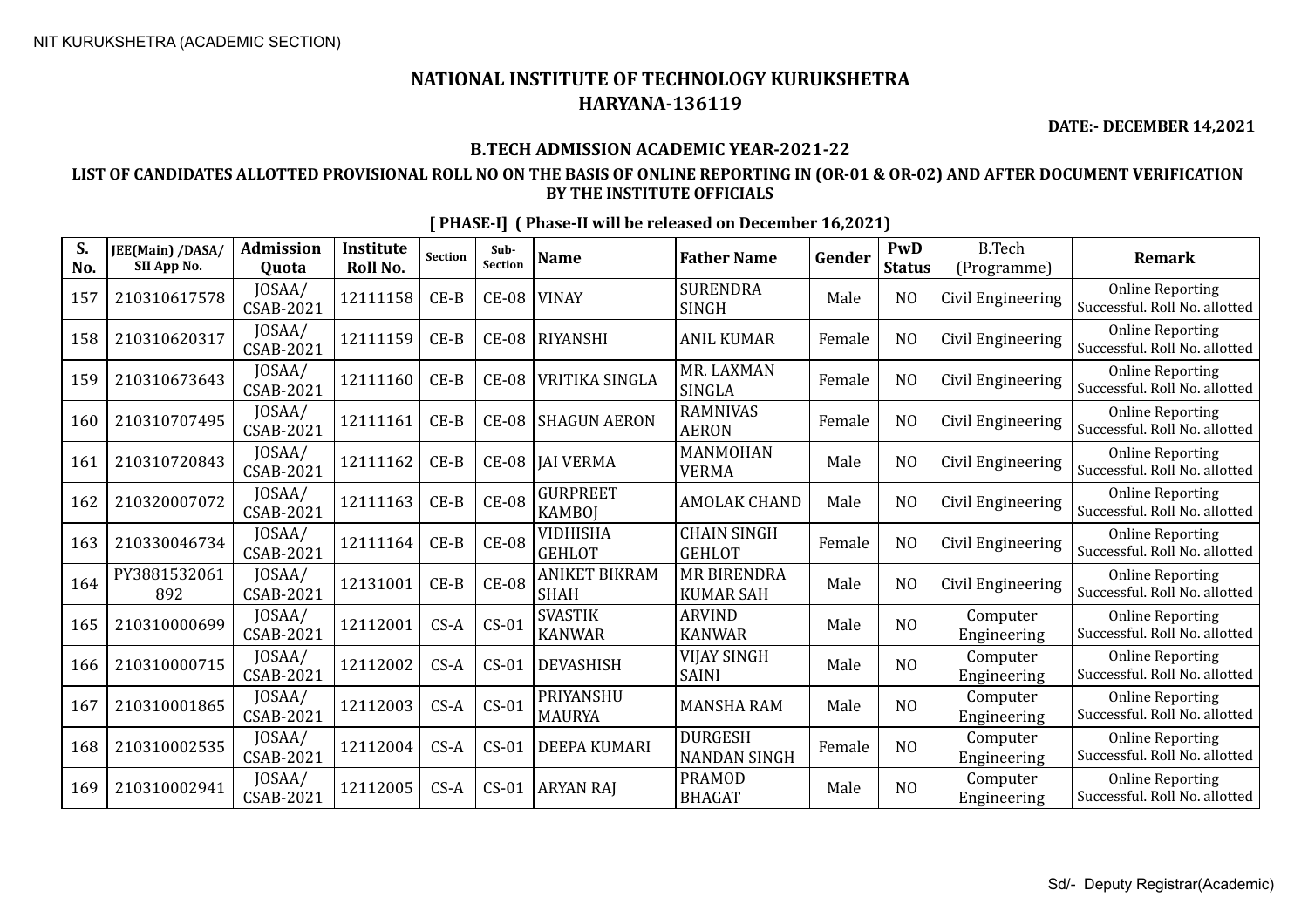NIT KURUKSHETRA (ACADEMIC SECTION)

# NATIONAL INSTITUTE OF TECHNOLOGY KURUKSHETRA
## HARYANA-136119

**DATE:- DECEMBER 14,2021**

### B.TECH ADMISSION ACADEMIC YEAR-2021-22

### LIST OF CANDIDATES ALLOTTED PROVISIONAL ROLL NO ON THE BASIS OF ONLINE REPORTING IN (OR-01 & OR-02) AND AFTER DOCUMENT VERIFICATION BY THE INSTITUTE OFFICIALS

**[ PHASE-I] ( Phase-II will be released on December 16,2021)**

| S. No. | JEE(Main) /DASA/ SII App No. | Admission Quota | Institute Roll No. | Section | Sub-Section | Name | Father Name | Gender | PwD Status | B.Tech (Programme) | Remark |
|---|---|---|---|---|---|---|---|---|---|---|---|
| 157 | 210310617578 | JOSAA/ CSAB-2021 | 12111158 | CE-B | CE-08 | VINAY | SURENDRA SINGH | Male | NO | Civil Engineering | Online Reporting Successful. Roll No. allotted |
| 158 | 210310620317 | JOSAA/ CSAB-2021 | 12111159 | CE-B | CE-08 | RIYANSHI | ANIL KUMAR | Female | NO | Civil Engineering | Online Reporting Successful. Roll No. allotted |
| 159 | 210310673643 | JOSAA/ CSAB-2021 | 12111160 | CE-B | CE-08 | VRITIKA SINGLA | MR. LAXMAN SINGLA | Female | NO | Civil Engineering | Online Reporting Successful. Roll No. allotted |
| 160 | 210310707495 | JOSAA/ CSAB-2021 | 12111161 | CE-B | CE-08 | SHAGUN AERON | RAMNIVAS AERON | Female | NO | Civil Engineering | Online Reporting Successful. Roll No. allotted |
| 161 | 210310720843 | JOSAA/ CSAB-2021 | 12111162 | CE-B | CE-08 | JAI VERMA | MANMOHAN VERMA | Male | NO | Civil Engineering | Online Reporting Successful. Roll No. allotted |
| 162 | 210320007072 | JOSAA/ CSAB-2021 | 12111163 | CE-B | CE-08 | GURPREET KAMBOJ | AMOLAK CHAND | Male | NO | Civil Engineering | Online Reporting Successful. Roll No. allotted |
| 163 | 210330046734 | JOSAA/ CSAB-2021 | 12111164 | CE-B | CE-08 | VIDHISHA GEHLOT | CHAIN SINGH GEHLOT | Female | NO | Civil Engineering | Online Reporting Successful. Roll No. allotted |
| 164 | PY3881532061 892 | JOSAA/ CSAB-2021 | 12131001 | CE-B | CE-08 | ANIKET BIKRAM SHAH | MR BIRENDRA KUMAR SAH | Male | NO | Civil Engineering | Online Reporting Successful. Roll No. allotted |
| 165 | 210310000699 | JOSAA/ CSAB-2021 | 12112001 | CS-A | CS-01 | SVASTIK KANWAR | ARVIND KANWAR | Male | NO | Computer Engineering | Online Reporting Successful. Roll No. allotted |
| 166 | 210310000715 | JOSAA/ CSAB-2021 | 12112002 | CS-A | CS-01 | DEVASHISH | VIJAY SINGH SAINI | Male | NO | Computer Engineering | Online Reporting Successful. Roll No. allotted |
| 167 | 210310001865 | JOSAA/ CSAB-2021 | 12112003 | CS-A | CS-01 | PRIYANSHU MAURYA | MANSHA RAM | Male | NO | Computer Engineering | Online Reporting Successful. Roll No. allotted |
| 168 | 210310002535 | JOSAA/ CSAB-2021 | 12112004 | CS-A | CS-01 | DEEPA KUMARI | DURGESH NANDAN SINGH | Female | NO | Computer Engineering | Online Reporting Successful. Roll No. allotted |
| 169 | 210310002941 | JOSAA/ CSAB-2021 | 12112005 | CS-A | CS-01 | ARYAN RAJ | PRAMOD BHAGAT | Male | NO | Computer Engineering | Online Reporting Successful. Roll No. allotted |

Sd/- Deputy Registrar(Academic)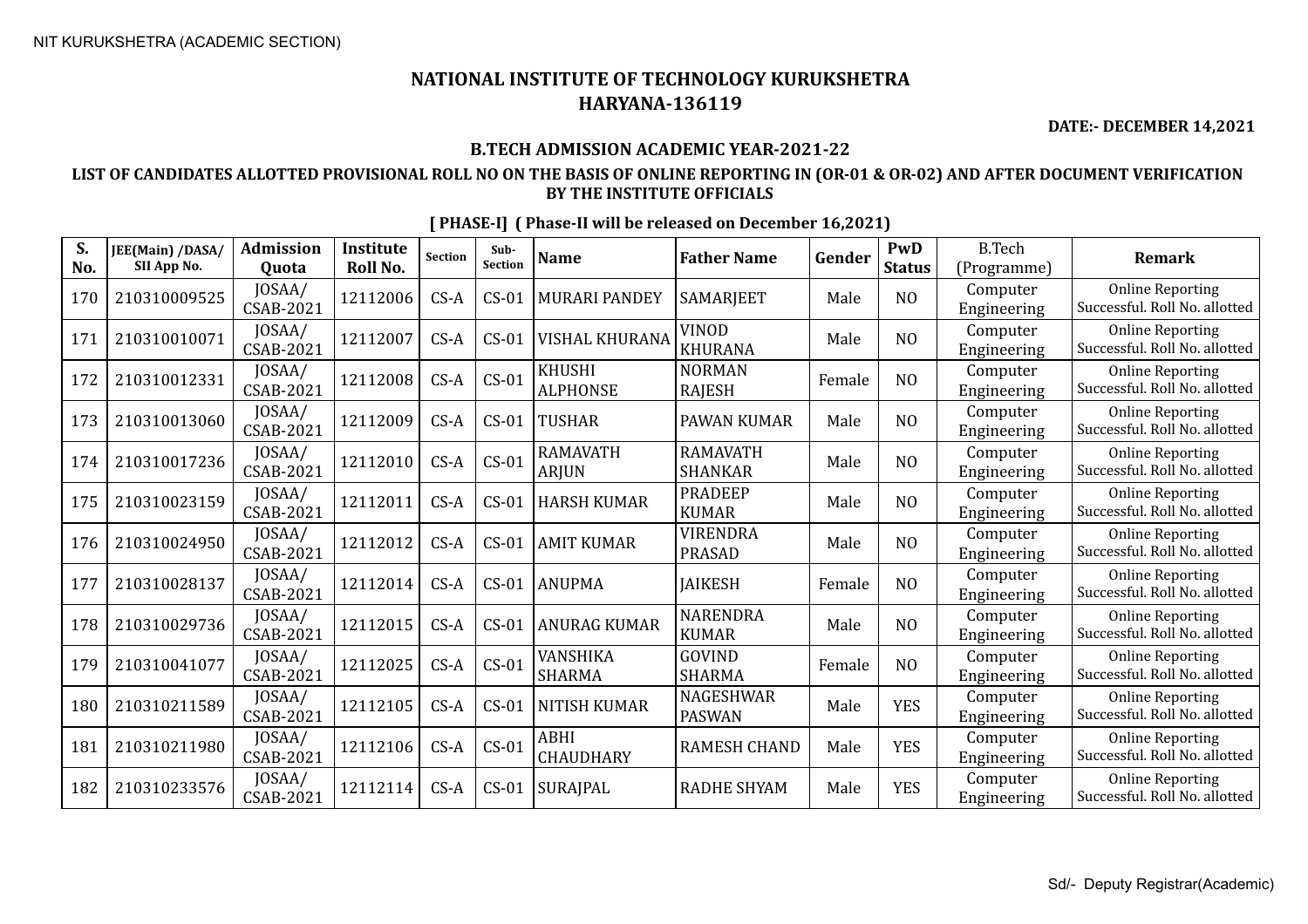NIT KURUKSHETRA (ACADEMIC SECTION)

# NATIONAL INSTITUTE OF TECHNOLOGY KURUKSHETRA
## HARYANA-136119

**DATE:- DECEMBER 14,2021**

### B.TECH ADMISSION ACADEMIC YEAR-2021-22

### LIST OF CANDIDATES ALLOTTED PROVISIONAL ROLL NO ON THE BASIS OF ONLINE REPORTING IN (OR-01 & OR-02) AND AFTER DOCUMENT VERIFICATION BY THE INSTITUTE OFFICIALS

**[ PHASE-I] ( Phase-II will be released on December 16,2021)**

| S. No. | JEE(Main) /DASA/ SII App No. | Admission Quota | Institute Roll No. | Section | Sub-Section | Name | Father Name | Gender | PwD Status | B.Tech (Programme) | Remark |
|---|---|---|---|---|---|---|---|---|---|---|---|
| 170 | 210310009525 | JOSAA/ CSAB-2021 | 12112006 | CS-A | CS-01 | MURARI PANDEY | SAMARJEET | Male | NO | Computer Engineering | Online Reporting Successful. Roll No. allotted |
| 171 | 210310010071 | JOSAA/ CSAB-2021 | 12112007 | CS-A | CS-01 | VISHAL KHURANA | VINOD KHURANA | Male | NO | Computer Engineering | Online Reporting Successful. Roll No. allotted |
| 172 | 210310012331 | JOSAA/ CSAB-2021 | 12112008 | CS-A | CS-01 | KHUSHI ALPHONSE | NORMAN RAJESH | Female | NO | Computer Engineering | Online Reporting Successful. Roll No. allotted |
| 173 | 210310013060 | JOSAA/ CSAB-2021 | 12112009 | CS-A | CS-01 | TUSHAR | PAWAN KUMAR | Male | NO | Computer Engineering | Online Reporting Successful. Roll No. allotted |
| 174 | 210310017236 | JOSAA/ CSAB-2021 | 12112010 | CS-A | CS-01 | RAMAVATH ARJUN | RAMAVATH SHANKAR | Male | NO | Computer Engineering | Online Reporting Successful. Roll No. allotted |
| 175 | 210310023159 | JOSAA/ CSAB-2021 | 12112011 | CS-A | CS-01 | HARSH KUMAR | PRADEEP KUMAR | Male | NO | Computer Engineering | Online Reporting Successful. Roll No. allotted |
| 176 | 210310024950 | JOSAA/ CSAB-2021 | 12112012 | CS-A | CS-01 | AMIT KUMAR | VIRENDRA PRASAD | Male | NO | Computer Engineering | Online Reporting Successful. Roll No. allotted |
| 177 | 210310028137 | JOSAA/ CSAB-2021 | 12112014 | CS-A | CS-01 | ANUPMA | JAIKESH | Female | NO | Computer Engineering | Online Reporting Successful. Roll No. allotted |
| 178 | 210310029736 | JOSAA/ CSAB-2021 | 12112015 | CS-A | CS-01 | ANURAG KUMAR | NARENDRA KUMAR | Male | NO | Computer Engineering | Online Reporting Successful. Roll No. allotted |
| 179 | 210310041077 | JOSAA/ CSAB-2021 | 12112025 | CS-A | CS-01 | VANSHIKA SHARMA | GOVIND SHARMA | Female | NO | Computer Engineering | Online Reporting Successful. Roll No. allotted |
| 180 | 210310211589 | JOSAA/ CSAB-2021 | 12112105 | CS-A | CS-01 | NITISH KUMAR | NAGESHWAR PASWAN | Male | YES | Computer Engineering | Online Reporting Successful. Roll No. allotted |
| 181 | 210310211980 | JOSAA/ CSAB-2021 | 12112106 | CS-A | CS-01 | ABHI CHAUDHARY | RAMESH CHAND | Male | YES | Computer Engineering | Online Reporting Successful. Roll No. allotted |
| 182 | 210310233576 | JOSAA/ CSAB-2021 | 12112114 | CS-A | CS-01 | SURAJPAL | RADHE SHYAM | Male | YES | Computer Engineering | Online Reporting Successful. Roll No. allotted |

Sd/- Deputy Registrar(Academic)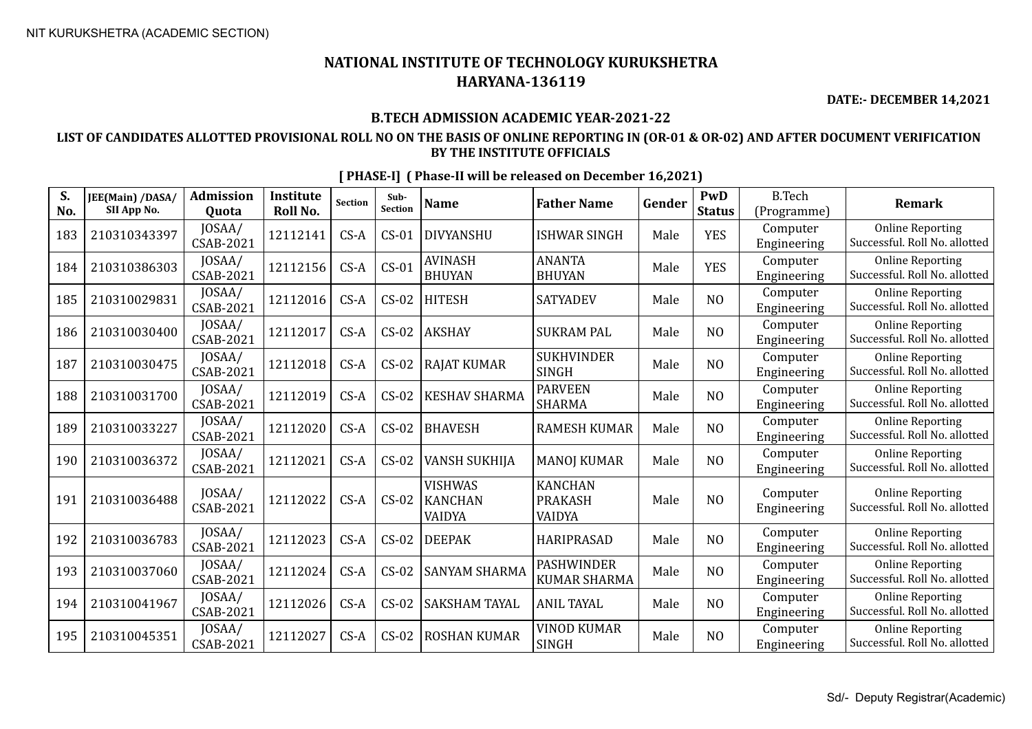NIT KURUKSHETRA (ACADEMIC SECTION)

# NATIONAL INSTITUTE OF TECHNOLOGY KURUKSHETRA
## HARYANA-136119

**DATE:- DECEMBER 14,2021**

### B.TECH ADMISSION ACADEMIC YEAR-2021-22

### LIST OF CANDIDATES ALLOTTED PROVISIONAL ROLL NO ON THE BASIS OF ONLINE REPORTING IN (OR-01 & OR-02) AND AFTER DOCUMENT VERIFICATION BY THE INSTITUTE OFFICIALS

**[ PHASE-I] ( Phase-II will be released on December 16,2021)**

| S. No. | JEE(Main) /DASA/ SII App No. | Admission Quota | Institute Roll No. | Section | Sub-Section | Name | Father Name | Gender | PwD Status | B.Tech (Programme) | Remark |
|---|---|---|---|---|---|---|---|---|---|---|---|
| 183 | 210310343397 | JOSAA/ CSAB-2021 | 12112141 | CS-A | CS-01 | DIVYANSHU | ISHWAR SINGH | Male | YES | Computer Engineering | Online Reporting Successful. Roll No. allotted |
| 184 | 210310386303 | JOSAA/ CSAB-2021 | 12112156 | CS-A | CS-01 | AVINASH BHUYAN | ANANTA BHUYAN | Male | YES | Computer Engineering | Online Reporting Successful. Roll No. allotted |
| 185 | 210310029831 | JOSAA/ CSAB-2021 | 12112016 | CS-A | CS-02 | HITESH | SATYADEV | Male | NO | Computer Engineering | Online Reporting Successful. Roll No. allotted |
| 186 | 210310030400 | JOSAA/ CSAB-2021 | 12112017 | CS-A | CS-02 | AKSHAY | SUKRAM PAL | Male | NO | Computer Engineering | Online Reporting Successful. Roll No. allotted |
| 187 | 210310030475 | JOSAA/ CSAB-2021 | 12112018 | CS-A | CS-02 | RAJAT KUMAR | SUKHVINDER SINGH | Male | NO | Computer Engineering | Online Reporting Successful. Roll No. allotted |
| 188 | 210310031700 | JOSAA/ CSAB-2021 | 12112019 | CS-A | CS-02 | KESHAV SHARMA | PARVEEN SHARMA | Male | NO | Computer Engineering | Online Reporting Successful. Roll No. allotted |
| 189 | 210310033227 | JOSAA/ CSAB-2021 | 12112020 | CS-A | CS-02 | BHAVESH | RAMESH KUMAR | Male | NO | Computer Engineering | Online Reporting Successful. Roll No. allotted |
| 190 | 210310036372 | JOSAA/ CSAB-2021 | 12112021 | CS-A | CS-02 | VANSH SUKHIJA | MANOJ KUMAR | Male | NO | Computer Engineering | Online Reporting Successful. Roll No. allotted |
| 191 | 210310036488 | JOSAA/ CSAB-2021 | 12112022 | CS-A | CS-02 | VISHWAS KANCHAN VAIDYA | KANCHAN PRAKASH VAIDYA | Male | NO | Computer Engineering | Online Reporting Successful. Roll No. allotted |
| 192 | 210310036783 | JOSAA/ CSAB-2021 | 12112023 | CS-A | CS-02 | DEEPAK | HARIPRASAD | Male | NO | Computer Engineering | Online Reporting Successful. Roll No. allotted |
| 193 | 210310037060 | JOSAA/ CSAB-2021 | 12112024 | CS-A | CS-02 | SANYAM SHARMA | PASHWINDER KUMAR SHARMA | Male | NO | Computer Engineering | Online Reporting Successful. Roll No. allotted |
| 194 | 210310041967 | JOSAA/ CSAB-2021 | 12112026 | CS-A | CS-02 | SAKSHAM TAYAL | ANIL TAYAL | Male | NO | Computer Engineering | Online Reporting Successful. Roll No. allotted |
| 195 | 210310045351 | JOSAA/ CSAB-2021 | 12112027 | CS-A | CS-02 | ROSHAN KUMAR | VINOD KUMAR SINGH | Male | NO | Computer Engineering | Online Reporting Successful. Roll No. allotted |

Sd/- Deputy Registrar(Academic)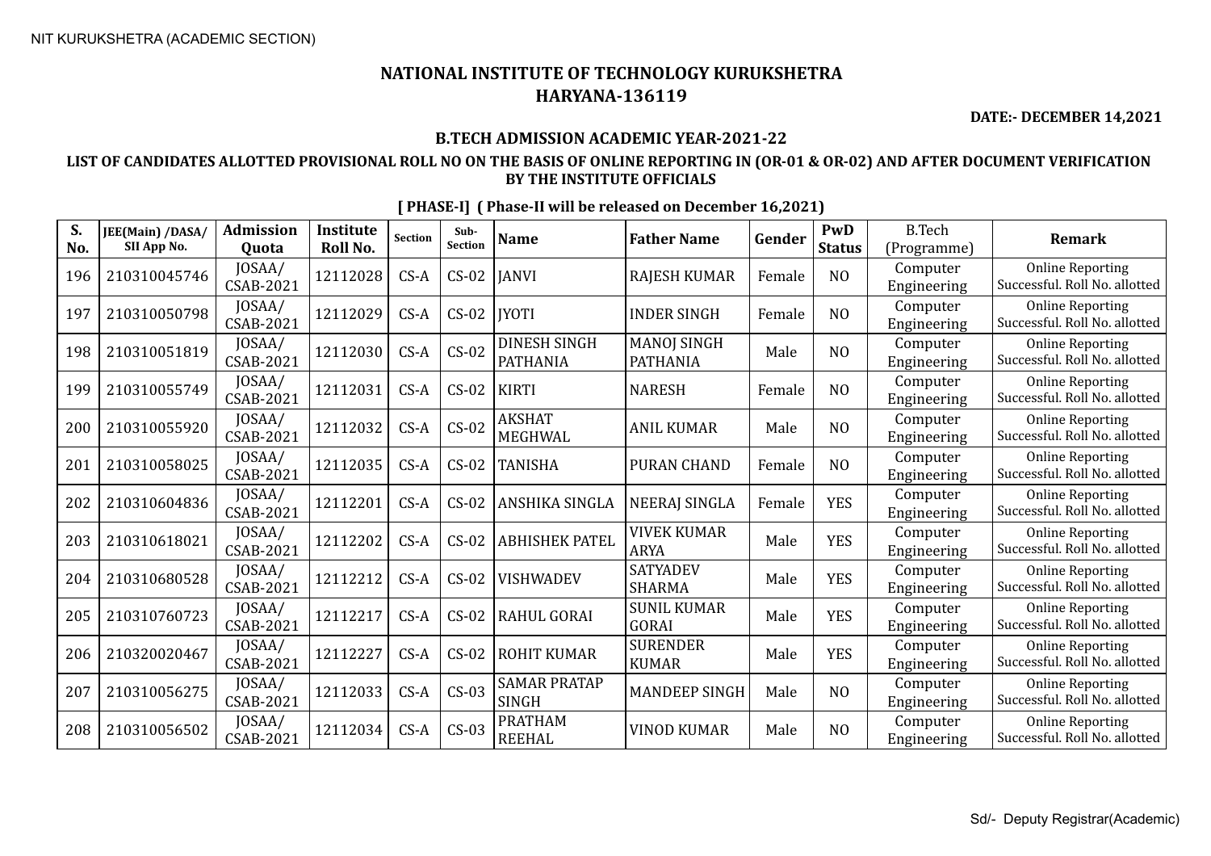# NATIONAL INSTITUTE OF TECHNOLOGY KURUKSHETRA
## HARYANA-136119

**DATE:- DECEMBER 14,2021**

### B.TECH ADMISSION ACADEMIC YEAR-2021-22

**LIST OF CANDIDATES ALLOTTED PROVISIONAL ROLL NO ON THE BASIS OF ONLINE REPORTING IN (OR-01 & OR-02) AND AFTER DOCUMENT VERIFICATION BY THE INSTITUTE OFFICIALS**

**[ PHASE-I] ( Phase-II will be released on December 16,2021)**

| S. No. | JEE(Main) /DASA/ SII App No. | Admission Quota | Institute Roll No. | Section | Sub-Section | Name | Father Name | Gender | PwD Status | B.Tech (Programme) | Remark |
|---|---|---|---|---|---|---|---|---|---|---|---|
| 196 | 210310045746 | JOSAA/ CSAB-2021 | 12112028 | CS-A | CS-02 | JANVI | RAJESH KUMAR | Female | NO | Computer Engineering | Online Reporting Successful. Roll No. allotted |
| 197 | 210310050798 | JOSAA/ CSAB-2021 | 12112029 | CS-A | CS-02 | JYOTI | INDER SINGH | Female | NO | Computer Engineering | Online Reporting Successful. Roll No. allotted |
| 198 | 210310051819 | JOSAA/ CSAB-2021 | 12112030 | CS-A | CS-02 | DINESH SINGH PATHANIA | MANOJ SINGH PATHANIA | Male | NO | Computer Engineering | Online Reporting Successful. Roll No. allotted |
| 199 | 210310055749 | JOSAA/ CSAB-2021 | 12112031 | CS-A | CS-02 | KIRTI | NARESH | Female | NO | Computer Engineering | Online Reporting Successful. Roll No. allotted |
| 200 | 210310055920 | JOSAA/ CSAB-2021 | 12112032 | CS-A | CS-02 | AKSHAT MEGHWAL | ANIL KUMAR | Male | NO | Computer Engineering | Online Reporting Successful. Roll No. allotted |
| 201 | 210310058025 | JOSAA/ CSAB-2021 | 12112035 | CS-A | CS-02 | TANISHA | PURAN CHAND | Female | NO | Computer Engineering | Online Reporting Successful. Roll No. allotted |
| 202 | 210310604836 | JOSAA/ CSAB-2021 | 12112201 | CS-A | CS-02 | ANSHIKA SINGLA | NEERAJ SINGLA | Female | YES | Computer Engineering | Online Reporting Successful. Roll No. allotted |
| 203 | 210310618021 | JOSAA/ CSAB-2021 | 12112202 | CS-A | CS-02 | ABHISHEK PATEL | VIVEK KUMAR ARYA | Male | YES | Computer Engineering | Online Reporting Successful. Roll No. allotted |
| 204 | 210310680528 | JOSAA/ CSAB-2021 | 12112212 | CS-A | CS-02 | VISHWADEV | SATYADEV SHARMA | Male | YES | Computer Engineering | Online Reporting Successful. Roll No. allotted |
| 205 | 210310760723 | JOSAA/ CSAB-2021 | 12112217 | CS-A | CS-02 | RAHUL GORAI | SUNIL KUMAR GORAI | Male | YES | Computer Engineering | Online Reporting Successful. Roll No. allotted |
| 206 | 210320020467 | JOSAA/ CSAB-2021 | 12112227 | CS-A | CS-02 | ROHIT KUMAR | SURENDER KUMAR | Male | YES | Computer Engineering | Online Reporting Successful. Roll No. allotted |
| 207 | 210310056275 | JOSAA/ CSAB-2021 | 12112033 | CS-A | CS-03 | SAMAR PRATAP SINGH | MANDEEP SINGH | Male | NO | Computer Engineering | Online Reporting Successful. Roll No. allotted |
| 208 | 210310056502 | JOSAA/ CSAB-2021 | 12112034 | CS-A | CS-03 | PRATHAM REEHAL | VINOD KUMAR | Male | NO | Computer Engineering | Online Reporting Successful. Roll No. allotted |

Sd/- Deputy Registrar(Academic)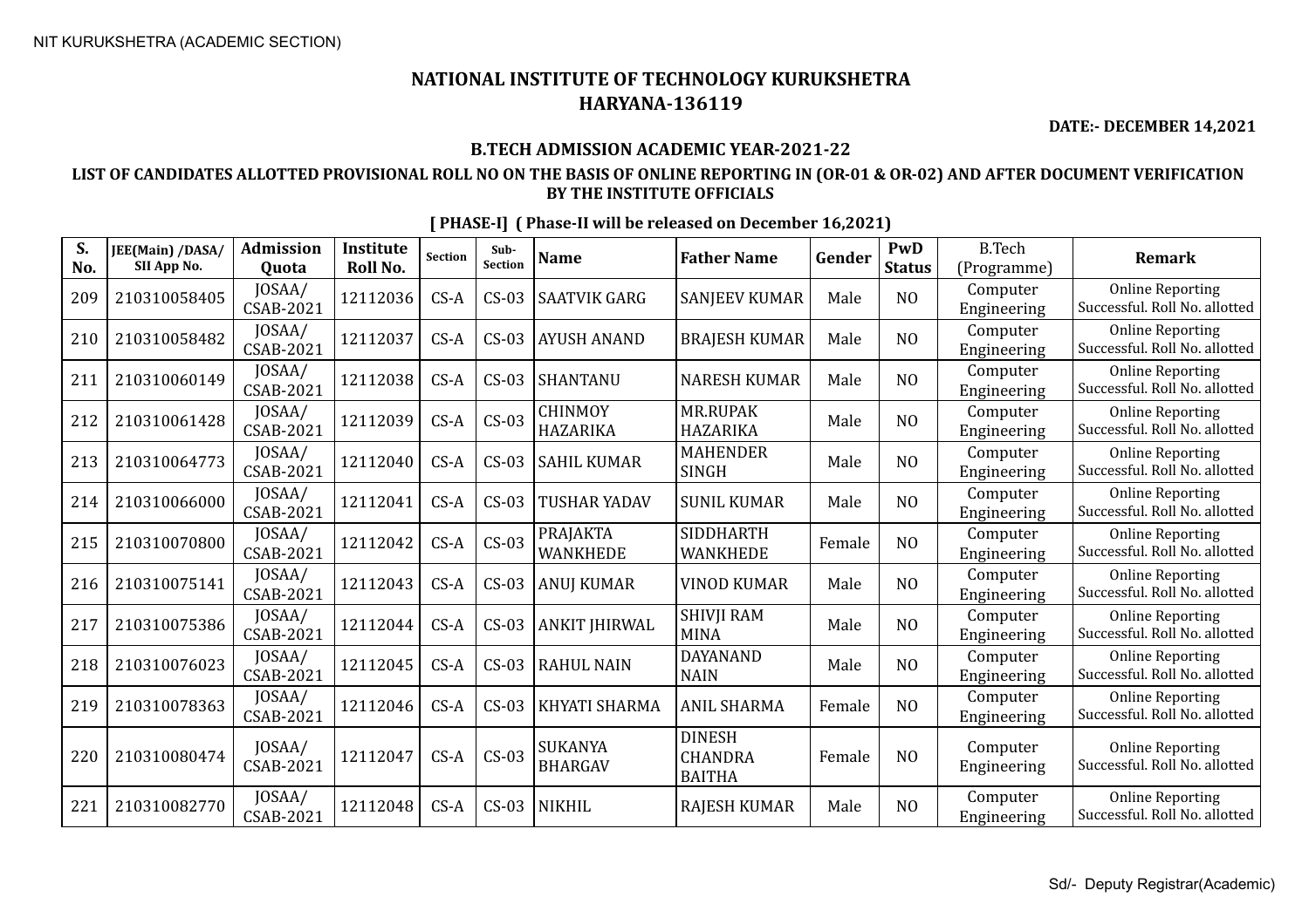NIT KURUKSHETRA (ACADEMIC SECTION)

# NATIONAL INSTITUTE OF TECHNOLOGY KURUKSHETRA
## HARYANA-136119

**DATE:- DECEMBER 14,2021**

### B.TECH ADMISSION ACADEMIC YEAR-2021-22

**LIST OF CANDIDATES ALLOTTED PROVISIONAL ROLL NO ON THE BASIS OF ONLINE REPORTING IN (OR-01 & OR-02) AND AFTER DOCUMENT VERIFICATION BY THE INSTITUTE OFFICIALS**

**[ PHASE-I] ( Phase-II will be released on December 16,2021)**

| S. No. | JEE(Main) /DASA/ SII App No. | Admission Quota | Institute Roll No. | Section | Sub-Section | Name | Father Name | Gender | PwD Status | B.Tech (Programme) | Remark |
|---|---|---|---|---|---|---|---|---|---|---|---|
| 209 | 210310058405 | JOSAA/ CSAB-2021 | 12112036 | CS-A | CS-03 | SAATVIK GARG | SANJEEV KUMAR | Male | NO | Computer Engineering | Online Reporting Successful. Roll No. allotted |
| 210 | 210310058482 | JOSAA/ CSAB-2021 | 12112037 | CS-A | CS-03 | AYUSH ANAND | BRAJESH KUMAR | Male | NO | Computer Engineering | Online Reporting Successful. Roll No. allotted |
| 211 | 210310060149 | JOSAA/ CSAB-2021 | 12112038 | CS-A | CS-03 | SHANTANU | NARESH KUMAR | Male | NO | Computer Engineering | Online Reporting Successful. Roll No. allotted |
| 212 | 210310061428 | JOSAA/ CSAB-2021 | 12112039 | CS-A | CS-03 | CHINMOY HAZARIKA | MR.RUPAK HAZARIKA | Male | NO | Computer Engineering | Online Reporting Successful. Roll No. allotted |
| 213 | 210310064773 | JOSAA/ CSAB-2021 | 12112040 | CS-A | CS-03 | SAHIL KUMAR | MAHENDER SINGH | Male | NO | Computer Engineering | Online Reporting Successful. Roll No. allotted |
| 214 | 210310066000 | JOSAA/ CSAB-2021 | 12112041 | CS-A | CS-03 | TUSHAR YADAV | SUNIL KUMAR | Male | NO | Computer Engineering | Online Reporting Successful. Roll No. allotted |
| 215 | 210310070800 | JOSAA/ CSAB-2021 | 12112042 | CS-A | CS-03 | PRAJAKTA WANKHEDE | SIDDHARTH WANKHEDE | Female | NO | Computer Engineering | Online Reporting Successful. Roll No. allotted |
| 216 | 210310075141 | JOSAA/ CSAB-2021 | 12112043 | CS-A | CS-03 | ANUJ KUMAR | VINOD KUMAR | Male | NO | Computer Engineering | Online Reporting Successful. Roll No. allotted |
| 217 | 210310075386 | JOSAA/ CSAB-2021 | 12112044 | CS-A | CS-03 | ANKIT JHIRWAL | SHIVJI RAM MINA | Male | NO | Computer Engineering | Online Reporting Successful. Roll No. allotted |
| 218 | 210310076023 | JOSAA/ CSAB-2021 | 12112045 | CS-A | CS-03 | RAHUL NAIN | DAYANAND NAIN | Male | NO | Computer Engineering | Online Reporting Successful. Roll No. allotted |
| 219 | 210310078363 | JOSAA/ CSAB-2021 | 12112046 | CS-A | CS-03 | KHYATI SHARMA | ANIL SHARMA | Female | NO | Computer Engineering | Online Reporting Successful. Roll No. allotted |
| 220 | 210310080474 | JOSAA/ CSAB-2021 | 12112047 | CS-A | CS-03 | SUKANYA BHARGAV | DINESH CHANDRA BAITHA | Female | NO | Computer Engineering | Online Reporting Successful. Roll No. allotted |
| 221 | 210310082770 | JOSAA/ CSAB-2021 | 12112048 | CS-A | CS-03 | NIKHIL | RAJESH KUMAR | Male | NO | Computer Engineering | Online Reporting Successful. Roll No. allotted |

Sd/- Deputy Registrar(Academic)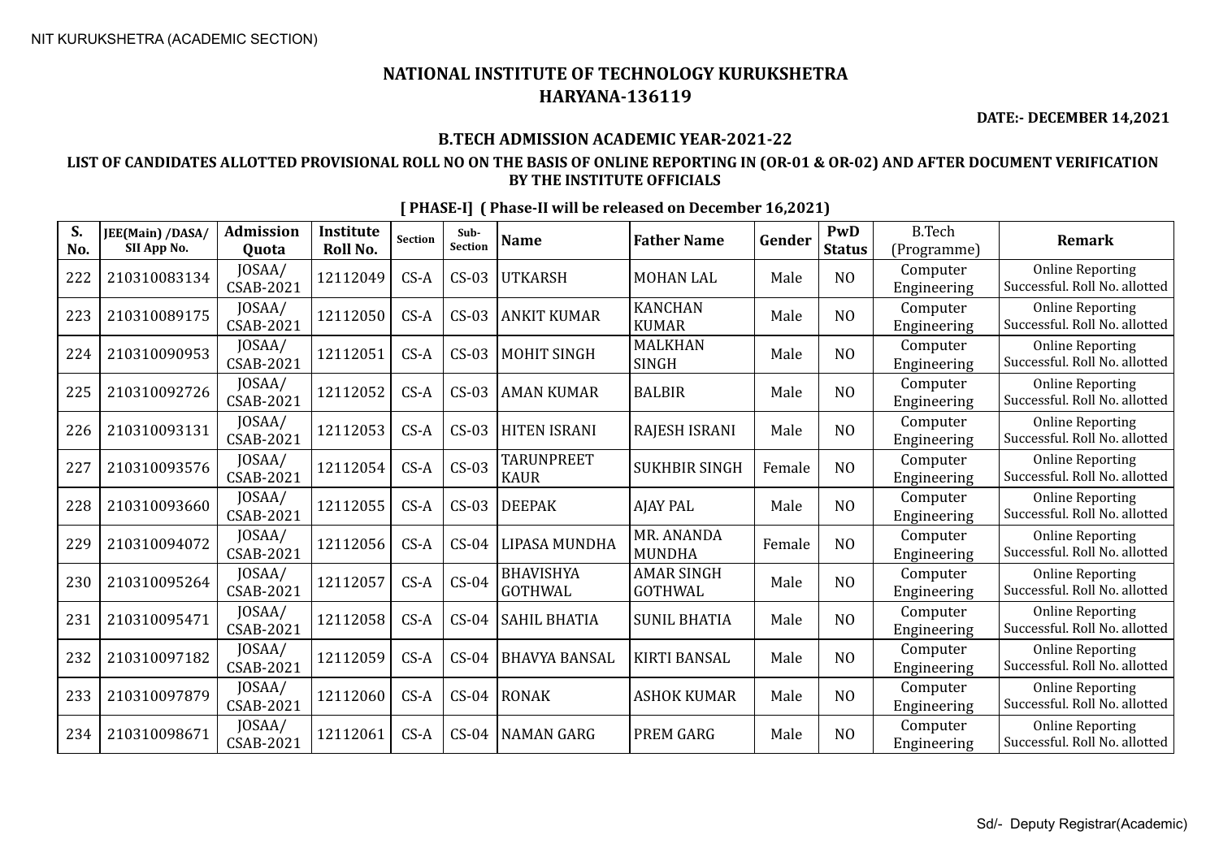NIT KURUKSHETRA (ACADEMIC SECTION)

# NATIONAL INSTITUTE OF TECHNOLOGY KURUKSHETRA
## HARYANA-136119

**DATE:- DECEMBER 14,2021**

### B.TECH ADMISSION ACADEMIC YEAR-2021-22

**LIST OF CANDIDATES ALLOTTED PROVISIONAL ROLL NO ON THE BASIS OF ONLINE REPORTING IN (OR-01 & OR-02) AND AFTER DOCUMENT VERIFICATION BY THE INSTITUTE OFFICIALS**

**[ PHASE-I] ( Phase-II will be released on December 16,2021)**

| S. No. | JEE(Main) /DASA/ SII App No. | Admission Quota | Institute Roll No. | Section | Sub-Section | Name | Father Name | Gender | PwD Status | B.Tech (Programme) | Remark |
|---|---|---|---|---|---|---|---|---|---|---|---|
| 222 | 210310083134 | JOSAA/ CSAB-2021 | 12112049 | CS-A | CS-03 | UTKARSH | MOHAN LAL | Male | NO | Computer Engineering | Online Reporting Successful. Roll No. allotted |
| 223 | 210310089175 | JOSAA/ CSAB-2021 | 12112050 | CS-A | CS-03 | ANKIT KUMAR | KANCHAN KUMAR | Male | NO | Computer Engineering | Online Reporting Successful. Roll No. allotted |
| 224 | 210310090953 | JOSAA/ CSAB-2021 | 12112051 | CS-A | CS-03 | MOHIT SINGH | MALKHAN SINGH | Male | NO | Computer Engineering | Online Reporting Successful. Roll No. allotted |
| 225 | 210310092726 | JOSAA/ CSAB-2021 | 12112052 | CS-A | CS-03 | AMAN KUMAR | BALBIR | Male | NO | Computer Engineering | Online Reporting Successful. Roll No. allotted |
| 226 | 210310093131 | JOSAA/ CSAB-2021 | 12112053 | CS-A | CS-03 | HITEN ISRANI | RAJESH ISRANI | Male | NO | Computer Engineering | Online Reporting Successful. Roll No. allotted |
| 227 | 210310093576 | JOSAA/ CSAB-2021 | 12112054 | CS-A | CS-03 | TARUNPREET KAUR | SUKHBIR SINGH | Female | NO | Computer Engineering | Online Reporting Successful. Roll No. allotted |
| 228 | 210310093660 | JOSAA/ CSAB-2021 | 12112055 | CS-A | CS-03 | DEEPAK | AJAY PAL | Male | NO | Computer Engineering | Online Reporting Successful. Roll No. allotted |
| 229 | 210310094072 | JOSAA/ CSAB-2021 | 12112056 | CS-A | CS-04 | LIPASA MUNDHA | MR. ANANDA MUNDHA | Female | NO | Computer Engineering | Online Reporting Successful. Roll No. allotted |
| 230 | 210310095264 | JOSAA/ CSAB-2021 | 12112057 | CS-A | CS-04 | BHAVISHYA GOTHWAL | AMAR SINGH GOTHWAL | Male | NO | Computer Engineering | Online Reporting Successful. Roll No. allotted |
| 231 | 210310095471 | JOSAA/ CSAB-2021 | 12112058 | CS-A | CS-04 | SAHIL BHATIA | SUNIL BHATIA | Male | NO | Computer Engineering | Online Reporting Successful. Roll No. allotted |
| 232 | 210310097182 | JOSAA/ CSAB-2021 | 12112059 | CS-A | CS-04 | BHAVYA BANSAL | KIRTI BANSAL | Male | NO | Computer Engineering | Online Reporting Successful. Roll No. allotted |
| 233 | 210310097879 | JOSAA/ CSAB-2021 | 12112060 | CS-A | CS-04 | RONAK | ASHOK KUMAR | Male | NO | Computer Engineering | Online Reporting Successful. Roll No. allotted |
| 234 | 210310098671 | JOSAA/ CSAB-2021 | 12112061 | CS-A | CS-04 | NAMAN GARG | PREM GARG | Male | NO | Computer Engineering | Online Reporting Successful. Roll No. allotted |

Sd/- Deputy Registrar(Academic)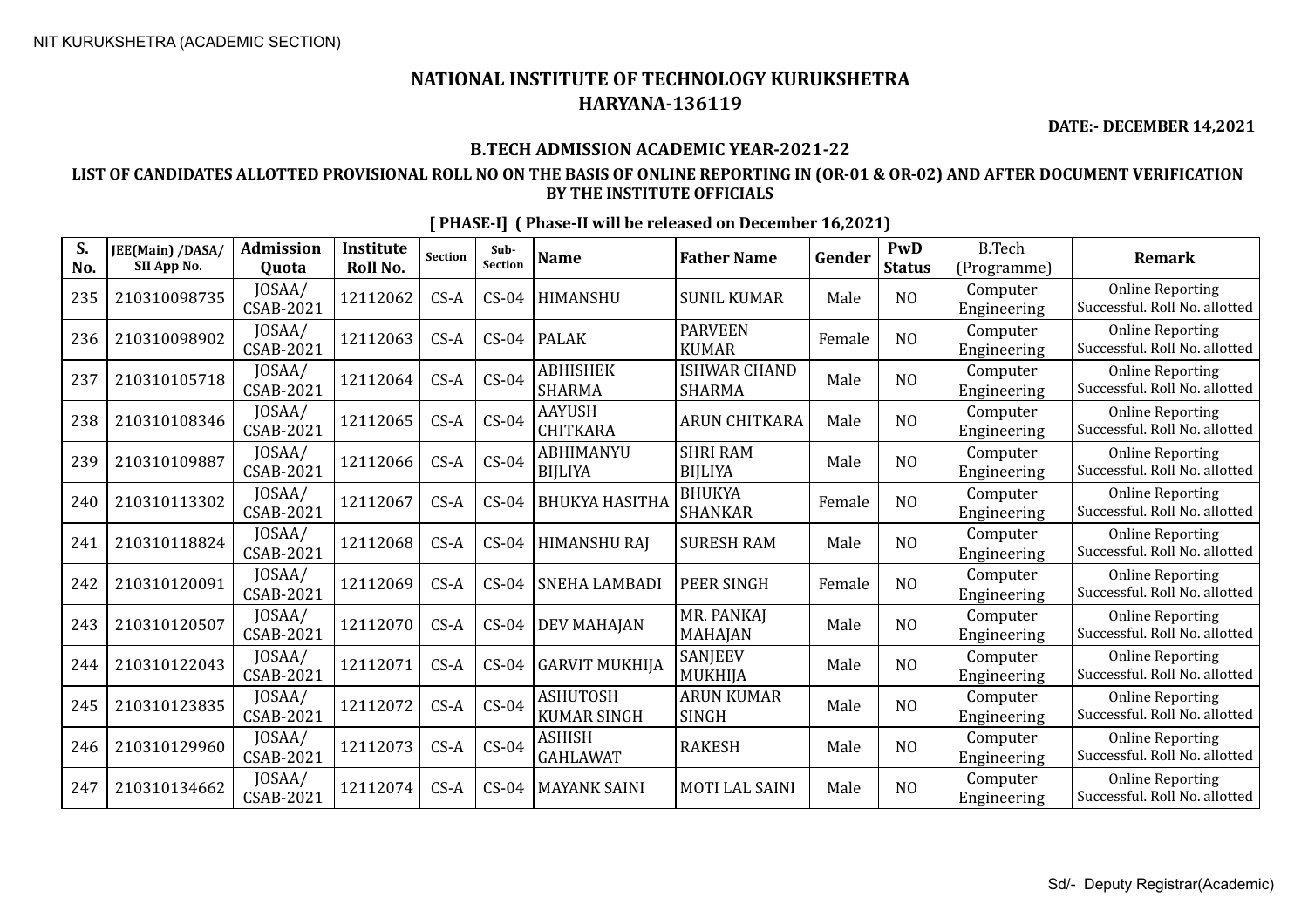NIT KURUKSHETRA (ACADEMIC SECTION)

# NATIONAL INSTITUTE OF TECHNOLOGY KURUKSHETRA
## HARYANA-136119

**DATE:- DECEMBER 14,2021**

### B.TECH ADMISSION ACADEMIC YEAR-2021-22

### LIST OF CANDIDATES ALLOTTED PROVISIONAL ROLL NO ON THE BASIS OF ONLINE REPORTING IN (OR-01 & OR-02) AND AFTER DOCUMENT VERIFICATION BY THE INSTITUTE OFFICIALS

**[ PHASE-I] ( Phase-II will be released on December 16,2021)**

| S. No. | JEE(Main) /DASA/ SII App No. | Admission Quota | Institute Roll No. | Section | Sub-Section | Name | Father Name | Gender | PwD Status | B.Tech (Programme) | Remark |
|---|---|---|---|---|---|---|---|---|---|---|---|
| 235 | 210310098735 | JOSAA/ CSAB-2021 | 12112062 | CS-A | CS-04 | HIMANSHU | SUNIL KUMAR | Male | NO | Computer Engineering | Online Reporting Successful. Roll No. allotted |
| 236 | 210310098902 | JOSAA/ CSAB-2021 | 12112063 | CS-A | CS-04 | PALAK | PARVEEN KUMAR | Female | NO | Computer Engineering | Online Reporting Successful. Roll No. allotted |
| 237 | 210310105718 | JOSAA/ CSAB-2021 | 12112064 | CS-A | CS-04 | ABHISHEK SHARMA | ISHWAR CHAND SHARMA | Male | NO | Computer Engineering | Online Reporting Successful. Roll No. allotted |
| 238 | 210310108346 | JOSAA/ CSAB-2021 | 12112065 | CS-A | CS-04 | AAYUSH CHITKARA | ARUN CHITKARA | Male | NO | Computer Engineering | Online Reporting Successful. Roll No. allotted |
| 239 | 210310109887 | JOSAA/ CSAB-2021 | 12112066 | CS-A | CS-04 | ABHIMANYU BIJLIYA | SHRI RAM BIJLIYA | Male | NO | Computer Engineering | Online Reporting Successful. Roll No. allotted |
| 240 | 210310113302 | JOSAA/ CSAB-2021 | 12112067 | CS-A | CS-04 | BHUKYA HASITHA | BHUKYA SHANKAR | Female | NO | Computer Engineering | Online Reporting Successful. Roll No. allotted |
| 241 | 210310118824 | JOSAA/ CSAB-2021 | 12112068 | CS-A | CS-04 | HIMANSHU RAJ | SURESH RAM | Male | NO | Computer Engineering | Online Reporting Successful. Roll No. allotted |
| 242 | 210310120091 | JOSAA/ CSAB-2021 | 12112069 | CS-A | CS-04 | SNEHA LAMBADI | PEER SINGH | Female | NO | Computer Engineering | Online Reporting Successful. Roll No. allotted |
| 243 | 210310120507 | JOSAA/ CSAB-2021 | 12112070 | CS-A | CS-04 | DEV MAHAJAN | MR. PANKAJ MAHAJAN | Male | NO | Computer Engineering | Online Reporting Successful. Roll No. allotted |
| 244 | 210310122043 | JOSAA/ CSAB-2021 | 12112071 | CS-A | CS-04 | GARVIT MUKHIJA | SANJEEV MUKHIJA | Male | NO | Computer Engineering | Online Reporting Successful. Roll No. allotted |
| 245 | 210310123835 | JOSAA/ CSAB-2021 | 12112072 | CS-A | CS-04 | ASHUTOSH KUMAR SINGH | ARUN KUMAR SINGH | Male | NO | Computer Engineering | Online Reporting Successful. Roll No. allotted |
| 246 | 210310129960 | JOSAA/ CSAB-2021 | 12112073 | CS-A | CS-04 | ASHISH GAHLAWAT | RAKESH | Male | NO | Computer Engineering | Online Reporting Successful. Roll No. allotted |
| 247 | 210310134662 | JOSAA/ CSAB-2021 | 12112074 | CS-A | CS-04 | MAYANK SAINI | MOTI LAL SAINI | Male | NO | Computer Engineering | Online Reporting Successful. Roll No. allotted |

Sd/- Deputy Registrar(Academic)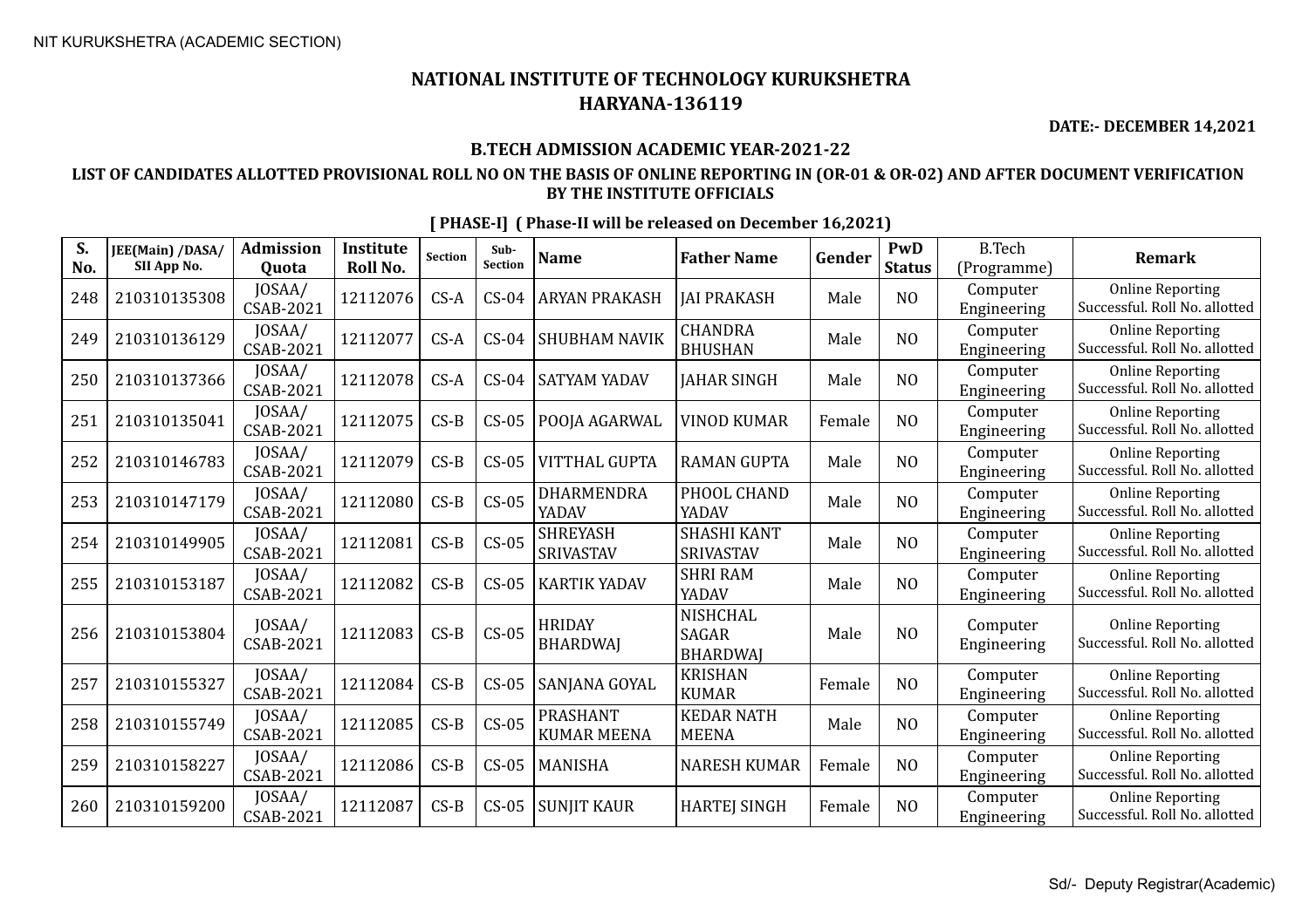NIT KURUKSHETRA (ACADEMIC SECTION)

# NATIONAL INSTITUTE OF TECHNOLOGY KURUKSHETRA
## HARYANA-136119

**DATE:- DECEMBER 14,2021**

### B.TECH ADMISSION ACADEMIC YEAR-2021-22

### LIST OF CANDIDATES ALLOTTED PROVISIONAL ROLL NO ON THE BASIS OF ONLINE REPORTING IN (OR-01 & OR-02) AND AFTER DOCUMENT VERIFICATION BY THE INSTITUTE OFFICIALS

**[ PHASE-I] ( Phase-II will be released on December 16,2021)**

| S. No. | JEE(Main) /DASA/ SII App No. | Admission Quota | Institute Roll No. | Section | Sub-Section | Name | Father Name | Gender | PwD Status | B.Tech (Programme) | Remark |
|---|---|---|---|---|---|---|---|---|---|---|---|
| 248 | 210310135308 | JOSAA/ CSAB-2021 | 12112076 | CS-A | CS-04 | ARYAN PRAKASH | JAI PRAKASH | Male | NO | Computer Engineering | Online Reporting Successful. Roll No. allotted |
| 249 | 210310136129 | JOSAA/ CSAB-2021 | 12112077 | CS-A | CS-04 | SHUBHAM NAVIK | CHANDRA BHUSHAN | Male | NO | Computer Engineering | Online Reporting Successful. Roll No. allotted |
| 250 | 210310137366 | JOSAA/ CSAB-2021 | 12112078 | CS-A | CS-04 | SATYAM YADAV | JAHAR SINGH | Male | NO | Computer Engineering | Online Reporting Successful. Roll No. allotted |
| 251 | 210310135041 | JOSAA/ CSAB-2021 | 12112075 | CS-B | CS-05 | POOJA AGARWAL | VINOD KUMAR | Female | NO | Computer Engineering | Online Reporting Successful. Roll No. allotted |
| 252 | 210310146783 | JOSAA/ CSAB-2021 | 12112079 | CS-B | CS-05 | VITTHAL GUPTA | RAMAN GUPTA | Male | NO | Computer Engineering | Online Reporting Successful. Roll No. allotted |
| 253 | 210310147179 | JOSAA/ CSAB-2021 | 12112080 | CS-B | CS-05 | DHARMENDRA YADAV | PHOOL CHAND YADAV | Male | NO | Computer Engineering | Online Reporting Successful. Roll No. allotted |
| 254 | 210310149905 | JOSAA/ CSAB-2021 | 12112081 | CS-B | CS-05 | SHREYASH SRIVASTAV | SHASHI KANT SRIVASTAV | Male | NO | Computer Engineering | Online Reporting Successful. Roll No. allotted |
| 255 | 210310153187 | JOSAA/ CSAB-2021 | 12112082 | CS-B | CS-05 | KARTIK YADAV | SHRI RAM YADAV | Male | NO | Computer Engineering | Online Reporting Successful. Roll No. allotted |
| 256 | 210310153804 | JOSAA/ CSAB-2021 | 12112083 | CS-B | CS-05 | HRIDAY BHARDWAJ | NISHCHAL SAGAR BHARDWAJ | Male | NO | Computer Engineering | Online Reporting Successful. Roll No. allotted |
| 257 | 210310155327 | JOSAA/ CSAB-2021 | 12112084 | CS-B | CS-05 | SANJANA GOYAL | KRISHAN KUMAR | Female | NO | Computer Engineering | Online Reporting Successful. Roll No. allotted |
| 258 | 210310155749 | JOSAA/ CSAB-2021 | 12112085 | CS-B | CS-05 | PRASHANT KUMAR MEENA | KEDAR NATH MEENA | Male | NO | Computer Engineering | Online Reporting Successful. Roll No. allotted |
| 259 | 210310158227 | JOSAA/ CSAB-2021 | 12112086 | CS-B | CS-05 | MANISHA | NARESH KUMAR | Female | NO | Computer Engineering | Online Reporting Successful. Roll No. allotted |
| 260 | 210310159200 | JOSAA/ CSAB-2021 | 12112087 | CS-B | CS-05 | SUNJIT KAUR | HARTEJ SINGH | Female | NO | Computer Engineering | Online Reporting Successful. Roll No. allotted |

Sd/- Deputy Registrar(Academic)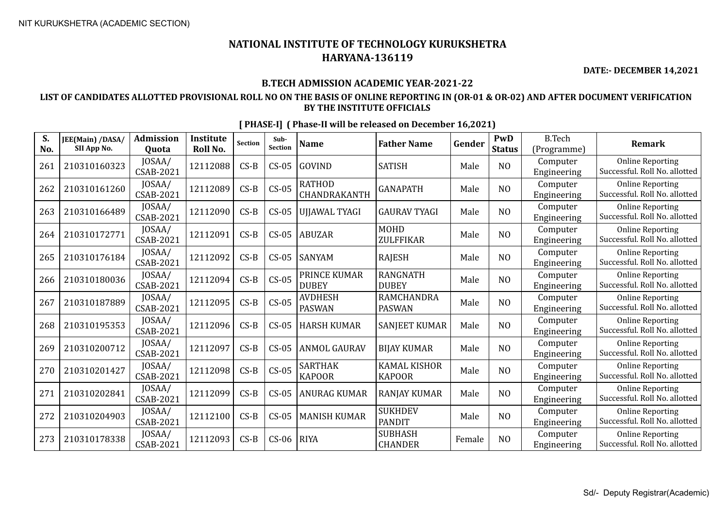NIT KURUKSHETRA (ACADEMIC SECTION)

# NATIONAL INSTITUTE OF TECHNOLOGY KURUKSHETRA
## HARYANA-136119

**DATE:- DECEMBER 14,2021**

### B.TECH ADMISSION ACADEMIC YEAR-2021-22

### LIST OF CANDIDATES ALLOTTED PROVISIONAL ROLL NO ON THE BASIS OF ONLINE REPORTING IN (OR-01 & OR-02) AND AFTER DOCUMENT VERIFICATION BY THE INSTITUTE OFFICIALS

**[ PHASE-I] ( Phase-II will be released on December 16,2021)**

| S. No. | JEE(Main) /DASA/ SII App No. | Admission Quota | Institute Roll No. | Section | Sub-Section | Name | Father Name | Gender | PwD Status | B.Tech (Programme) | Remark |
|---|---|---|---|---|---|---|---|---|---|---|---|
| 261 | 210310160323 | JOSAA/ CSAB-2021 | 12112088 | CS-B | CS-05 | GOVIND | SATISH | Male | NO | Computer Engineering | Online Reporting Successful. Roll No. allotted |
| 262 | 210310161260 | JOSAA/ CSAB-2021 | 12112089 | CS-B | CS-05 | RATHOD CHANDRAKANTH | GANAPATH | Male | NO | Computer Engineering | Online Reporting Successful. Roll No. allotted |
| 263 | 210310166489 | JOSAA/ CSAB-2021 | 12112090 | CS-B | CS-05 | UJJAWAL TYAGI | GAURAV TYAGI | Male | NO | Computer Engineering | Online Reporting Successful. Roll No. allotted |
| 264 | 210310172771 | JOSAA/ CSAB-2021 | 12112091 | CS-B | CS-05 | ABUZAR | MOHD ZULFFIKAR | Male | NO | Computer Engineering | Online Reporting Successful. Roll No. allotted |
| 265 | 210310176184 | JOSAA/ CSAB-2021 | 12112092 | CS-B | CS-05 | SANYAM | RAJESH | Male | NO | Computer Engineering | Online Reporting Successful. Roll No. allotted |
| 266 | 210310180036 | JOSAA/ CSAB-2021 | 12112094 | CS-B | CS-05 | PRINCE KUMAR DUBEY | RANGNATH DUBEY | Male | NO | Computer Engineering | Online Reporting Successful. Roll No. allotted |
| 267 | 210310187889 | JOSAA/ CSAB-2021 | 12112095 | CS-B | CS-05 | AVDHESH PASWAN | RAMCHANDRA PASWAN | Male | NO | Computer Engineering | Online Reporting Successful. Roll No. allotted |
| 268 | 210310195353 | JOSAA/ CSAB-2021 | 12112096 | CS-B | CS-05 | HARSH KUMAR | SANJEET KUMAR | Male | NO | Computer Engineering | Online Reporting Successful. Roll No. allotted |
| 269 | 210310200712 | JOSAA/ CSAB-2021 | 12112097 | CS-B | CS-05 | ANMOL GAURAV | BIJAY KUMAR | Male | NO | Computer Engineering | Online Reporting Successful. Roll No. allotted |
| 270 | 210310201427 | JOSAA/ CSAB-2021 | 12112098 | CS-B | CS-05 | SARTHAK KAPOOR | KAMAL KISHOR KAPOOR | Male | NO | Computer Engineering | Online Reporting Successful. Roll No. allotted |
| 271 | 210310202841 | JOSAA/ CSAB-2021 | 12112099 | CS-B | CS-05 | ANURAG KUMAR | RANJAY KUMAR | Male | NO | Computer Engineering | Online Reporting Successful. Roll No. allotted |
| 272 | 210310204903 | JOSAA/ CSAB-2021 | 12112100 | CS-B | CS-05 | MANISH KUMAR | SUKHDEV PANDIT | Male | NO | Computer Engineering | Online Reporting Successful. Roll No. allotted |
| 273 | 210310178338 | JOSAA/ CSAB-2021 | 12112093 | CS-B | CS-06 | RIYA | SUBHASH CHANDER | Female | NO | Computer Engineering | Online Reporting Successful. Roll No. allotted |

Sd/- Deputy Registrar(Academic)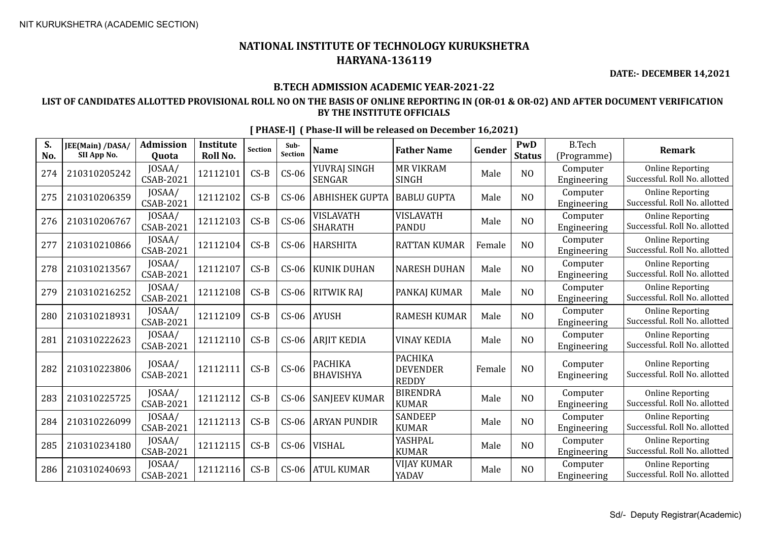NIT KURUKSHETRA (ACADEMIC SECTION)

# NATIONAL INSTITUTE OF TECHNOLOGY KURUKSHETRA
# HARYANA-136119

**DATE:- DECEMBER 14,2021**

### B.TECH ADMISSION ACADEMIC YEAR-2021-22

### LIST OF CANDIDATES ALLOTTED PROVISIONAL ROLL NO ON THE BASIS OF ONLINE REPORTING IN (OR-01 & OR-02) AND AFTER DOCUMENT VERIFICATION BY THE INSTITUTE OFFICIALS

**[ PHASE-I] ( Phase-II will be released on December 16,2021)**

| S. No. | JEE(Main) /DASA/ SII App No. | Admission Quota | Institute Roll No. | Section | Sub-Section | Name | Father Name | Gender | PwD Status | B.Tech (Programme) | Remark |
|---|---|---|---|---|---|---|---|---|---|---|---|
| 274 | 210310205242 | JOSAA/ CSAB-2021 | 12112101 | CS-B | CS-06 | YUVRAJ SINGH SENGAR | MR VIKRAM SINGH | Male | NO | Computer Engineering | Online Reporting Successful. Roll No. allotted |
| 275 | 210310206359 | JOSAA/ CSAB-2021 | 12112102 | CS-B | CS-06 | ABHISHEK GUPTA | BABLU GUPTA | Male | NO | Computer Engineering | Online Reporting Successful. Roll No. allotted |
| 276 | 210310206767 | JOSAA/ CSAB-2021 | 12112103 | CS-B | CS-06 | VISLAVATH SHARATH | VISLAVATH PANDU | Male | NO | Computer Engineering | Online Reporting Successful. Roll No. allotted |
| 277 | 210310210866 | JOSAA/ CSAB-2021 | 12112104 | CS-B | CS-06 | HARSHITA | RATTAN KUMAR | Female | NO | Computer Engineering | Online Reporting Successful. Roll No. allotted |
| 278 | 210310213567 | JOSAA/ CSAB-2021 | 12112107 | CS-B | CS-06 | KUNIK DUHAN | NARESH DUHAN | Male | NO | Computer Engineering | Online Reporting Successful. Roll No. allotted |
| 279 | 210310216252 | JOSAA/ CSAB-2021 | 12112108 | CS-B | CS-06 | RITWIK RAJ | PANKAJ KUMAR | Male | NO | Computer Engineering | Online Reporting Successful. Roll No. allotted |
| 280 | 210310218931 | JOSAA/ CSAB-2021 | 12112109 | CS-B | CS-06 | AYUSH | RAMESH KUMAR | Male | NO | Computer Engineering | Online Reporting Successful. Roll No. allotted |
| 281 | 210310222623 | JOSAA/ CSAB-2021 | 12112110 | CS-B | CS-06 | ARJIT KEDIA | VINAY KEDIA | Male | NO | Computer Engineering | Online Reporting Successful. Roll No. allotted |
| 282 | 210310223806 | JOSAA/ CSAB-2021 | 12112111 | CS-B | CS-06 | PACHIKA BHAVISHYA | PACHIKA DEVENDER REDDY | Female | NO | Computer Engineering | Online Reporting Successful. Roll No. allotted |
| 283 | 210310225725 | JOSAA/ CSAB-2021 | 12112112 | CS-B | CS-06 | SANJEEV KUMAR | BIRENDRA KUMAR | Male | NO | Computer Engineering | Online Reporting Successful. Roll No. allotted |
| 284 | 210310226099 | JOSAA/ CSAB-2021 | 12112113 | CS-B | CS-06 | ARYAN PUNDIR | SANDEEP KUMAR | Male | NO | Computer Engineering | Online Reporting Successful. Roll No. allotted |
| 285 | 210310234180 | JOSAA/ CSAB-2021 | 12112115 | CS-B | CS-06 | VISHAL | YASHPAL KUMAR | Male | NO | Computer Engineering | Online Reporting Successful. Roll No. allotted |
| 286 | 210310240693 | JOSAA/ CSAB-2021 | 12112116 | CS-B | CS-06 | ATUL KUMAR | VIJAY KUMAR YADAV | Male | NO | Computer Engineering | Online Reporting Successful. Roll No. allotted |

Sd/- Deputy Registrar(Academic)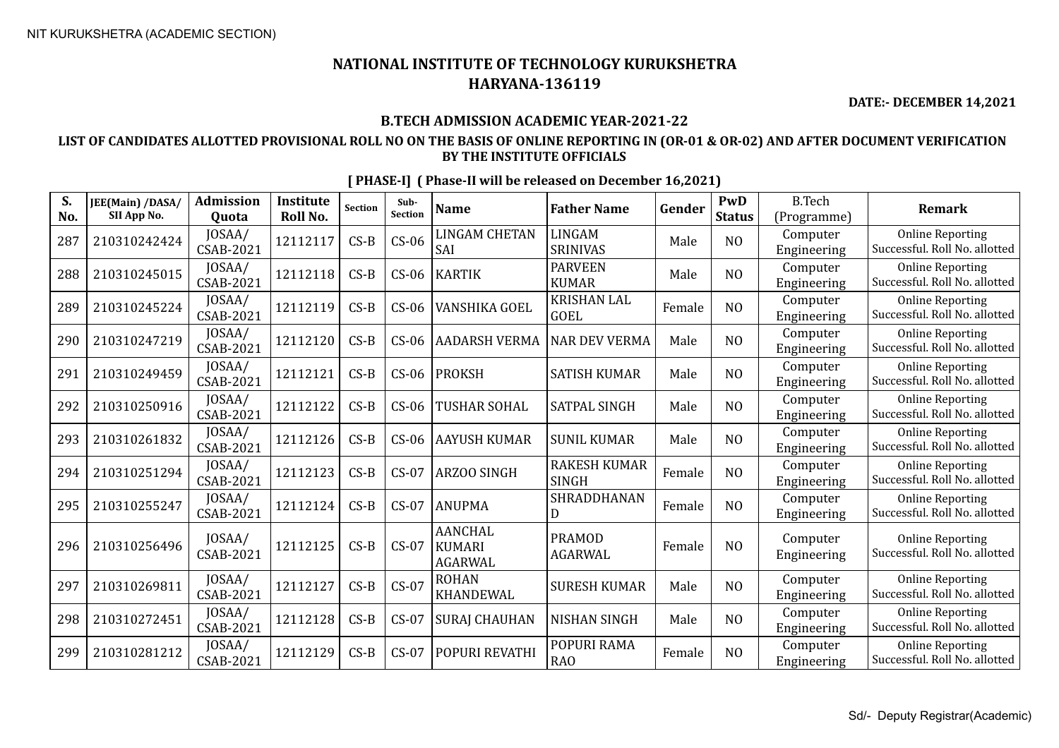NIT KURUKSHETRA (ACADEMIC SECTION)

# NATIONAL INSTITUTE OF TECHNOLOGY KURUKSHETRA
## HARYANA-136119

**DATE:- DECEMBER 14,2021**

### B.TECH ADMISSION ACADEMIC YEAR-2021-22

### LIST OF CANDIDATES ALLOTTED PROVISIONAL ROLL NO ON THE BASIS OF ONLINE REPORTING IN (OR-01 & OR-02) AND AFTER DOCUMENT VERIFICATION BY THE INSTITUTE OFFICIALS

**[ PHASE-I] ( Phase-II will be released on December 16,2021)**

| S. No. | JEE(Main) /DASA/ SII App No. | Admission Quota | Institute Roll No. | Section | Sub-Section | Name | Father Name | Gender | PwD Status | B.Tech (Programme) | Remark |
|---|---|---|---|---|---|---|---|---|---|---|---|
| 287 | 210310242424 | JOSAA/ CSAB-2021 | 12112117 | CS-B | CS-06 | LINGAM CHETAN SAI | LINGAM SRINIVAS | Male | NO | Computer Engineering | Online Reporting Successful. Roll No. allotted |
| 288 | 210310245015 | JOSAA/ CSAB-2021 | 12112118 | CS-B | CS-06 | KARTIK | PARVEEN KUMAR | Male | NO | Computer Engineering | Online Reporting Successful. Roll No. allotted |
| 289 | 210310245224 | JOSAA/ CSAB-2021 | 12112119 | CS-B | CS-06 | VANSHIKA GOEL | KRISHAN LAL GOEL | Female | NO | Computer Engineering | Online Reporting Successful. Roll No. allotted |
| 290 | 210310247219 | JOSAA/ CSAB-2021 | 12112120 | CS-B | CS-06 | AADARSH VERMA | NAR DEV VERMA | Male | NO | Computer Engineering | Online Reporting Successful. Roll No. allotted |
| 291 | 210310249459 | JOSAA/ CSAB-2021 | 12112121 | CS-B | CS-06 | PROKSH | SATISH KUMAR | Male | NO | Computer Engineering | Online Reporting Successful. Roll No. allotted |
| 292 | 210310250916 | JOSAA/ CSAB-2021 | 12112122 | CS-B | CS-06 | TUSHAR SOHAL | SATPAL SINGH | Male | NO | Computer Engineering | Online Reporting Successful. Roll No. allotted |
| 293 | 210310261832 | JOSAA/ CSAB-2021 | 12112126 | CS-B | CS-06 | AAYUSH KUMAR | SUNIL KUMAR | Male | NO | Computer Engineering | Online Reporting Successful. Roll No. allotted |
| 294 | 210310251294 | JOSAA/ CSAB-2021 | 12112123 | CS-B | CS-07 | ARZOO SINGH | RAKESH KUMAR SINGH | Female | NO | Computer Engineering | Online Reporting Successful. Roll No. allotted |
| 295 | 210310255247 | JOSAA/ CSAB-2021 | 12112124 | CS-B | CS-07 | ANUPMA | SHRADDHANAN D | Female | NO | Computer Engineering | Online Reporting Successful. Roll No. allotted |
| 296 | 210310256496 | JOSAA/ CSAB-2021 | 12112125 | CS-B | CS-07 | AANCHAL KUMARI AGARWAL | PRAMOD AGARWAL | Female | NO | Computer Engineering | Online Reporting Successful. Roll No. allotted |
| 297 | 210310269811 | JOSAA/ CSAB-2021 | 12112127 | CS-B | CS-07 | ROHAN KHANDEWAL | SURESH KUMAR | Male | NO | Computer Engineering | Online Reporting Successful. Roll No. allotted |
| 298 | 210310272451 | JOSAA/ CSAB-2021 | 12112128 | CS-B | CS-07 | SURAJ CHAUHAN | NISHAN SINGH | Male | NO | Computer Engineering | Online Reporting Successful. Roll No. allotted |
| 299 | 210310281212 | JOSAA/ CSAB-2021 | 12112129 | CS-B | CS-07 | POPURI REVATHI | POPURI RAMA RAO | Female | NO | Computer Engineering | Online Reporting Successful. Roll No. allotted |

Sd/- Deputy Registrar(Academic)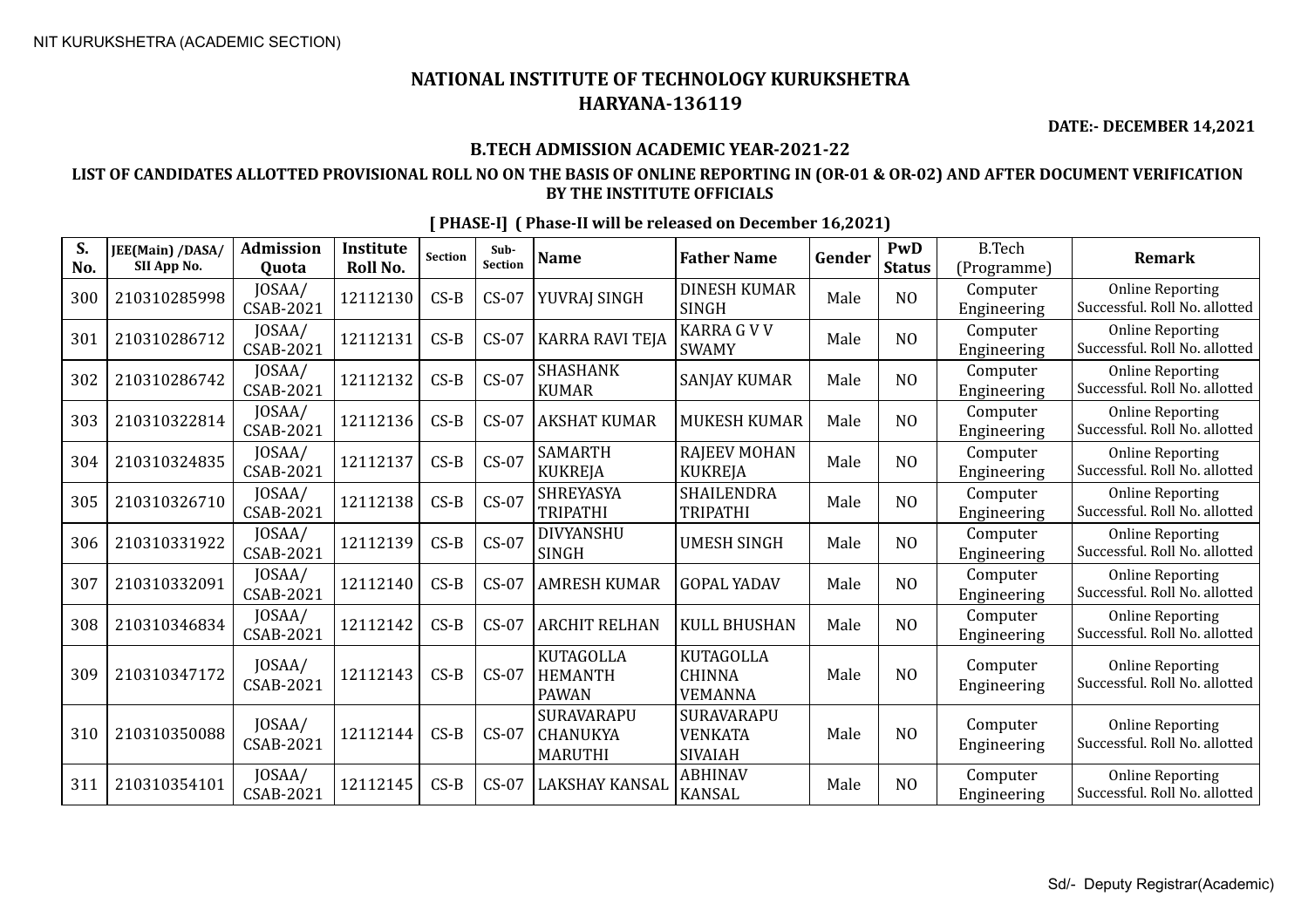NIT KURUKSHETRA (ACADEMIC SECTION)

# NATIONAL INSTITUTE OF TECHNOLOGY KURUKSHETRA
# HARYANA-136119

**DATE:- DECEMBER 14,2021**

## B.TECH ADMISSION ACADEMIC YEAR-2021-22

### LIST OF CANDIDATES ALLOTTED PROVISIONAL ROLL NO ON THE BASIS OF ONLINE REPORTING IN (OR-01 & OR-02) AND AFTER DOCUMENT VERIFICATION BY THE INSTITUTE OFFICIALS

**[ PHASE-I] ( Phase-II will be released on December 16,2021)**

| S. No. | JEE(Main) /DASA/ SII App No. | Admission Quota | Institute Roll No. | Section | Sub-Section | Name | Father Name | Gender | PwD Status | B.Tech (Programme) | Remark |
|---|---|---|---|---|---|---|---|---|---|---|---|
| 300 | 210310285998 | JOSAA/ CSAB-2021 | 12112130 | CS-B | CS-07 | YUVRAJ SINGH | DINESH KUMAR SINGH | Male | NO | Computer Engineering | Online Reporting Successful. Roll No. allotted |
| 301 | 210310286712 | JOSAA/ CSAB-2021 | 12112131 | CS-B | CS-07 | KARRA RAVI TEJA | KARRA G V V SWAMY | Male | NO | Computer Engineering | Online Reporting Successful. Roll No. allotted |
| 302 | 210310286742 | JOSAA/ CSAB-2021 | 12112132 | CS-B | CS-07 | SHASHANK KUMAR | SANJAY KUMAR | Male | NO | Computer Engineering | Online Reporting Successful. Roll No. allotted |
| 303 | 210310322814 | JOSAA/ CSAB-2021 | 12112136 | CS-B | CS-07 | AKSHAT KUMAR | MUKESH KUMAR | Male | NO | Computer Engineering | Online Reporting Successful. Roll No. allotted |
| 304 | 210310324835 | JOSAA/ CSAB-2021 | 12112137 | CS-B | CS-07 | SAMARTH KUKREJA | RAJEEV MOHAN KUKREJA | Male | NO | Computer Engineering | Online Reporting Successful. Roll No. allotted |
| 305 | 210310326710 | JOSAA/ CSAB-2021 | 12112138 | CS-B | CS-07 | SHREYASYA TRIPATHI | SHAILENDRA TRIPATHI | Male | NO | Computer Engineering | Online Reporting Successful. Roll No. allotted |
| 306 | 210310331922 | JOSAA/ CSAB-2021 | 12112139 | CS-B | CS-07 | DIVYANSHU SINGH | UMESH SINGH | Male | NO | Computer Engineering | Online Reporting Successful. Roll No. allotted |
| 307 | 210310332091 | JOSAA/ CSAB-2021 | 12112140 | CS-B | CS-07 | AMRESH KUMAR | GOPAL YADAV | Male | NO | Computer Engineering | Online Reporting Successful. Roll No. allotted |
| 308 | 210310346834 | JOSAA/ CSAB-2021 | 12112142 | CS-B | CS-07 | ARCHIT RELHAN | KULL BHUSHAN | Male | NO | Computer Engineering | Online Reporting Successful. Roll No. allotted |
| 309 | 210310347172 | JOSAA/ CSAB-2021 | 12112143 | CS-B | CS-07 | KUTAGOLLA HEMANTH PAWAN | KUTAGOLLA CHINNA VEMANNA | Male | NO | Computer Engineering | Online Reporting Successful. Roll No. allotted |
| 310 | 210310350088 | JOSAA/ CSAB-2021 | 12112144 | CS-B | CS-07 | SURAVARAPU CHANUKYA MARUTHI | SURAVARAPU VENKATA SIVAIAH | Male | NO | Computer Engineering | Online Reporting Successful. Roll No. allotted |
| 311 | 210310354101 | JOSAA/ CSAB-2021 | 12112145 | CS-B | CS-07 | LAKSHAY KANSAL | ABHINAV KANSAL | Male | NO | Computer Engineering | Online Reporting Successful. Roll No. allotted |

Sd/- Deputy Registrar(Academic)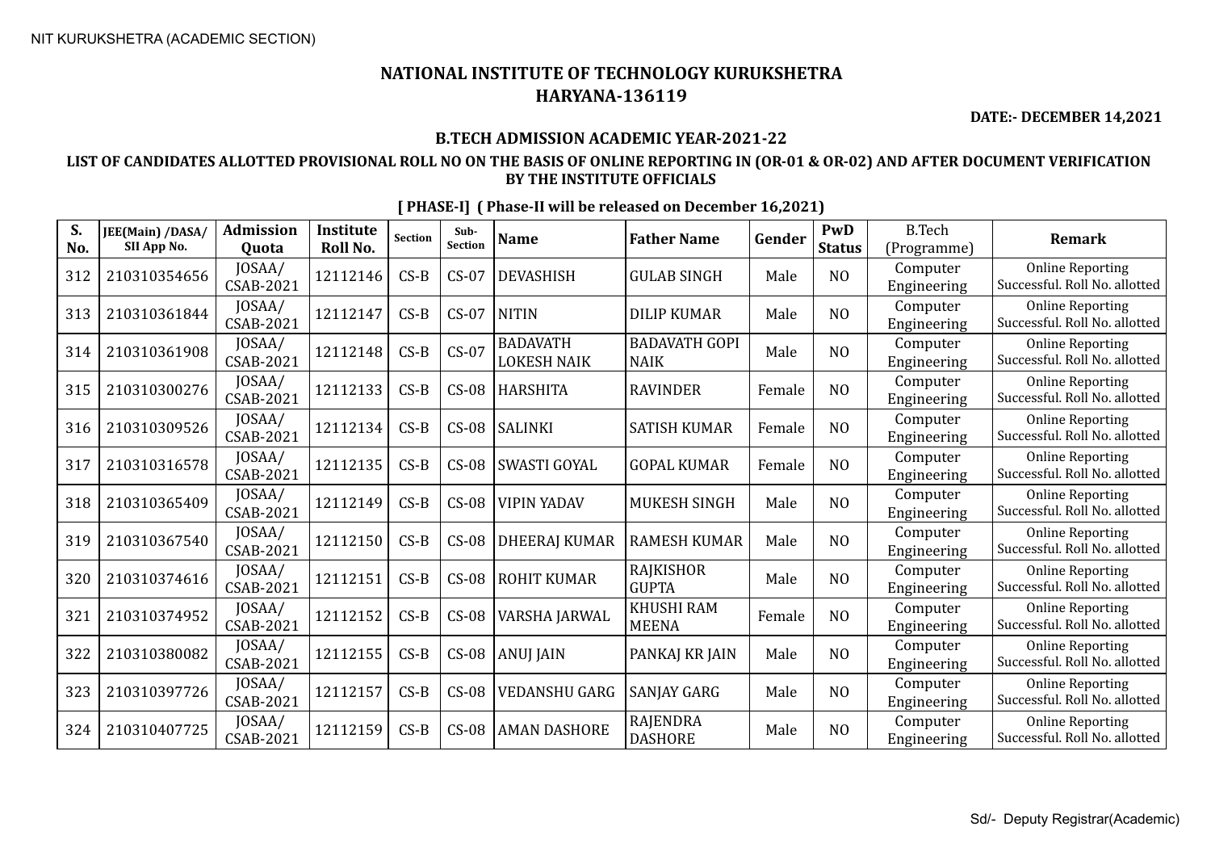NIT KURUKSHETRA (ACADEMIC SECTION)

# NATIONAL INSTITUTE OF TECHNOLOGY KURUKSHETRA
## HARYANA-136119

**DATE:- DECEMBER 14,2021**

### B.TECH ADMISSION ACADEMIC YEAR-2021-22

### LIST OF CANDIDATES ALLOTTED PROVISIONAL ROLL NO ON THE BASIS OF ONLINE REPORTING IN (OR-01 & OR-02) AND AFTER DOCUMENT VERIFICATION BY THE INSTITUTE OFFICIALS

**[ PHASE-I] ( Phase-II will be released on December 16,2021)**

| S. No. | JEE(Main) /DASA/ SII App No. | Admission Quota | Institute Roll No. | Section | Sub-Section | Name | Father Name | Gender | PwD Status | B.Tech (Programme) | Remark |
|---|---|---|---|---|---|---|---|---|---|---|---|
| 312 | 210310354656 | JOSAA/ CSAB-2021 | 12112146 | CS-B | CS-07 | DEVASHISH | GULAB SINGH | Male | NO | Computer Engineering | Online Reporting Successful. Roll No. allotted |
| 313 | 210310361844 | JOSAA/ CSAB-2021 | 12112147 | CS-B | CS-07 | NITIN | DILIP KUMAR | Male | NO | Computer Engineering | Online Reporting Successful. Roll No. allotted |
| 314 | 210310361908 | JOSAA/ CSAB-2021 | 12112148 | CS-B | CS-07 | BADAVATH LOKESH NAIK | BADAVATH GOPI NAIK | Male | NO | Computer Engineering | Online Reporting Successful. Roll No. allotted |
| 315 | 210310300276 | JOSAA/ CSAB-2021 | 12112133 | CS-B | CS-08 | HARSHITA | RAVINDER | Female | NO | Computer Engineering | Online Reporting Successful. Roll No. allotted |
| 316 | 210310309526 | JOSAA/ CSAB-2021 | 12112134 | CS-B | CS-08 | SALINKI | SATISH KUMAR | Female | NO | Computer Engineering | Online Reporting Successful. Roll No. allotted |
| 317 | 210310316578 | JOSAA/ CSAB-2021 | 12112135 | CS-B | CS-08 | SWASTI GOYAL | GOPAL KUMAR | Female | NO | Computer Engineering | Online Reporting Successful. Roll No. allotted |
| 318 | 210310365409 | JOSAA/ CSAB-2021 | 12112149 | CS-B | CS-08 | VIPIN YADAV | MUKESH SINGH | Male | NO | Computer Engineering | Online Reporting Successful. Roll No. allotted |
| 319 | 210310367540 | JOSAA/ CSAB-2021 | 12112150 | CS-B | CS-08 | DHEERAJ KUMAR | RAMESH KUMAR | Male | NO | Computer Engineering | Online Reporting Successful. Roll No. allotted |
| 320 | 210310374616 | JOSAA/ CSAB-2021 | 12112151 | CS-B | CS-08 | ROHIT KUMAR | RAJKISHOR GUPTA | Male | NO | Computer Engineering | Online Reporting Successful. Roll No. allotted |
| 321 | 210310374952 | JOSAA/ CSAB-2021 | 12112152 | CS-B | CS-08 | VARSHA JARWAL | KHUSHI RAM MEENA | Female | NO | Computer Engineering | Online Reporting Successful. Roll No. allotted |
| 322 | 210310380082 | JOSAA/ CSAB-2021 | 12112155 | CS-B | CS-08 | ANUJ JAIN | PANKAJ KR JAIN | Male | NO | Computer Engineering | Online Reporting Successful. Roll No. allotted |
| 323 | 210310397726 | JOSAA/ CSAB-2021 | 12112157 | CS-B | CS-08 | VEDANSHU GARG | SANJAY GARG | Male | NO | Computer Engineering | Online Reporting Successful. Roll No. allotted |
| 324 | 210310407725 | JOSAA/ CSAB-2021 | 12112159 | CS-B | CS-08 | AMAN DASHORE | RAJENDRA DASHORE | Male | NO | Computer Engineering | Online Reporting Successful. Roll No. allotted |

Sd/- Deputy Registrar(Academic)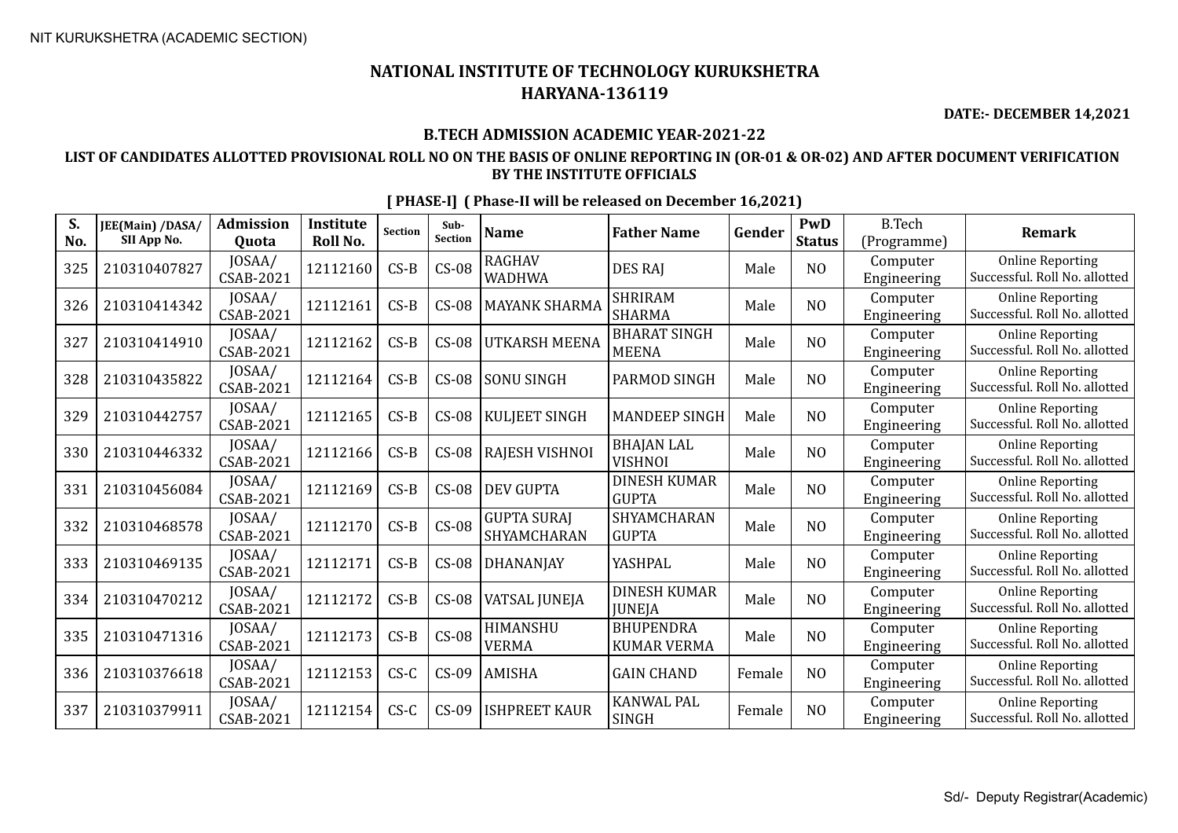NIT KURUKSHETRA (ACADEMIC SECTION)

# NATIONAL INSTITUTE OF TECHNOLOGY KURUKSHETRA
## HARYANA-136119

**DATE:- DECEMBER 14,2021**

### B.TECH ADMISSION ACADEMIC YEAR-2021-22

### LIST OF CANDIDATES ALLOTTED PROVISIONAL ROLL NO ON THE BASIS OF ONLINE REPORTING IN (OR-01 & OR-02) AND AFTER DOCUMENT VERIFICATION BY THE INSTITUTE OFFICIALS

**[ PHASE-I] ( Phase-II will be released on December 16,2021)**

| S. No. | JEE(Main) /DASA/ SII App No. | Admission Quota | Institute Roll No. | Section | Sub-Section | Name | Father Name | Gender | PwD Status | B.Tech (Programme) | Remark |
|---|---|---|---|---|---|---|---|---|---|---|---|
| 325 | 210310407827 | JOSAA/ CSAB-2021 | 12112160 | CS-B | CS-08 | RAGHAV WADHWA | DES RAJ | Male | NO | Computer Engineering | Online Reporting Successful. Roll No. allotted |
| 326 | 210310414342 | JOSAA/ CSAB-2021 | 12112161 | CS-B | CS-08 | MAYANK SHARMA | SHRIRAM SHARMA | Male | NO | Computer Engineering | Online Reporting Successful. Roll No. allotted |
| 327 | 210310414910 | JOSAA/ CSAB-2021 | 12112162 | CS-B | CS-08 | UTKARSH MEENA | BHARAT SINGH MEENA | Male | NO | Computer Engineering | Online Reporting Successful. Roll No. allotted |
| 328 | 210310435822 | JOSAA/ CSAB-2021 | 12112164 | CS-B | CS-08 | SONU SINGH | PARMOD SINGH | Male | NO | Computer Engineering | Online Reporting Successful. Roll No. allotted |
| 329 | 210310442757 | JOSAA/ CSAB-2021 | 12112165 | CS-B | CS-08 | KULJEET SINGH | MANDEEP SINGH | Male | NO | Computer Engineering | Online Reporting Successful. Roll No. allotted |
| 330 | 210310446332 | JOSAA/ CSAB-2021 | 12112166 | CS-B | CS-08 | RAJESH VISHNOI | BHAJAN LAL VISHNOI | Male | NO | Computer Engineering | Online Reporting Successful. Roll No. allotted |
| 331 | 210310456084 | JOSAA/ CSAB-2021 | 12112169 | CS-B | CS-08 | DEV GUPTA | DINESH KUMAR GUPTA | Male | NO | Computer Engineering | Online Reporting Successful. Roll No. allotted |
| 332 | 210310468578 | JOSAA/ CSAB-2021 | 12112170 | CS-B | CS-08 | GUPTA SURAJ SHYAMCHARAN | SHYAMCHARAN GUPTA | Male | NO | Computer Engineering | Online Reporting Successful. Roll No. allotted |
| 333 | 210310469135 | JOSAA/ CSAB-2021 | 12112171 | CS-B | CS-08 | DHANANJAY | YASHPAL | Male | NO | Computer Engineering | Online Reporting Successful. Roll No. allotted |
| 334 | 210310470212 | JOSAA/ CSAB-2021 | 12112172 | CS-B | CS-08 | VATSAL JUNEJA | DINESH KUMAR JUNEJA | Male | NO | Computer Engineering | Online Reporting Successful. Roll No. allotted |
| 335 | 210310471316 | JOSAA/ CSAB-2021 | 12112173 | CS-B | CS-08 | HIMANSHU VERMA | BHUPENDRA KUMAR VERMA | Male | NO | Computer Engineering | Online Reporting Successful. Roll No. allotted |
| 336 | 210310376618 | JOSAA/ CSAB-2021 | 12112153 | CS-C | CS-09 | AMISHA | GAIN CHAND | Female | NO | Computer Engineering | Online Reporting Successful. Roll No. allotted |
| 337 | 210310379911 | JOSAA/ CSAB-2021 | 12112154 | CS-C | CS-09 | ISHPREET KAUR | KANWAL PAL SINGH | Female | NO | Computer Engineering | Online Reporting Successful. Roll No. allotted |

Sd/- Deputy Registrar(Academic)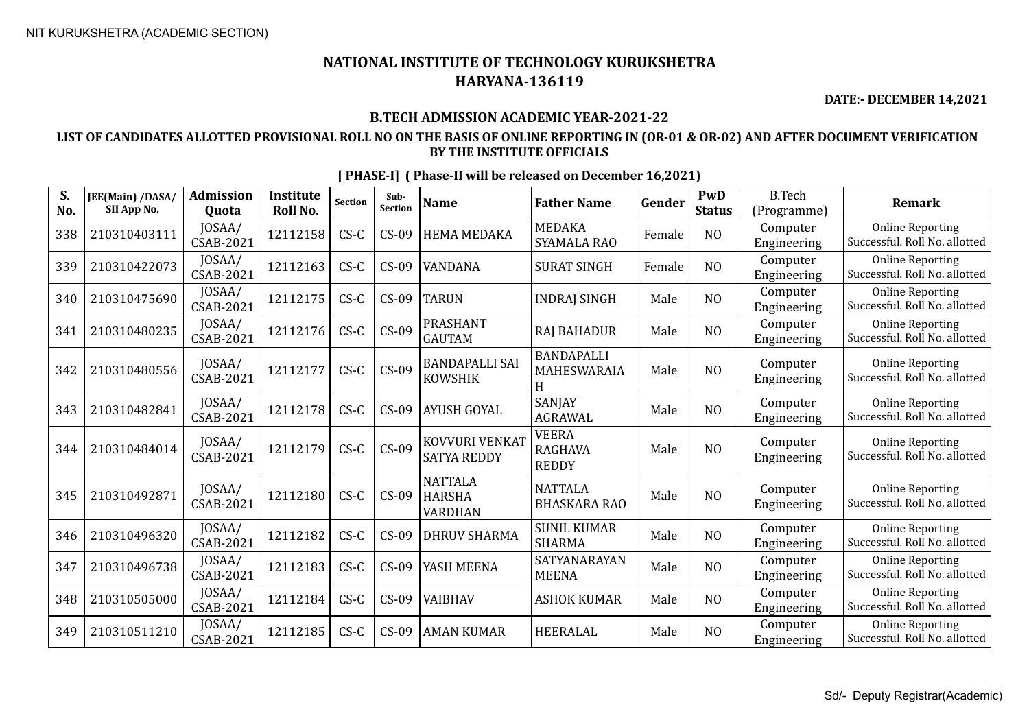NIT KURUKSHETRA (ACADEMIC SECTION)

# NATIONAL INSTITUTE OF TECHNOLOGY KURUKSHETRA
# HARYANA-136119

**DATE:- DECEMBER 14,2021**

## B.TECH ADMISSION ACADEMIC YEAR-2021-22

### LIST OF CANDIDATES ALLOTTED PROVISIONAL ROLL NO ON THE BASIS OF ONLINE REPORTING IN (OR-01 & OR-02) AND AFTER DOCUMENT VERIFICATION BY THE INSTITUTE OFFICIALS

**[ PHASE-I] ( Phase-II will be released on December 16,2021)**

| S. No. | JEE(Main) /DASA/ SII App No. | Admission Quota | Institute Roll No. | Section | Sub-Section | Name | Father Name | Gender | PwD Status | B.Tech (Programme) | Remark |
|---|---|---|---|---|---|---|---|---|---|---|---|
| 338 | 210310403111 | JOSAA/ CSAB-2021 | 12112158 | CS-C | CS-09 | HEMA MEDAKA | MEDAKA SYAMALA RAO | Female | NO | Computer Engineering | Online Reporting Successful. Roll No. allotted |
| 339 | 210310422073 | JOSAA/ CSAB-2021 | 12112163 | CS-C | CS-09 | VANDANA | SURAT SINGH | Female | NO | Computer Engineering | Online Reporting Successful. Roll No. allotted |
| 340 | 210310475690 | JOSAA/ CSAB-2021 | 12112175 | CS-C | CS-09 | TARUN | INDRAJ SINGH | Male | NO | Computer Engineering | Online Reporting Successful. Roll No. allotted |
| 341 | 210310480235 | JOSAA/ CSAB-2021 | 12112176 | CS-C | CS-09 | PRASHANT GAUTAM | RAJ BAHADUR | Male | NO | Computer Engineering | Online Reporting Successful. Roll No. allotted |
| 342 | 210310480556 | JOSAA/ CSAB-2021 | 12112177 | CS-C | CS-09 | BANDAPALLI SAI KOWSHIK | BANDAPALLI MAHESWARAIA H | Male | NO | Computer Engineering | Online Reporting Successful. Roll No. allotted |
| 343 | 210310482841 | JOSAA/ CSAB-2021 | 12112178 | CS-C | CS-09 | AYUSH GOYAL | SANJAY AGRAWAL | Male | NO | Computer Engineering | Online Reporting Successful. Roll No. allotted |
| 344 | 210310484014 | JOSAA/ CSAB-2021 | 12112179 | CS-C | CS-09 | KOVVURI VENKAT SATYA REDDY | VEERA RAGHAVA REDDY | Male | NO | Computer Engineering | Online Reporting Successful. Roll No. allotted |
| 345 | 210310492871 | JOSAA/ CSAB-2021 | 12112180 | CS-C | CS-09 | NATTALA HARSHA VARDHAN | NATTALA BHASKARA RAO | Male | NO | Computer Engineering | Online Reporting Successful. Roll No. allotted |
| 346 | 210310496320 | JOSAA/ CSAB-2021 | 12112182 | CS-C | CS-09 | DHRUV SHARMA | SUNIL KUMAR SHARMA | Male | NO | Computer Engineering | Online Reporting Successful. Roll No. allotted |
| 347 | 210310496738 | JOSAA/ CSAB-2021 | 12112183 | CS-C | CS-09 | YASH MEENA | SATYANARAYAN MEENA | Male | NO | Computer Engineering | Online Reporting Successful. Roll No. allotted |
| 348 | 210310505000 | JOSAA/ CSAB-2021 | 12112184 | CS-C | CS-09 | VAIBHAV | ASHOK KUMAR | Male | NO | Computer Engineering | Online Reporting Successful. Roll No. allotted |
| 349 | 210310511210 | JOSAA/ CSAB-2021 | 12112185 | CS-C | CS-09 | AMAN KUMAR | HEERALAL | Male | NO | Computer Engineering | Online Reporting Successful. Roll No. allotted |

Sd/- Deputy Registrar(Academic)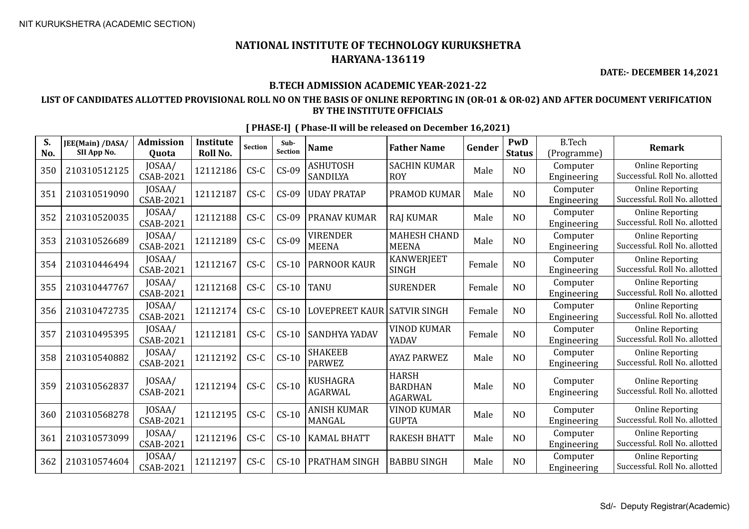NIT KURUKSHETRA (ACADEMIC SECTION)

# NATIONAL INSTITUTE OF TECHNOLOGY KURUKSHETRA
## HARYANA-136119

**DATE:- DECEMBER 14,2021**

### B.TECH ADMISSION ACADEMIC YEAR-2021-22

### LIST OF CANDIDATES ALLOTTED PROVISIONAL ROLL NO ON THE BASIS OF ONLINE REPORTING IN (OR-01 & OR-02) AND AFTER DOCUMENT VERIFICATION BY THE INSTITUTE OFFICIALS

**[ PHASE-I] ( Phase-II will be released on December 16,2021)**

| S. No. | JEE(Main) /DASA/ SII App No. | Admission Quota | Institute Roll No. | Section | Sub-Section | Name | Father Name | Gender | PwD Status | B.Tech (Programme) | Remark |
|---|---|---|---|---|---|---|---|---|---|---|---|
| 350 | 210310512125 | JOSAA/ CSAB-2021 | 12112186 | CS-C | CS-09 | ASHUTOSH SANDILYA | SACHIN KUMAR ROY | Male | NO | Computer Engineering | Online Reporting Successful. Roll No. allotted |
| 351 | 210310519090 | JOSAA/ CSAB-2021 | 12112187 | CS-C | CS-09 | UDAY PRATAP | PRAMOD KUMAR | Male | NO | Computer Engineering | Online Reporting Successful. Roll No. allotted |
| 352 | 210310520035 | JOSAA/ CSAB-2021 | 12112188 | CS-C | CS-09 | PRANAV KUMAR | RAJ KUMAR | Male | NO | Computer Engineering | Online Reporting Successful. Roll No. allotted |
| 353 | 210310526689 | JOSAA/ CSAB-2021 | 12112189 | CS-C | CS-09 | VIRENDER MEENA | MAHESH CHAND MEENA | Male | NO | Computer Engineering | Online Reporting Successful. Roll No. allotted |
| 354 | 210310446494 | JOSAA/ CSAB-2021 | 12112167 | CS-C | CS-10 | PARNOOR KAUR | KANWERJEET SINGH | Female | NO | Computer Engineering | Online Reporting Successful. Roll No. allotted |
| 355 | 210310447767 | JOSAA/ CSAB-2021 | 12112168 | CS-C | CS-10 | TANU | SURENDER | Female | NO | Computer Engineering | Online Reporting Successful. Roll No. allotted |
| 356 | 210310472735 | JOSAA/ CSAB-2021 | 12112174 | CS-C | CS-10 | LOVEPREET KAUR | SATVIR SINGH | Female | NO | Computer Engineering | Online Reporting Successful. Roll No. allotted |
| 357 | 210310495395 | JOSAA/ CSAB-2021 | 12112181 | CS-C | CS-10 | SANDHYA YADAV | VINOD KUMAR YADAV | Female | NO | Computer Engineering | Online Reporting Successful. Roll No. allotted |
| 358 | 210310540882 | JOSAA/ CSAB-2021 | 12112192 | CS-C | CS-10 | SHAKEEB PARWEZ | AYAZ PARWEZ | Male | NO | Computer Engineering | Online Reporting Successful. Roll No. allotted |
| 359 | 210310562837 | JOSAA/ CSAB-2021 | 12112194 | CS-C | CS-10 | KUSHAGRA AGARWAL | HARSH BARDHAN AGARWAL | Male | NO | Computer Engineering | Online Reporting Successful. Roll No. allotted |
| 360 | 210310568278 | JOSAA/ CSAB-2021 | 12112195 | CS-C | CS-10 | ANISH KUMAR MANGAL | VINOD KUMAR GUPTA | Male | NO | Computer Engineering | Online Reporting Successful. Roll No. allotted |
| 361 | 210310573099 | JOSAA/ CSAB-2021 | 12112196 | CS-C | CS-10 | KAMAL BHATT | RAKESH BHATT | Male | NO | Computer Engineering | Online Reporting Successful. Roll No. allotted |
| 362 | 210310574604 | JOSAA/ CSAB-2021 | 12112197 | CS-C | CS-10 | PRATHAM SINGH | BABBU SINGH | Male | NO | Computer Engineering | Online Reporting Successful. Roll No. allotted |

Sd/- Deputy Registrar(Academic)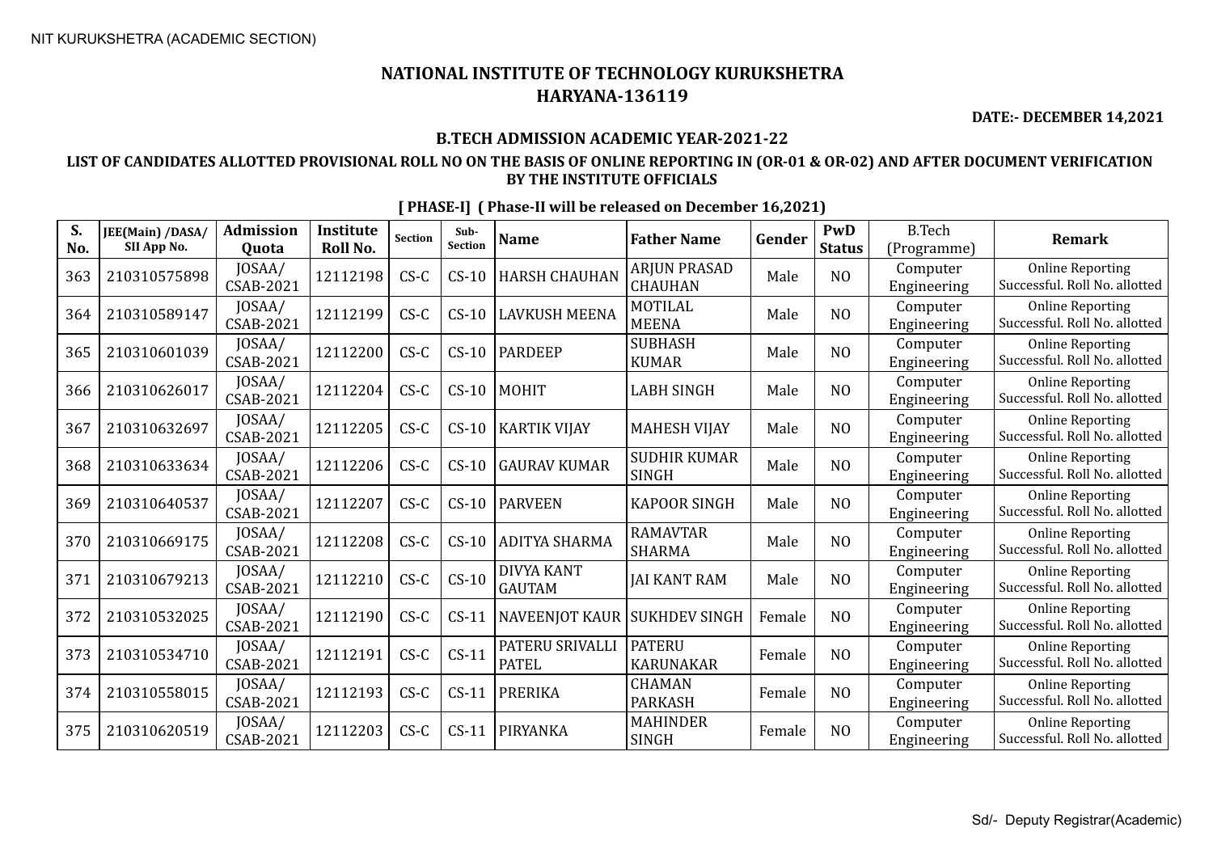# NATIONAL INSTITUTE OF TECHNOLOGY KURUKSHETRA
## HARYANA-136119

**DATE:- DECEMBER 14,2021**

### B.TECH ADMISSION ACADEMIC YEAR-2021-22

**LIST OF CANDIDATES ALLOTTED PROVISIONAL ROLL NO ON THE BASIS OF ONLINE REPORTING IN (OR-01 & OR-02) AND AFTER DOCUMENT VERIFICATION BY THE INSTITUTE OFFICIALS**

**[ PHASE-I] ( Phase-II will be released on December 16,2021)**

| S. No. | JEE(Main) /DASA/ SII App No. | Admission Quota | Institute Roll No. | Section | Sub-Section | Name | Father Name | Gender | PwD Status | B.Tech (Programme) | Remark |
|---|---|---|---|---|---|---|---|---|---|---|---|
| 363 | 210310575898 | JOSAA/ CSAB-2021 | 12112198 | CS-C | CS-10 | HARSH CHAUHAN | ARJUN PRASAD CHAUHAN | Male | NO | Computer Engineering | Online Reporting Successful. Roll No. allotted |
| 364 | 210310589147 | JOSAA/ CSAB-2021 | 12112199 | CS-C | CS-10 | LAVKUSH MEENA | MOTILAL MEENA | Male | NO | Computer Engineering | Online Reporting Successful. Roll No. allotted |
| 365 | 210310601039 | JOSAA/ CSAB-2021 | 12112200 | CS-C | CS-10 | PARDEEP | SUBHASH KUMAR | Male | NO | Computer Engineering | Online Reporting Successful. Roll No. allotted |
| 366 | 210310626017 | JOSAA/ CSAB-2021 | 12112204 | CS-C | CS-10 | MOHIT | LABH SINGH | Male | NO | Computer Engineering | Online Reporting Successful. Roll No. allotted |
| 367 | 210310632697 | JOSAA/ CSAB-2021 | 12112205 | CS-C | CS-10 | KARTIK VIJAY | MAHESH VIJAY | Male | NO | Computer Engineering | Online Reporting Successful. Roll No. allotted |
| 368 | 210310633634 | JOSAA/ CSAB-2021 | 12112206 | CS-C | CS-10 | GAURAV KUMAR | SUDHIR KUMAR SINGH | Male | NO | Computer Engineering | Online Reporting Successful. Roll No. allotted |
| 369 | 210310640537 | JOSAA/ CSAB-2021 | 12112207 | CS-C | CS-10 | PARVEEN | KAPOOR SINGH | Male | NO | Computer Engineering | Online Reporting Successful. Roll No. allotted |
| 370 | 210310669175 | JOSAA/ CSAB-2021 | 12112208 | CS-C | CS-10 | ADITYA SHARMA | RAMAVTAR SHARMA | Male | NO | Computer Engineering | Online Reporting Successful. Roll No. allotted |
| 371 | 210310679213 | JOSAA/ CSAB-2021 | 12112210 | CS-C | CS-10 | DIVYA KANT GAUTAM | JAI KANT RAM | Male | NO | Computer Engineering | Online Reporting Successful. Roll No. allotted |
| 372 | 210310532025 | JOSAA/ CSAB-2021 | 12112190 | CS-C | CS-11 | NAVEENJOT KAUR | SUKHDEV SINGH | Female | NO | Computer Engineering | Online Reporting Successful. Roll No. allotted |
| 373 | 210310534710 | JOSAA/ CSAB-2021 | 12112191 | CS-C | CS-11 | PATERU SRIVALLI PATEL | PATERU KARUNAKAR | Female | NO | Computer Engineering | Online Reporting Successful. Roll No. allotted |
| 374 | 210310558015 | JOSAA/ CSAB-2021 | 12112193 | CS-C | CS-11 | PRERIKA | CHAMAN PARKASH | Female | NO | Computer Engineering | Online Reporting Successful. Roll No. allotted |
| 375 | 210310620519 | JOSAA/ CSAB-2021 | 12112203 | CS-C | CS-11 | PIRYANKA | MAHINDER SINGH | Female | NO | Computer Engineering | Online Reporting Successful. Roll No. allotted |

Sd/- Deputy Registrar(Academic)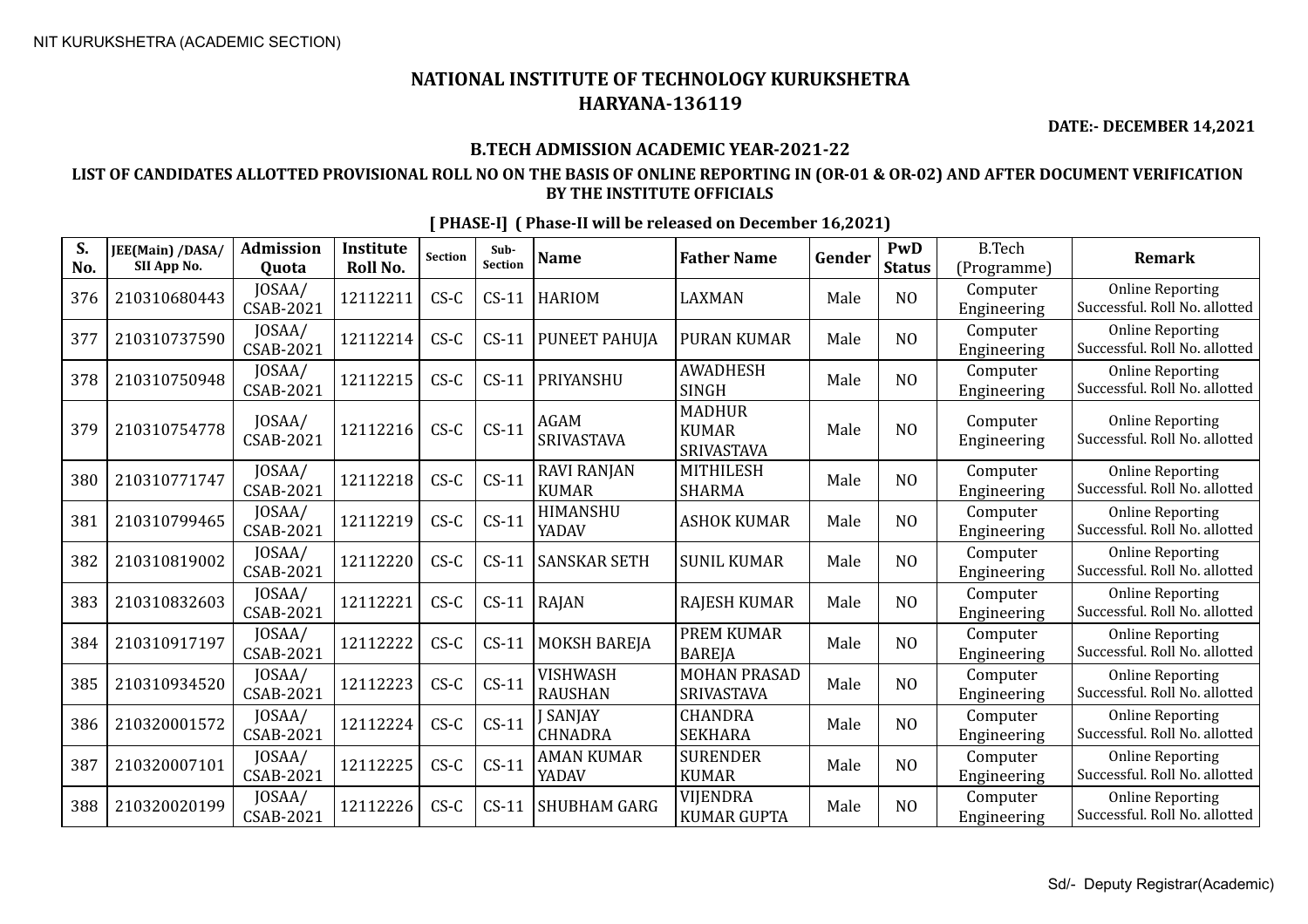# NATIONAL INSTITUTE OF TECHNOLOGY KURUKSHETRA
## HARYANA-136119

**DATE:- DECEMBER 14,2021**

### B.TECH ADMISSION ACADEMIC YEAR-2021-22

**LIST OF CANDIDATES ALLOTTED PROVISIONAL ROLL NO ON THE BASIS OF ONLINE REPORTING IN (OR-01 & OR-02) AND AFTER DOCUMENT VERIFICATION BY THE INSTITUTE OFFICIALS**

**[ PHASE-I] ( Phase-II will be released on December 16,2021)**

| S. No. | JEE(Main) /DASA/ SII App No. | Admission Quota | Institute Roll No. | Section | Sub-Section | Name | Father Name | Gender | PwD Status | B.Tech (Programme) | Remark |
|---|---|---|---|---|---|---|---|---|---|---|---|
| 376 | 210310680443 | JOSAA/ CSAB-2021 | 12112211 | CS-C | CS-11 | HARIOM | LAXMAN | Male | NO | Computer Engineering | Online Reporting Successful. Roll No. allotted |
| 377 | 210310737590 | JOSAA/ CSAB-2021 | 12112214 | CS-C | CS-11 | PUNEET PAHUJA | PURAN KUMAR | Male | NO | Computer Engineering | Online Reporting Successful. Roll No. allotted |
| 378 | 210310750948 | JOSAA/ CSAB-2021 | 12112215 | CS-C | CS-11 | PRIYANSHU | AWADHESH SINGH | Male | NO | Computer Engineering | Online Reporting Successful. Roll No. allotted |
| 379 | 210310754778 | JOSAA/ CSAB-2021 | 12112216 | CS-C | CS-11 | AGAM SRIVASTAVA | MADHUR KUMAR SRIVASTAVA | Male | NO | Computer Engineering | Online Reporting Successful. Roll No. allotted |
| 380 | 210310771747 | JOSAA/ CSAB-2021 | 12112218 | CS-C | CS-11 | RAVI RANJAN KUMAR | MITHILESH SHARMA | Male | NO | Computer Engineering | Online Reporting Successful. Roll No. allotted |
| 381 | 210310799465 | JOSAA/ CSAB-2021 | 12112219 | CS-C | CS-11 | HIMANSHU YADAV | ASHOK KUMAR | Male | NO | Computer Engineering | Online Reporting Successful. Roll No. allotted |
| 382 | 210310819002 | JOSAA/ CSAB-2021 | 12112220 | CS-C | CS-11 | SANSKAR SETH | SUNIL KUMAR | Male | NO | Computer Engineering | Online Reporting Successful. Roll No. allotted |
| 383 | 210310832603 | JOSAA/ CSAB-2021 | 12112221 | CS-C | CS-11 | RAJAN | RAJESH KUMAR | Male | NO | Computer Engineering | Online Reporting Successful. Roll No. allotted |
| 384 | 210310917197 | JOSAA/ CSAB-2021 | 12112222 | CS-C | CS-11 | MOKSH BAREJA | PREM KUMAR BAREJA | Male | NO | Computer Engineering | Online Reporting Successful. Roll No. allotted |
| 385 | 210310934520 | JOSAA/ CSAB-2021 | 12112223 | CS-C | CS-11 | VISHWASH RAUSHAN | MOHAN PRASAD SRIVASTAVA | Male | NO | Computer Engineering | Online Reporting Successful. Roll No. allotted |
| 386 | 210320001572 | JOSAA/ CSAB-2021 | 12112224 | CS-C | CS-11 | J SANJAY CHNADRA | CHANDRA SEKHARA | Male | NO | Computer Engineering | Online Reporting Successful. Roll No. allotted |
| 387 | 210320007101 | JOSAA/ CSAB-2021 | 12112225 | CS-C | CS-11 | AMAN KUMAR YADAV | SURENDER KUMAR | Male | NO | Computer Engineering | Online Reporting Successful. Roll No. allotted |
| 388 | 210320020199 | JOSAA/ CSAB-2021 | 12112226 | CS-C | CS-11 | SHUBHAM GARG | VIJENDRA KUMAR GUPTA | Male | NO | Computer Engineering | Online Reporting Successful. Roll No. allotted |

Sd/- Deputy Registrar(Academic)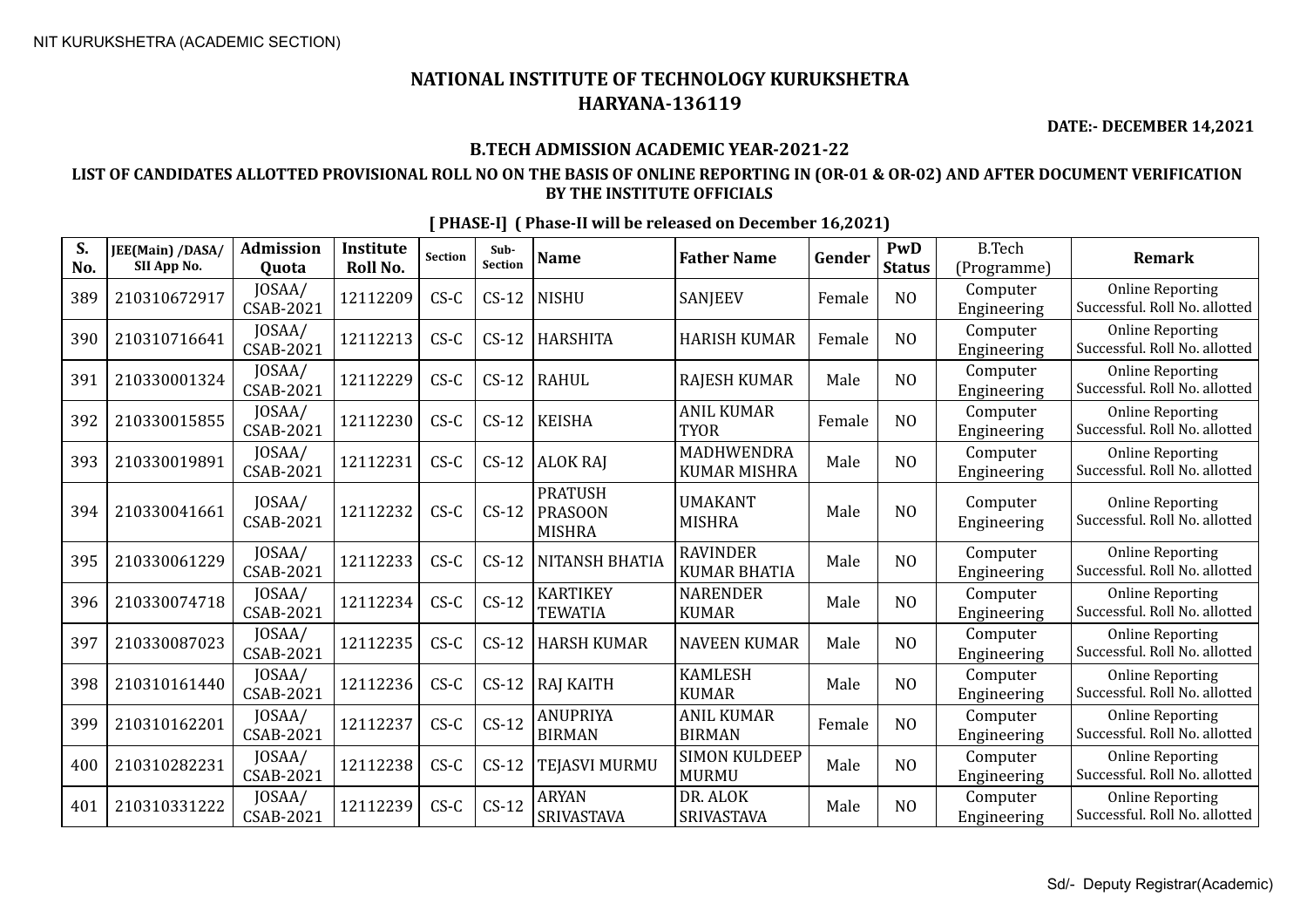NIT KURUKSHETRA (ACADEMIC SECTION)

# NATIONAL INSTITUTE OF TECHNOLOGY KURUKSHETRA
## HARYANA-136119

**DATE:- DECEMBER 14,2021**

### B.TECH ADMISSION ACADEMIC YEAR-2021-22

### LIST OF CANDIDATES ALLOTTED PROVISIONAL ROLL NO ON THE BASIS OF ONLINE REPORTING IN (OR-01 & OR-02) AND AFTER DOCUMENT VERIFICATION BY THE INSTITUTE OFFICIALS

**[ PHASE-I] ( Phase-II will be released on December 16,2021)**

| S. No. | JEE(Main) /DASA/ SII App No. | Admission Quota | Institute Roll No. | Section | Sub-Section | Name | Father Name | Gender | PwD Status | B.Tech (Programme) | Remark |
|---|---|---|---|---|---|---|---|---|---|---|---|
| 389 | 210310672917 | JOSAA/ CSAB-2021 | 12112209 | CS-C | CS-12 | NISHU | SANJEEV | Female | NO | Computer Engineering | Online Reporting Successful. Roll No. allotted |
| 390 | 210310716641 | JOSAA/ CSAB-2021 | 12112213 | CS-C | CS-12 | HARSHITA | HARISH KUMAR | Female | NO | Computer Engineering | Online Reporting Successful. Roll No. allotted |
| 391 | 210330001324 | JOSAA/ CSAB-2021 | 12112229 | CS-C | CS-12 | RAHUL | RAJESH KUMAR | Male | NO | Computer Engineering | Online Reporting Successful. Roll No. allotted |
| 392 | 210330015855 | JOSAA/ CSAB-2021 | 12112230 | CS-C | CS-12 | KEISHA | ANIL KUMAR TYOR | Female | NO | Computer Engineering | Online Reporting Successful. Roll No. allotted |
| 393 | 210330019891 | JOSAA/ CSAB-2021 | 12112231 | CS-C | CS-12 | ALOK RAJ | MADHWENDRA KUMAR MISHRA | Male | NO | Computer Engineering | Online Reporting Successful. Roll No. allotted |
| 394 | 210330041661 | JOSAA/ CSAB-2021 | 12112232 | CS-C | CS-12 | PRATUSH PRASOON MISHRA | UMAKANT MISHRA | Male | NO | Computer Engineering | Online Reporting Successful. Roll No. allotted |
| 395 | 210330061229 | JOSAA/ CSAB-2021 | 12112233 | CS-C | CS-12 | NITANSH BHATIA | RAVINDER KUMAR BHATIA | Male | NO | Computer Engineering | Online Reporting Successful. Roll No. allotted |
| 396 | 210330074718 | JOSAA/ CSAB-2021 | 12112234 | CS-C | CS-12 | KARTIKEY TEWATIA | NARENDER KUMAR | Male | NO | Computer Engineering | Online Reporting Successful. Roll No. allotted |
| 397 | 210330087023 | JOSAA/ CSAB-2021 | 12112235 | CS-C | CS-12 | HARSH KUMAR | NAVEEN KUMAR | Male | NO | Computer Engineering | Online Reporting Successful. Roll No. allotted |
| 398 | 210310161440 | JOSAA/ CSAB-2021 | 12112236 | CS-C | CS-12 | RAJ KAITH | KAMLESH KUMAR | Male | NO | Computer Engineering | Online Reporting Successful. Roll No. allotted |
| 399 | 210310162201 | JOSAA/ CSAB-2021 | 12112237 | CS-C | CS-12 | ANUPRIYA BIRMAN | ANIL KUMAR BIRMAN | Female | NO | Computer Engineering | Online Reporting Successful. Roll No. allotted |
| 400 | 210310282231 | JOSAA/ CSAB-2021 | 12112238 | CS-C | CS-12 | TEJASVI MURMU | SIMON KULDEEP MURMU | Male | NO | Computer Engineering | Online Reporting Successful. Roll No. allotted |
| 401 | 210310331222 | JOSAA/ CSAB-2021 | 12112239 | CS-C | CS-12 | ARYAN SRIVASTAVA | DR. ALOK SRIVASTAVA | Male | NO | Computer Engineering | Online Reporting Successful. Roll No. allotted |

Sd/- Deputy Registrar(Academic)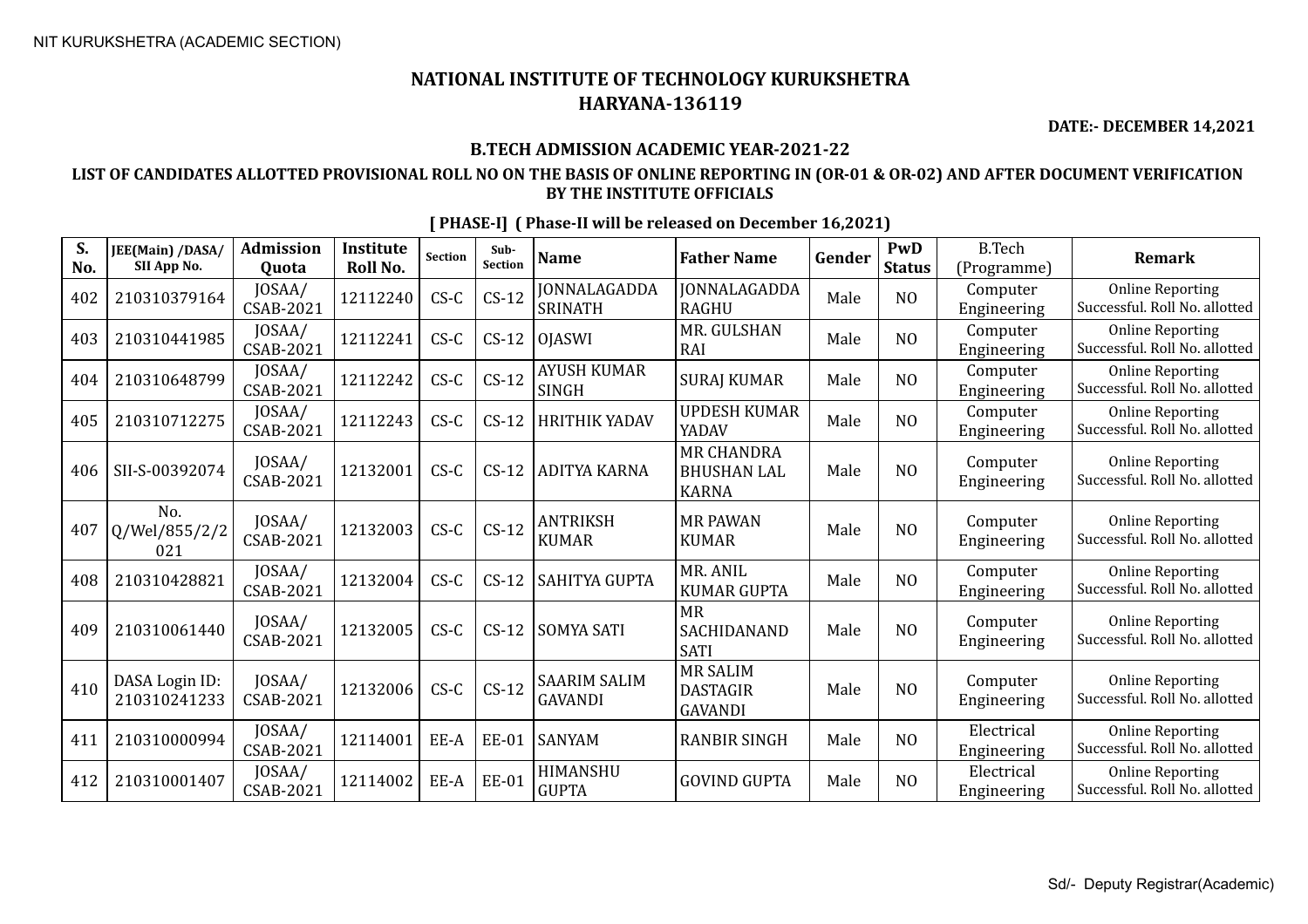# NATIONAL INSTITUTE OF TECHNOLOGY KURUKSHETRA
## HARYANA-136119

**DATE:- DECEMBER 14,2021**

### B.TECH ADMISSION ACADEMIC YEAR-2021-22

**LIST OF CANDIDATES ALLOTTED PROVISIONAL ROLL NO ON THE BASIS OF ONLINE REPORTING IN (OR-01 & OR-02) AND AFTER DOCUMENT VERIFICATION BY THE INSTITUTE OFFICIALS**

**[ PHASE-I] ( Phase-II will be released on December 16,2021)**

| S. No. | JEE(Main) /DASA/ SII App No. | Admission Quota | Institute Roll No. | Section | Sub-Section | Name | Father Name | Gender | PwD Status | B.Tech (Programme) | Remark |
|---|---|---|---|---|---|---|---|---|---|---|---|
| 402 | 210310379164 | JOSAA/ CSAB-2021 | 12112240 | CS-C | CS-12 | JONNALAGADDA SRINATH | JONNALAGADDA RAGHU | Male | NO | Computer Engineering | Online Reporting Successful. Roll No. allotted |
| 403 | 210310441985 | JOSAA/ CSAB-2021 | 12112241 | CS-C | CS-12 | OJASWI | MR. GULSHAN RAI | Male | NO | Computer Engineering | Online Reporting Successful. Roll No. allotted |
| 404 | 210310648799 | JOSAA/ CSAB-2021 | 12112242 | CS-C | CS-12 | AYUSH KUMAR SINGH | SURAJ KUMAR | Male | NO | Computer Engineering | Online Reporting Successful. Roll No. allotted |
| 405 | 210310712275 | JOSAA/ CSAB-2021 | 12112243 | CS-C | CS-12 | HRITHIK YADAV | UPDESH KUMAR YADAV | Male | NO | Computer Engineering | Online Reporting Successful. Roll No. allotted |
| 406 | SII-S-00392074 | JOSAA/ CSAB-2021 | 12132001 | CS-C | CS-12 | ADITYA KARNA | MR CHANDRA BHUSHAN LAL KARNA | Male | NO | Computer Engineering | Online Reporting Successful. Roll No. allotted |
| 407 | No. Q/Wel/855/2/2021 | JOSAA/ CSAB-2021 | 12132003 | CS-C | CS-12 | ANTRIKSH KUMAR | MR PAWAN KUMAR | Male | NO | Computer Engineering | Online Reporting Successful. Roll No. allotted |
| 408 | 210310428821 | JOSAA/ CSAB-2021 | 12132004 | CS-C | CS-12 | SAHITYA GUPTA | MR. ANIL KUMAR GUPTA | Male | NO | Computer Engineering | Online Reporting Successful. Roll No. allotted |
| 409 | 210310061440 | JOSAA/ CSAB-2021 | 12132005 | CS-C | CS-12 | SOMYA SATI | MR SACHIDANAND SATI | Male | NO | Computer Engineering | Online Reporting Successful. Roll No. allotted |
| 410 | DASA Login ID: 210310241233 | JOSAA/ CSAB-2021 | 12132006 | CS-C | CS-12 | SAARIM SALIM GAVANDI | MR SALIM DASTAGIR GAVANDI | Male | NO | Computer Engineering | Online Reporting Successful. Roll No. allotted |
| 411 | 210310000994 | JOSAA/ CSAB-2021 | 12114001 | EE-A | EE-01 | SANYAM | RANBIR SINGH | Male | NO | Electrical Engineering | Online Reporting Successful. Roll No. allotted |
| 412 | 210310001407 | JOSAA/ CSAB-2021 | 12114002 | EE-A | EE-01 | HIMANSHU GUPTA | GOVIND GUPTA | Male | NO | Electrical Engineering | Online Reporting Successful. Roll No. allotted |

Sd/- Deputy Registrar(Academic)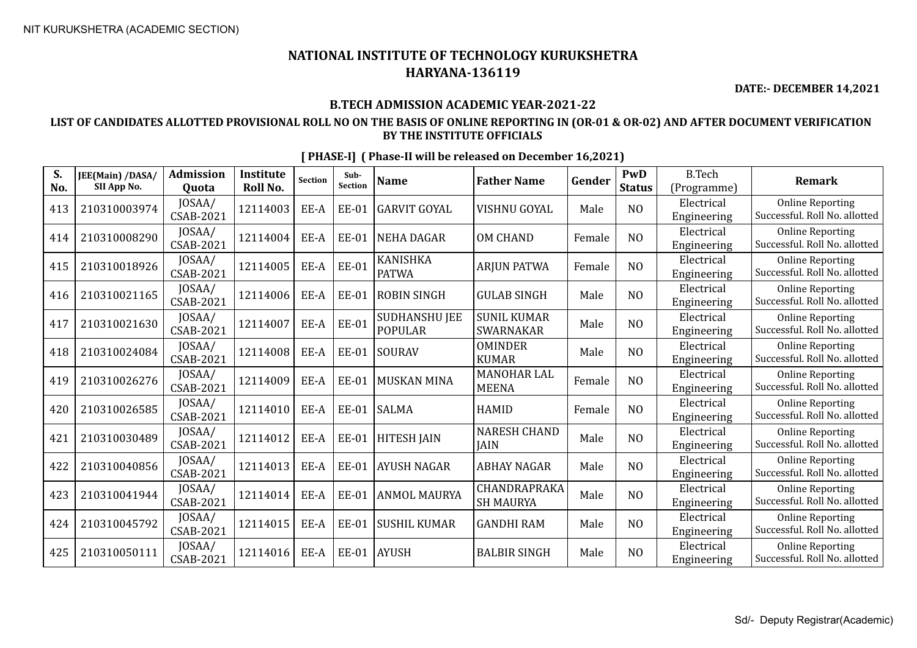# NATIONAL INSTITUTE OF TECHNOLOGY KURUKSHETRA
## HARYANA-136119

**DATE:- DECEMBER 14,2021**

### B.TECH ADMISSION ACADEMIC YEAR-2021-22

### LIST OF CANDIDATES ALLOTTED PROVISIONAL ROLL NO ON THE BASIS OF ONLINE REPORTING IN (OR-01 & OR-02) AND AFTER DOCUMENT VERIFICATION BY THE INSTITUTE OFFICIALS

**[ PHASE-I] ( Phase-II will be released on December 16,2021)**

| S. No. | JEE(Main) /DASA/ SII App No. | Admission Quota | Institute Roll No. | Section | Sub-Section | Name | Father Name | Gender | PwD Status | B.Tech (Programme) | Remark |
|---|---|---|---|---|---|---|---|---|---|---|---|
| 413 | 210310003974 | JOSAA/ CSAB-2021 | 12114003 | EE-A | EE-01 | GARVIT GOYAL | VISHNU GOYAL | Male | NO | Electrical Engineering | Online Reporting Successful. Roll No. allotted |
| 414 | 210310008290 | JOSAA/ CSAB-2021 | 12114004 | EE-A | EE-01 | NEHA DAGAR | OM CHAND | Female | NO | Electrical Engineering | Online Reporting Successful. Roll No. allotted |
| 415 | 210310018926 | JOSAA/ CSAB-2021 | 12114005 | EE-A | EE-01 | KANISHKA PATWA | ARJUN PATWA | Female | NO | Electrical Engineering | Online Reporting Successful. Roll No. allotted |
| 416 | 210310021165 | JOSAA/ CSAB-2021 | 12114006 | EE-A | EE-01 | ROBIN SINGH | GULAB SINGH | Male | NO | Electrical Engineering | Online Reporting Successful. Roll No. allotted |
| 417 | 210310021630 | JOSAA/ CSAB-2021 | 12114007 | EE-A | EE-01 | SUDHANSHU JEE POPULAR | SUNIL KUMAR SWARNAKAR | Male | NO | Electrical Engineering | Online Reporting Successful. Roll No. allotted |
| 418 | 210310024084 | JOSAA/ CSAB-2021 | 12114008 | EE-A | EE-01 | SOURAV | OMINDER KUMAR | Male | NO | Electrical Engineering | Online Reporting Successful. Roll No. allotted |
| 419 | 210310026276 | JOSAA/ CSAB-2021 | 12114009 | EE-A | EE-01 | MUSKAN MINA | MANOHAR LAL MEENA | Female | NO | Electrical Engineering | Online Reporting Successful. Roll No. allotted |
| 420 | 210310026585 | JOSAA/ CSAB-2021 | 12114010 | EE-A | EE-01 | SALMA | HAMID | Female | NO | Electrical Engineering | Online Reporting Successful. Roll No. allotted |
| 421 | 210310030489 | JOSAA/ CSAB-2021 | 12114012 | EE-A | EE-01 | HITESH JAIN | NARESH CHAND JAIN | Male | NO | Electrical Engineering | Online Reporting Successful. Roll No. allotted |
| 422 | 210310040856 | JOSAA/ CSAB-2021 | 12114013 | EE-A | EE-01 | AYUSH NAGAR | ABHAY NAGAR | Male | NO | Electrical Engineering | Online Reporting Successful. Roll No. allotted |
| 423 | 210310041944 | JOSAA/ CSAB-2021 | 12114014 | EE-A | EE-01 | ANMOL MAURYA | CHANDRAPRAKASH MAURYA | Male | NO | Electrical Engineering | Online Reporting Successful. Roll No. allotted |
| 424 | 210310045792 | JOSAA/ CSAB-2021 | 12114015 | EE-A | EE-01 | SUSHIL KUMAR | GANDHI RAM | Male | NO | Electrical Engineering | Online Reporting Successful. Roll No. allotted |
| 425 | 210310050111 | JOSAA/ CSAB-2021 | 12114016 | EE-A | EE-01 | AYUSH | BALBIR SINGH | Male | NO | Electrical Engineering | Online Reporting Successful. Roll No. allotted |

Sd/- Deputy Registrar(Academic)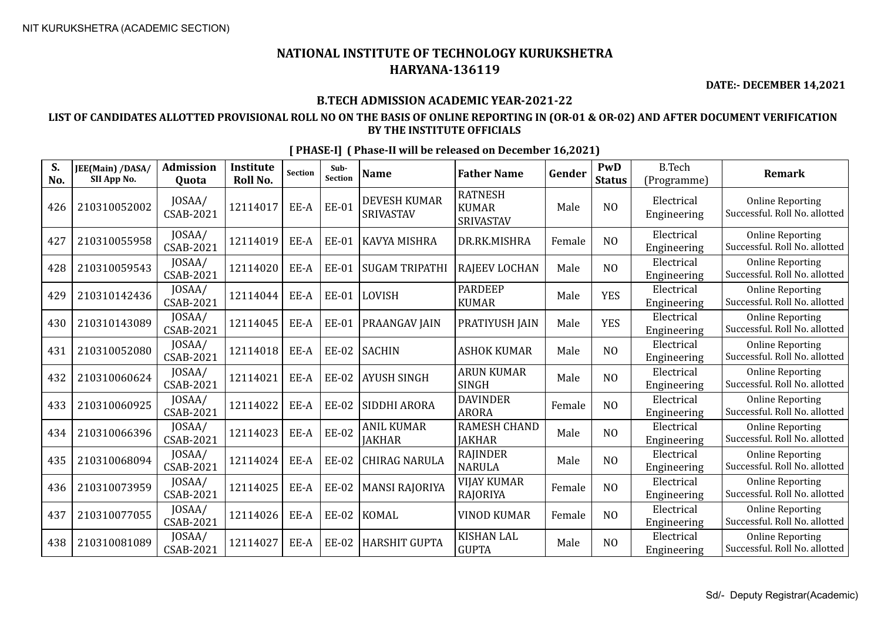# NATIONAL INSTITUTE OF TECHNOLOGY KURUKSHETRA
## HARYANA-136119

**DATE:- DECEMBER 14,2021**

### B.TECH ADMISSION ACADEMIC YEAR-2021-22

### LIST OF CANDIDATES ALLOTTED PROVISIONAL ROLL NO ON THE BASIS OF ONLINE REPORTING IN (OR-01 & OR-02) AND AFTER DOCUMENT VERIFICATION BY THE INSTITUTE OFFICIALS

**[ PHASE-I] ( Phase-II will be released on December 16,2021)**

| S. No. | JEE(Main) /DASA/ SII App No. | Admission Quota | Institute Roll No. | Section | Sub-Section | Name | Father Name | Gender | PwD Status | B.Tech (Programme) | Remark |
|---|---|---|---|---|---|---|---|---|---|---|---|
| 426 | 210310052002 | JOSAA/ CSAB-2021 | 12114017 | EE-A | EE-01 | DEVESH KUMAR SRIVASTAV | RATNESH KUMAR SRIVASTAV | Male | NO | Electrical Engineering | Online Reporting Successful. Roll No. allotted |
| 427 | 210310055958 | JOSAA/ CSAB-2021 | 12114019 | EE-A | EE-01 | KAVYA MISHRA | DR.RK.MISHRA | Female | NO | Electrical Engineering | Online Reporting Successful. Roll No. allotted |
| 428 | 210310059543 | JOSAA/ CSAB-2021 | 12114020 | EE-A | EE-01 | SUGAM TRIPATHI | RAJEEV LOCHAN | Male | NO | Electrical Engineering | Online Reporting Successful. Roll No. allotted |
| 429 | 210310142436 | JOSAA/ CSAB-2021 | 12114044 | EE-A | EE-01 | LOVISH | PARDEEP KUMAR | Male | YES | Electrical Engineering | Online Reporting Successful. Roll No. allotted |
| 430 | 210310143089 | JOSAA/ CSAB-2021 | 12114045 | EE-A | EE-01 | PRAANGAV JAIN | PRATIYUSH JAIN | Male | YES | Electrical Engineering | Online Reporting Successful. Roll No. allotted |
| 431 | 210310052080 | JOSAA/ CSAB-2021 | 12114018 | EE-A | EE-02 | SACHIN | ASHOK KUMAR | Male | NO | Electrical Engineering | Online Reporting Successful. Roll No. allotted |
| 432 | 210310060624 | JOSAA/ CSAB-2021 | 12114021 | EE-A | EE-02 | AYUSH SINGH | ARUN KUMAR SINGH | Male | NO | Electrical Engineering | Online Reporting Successful. Roll No. allotted |
| 433 | 210310060925 | JOSAA/ CSAB-2021 | 12114022 | EE-A | EE-02 | SIDDHI ARORA | DAVINDER ARORA | Female | NO | Electrical Engineering | Online Reporting Successful. Roll No. allotted |
| 434 | 210310066396 | JOSAA/ CSAB-2021 | 12114023 | EE-A | EE-02 | ANIL KUMAR JAKHAR | RAMESH CHAND JAKHAR | Male | NO | Electrical Engineering | Online Reporting Successful. Roll No. allotted |
| 435 | 210310068094 | JOSAA/ CSAB-2021 | 12114024 | EE-A | EE-02 | CHIRAG NARULA | RAJINDER NARULA | Male | NO | Electrical Engineering | Online Reporting Successful. Roll No. allotted |
| 436 | 210310073959 | JOSAA/ CSAB-2021 | 12114025 | EE-A | EE-02 | MANSI RAJORIYA | VIJAY KUMAR RAJORIYA | Female | NO | Electrical Engineering | Online Reporting Successful. Roll No. allotted |
| 437 | 210310077055 | JOSAA/ CSAB-2021 | 12114026 | EE-A | EE-02 | KOMAL | VINOD KUMAR | Female | NO | Electrical Engineering | Online Reporting Successful. Roll No. allotted |
| 438 | 210310081089 | JOSAA/ CSAB-2021 | 12114027 | EE-A | EE-02 | HARSHIT GUPTA | KISHAN LAL GUPTA | Male | NO | Electrical Engineering | Online Reporting Successful. Roll No. allotted |

Sd/- Deputy Registrar(Academic)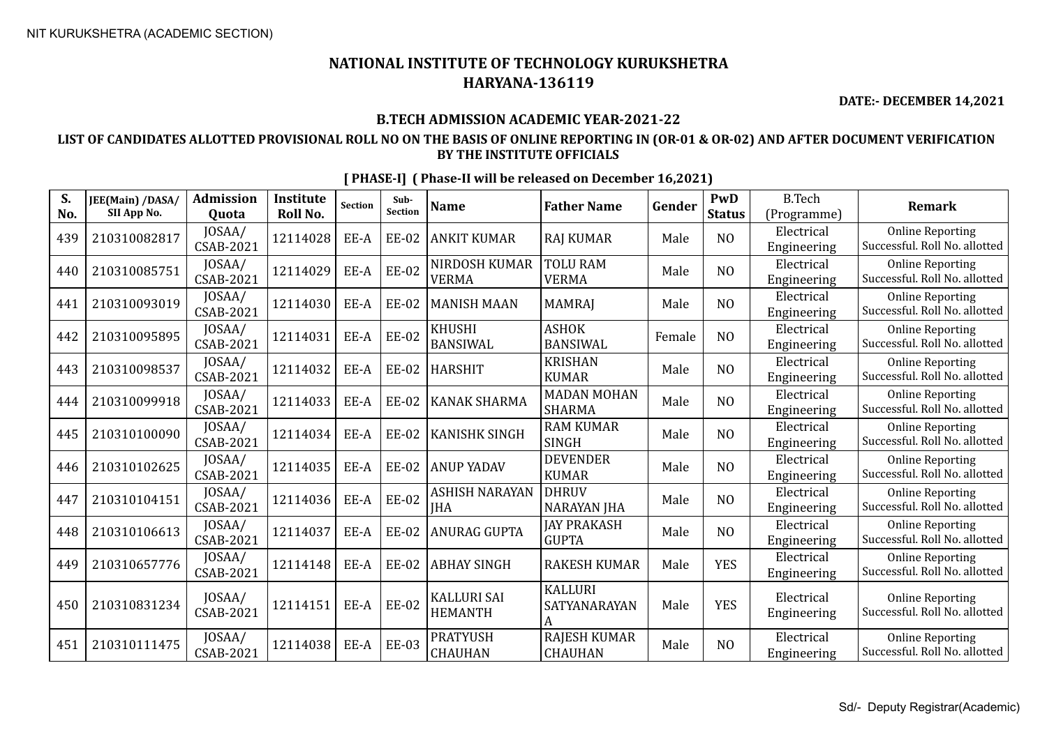NIT KURUKSHETRA (ACADEMIC SECTION)

# NATIONAL INSTITUTE OF TECHNOLOGY KURUKSHETRA
## HARYANA-136119

**DATE:- DECEMBER 14,2021**

### B.TECH ADMISSION ACADEMIC YEAR-2021-22

### LIST OF CANDIDATES ALLOTTED PROVISIONAL ROLL NO ON THE BASIS OF ONLINE REPORTING IN (OR-01 & OR-02) AND AFTER DOCUMENT VERIFICATION BY THE INSTITUTE OFFICIALS

**[ PHASE-I] ( Phase-II will be released on December 16,2021)**

| S. No. | JEE(Main) /DASA/ SII App No. | Admission Quota | Institute Roll No. | Section | Sub-Section | Name | Father Name | Gender | PwD Status | B.Tech (Programme) | Remark |
|---|---|---|---|---|---|---|---|---|---|---|---|
| 439 | 210310082817 | JOSAA/ CSAB-2021 | 12114028 | EE-A | EE-02 | ANKIT KUMAR | RAJ KUMAR | Male | NO | Electrical Engineering | Online Reporting Successful. Roll No. allotted |
| 440 | 210310085751 | JOSAA/ CSAB-2021 | 12114029 | EE-A | EE-02 | NIRDOSH KUMAR VERMA | TOLU RAM VERMA | Male | NO | Electrical Engineering | Online Reporting Successful. Roll No. allotted |
| 441 | 210310093019 | JOSAA/ CSAB-2021 | 12114030 | EE-A | EE-02 | MANISH MAAN | MAMRAJ | Male | NO | Electrical Engineering | Online Reporting Successful. Roll No. allotted |
| 442 | 210310095895 | JOSAA/ CSAB-2021 | 12114031 | EE-A | EE-02 | KHUSHI BANSIWAL | ASHOK BANSIWAL | Female | NO | Electrical Engineering | Online Reporting Successful. Roll No. allotted |
| 443 | 210310098537 | JOSAA/ CSAB-2021 | 12114032 | EE-A | EE-02 | HARSHIT | KRISHAN KUMAR | Male | NO | Electrical Engineering | Online Reporting Successful. Roll No. allotted |
| 444 | 210310099918 | JOSAA/ CSAB-2021 | 12114033 | EE-A | EE-02 | KANAK SHARMA | MADAN MOHAN SHARMA | Male | NO | Electrical Engineering | Online Reporting Successful. Roll No. allotted |
| 445 | 210310100090 | JOSAA/ CSAB-2021 | 12114034 | EE-A | EE-02 | KANISHK SINGH | RAM KUMAR SINGH | Male | NO | Electrical Engineering | Online Reporting Successful. Roll No. allotted |
| 446 | 210310102625 | JOSAA/ CSAB-2021 | 12114035 | EE-A | EE-02 | ANUP YADAV | DEVENDER KUMAR | Male | NO | Electrical Engineering | Online Reporting Successful. Roll No. allotted |
| 447 | 210310104151 | JOSAA/ CSAB-2021 | 12114036 | EE-A | EE-02 | ASHISH NARAYAN JHA | DHRUV NARAYAN JHA | Male | NO | Electrical Engineering | Online Reporting Successful. Roll No. allotted |
| 448 | 210310106613 | JOSAA/ CSAB-2021 | 12114037 | EE-A | EE-02 | ANURAG GUPTA | JAY PRAKASH GUPTA | Male | NO | Electrical Engineering | Online Reporting Successful. Roll No. allotted |
| 449 | 210310657776 | JOSAA/ CSAB-2021 | 12114148 | EE-A | EE-02 | ABHAY SINGH | RAKESH KUMAR | Male | YES | Electrical Engineering | Online Reporting Successful. Roll No. allotted |
| 450 | 210310831234 | JOSAA/ CSAB-2021 | 12114151 | EE-A | EE-02 | KALLURI SAI HEMANTH | KALLURI SATYANARAYANA | Male | YES | Electrical Engineering | Online Reporting Successful. Roll No. allotted |
| 451 | 210310111475 | JOSAA/ CSAB-2021 | 12114038 | EE-A | EE-03 | PRATYUSH CHAUHAN | RAJESH KUMAR CHAUHAN | Male | NO | Electrical Engineering | Online Reporting Successful. Roll No. allotted |

Sd/- Deputy Registrar(Academic)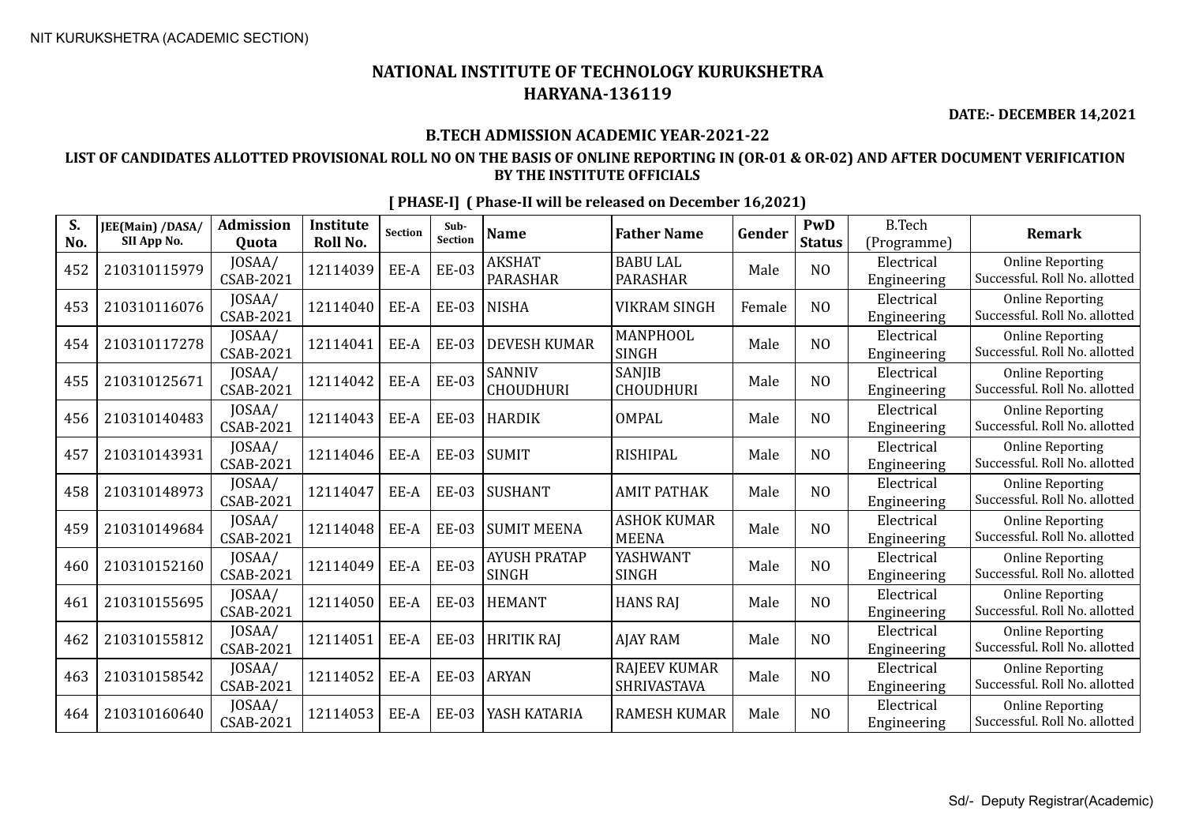# NATIONAL INSTITUTE OF TECHNOLOGY KURUKSHETRA
## HARYANA-136119

**DATE:- DECEMBER 14,2021**

### B.TECH ADMISSION ACADEMIC YEAR-2021-22

### LIST OF CANDIDATES ALLOTTED PROVISIONAL ROLL NO ON THE BASIS OF ONLINE REPORTING IN (OR-01 & OR-02) AND AFTER DOCUMENT VERIFICATION BY THE INSTITUTE OFFICIALS

**[ PHASE-I] ( Phase-II will be released on December 16,2021)**

| S. No. | JEE(Main) /DASA/ SII App No. | Admission Quota | Institute Roll No. | Section | Sub-Section | Name | Father Name | Gender | PwD Status | B.Tech (Programme) | Remark |
|---|---|---|---|---|---|---|---|---|---|---|---|
| 452 | 210310115979 | JOSAA/ CSAB-2021 | 12114039 | EE-A | EE-03 | AKSHAT PARASHAR | BABU LAL PARASHAR | Male | NO | Electrical Engineering | Online Reporting Successful. Roll No. allotted |
| 453 | 210310116076 | JOSAA/ CSAB-2021 | 12114040 | EE-A | EE-03 | NISHA | VIKRAM SINGH | Female | NO | Electrical Engineering | Online Reporting Successful. Roll No. allotted |
| 454 | 210310117278 | JOSAA/ CSAB-2021 | 12114041 | EE-A | EE-03 | DEVESH KUMAR | MANPHOOL SINGH | Male | NO | Electrical Engineering | Online Reporting Successful. Roll No. allotted |
| 455 | 210310125671 | JOSAA/ CSAB-2021 | 12114042 | EE-A | EE-03 | SANNIV CHOUDHURI | SANJIB CHOUDHURI | Male | NO | Electrical Engineering | Online Reporting Successful. Roll No. allotted |
| 456 | 210310140483 | JOSAA/ CSAB-2021 | 12114043 | EE-A | EE-03 | HARDIK | OMPAL | Male | NO | Electrical Engineering | Online Reporting Successful. Roll No. allotted |
| 457 | 210310143931 | JOSAA/ CSAB-2021 | 12114046 | EE-A | EE-03 | SUMIT | RISHIPAL | Male | NO | Electrical Engineering | Online Reporting Successful. Roll No. allotted |
| 458 | 210310148973 | JOSAA/ CSAB-2021 | 12114047 | EE-A | EE-03 | SUSHANT | AMIT PATHAK | Male | NO | Electrical Engineering | Online Reporting Successful. Roll No. allotted |
| 459 | 210310149684 | JOSAA/ CSAB-2021 | 12114048 | EE-A | EE-03 | SUMIT MEENA | ASHOK KUMAR MEENA | Male | NO | Electrical Engineering | Online Reporting Successful. Roll No. allotted |
| 460 | 210310152160 | JOSAA/ CSAB-2021 | 12114049 | EE-A | EE-03 | AYUSH PRATAP SINGH | YASHWANT SINGH | Male | NO | Electrical Engineering | Online Reporting Successful. Roll No. allotted |
| 461 | 210310155695 | JOSAA/ CSAB-2021 | 12114050 | EE-A | EE-03 | HEMANT | HANS RAJ | Male | NO | Electrical Engineering | Online Reporting Successful. Roll No. allotted |
| 462 | 210310155812 | JOSAA/ CSAB-2021 | 12114051 | EE-A | EE-03 | HRITIK RAJ | AJAY RAM | Male | NO | Electrical Engineering | Online Reporting Successful. Roll No. allotted |
| 463 | 210310158542 | JOSAA/ CSAB-2021 | 12114052 | EE-A | EE-03 | ARYAN | RAJEEV KUMAR SHRIVASTAVA | Male | NO | Electrical Engineering | Online Reporting Successful. Roll No. allotted |
| 464 | 210310160640 | JOSAA/ CSAB-2021 | 12114053 | EE-A | EE-03 | YASH KATARIA | RAMESH KUMAR | Male | NO | Electrical Engineering | Online Reporting Successful. Roll No. allotted |

Sd/- Deputy Registrar(Academic)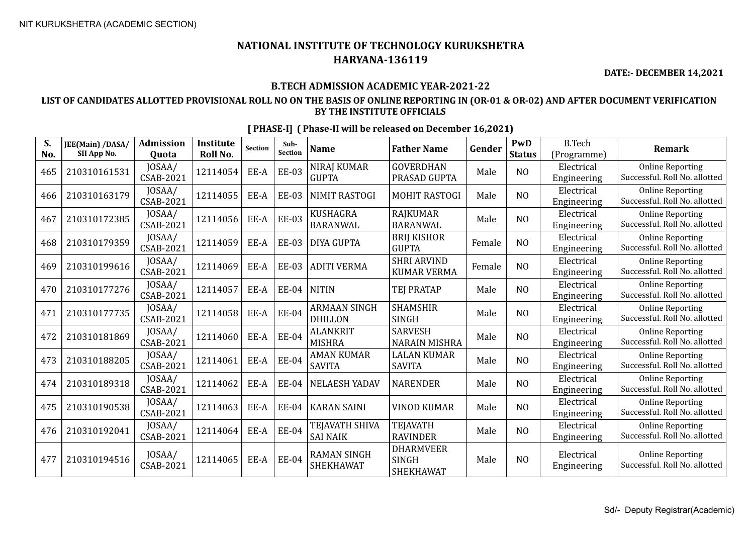NIT KURUKSHETRA (ACADEMIC SECTION)

# NATIONAL INSTITUTE OF TECHNOLOGY KURUKSHETRA
## HARYANA-136119

**DATE:- DECEMBER 14,2021**

### B.TECH ADMISSION ACADEMIC YEAR-2021-22

**LIST OF CANDIDATES ALLOTTED PROVISIONAL ROLL NO ON THE BASIS OF ONLINE REPORTING IN (OR-01 & OR-02) AND AFTER DOCUMENT VERIFICATION BY THE INSTITUTE OFFICIALS**

**[ PHASE-I] ( Phase-II will be released on December 16,2021)**

| S. No. | JEE(Main) /DASA/ SII App No. | Admission Quota | Institute Roll No. | Section | Sub-Section | Name | Father Name | Gender | PwD Status | B.Tech (Programme) | Remark |
|---|---|---|---|---|---|---|---|---|---|---|---|
| 465 | 210310161531 | JOSAA/ CSAB-2021 | 12114054 | EE-A | EE-03 | NIRAJ KUMAR GUPTA | GOVERDHAN PRASAD GUPTA | Male | NO | Electrical Engineering | Online Reporting Successful. Roll No. allotted |
| 466 | 210310163179 | JOSAA/ CSAB-2021 | 12114055 | EE-A | EE-03 | NIMIT RASTOGI | MOHIT RASTOGI | Male | NO | Electrical Engineering | Online Reporting Successful. Roll No. allotted |
| 467 | 210310172385 | JOSAA/ CSAB-2021 | 12114056 | EE-A | EE-03 | KUSHAGRA BARANWAL | RAJKUMAR BARANWAL | Male | NO | Electrical Engineering | Online Reporting Successful. Roll No. allotted |
| 468 | 210310179359 | JOSAA/ CSAB-2021 | 12114059 | EE-A | EE-03 | DIYA GUPTA | BRIJ KISHOR GUPTA | Female | NO | Electrical Engineering | Online Reporting Successful. Roll No. allotted |
| 469 | 210310199616 | JOSAA/ CSAB-2021 | 12114069 | EE-A | EE-03 | ADITI VERMA | SHRI ARVIND KUMAR VERMA | Female | NO | Electrical Engineering | Online Reporting Successful. Roll No. allotted |
| 470 | 210310177276 | JOSAA/ CSAB-2021 | 12114057 | EE-A | EE-04 | NITIN | TEJ PRATAP | Male | NO | Electrical Engineering | Online Reporting Successful. Roll No. allotted |
| 471 | 210310177735 | JOSAA/ CSAB-2021 | 12114058 | EE-A | EE-04 | ARMAAN SINGH DHILLON | SHAMSHIR SINGH | Male | NO | Electrical Engineering | Online Reporting Successful. Roll No. allotted |
| 472 | 210310181869 | JOSAA/ CSAB-2021 | 12114060 | EE-A | EE-04 | ALANKRIT MISHRA | SARVESH NARAIN MISHRA | Male | NO | Electrical Engineering | Online Reporting Successful. Roll No. allotted |
| 473 | 210310188205 | JOSAA/ CSAB-2021 | 12114061 | EE-A | EE-04 | AMAN KUMAR SAVITA | LALAN KUMAR SAVITA | Male | NO | Electrical Engineering | Online Reporting Successful. Roll No. allotted |
| 474 | 210310189318 | JOSAA/ CSAB-2021 | 12114062 | EE-A | EE-04 | NELAESH YADAV | NARENDER | Male | NO | Electrical Engineering | Online Reporting Successful. Roll No. allotted |
| 475 | 210310190538 | JOSAA/ CSAB-2021 | 12114063 | EE-A | EE-04 | KARAN SAINI | VINOD KUMAR | Male | NO | Electrical Engineering | Online Reporting Successful. Roll No. allotted |
| 476 | 210310192041 | JOSAA/ CSAB-2021 | 12114064 | EE-A | EE-04 | TEJAVATH SHIVA SAI NAIK | TEJAVATH RAVINDER | Male | NO | Electrical Engineering | Online Reporting Successful. Roll No. allotted |
| 477 | 210310194516 | JOSAA/ CSAB-2021 | 12114065 | EE-A | EE-04 | RAMAN SINGH SHEKHAWAT | DHARMVEER SINGH SHEKHAWAT | Male | NO | Electrical Engineering | Online Reporting Successful. Roll No. allotted |

Sd/- Deputy Registrar(Academic)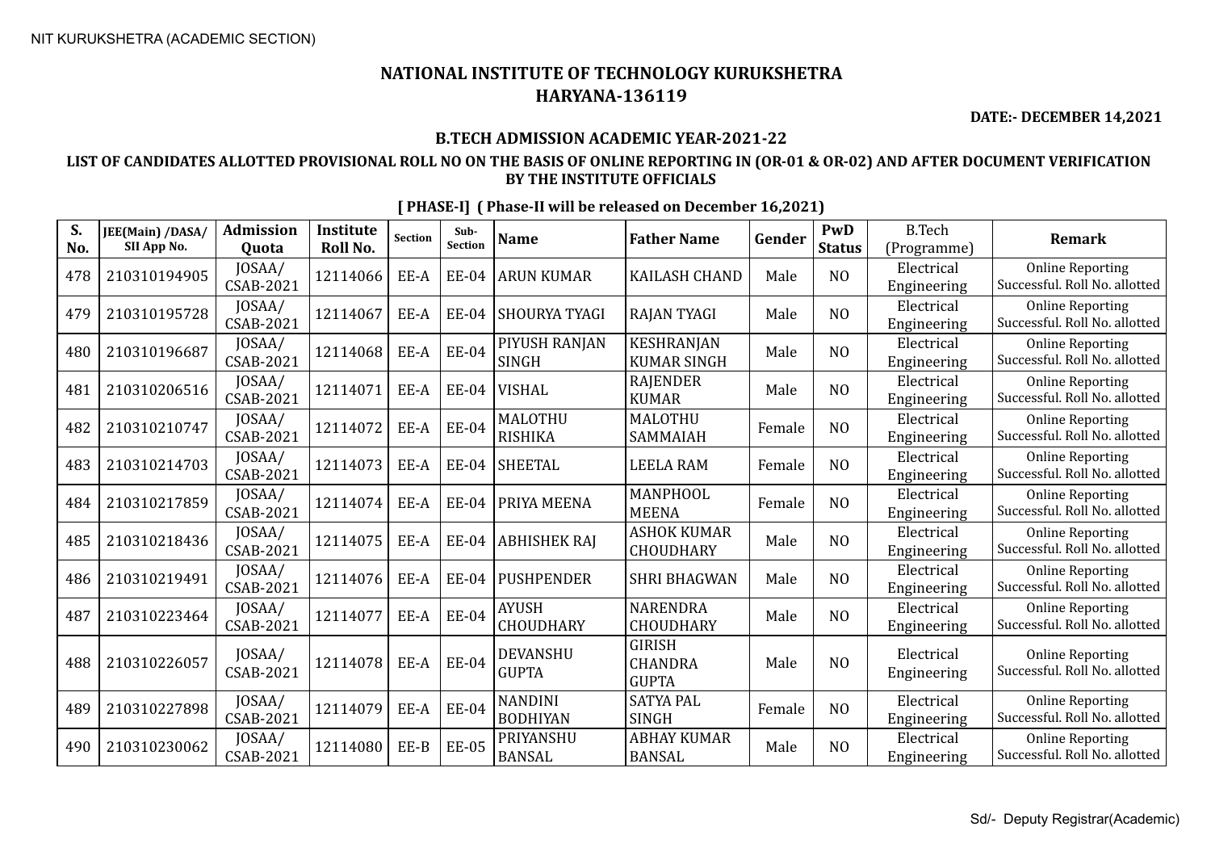# NATIONAL INSTITUTE OF TECHNOLOGY KURUKSHETRA
## HARYANA-136119

**DATE:- DECEMBER 14,2021**

### B.TECH ADMISSION ACADEMIC YEAR-2021-22

**LIST OF CANDIDATES ALLOTTED PROVISIONAL ROLL NO ON THE BASIS OF ONLINE REPORTING IN (OR-01 & OR-02) AND AFTER DOCUMENT VERIFICATION BY THE INSTITUTE OFFICIALS**

**[ PHASE-I] ( Phase-II will be released on December 16,2021)**

| S. No. | JEE(Main) /DASA/ SII App No. | Admission Quota | Institute Roll No. | Section | Sub-Section | Name | Father Name | Gender | PwD Status | B.Tech (Programme) | Remark |
|---|---|---|---|---|---|---|---|---|---|---|---|
| 478 | 210310194905 | JOSAA/ CSAB-2021 | 12114066 | EE-A | EE-04 | ARUN KUMAR | KAILASH CHAND | Male | NO | Electrical Engineering | Online Reporting Successful. Roll No. allotted |
| 479 | 210310195728 | JOSAA/ CSAB-2021 | 12114067 | EE-A | EE-04 | SHOURYA TYAGI | RAJAN TYAGI | Male | NO | Electrical Engineering | Online Reporting Successful. Roll No. allotted |
| 480 | 210310196687 | JOSAA/ CSAB-2021 | 12114068 | EE-A | EE-04 | PIYUSH RANJAN SINGH | KESHRANJAN KUMAR SINGH | Male | NO | Electrical Engineering | Online Reporting Successful. Roll No. allotted |
| 481 | 210310206516 | JOSAA/ CSAB-2021 | 12114071 | EE-A | EE-04 | VISHAL | RAJENDER KUMAR | Male | NO | Electrical Engineering | Online Reporting Successful. Roll No. allotted |
| 482 | 210310210747 | JOSAA/ CSAB-2021 | 12114072 | EE-A | EE-04 | MALOTHU RISHIKA | MALOTHU SAMMAIAH | Female | NO | Electrical Engineering | Online Reporting Successful. Roll No. allotted |
| 483 | 210310214703 | JOSAA/ CSAB-2021 | 12114073 | EE-A | EE-04 | SHEETAL | LEELA RAM | Female | NO | Electrical Engineering | Online Reporting Successful. Roll No. allotted |
| 484 | 210310217859 | JOSAA/ CSAB-2021 | 12114074 | EE-A | EE-04 | PRIYA MEENA | MANPHOOL MEENA | Female | NO | Electrical Engineering | Online Reporting Successful. Roll No. allotted |
| 485 | 210310218436 | JOSAA/ CSAB-2021 | 12114075 | EE-A | EE-04 | ABHISHEK RAJ | ASHOK KUMAR CHOUDHARY | Male | NO | Electrical Engineering | Online Reporting Successful. Roll No. allotted |
| 486 | 210310219491 | JOSAA/ CSAB-2021 | 12114076 | EE-A | EE-04 | PUSHPENDER | SHRI BHAGWAN | Male | NO | Electrical Engineering | Online Reporting Successful. Roll No. allotted |
| 487 | 210310223464 | JOSAA/ CSAB-2021 | 12114077 | EE-A | EE-04 | AYUSH CHOUDHARY | NARENDRA CHOUDHARY | Male | NO | Electrical Engineering | Online Reporting Successful. Roll No. allotted |
| 488 | 210310226057 | JOSAA/ CSAB-2021 | 12114078 | EE-A | EE-04 | DEVANSHU GUPTA | GIRISH CHANDRA GUPTA | Male | NO | Electrical Engineering | Online Reporting Successful. Roll No. allotted |
| 489 | 210310227898 | JOSAA/ CSAB-2021 | 12114079 | EE-A | EE-04 | NANDINI BODHIYAN | SATYA PAL SINGH | Female | NO | Electrical Engineering | Online Reporting Successful. Roll No. allotted |
| 490 | 210310230062 | JOSAA/ CSAB-2021 | 12114080 | EE-B | EE-05 | PRIYANSHU BANSAL | ABHAY KUMAR BANSAL | Male | NO | Electrical Engineering | Online Reporting Successful. Roll No. allotted |

Sd/- Deputy Registrar(Academic)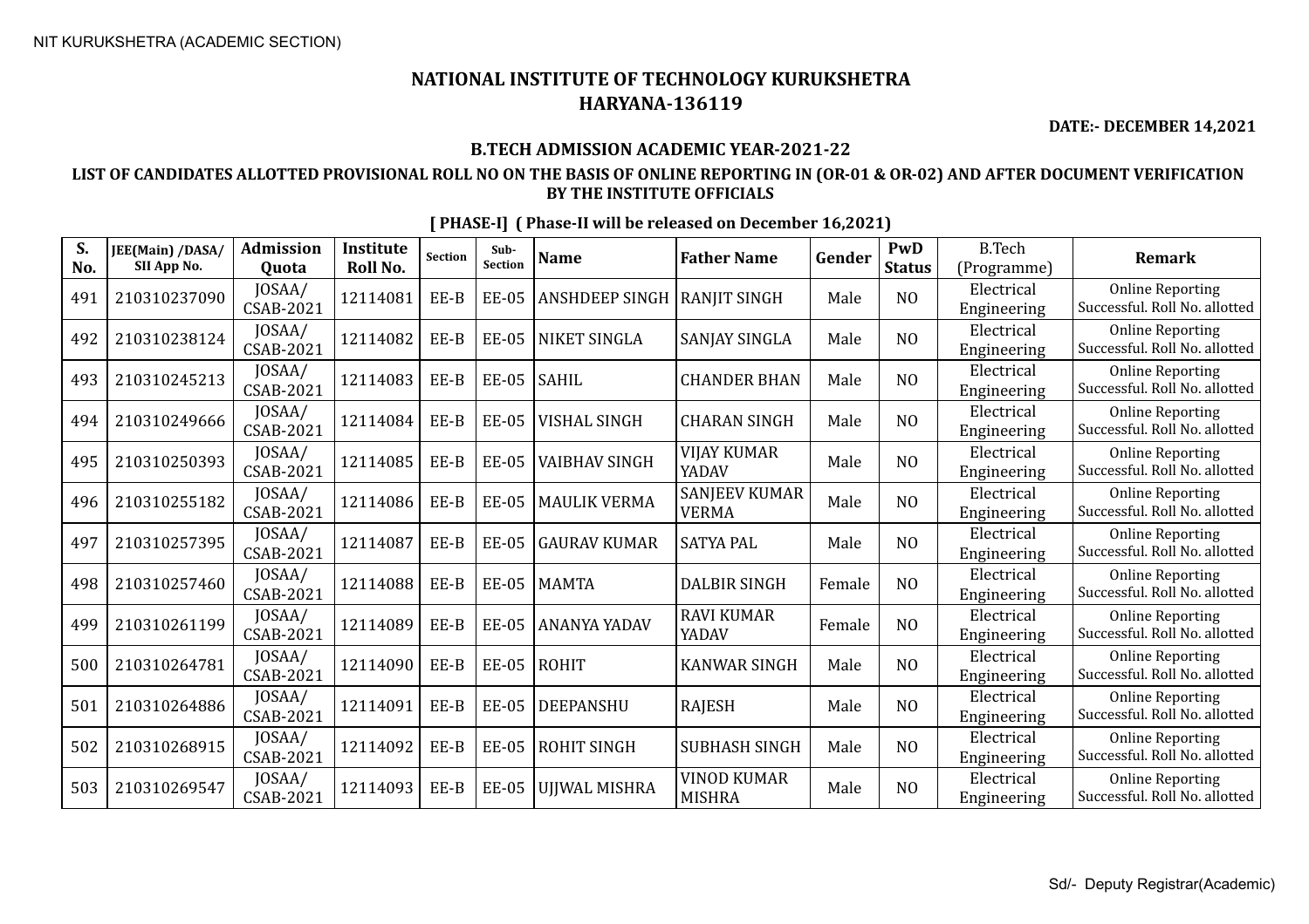# NATIONAL INSTITUTE OF TECHNOLOGY KURUKSHETRA
# HARYANA-136119

**DATE:- DECEMBER 14,2021**

### B.TECH ADMISSION ACADEMIC YEAR-2021-22

### LIST OF CANDIDATES ALLOTTED PROVISIONAL ROLL NO ON THE BASIS OF ONLINE REPORTING IN (OR-01 & OR-02) AND AFTER DOCUMENT VERIFICATION BY THE INSTITUTE OFFICIALS

**[ PHASE-I] ( Phase-II will be released on December 16,2021)**

| S. No. | JEE(Main) /DASA/ SII App No. | Admission Quota | Institute Roll No. | Section | Sub-Section | Name | Father Name | Gender | PwD Status | B.Tech (Programme) | Remark |
|---|---|---|---|---|---|---|---|---|---|---|---|
| 491 | 210310237090 | JOSAA/ CSAB-2021 | 12114081 | EE-B | EE-05 | ANSHDEEP SINGH | RANJIT SINGH | Male | NO | Electrical Engineering | Online Reporting Successful. Roll No. allotted |
| 492 | 210310238124 | JOSAA/ CSAB-2021 | 12114082 | EE-B | EE-05 | NIKET SINGLA | SANJAY SINGLA | Male | NO | Electrical Engineering | Online Reporting Successful. Roll No. allotted |
| 493 | 210310245213 | JOSAA/ CSAB-2021 | 12114083 | EE-B | EE-05 | SAHIL | CHANDER BHAN | Male | NO | Electrical Engineering | Online Reporting Successful. Roll No. allotted |
| 494 | 210310249666 | JOSAA/ CSAB-2021 | 12114084 | EE-B | EE-05 | VISHAL SINGH | CHARAN SINGH | Male | NO | Electrical Engineering | Online Reporting Successful. Roll No. allotted |
| 495 | 210310250393 | JOSAA/ CSAB-2021 | 12114085 | EE-B | EE-05 | VAIBHAV SINGH | VIJAY KUMAR YADAV | Male | NO | Electrical Engineering | Online Reporting Successful. Roll No. allotted |
| 496 | 210310255182 | JOSAA/ CSAB-2021 | 12114086 | EE-B | EE-05 | MAULIK VERMA | SANJEEV KUMAR VERMA | Male | NO | Electrical Engineering | Online Reporting Successful. Roll No. allotted |
| 497 | 210310257395 | JOSAA/ CSAB-2021 | 12114087 | EE-B | EE-05 | GAURAV KUMAR | SATYA PAL | Male | NO | Electrical Engineering | Online Reporting Successful. Roll No. allotted |
| 498 | 210310257460 | JOSAA/ CSAB-2021 | 12114088 | EE-B | EE-05 | MAMTA | DALBIR SINGH | Female | NO | Electrical Engineering | Online Reporting Successful. Roll No. allotted |
| 499 | 210310261199 | JOSAA/ CSAB-2021 | 12114089 | EE-B | EE-05 | ANANYA YADAV | RAVI KUMAR YADAV | Female | NO | Electrical Engineering | Online Reporting Successful. Roll No. allotted |
| 500 | 210310264781 | JOSAA/ CSAB-2021 | 12114090 | EE-B | EE-05 | ROHIT | KANWAR SINGH | Male | NO | Electrical Engineering | Online Reporting Successful. Roll No. allotted |
| 501 | 210310264886 | JOSAA/ CSAB-2021 | 12114091 | EE-B | EE-05 | DEEPANSHU | RAJESH | Male | NO | Electrical Engineering | Online Reporting Successful. Roll No. allotted |
| 502 | 210310268915 | JOSAA/ CSAB-2021 | 12114092 | EE-B | EE-05 | ROHIT SINGH | SUBHASH SINGH | Male | NO | Electrical Engineering | Online Reporting Successful. Roll No. allotted |
| 503 | 210310269547 | JOSAA/ CSAB-2021 | 12114093 | EE-B | EE-05 | UJJWAL MISHRA | VINOD KUMAR MISHRA | Male | NO | Electrical Engineering | Online Reporting Successful. Roll No. allotted |

Sd/- Deputy Registrar(Academic)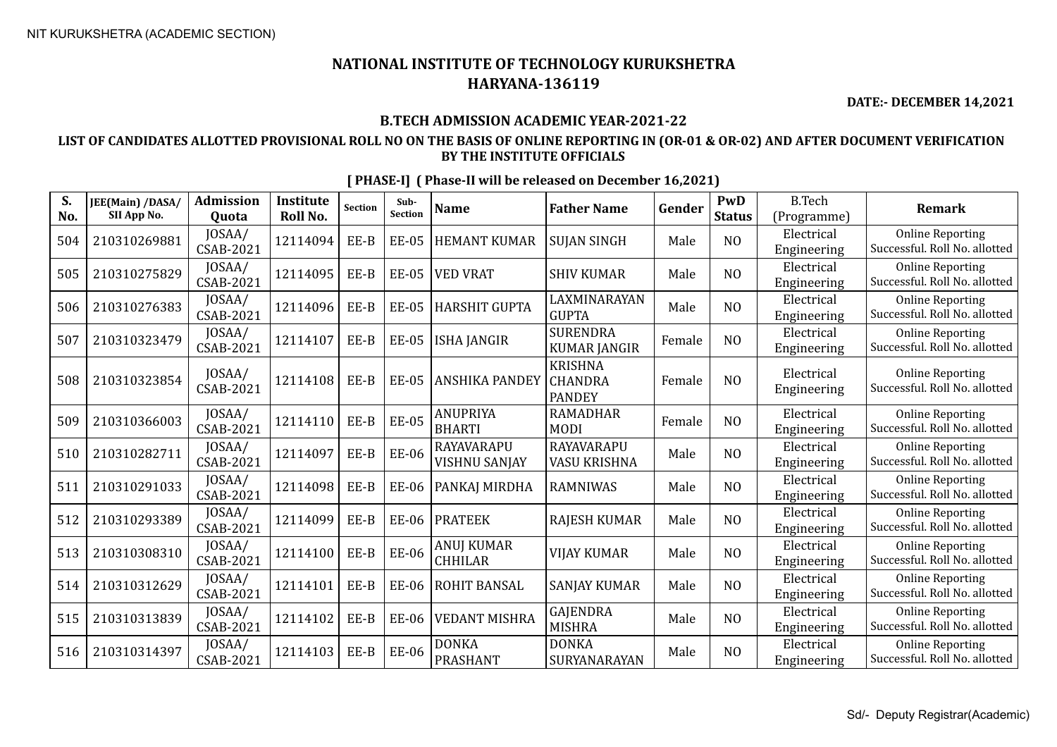NIT KURUKSHETRA (ACADEMIC SECTION)

# NATIONAL INSTITUTE OF TECHNOLOGY KURUKSHETRA
## HARYANA-136119

**DATE:- DECEMBER 14,2021**

### B.TECH ADMISSION ACADEMIC YEAR-2021-22

### LIST OF CANDIDATES ALLOTTED PROVISIONAL ROLL NO ON THE BASIS OF ONLINE REPORTING IN (OR-01 & OR-02) AND AFTER DOCUMENT VERIFICATION BY THE INSTITUTE OFFICIALS

**[ PHASE-I] ( Phase-II will be released on December 16,2021)**

| S. No. | JEE(Main) /DASA/ SII App No. | Admission Quota | Institute Roll No. | Section | Sub-Section | Name | Father Name | Gender | PwD Status | B.Tech (Programme) | Remark |
|---|---|---|---|---|---|---|---|---|---|---|---|
| 504 | 210310269881 | JOSAA/ CSAB-2021 | 12114094 | EE-B | EE-05 | HEMANT KUMAR | SUJAN SINGH | Male | NO | Electrical Engineering | Online Reporting Successful. Roll No. allotted |
| 505 | 210310275829 | JOSAA/ CSAB-2021 | 12114095 | EE-B | EE-05 | VED VRAT | SHIV KUMAR | Male | NO | Electrical Engineering | Online Reporting Successful. Roll No. allotted |
| 506 | 210310276383 | JOSAA/ CSAB-2021 | 12114096 | EE-B | EE-05 | HARSHIT GUPTA | LAXMINARAYAN GUPTA | Male | NO | Electrical Engineering | Online Reporting Successful. Roll No. allotted |
| 507 | 210310323479 | JOSAA/ CSAB-2021 | 12114107 | EE-B | EE-05 | ISHA JANGIR | SURENDRA KUMAR JANGIR | Female | NO | Electrical Engineering | Online Reporting Successful. Roll No. allotted |
| 508 | 210310323854 | JOSAA/ CSAB-2021 | 12114108 | EE-B | EE-05 | ANSHIKA PANDEY | KRISHNA CHANDRA PANDEY | Female | NO | Electrical Engineering | Online Reporting Successful. Roll No. allotted |
| 509 | 210310366003 | JOSAA/ CSAB-2021 | 12114110 | EE-B | EE-05 | ANUPRIYA BHARTI | RAMADHAR MODI | Female | NO | Electrical Engineering | Online Reporting Successful. Roll No. allotted |
| 510 | 210310282711 | JOSAA/ CSAB-2021 | 12114097 | EE-B | EE-06 | RAYAVARAPU VISHNU SANJAY | RAYAVARAPU VASU KRISHNA | Male | NO | Electrical Engineering | Online Reporting Successful. Roll No. allotted |
| 511 | 210310291033 | JOSAA/ CSAB-2021 | 12114098 | EE-B | EE-06 | PANKAJ MIRDHA | RAMNIWAS | Male | NO | Electrical Engineering | Online Reporting Successful. Roll No. allotted |
| 512 | 210310293389 | JOSAA/ CSAB-2021 | 12114099 | EE-B | EE-06 | PRATEEK | RAJESH KUMAR | Male | NO | Electrical Engineering | Online Reporting Successful. Roll No. allotted |
| 513 | 210310308310 | JOSAA/ CSAB-2021 | 12114100 | EE-B | EE-06 | ANUJ KUMAR CHHILAR | VIJAY KUMAR | Male | NO | Electrical Engineering | Online Reporting Successful. Roll No. allotted |
| 514 | 210310312629 | JOSAA/ CSAB-2021 | 12114101 | EE-B | EE-06 | ROHIT BANSAL | SANJAY KUMAR | Male | NO | Electrical Engineering | Online Reporting Successful. Roll No. allotted |
| 515 | 210310313839 | JOSAA/ CSAB-2021 | 12114102 | EE-B | EE-06 | VEDANT MISHRA | GAJENDRA MISHRA | Male | NO | Electrical Engineering | Online Reporting Successful. Roll No. allotted |
| 516 | 210310314397 | JOSAA/ CSAB-2021 | 12114103 | EE-B | EE-06 | DONKA PRASHANT | DONKA SURYANARAYAN | Male | NO | Electrical Engineering | Online Reporting Successful. Roll No. allotted |

Sd/- Deputy Registrar(Academic)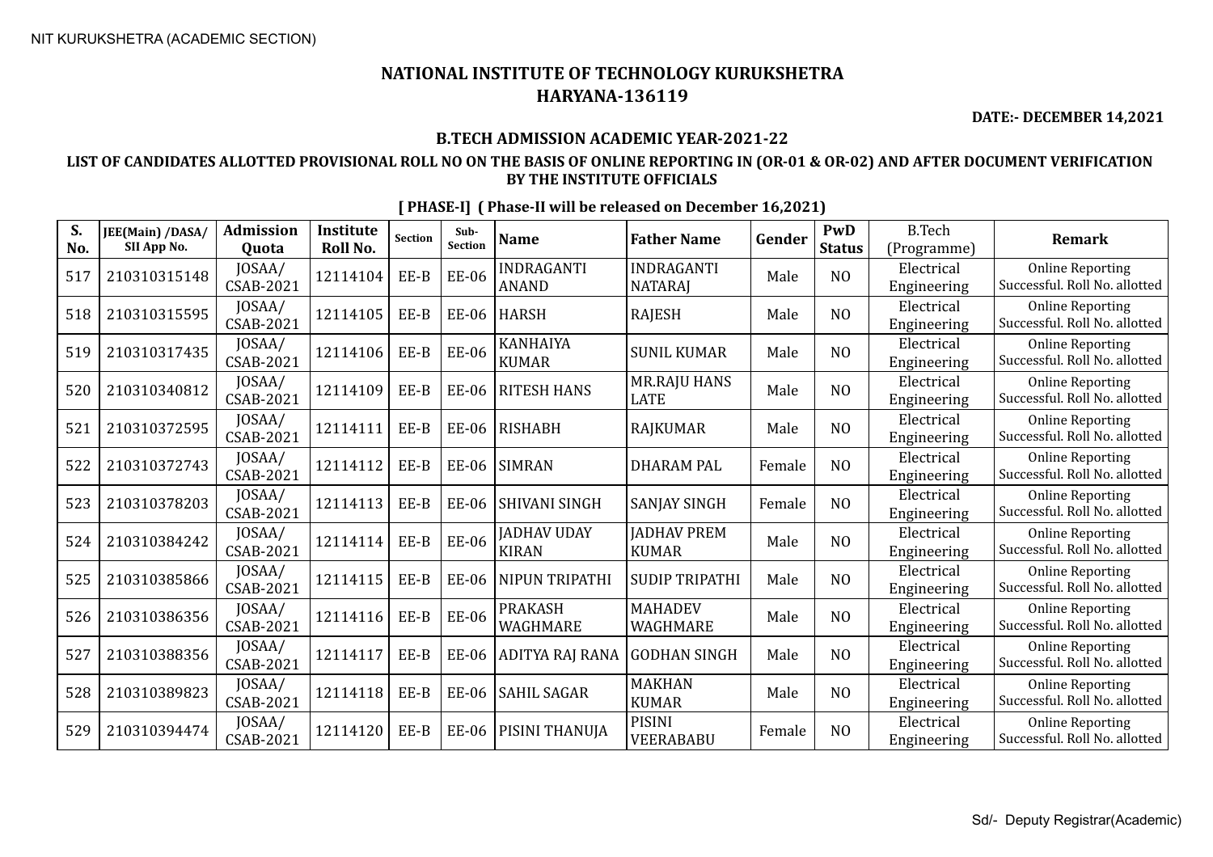NIT KURUKSHETRA (ACADEMIC SECTION)

# NATIONAL INSTITUTE OF TECHNOLOGY KURUKSHETRA
## HARYANA-136119

**DATE:- DECEMBER 14,2021**

### B.TECH ADMISSION ACADEMIC YEAR-2021-22

**LIST OF CANDIDATES ALLOTTED PROVISIONAL ROLL NO ON THE BASIS OF ONLINE REPORTING IN (OR-01 & OR-02) AND AFTER DOCUMENT VERIFICATION BY THE INSTITUTE OFFICIALS**

**[ PHASE-I] ( Phase-II will be released on December 16,2021)**

| S. No. | JEE(Main) /DASA/ SII App No. | Admission Quota | Institute Roll No. | Section | Sub-Section | Name | Father Name | Gender | PwD Status | B.Tech (Programme) | Remark |
|---|---|---|---|---|---|---|---|---|---|---|---|
| 517 | 210310315148 | JOSAA/ CSAB-2021 | 12114104 | EE-B | EE-06 | INDRAGANTI ANAND | INDRAGANTI NATARAJ | Male | NO | Electrical Engineering | Online Reporting Successful. Roll No. allotted |
| 518 | 210310315595 | JOSAA/ CSAB-2021 | 12114105 | EE-B | EE-06 | HARSH | RAJESH | Male | NO | Electrical Engineering | Online Reporting Successful. Roll No. allotted |
| 519 | 210310317435 | JOSAA/ CSAB-2021 | 12114106 | EE-B | EE-06 | KANHAIYA KUMAR | SUNIL KUMAR | Male | NO | Electrical Engineering | Online Reporting Successful. Roll No. allotted |
| 520 | 210310340812 | JOSAA/ CSAB-2021 | 12114109 | EE-B | EE-06 | RITESH HANS | MR.RAJU HANS LATE | Male | NO | Electrical Engineering | Online Reporting Successful. Roll No. allotted |
| 521 | 210310372595 | JOSAA/ CSAB-2021 | 12114111 | EE-B | EE-06 | RISHABH | RAJKUMAR | Male | NO | Electrical Engineering | Online Reporting Successful. Roll No. allotted |
| 522 | 210310372743 | JOSAA/ CSAB-2021 | 12114112 | EE-B | EE-06 | SIMRAN | DHARAM PAL | Female | NO | Electrical Engineering | Online Reporting Successful. Roll No. allotted |
| 523 | 210310378203 | JOSAA/ CSAB-2021 | 12114113 | EE-B | EE-06 | SHIVANI SINGH | SANJAY SINGH | Female | NO | Electrical Engineering | Online Reporting Successful. Roll No. allotted |
| 524 | 210310384242 | JOSAA/ CSAB-2021 | 12114114 | EE-B | EE-06 | JADHAV UDAY KIRAN | JADHAV PREM KUMAR | Male | NO | Electrical Engineering | Online Reporting Successful. Roll No. allotted |
| 525 | 210310385866 | JOSAA/ CSAB-2021 | 12114115 | EE-B | EE-06 | NIPUN TRIPATHI | SUDIP TRIPATHI | Male | NO | Electrical Engineering | Online Reporting Successful. Roll No. allotted |
| 526 | 210310386356 | JOSAA/ CSAB-2021 | 12114116 | EE-B | EE-06 | PRAKASH WAGHMARE | MAHADEV WAGHMARE | Male | NO | Electrical Engineering | Online Reporting Successful. Roll No. allotted |
| 527 | 210310388356 | JOSAA/ CSAB-2021 | 12114117 | EE-B | EE-06 | ADITYA RAJ RANA | GODHAN SINGH | Male | NO | Electrical Engineering | Online Reporting Successful. Roll No. allotted |
| 528 | 210310389823 | JOSAA/ CSAB-2021 | 12114118 | EE-B | EE-06 | SAHIL SAGAR | MAKHAN KUMAR | Male | NO | Electrical Engineering | Online Reporting Successful. Roll No. allotted |
| 529 | 210310394474 | JOSAA/ CSAB-2021 | 12114120 | EE-B | EE-06 | PISINI THANUJA | PISINI VEERABABU | Female | NO | Electrical Engineering | Online Reporting Successful. Roll No. allotted |

Sd/- Deputy Registrar(Academic)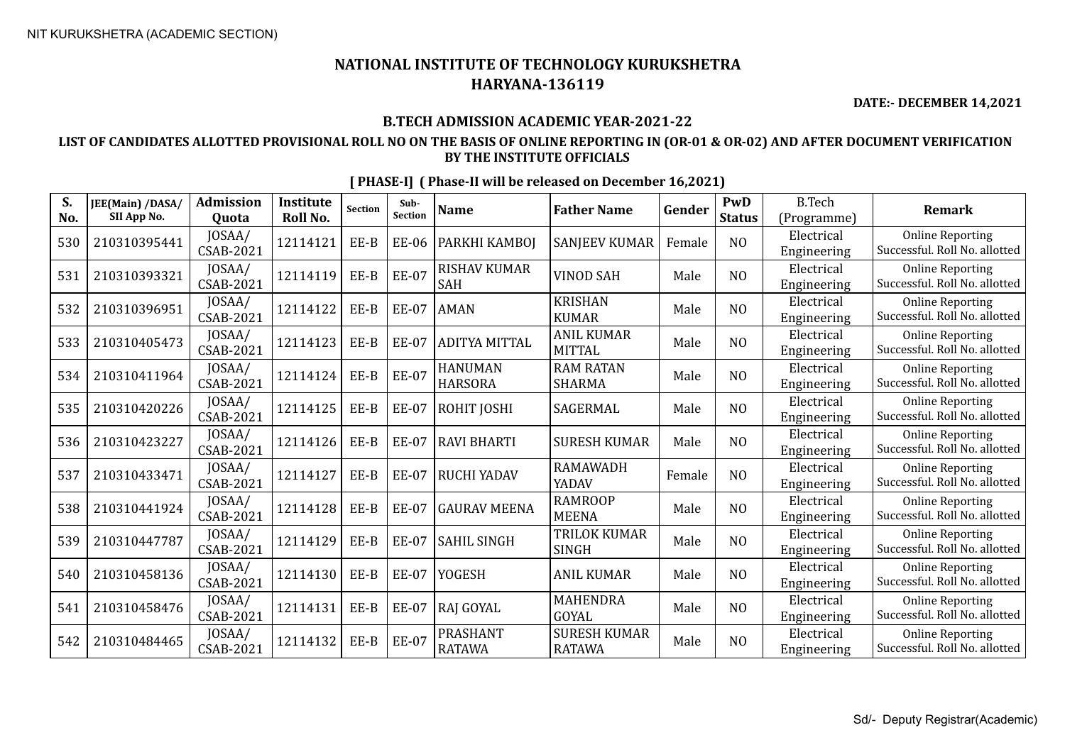NIT KURUKSHETRA (ACADEMIC SECTION)

# NATIONAL INSTITUTE OF TECHNOLOGY KURUKSHETRA
# HARYANA-136119

**DATE:- DECEMBER 14,2021**

## B.TECH ADMISSION ACADEMIC YEAR-2021-22

### LIST OF CANDIDATES ALLOTTED PROVISIONAL ROLL NO ON THE BASIS OF ONLINE REPORTING IN (OR-01 & OR-02) AND AFTER DOCUMENT VERIFICATION BY THE INSTITUTE OFFICIALS

**[ PHASE-I] ( Phase-II will be released on December 16,2021)**

| S. No. | JEE(Main) /DASA/ SII App No. | Admission Quota | Institute Roll No. | Section | Sub-Section | Name | Father Name | Gender | PwD Status | B.Tech (Programme) | Remark |
|---|---|---|---|---|---|---|---|---|---|---|---|
| 530 | 210310395441 | JOSAA/ CSAB-2021 | 12114121 | EE-B | EE-06 | PARKHI KAMBOJ | SANJEEV KUMAR | Female | NO | Electrical Engineering | Online Reporting Successful. Roll No. allotted |
| 531 | 210310393321 | JOSAA/ CSAB-2021 | 12114119 | EE-B | EE-07 | RISHAV KUMAR SAH | VINOD SAH | Male | NO | Electrical Engineering | Online Reporting Successful. Roll No. allotted |
| 532 | 210310396951 | JOSAA/ CSAB-2021 | 12114122 | EE-B | EE-07 | AMAN | KRISHAN KUMAR | Male | NO | Electrical Engineering | Online Reporting Successful. Roll No. allotted |
| 533 | 210310405473 | JOSAA/ CSAB-2021 | 12114123 | EE-B | EE-07 | ADITYA MITTAL | ANIL KUMAR MITTAL | Male | NO | Electrical Engineering | Online Reporting Successful. Roll No. allotted |
| 534 | 210310411964 | JOSAA/ CSAB-2021 | 12114124 | EE-B | EE-07 | HANUMAN HARSORA | RAM RATAN SHARMA | Male | NO | Electrical Engineering | Online Reporting Successful. Roll No. allotted |
| 535 | 210310420226 | JOSAA/ CSAB-2021 | 12114125 | EE-B | EE-07 | ROHIT JOSHI | SAGERMAL | Male | NO | Electrical Engineering | Online Reporting Successful. Roll No. allotted |
| 536 | 210310423227 | JOSAA/ CSAB-2021 | 12114126 | EE-B | EE-07 | RAVI BHARTI | SURESH KUMAR | Male | NO | Electrical Engineering | Online Reporting Successful. Roll No. allotted |
| 537 | 210310433471 | JOSAA/ CSAB-2021 | 12114127 | EE-B | EE-07 | RUCHI YADAV | RAMAWADH YADAV | Female | NO | Electrical Engineering | Online Reporting Successful. Roll No. allotted |
| 538 | 210310441924 | JOSAA/ CSAB-2021 | 12114128 | EE-B | EE-07 | GAURAV MEENA | RAMROOP MEENA | Male | NO | Electrical Engineering | Online Reporting Successful. Roll No. allotted |
| 539 | 210310447787 | JOSAA/ CSAB-2021 | 12114129 | EE-B | EE-07 | SAHIL SINGH | TRILOK KUMAR SINGH | Male | NO | Electrical Engineering | Online Reporting Successful. Roll No. allotted |
| 540 | 210310458136 | JOSAA/ CSAB-2021 | 12114130 | EE-B | EE-07 | YOGESH | ANIL KUMAR | Male | NO | Electrical Engineering | Online Reporting Successful. Roll No. allotted |
| 541 | 210310458476 | JOSAA/ CSAB-2021 | 12114131 | EE-B | EE-07 | RAJ GOYAL | MAHENDRA GOYAL | Male | NO | Electrical Engineering | Online Reporting Successful. Roll No. allotted |
| 542 | 210310484465 | JOSAA/ CSAB-2021 | 12114132 | EE-B | EE-07 | PRASHANT RATAWA | SURESH KUMAR RATAWA | Male | NO | Electrical Engineering | Online Reporting Successful. Roll No. allotted |

Sd/- Deputy Registrar(Academic)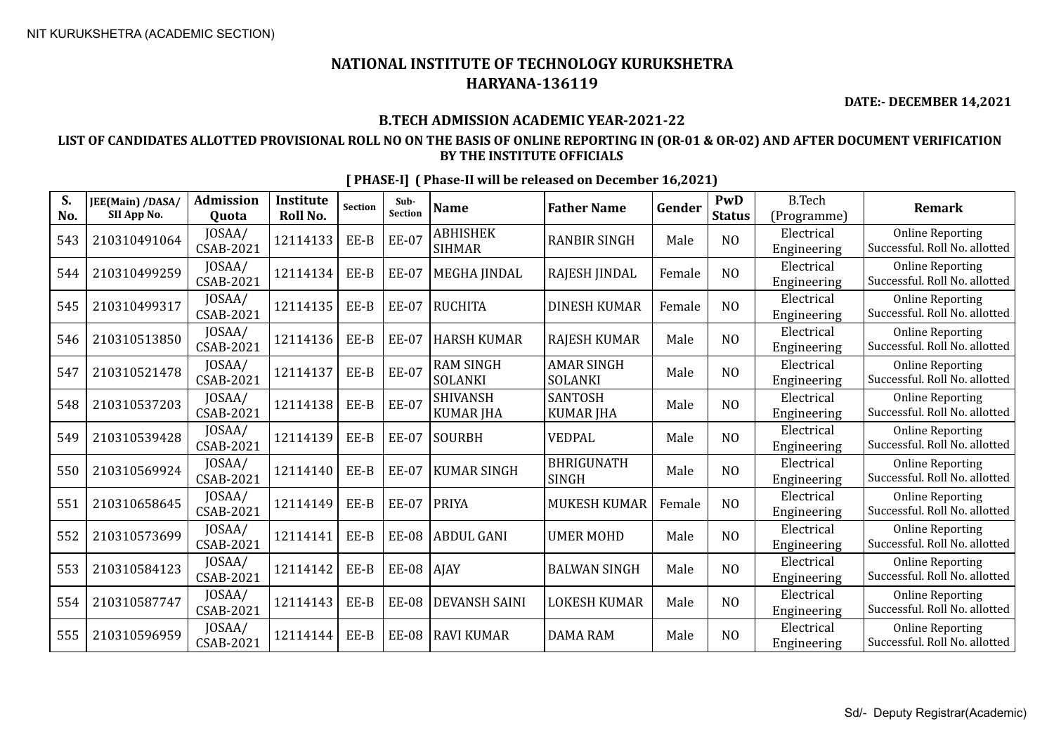NIT KURUKSHETRA (ACADEMIC SECTION)

# NATIONAL INSTITUTE OF TECHNOLOGY KURUKSHETRA
## HARYANA-136119

**DATE:- DECEMBER 14,2021**

### B.TECH ADMISSION ACADEMIC YEAR-2021-22

### LIST OF CANDIDATES ALLOTTED PROVISIONAL ROLL NO ON THE BASIS OF ONLINE REPORTING IN (OR-01 & OR-02) AND AFTER DOCUMENT VERIFICATION BY THE INSTITUTE OFFICIALS

**[ PHASE-I] ( Phase-II will be released on December 16,2021)**

| S. No. | JEE(Main) /DASA/ SII App No. | Admission Quota | Institute Roll No. | Section | Sub-Section | Name | Father Name | Gender | PwD Status | B.Tech (Programme) | Remark |
|---|---|---|---|---|---|---|---|---|---|---|---|
| 543 | 210310491064 | JOSAA/ CSAB-2021 | 12114133 | EE-B | EE-07 | ABHISHEK SIHMAR | RANBIR SINGH | Male | NO | Electrical Engineering | Online Reporting Successful. Roll No. allotted |
| 544 | 210310499259 | JOSAA/ CSAB-2021 | 12114134 | EE-B | EE-07 | MEGHA JINDAL | RAJESH JINDAL | Female | NO | Electrical Engineering | Online Reporting Successful. Roll No. allotted |
| 545 | 210310499317 | JOSAA/ CSAB-2021 | 12114135 | EE-B | EE-07 | RUCHITA | DINESH KUMAR | Female | NO | Electrical Engineering | Online Reporting Successful. Roll No. allotted |
| 546 | 210310513850 | JOSAA/ CSAB-2021 | 12114136 | EE-B | EE-07 | HARSH KUMAR | RAJESH KUMAR | Male | NO | Electrical Engineering | Online Reporting Successful. Roll No. allotted |
| 547 | 210310521478 | JOSAA/ CSAB-2021 | 12114137 | EE-B | EE-07 | RAM SINGH SOLANKI | AMAR SINGH SOLANKI | Male | NO | Electrical Engineering | Online Reporting Successful. Roll No. allotted |
| 548 | 210310537203 | JOSAA/ CSAB-2021 | 12114138 | EE-B | EE-07 | SHIVANSH KUMAR JHA | SANTOSH KUMAR JHA | Male | NO | Electrical Engineering | Online Reporting Successful. Roll No. allotted |
| 549 | 210310539428 | JOSAA/ CSAB-2021 | 12114139 | EE-B | EE-07 | SOURBH | VEDPAL | Male | NO | Electrical Engineering | Online Reporting Successful. Roll No. allotted |
| 550 | 210310569924 | JOSAA/ CSAB-2021 | 12114140 | EE-B | EE-07 | KUMAR SINGH | BHRIGUNATH SINGH | Male | NO | Electrical Engineering | Online Reporting Successful. Roll No. allotted |
| 551 | 210310658645 | JOSAA/ CSAB-2021 | 12114149 | EE-B | EE-07 | PRIYA | MUKESH KUMAR | Female | NO | Electrical Engineering | Online Reporting Successful. Roll No. allotted |
| 552 | 210310573699 | JOSAA/ CSAB-2021 | 12114141 | EE-B | EE-08 | ABDUL GANI | UMER MOHD | Male | NO | Electrical Engineering | Online Reporting Successful. Roll No. allotted |
| 553 | 210310584123 | JOSAA/ CSAB-2021 | 12114142 | EE-B | EE-08 | AJAY | BALWAN SINGH | Male | NO | Electrical Engineering | Online Reporting Successful. Roll No. allotted |
| 554 | 210310587747 | JOSAA/ CSAB-2021 | 12114143 | EE-B | EE-08 | DEVANSH SAINI | LOKESH KUMAR | Male | NO | Electrical Engineering | Online Reporting Successful. Roll No. allotted |
| 555 | 210310596959 | JOSAA/ CSAB-2021 | 12114144 | EE-B | EE-08 | RAVI KUMAR | DAMA RAM | Male | NO | Electrical Engineering | Online Reporting Successful. Roll No. allotted |

Sd/- Deputy Registrar(Academic)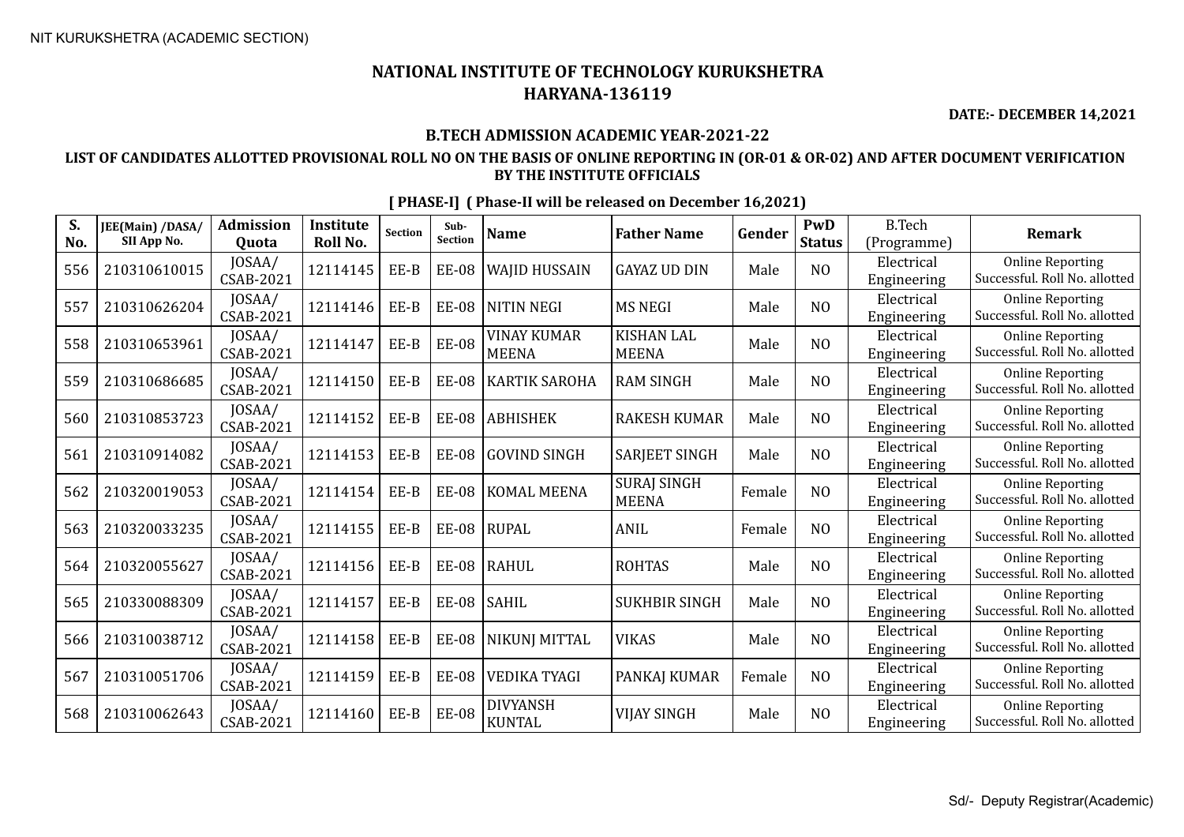NIT KURUKSHETRA (ACADEMIC SECTION)

# NATIONAL INSTITUTE OF TECHNOLOGY KURUKSHETRA
## HARYANA-136119

**DATE:- DECEMBER 14,2021**

### B.TECH ADMISSION ACADEMIC YEAR-2021-22

### LIST OF CANDIDATES ALLOTTED PROVISIONAL ROLL NO ON THE BASIS OF ONLINE REPORTING IN (OR-01 & OR-02) AND AFTER DOCUMENT VERIFICATION BY THE INSTITUTE OFFICIALS

**[ PHASE-I] ( Phase-II will be released on December 16,2021)**

| S. No. | JEE(Main) /DASA/ SII App No. | Admission Quota | Institute Roll No. | Section | Sub-Section | Name | Father Name | Gender | PwD Status | B.Tech (Programme) | Remark |
|---|---|---|---|---|---|---|---|---|---|---|---|
| 556 | 210310610015 | JOSAA/ CSAB-2021 | 12114145 | EE-B | EE-08 | WAJID HUSSAIN | GAYAZ UD DIN | Male | NO | Electrical Engineering | Online Reporting Successful. Roll No. allotted |
| 557 | 210310626204 | JOSAA/ CSAB-2021 | 12114146 | EE-B | EE-08 | NITIN NEGI | MS NEGI | Male | NO | Electrical Engineering | Online Reporting Successful. Roll No. allotted |
| 558 | 210310653961 | JOSAA/ CSAB-2021 | 12114147 | EE-B | EE-08 | VINAY KUMAR MEENA | KISHAN LAL MEENA | Male | NO | Electrical Engineering | Online Reporting Successful. Roll No. allotted |
| 559 | 210310686685 | JOSAA/ CSAB-2021 | 12114150 | EE-B | EE-08 | KARTIK SAROHA | RAM SINGH | Male | NO | Electrical Engineering | Online Reporting Successful. Roll No. allotted |
| 560 | 210310853723 | JOSAA/ CSAB-2021 | 12114152 | EE-B | EE-08 | ABHISHEK | RAKESH KUMAR | Male | NO | Electrical Engineering | Online Reporting Successful. Roll No. allotted |
| 561 | 210310914082 | JOSAA/ CSAB-2021 | 12114153 | EE-B | EE-08 | GOVIND SINGH | SARJEET SINGH | Male | NO | Electrical Engineering | Online Reporting Successful. Roll No. allotted |
| 562 | 210320019053 | JOSAA/ CSAB-2021 | 12114154 | EE-B | EE-08 | KOMAL MEENA | SURAJ SINGH MEENA | Female | NO | Electrical Engineering | Online Reporting Successful. Roll No. allotted |
| 563 | 210320033235 | JOSAA/ CSAB-2021 | 12114155 | EE-B | EE-08 | RUPAL | ANIL | Female | NO | Electrical Engineering | Online Reporting Successful. Roll No. allotted |
| 564 | 210320055627 | JOSAA/ CSAB-2021 | 12114156 | EE-B | EE-08 | RAHUL | ROHTAS | Male | NO | Electrical Engineering | Online Reporting Successful. Roll No. allotted |
| 565 | 210330088309 | JOSAA/ CSAB-2021 | 12114157 | EE-B | EE-08 | SAHIL | SUKHBIR SINGH | Male | NO | Electrical Engineering | Online Reporting Successful. Roll No. allotted |
| 566 | 210310038712 | JOSAA/ CSAB-2021 | 12114158 | EE-B | EE-08 | NIKUNJ MITTAL | VIKAS | Male | NO | Electrical Engineering | Online Reporting Successful. Roll No. allotted |
| 567 | 210310051706 | JOSAA/ CSAB-2021 | 12114159 | EE-B | EE-08 | VEDIKA TYAGI | PANKAJ KUMAR | Female | NO | Electrical Engineering | Online Reporting Successful. Roll No. allotted |
| 568 | 210310062643 | JOSAA/ CSAB-2021 | 12114160 | EE-B | EE-08 | DIVYANSH KUNTAL | VIJAY SINGH | Male | NO | Electrical Engineering | Online Reporting Successful. Roll No. allotted |

Sd/- Deputy Registrar(Academic)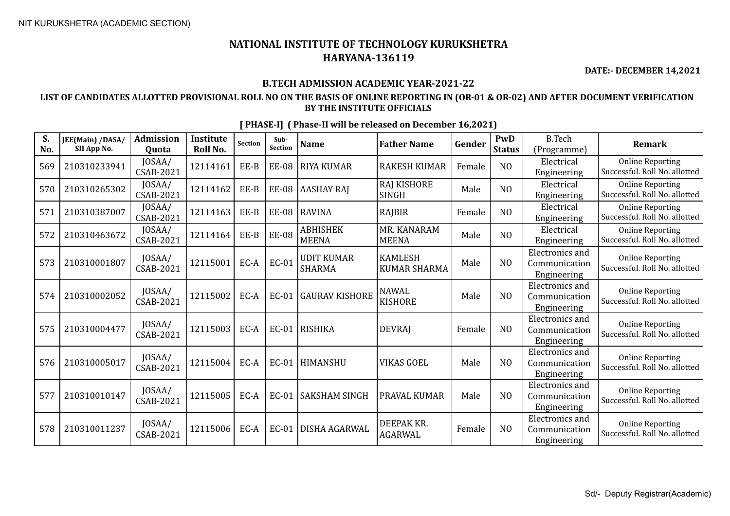NIT KURUKSHETRA (ACADEMIC SECTION)

# NATIONAL INSTITUTE OF TECHNOLOGY KURUKSHETRA
## HARYANA-136119

**DATE:- DECEMBER 14,2021**

### B.TECH ADMISSION ACADEMIC YEAR-2021-22

### LIST OF CANDIDATES ALLOTTED PROVISIONAL ROLL NO ON THE BASIS OF ONLINE REPORTING IN (OR-01 & OR-02) AND AFTER DOCUMENT VERIFICATION BY THE INSTITUTE OFFICIALS

**[ PHASE-I] ( Phase-II will be released on December 16,2021)**

| S. No. | JEE(Main) /DASA/ SII App No. | Admission Quota | Institute Roll No. | Section | Sub-Section | Name | Father Name | Gender | PwD Status | B.Tech (Programme) | Remark |
|---|---|---|---|---|---|---|---|---|---|---|---|
| 569 | 210310233941 | JOSAA/ CSAB-2021 | 12114161 | EE-B | EE-08 | RIYA KUMAR | RAKESH KUMAR | Female | NO | Electrical Engineering | Online Reporting Successful. Roll No. allotted |
| 570 | 210310265302 | JOSAA/ CSAB-2021 | 12114162 | EE-B | EE-08 | AASHAY RAJ | RAJ KISHORE SINGH | Male | NO | Electrical Engineering | Online Reporting Successful. Roll No. allotted |
| 571 | 210310387007 | JOSAA/ CSAB-2021 | 12114163 | EE-B | EE-08 | RAVINA | RAJBIR | Female | NO | Electrical Engineering | Online Reporting Successful. Roll No. allotted |
| 572 | 210310463672 | JOSAA/ CSAB-2021 | 12114164 | EE-B | EE-08 | ABHISHEK MEENA | MR. KANARAM MEENA | Male | NO | Electrical Engineering | Online Reporting Successful. Roll No. allotted |
| 573 | 210310001807 | JOSAA/ CSAB-2021 | 12115001 | EC-A | EC-01 | UDIT KUMAR SHARMA | KAMLESH KUMAR SHARMA | Male | NO | Electronics and Communication Engineering | Online Reporting Successful. Roll No. allotted |
| 574 | 210310002052 | JOSAA/ CSAB-2021 | 12115002 | EC-A | EC-01 | GAURAV KISHORE | NAWAL KISHORE | Male | NO | Electronics and Communication Engineering | Online Reporting Successful. Roll No. allotted |
| 575 | 210310004477 | JOSAA/ CSAB-2021 | 12115003 | EC-A | EC-01 | RISHIKA | DEVRAJ | Female | NO | Electronics and Communication Engineering | Online Reporting Successful. Roll No. allotted |
| 576 | 210310005017 | JOSAA/ CSAB-2021 | 12115004 | EC-A | EC-01 | HIMANSHU | VIKAS GOEL | Male | NO | Electronics and Communication Engineering | Online Reporting Successful. Roll No. allotted |
| 577 | 210310010147 | JOSAA/ CSAB-2021 | 12115005 | EC-A | EC-01 | SAKSHAM SINGH | PRAVAL KUMAR | Male | NO | Electronics and Communication Engineering | Online Reporting Successful. Roll No. allotted |
| 578 | 210310011237 | JOSAA/ CSAB-2021 | 12115006 | EC-A | EC-01 | DISHA AGARWAL | DEEPAK KR. AGARWAL | Female | NO | Electronics and Communication Engineering | Online Reporting Successful. Roll No. allotted |

Sd/- Deputy Registrar(Academic)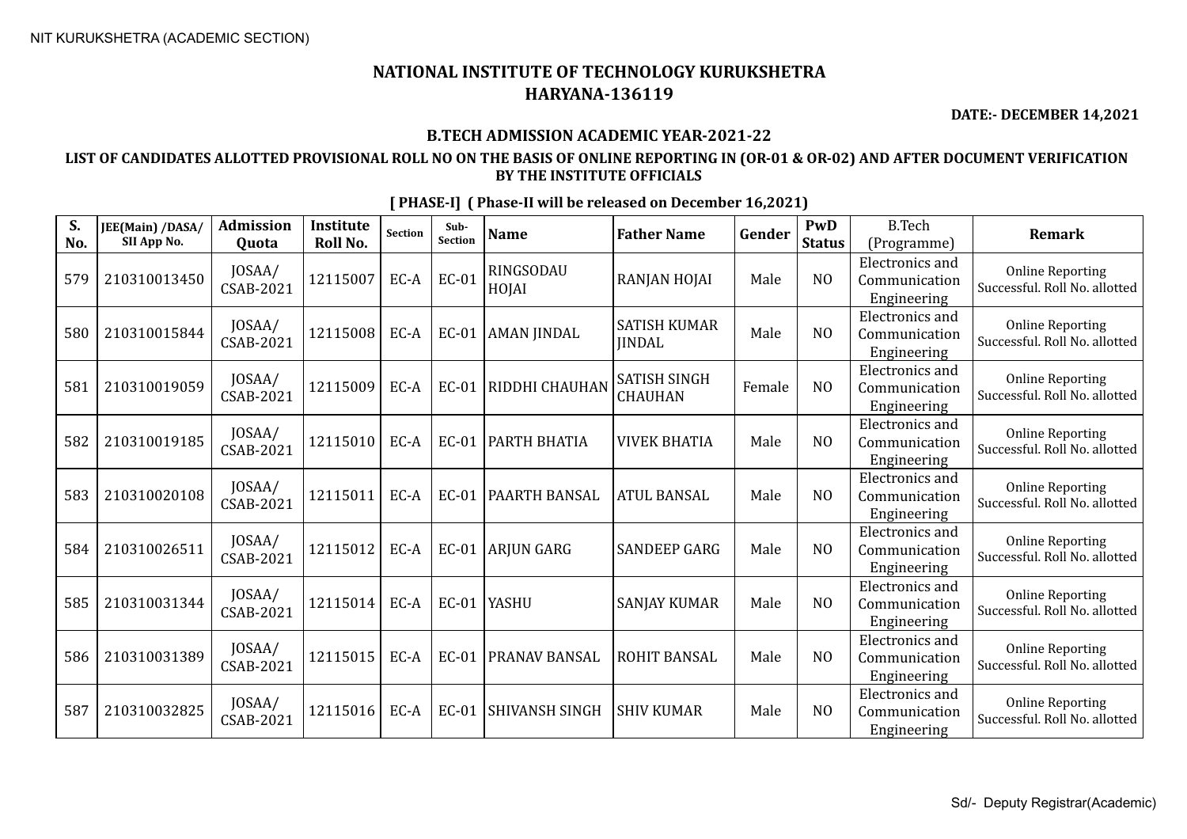# NATIONAL INSTITUTE OF TECHNOLOGY KURUKSHETRA
## HARYANA-136119

**DATE:- DECEMBER 14,2021**

**B.TECH ADMISSION ACADEMIC YEAR-2021-22**

**LIST OF CANDIDATES ALLOTTED PROVISIONAL ROLL NO ON THE BASIS OF ONLINE REPORTING IN (OR-01 & OR-02) AND AFTER DOCUMENT VERIFICATION BY THE INSTITUTE OFFICIALS**

**[ PHASE-I] ( Phase-II will be released on December 16,2021)**

| S. No. | JEE(Main) /DASA/ SII App No. | Admission Quota | Institute Roll No. | Section | Sub-Section | Name | Father Name | Gender | PwD Status | B.Tech (Programme) | Remark |
|---|---|---|---|---|---|---|---|---|---|---|---|
| 579 | 210310013450 | JOSAA/ CSAB-2021 | 12115007 | EC-A | EC-01 | RINGSODAU HOJAI | RANJAN HOJAI | Male | NO | Electronics and Communication Engineering | Online Reporting Successful. Roll No. allotted |
| 580 | 210310015844 | JOSAA/ CSAB-2021 | 12115008 | EC-A | EC-01 | AMAN JINDAL | SATISH KUMAR JINDAL | Male | NO | Electronics and Communication Engineering | Online Reporting Successful. Roll No. allotted |
| 581 | 210310019059 | JOSAA/ CSAB-2021 | 12115009 | EC-A | EC-01 | RIDDHI CHAUHAN | SATISH SINGH CHAUHAN | Female | NO | Electronics and Communication Engineering | Online Reporting Successful. Roll No. allotted |
| 582 | 210310019185 | JOSAA/ CSAB-2021 | 12115010 | EC-A | EC-01 | PARTH BHATIA | VIVEK BHATIA | Male | NO | Electronics and Communication Engineering | Online Reporting Successful. Roll No. allotted |
| 583 | 210310020108 | JOSAA/ CSAB-2021 | 12115011 | EC-A | EC-01 | PAARTH BANSAL | ATUL BANSAL | Male | NO | Electronics and Communication Engineering | Online Reporting Successful. Roll No. allotted |
| 584 | 210310026511 | JOSAA/ CSAB-2021 | 12115012 | EC-A | EC-01 | ARJUN GARG | SANDEEP GARG | Male | NO | Electronics and Communication Engineering | Online Reporting Successful. Roll No. allotted |
| 585 | 210310031344 | JOSAA/ CSAB-2021 | 12115014 | EC-A | EC-01 | YASHU | SANJAY KUMAR | Male | NO | Electronics and Communication Engineering | Online Reporting Successful. Roll No. allotted |
| 586 | 210310031389 | JOSAA/ CSAB-2021 | 12115015 | EC-A | EC-01 | PRANAV BANSAL | ROHIT BANSAL | Male | NO | Electronics and Communication Engineering | Online Reporting Successful. Roll No. allotted |
| 587 | 210310032825 | JOSAA/ CSAB-2021 | 12115016 | EC-A | EC-01 | SHIVANSH SINGH | SHIV KUMAR | Male | NO | Electronics and Communication Engineering | Online Reporting Successful. Roll No. allotted |

Sd/- Deputy Registrar(Academic)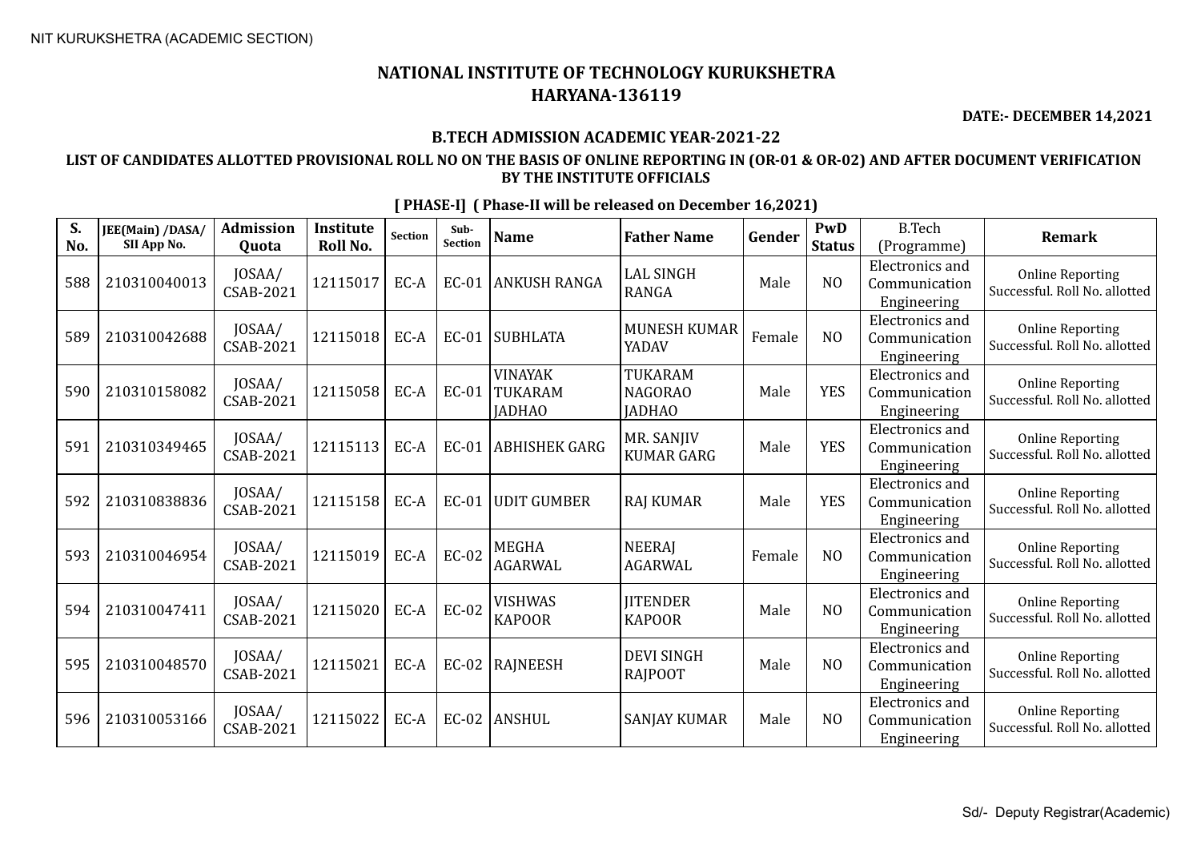NIT KURUKSHETRA (ACADEMIC SECTION)

# NATIONAL INSTITUTE OF TECHNOLOGY KURUKSHETRA
## HARYANA-136119

**DATE:- DECEMBER 14,2021**

### B.TECH ADMISSION ACADEMIC YEAR-2021-22

### LIST OF CANDIDATES ALLOTTED PROVISIONAL ROLL NO ON THE BASIS OF ONLINE REPORTING IN (OR-01 & OR-02) AND AFTER DOCUMENT VERIFICATION BY THE INSTITUTE OFFICIALS

**[ PHASE-I] ( Phase-II will be released on December 16,2021)**

| S. No. | JEE(Main) /DASA/ SII App No. | Admission Quota | Institute Roll No. | Section | Sub-Section | Name | Father Name | Gender | PwD Status | B.Tech (Programme) | Remark |
|---|---|---|---|---|---|---|---|---|---|---|---|
| 588 | 210310040013 | JOSAA/ CSAB-2021 | 12115017 | EC-A | EC-01 | ANKUSH RANGA | LAL SINGH RANGA | Male | NO | Electronics and Communication Engineering | Online Reporting Successful. Roll No. allotted |
| 589 | 210310042688 | JOSAA/ CSAB-2021 | 12115018 | EC-A | EC-01 | SUBHLATA | MUNESH KUMAR YADAV | Female | NO | Electronics and Communication Engineering | Online Reporting Successful. Roll No. allotted |
| 590 | 210310158082 | JOSAA/ CSAB-2021 | 12115058 | EC-A | EC-01 | VINAYAK TUKARAM JADHAO | TUKARAM NAGORAO JADHAO | Male | YES | Electronics and Communication Engineering | Online Reporting Successful. Roll No. allotted |
| 591 | 210310349465 | JOSAA/ CSAB-2021 | 12115113 | EC-A | EC-01 | ABHISHEK GARG | MR. SANJIV KUMAR GARG | Male | YES | Electronics and Communication Engineering | Online Reporting Successful. Roll No. allotted |
| 592 | 210310838836 | JOSAA/ CSAB-2021 | 12115158 | EC-A | EC-01 | UDIT GUMBER | RAJ KUMAR | Male | YES | Electronics and Communication Engineering | Online Reporting Successful. Roll No. allotted |
| 593 | 210310046954 | JOSAA/ CSAB-2021 | 12115019 | EC-A | EC-02 | MEGHA AGARWAL | NEERAJ AGARWAL | Female | NO | Electronics and Communication Engineering | Online Reporting Successful. Roll No. allotted |
| 594 | 210310047411 | JOSAA/ CSAB-2021 | 12115020 | EC-A | EC-02 | VISHWAS KAPOOR | JITENDER KAPOOR | Male | NO | Electronics and Communication Engineering | Online Reporting Successful. Roll No. allotted |
| 595 | 210310048570 | JOSAA/ CSAB-2021 | 12115021 | EC-A | EC-02 | RAJNEESH | DEVI SINGH RAJPOOT | Male | NO | Electronics and Communication Engineering | Online Reporting Successful. Roll No. allotted |
| 596 | 210310053166 | JOSAA/ CSAB-2021 | 12115022 | EC-A | EC-02 | ANSHUL | SANJAY KUMAR | Male | NO | Electronics and Communication Engineering | Online Reporting Successful. Roll No. allotted |

Sd/- Deputy Registrar(Academic)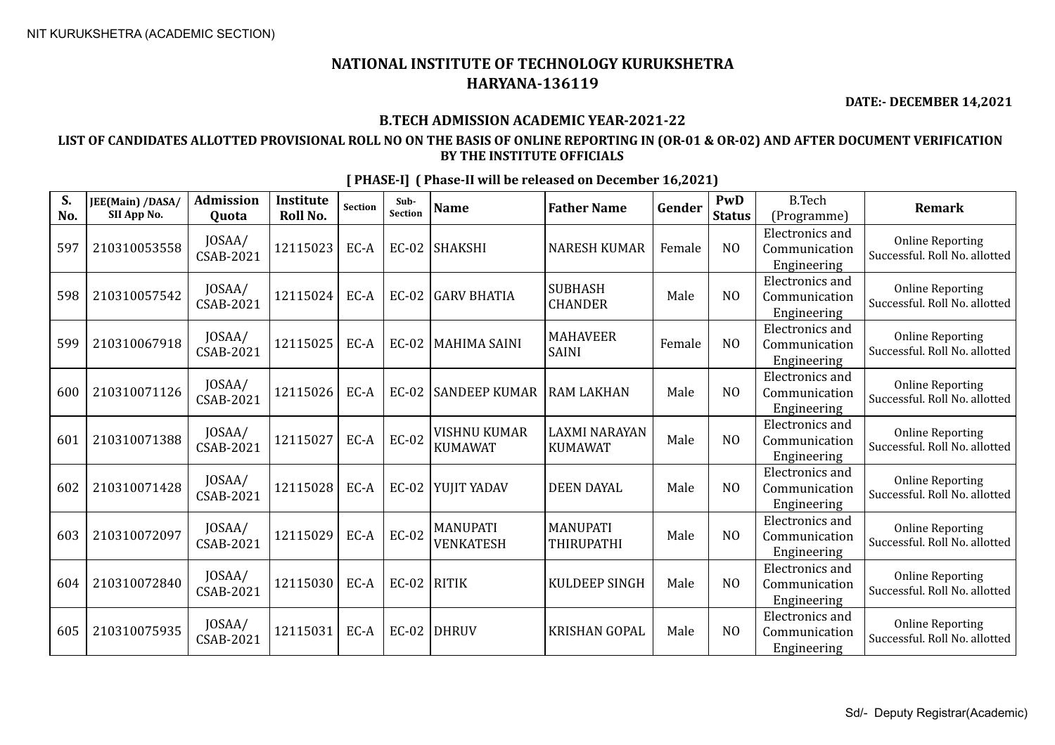NIT KURUKSHETRA (ACADEMIC SECTION)

# NATIONAL INSTITUTE OF TECHNOLOGY KURUKSHETRA
## HARYANA-136119

**DATE:- DECEMBER 14,2021**

### B.TECH ADMISSION ACADEMIC YEAR-2021-22

**LIST OF CANDIDATES ALLOTTED PROVISIONAL ROLL NO ON THE BASIS OF ONLINE REPORTING IN (OR-01 & OR-02) AND AFTER DOCUMENT VERIFICATION BY THE INSTITUTE OFFICIALS**

**[ PHASE-I] ( Phase-II will be released on December 16,2021)**

| S. No. | JEE(Main) /DASA/ SII App No. | Admission Quota | Institute Roll No. | Section | Sub-Section | Name | Father Name | Gender | PwD Status | B.Tech (Programme) | Remark |
|---|---|---|---|---|---|---|---|---|---|---|---|
| 597 | 210310053558 | JOSAA/ CSAB-2021 | 12115023 | EC-A | EC-02 | SHAKSHI | NARESH KUMAR | Female | NO | Electronics and Communication Engineering | Online Reporting Successful. Roll No. allotted |
| 598 | 210310057542 | JOSAA/ CSAB-2021 | 12115024 | EC-A | EC-02 | GARV BHATIA | SUBHASH CHANDER | Male | NO | Electronics and Communication Engineering | Online Reporting Successful. Roll No. allotted |
| 599 | 210310067918 | JOSAA/ CSAB-2021 | 12115025 | EC-A | EC-02 | MAHIMA SAINI | MAHAVEER SAINI | Female | NO | Electronics and Communication Engineering | Online Reporting Successful. Roll No. allotted |
| 600 | 210310071126 | JOSAA/ CSAB-2021 | 12115026 | EC-A | EC-02 | SANDEEP KUMAR | RAM LAKHAN | Male | NO | Electronics and Communication Engineering | Online Reporting Successful. Roll No. allotted |
| 601 | 210310071388 | JOSAA/ CSAB-2021 | 12115027 | EC-A | EC-02 | VISHNU KUMAR KUMAWAT | LAXMI NARAYAN KUMAWAT | Male | NO | Electronics and Communication Engineering | Online Reporting Successful. Roll No. allotted |
| 602 | 210310071428 | JOSAA/ CSAB-2021 | 12115028 | EC-A | EC-02 | YUJIT YADAV | DEEN DAYAL | Male | NO | Electronics and Communication Engineering | Online Reporting Successful. Roll No. allotted |
| 603 | 210310072097 | JOSAA/ CSAB-2021 | 12115029 | EC-A | EC-02 | MANUPATI VENKATESH | MANUPATI THIRUPATHI | Male | NO | Electronics and Communication Engineering | Online Reporting Successful. Roll No. allotted |
| 604 | 210310072840 | JOSAA/ CSAB-2021 | 12115030 | EC-A | EC-02 | RITIK | KULDEEP SINGH | Male | NO | Electronics and Communication Engineering | Online Reporting Successful. Roll No. allotted |
| 605 | 210310075935 | JOSAA/ CSAB-2021 | 12115031 | EC-A | EC-02 | DHRUV | KRISHAN GOPAL | Male | NO | Electronics and Communication Engineering | Online Reporting Successful. Roll No. allotted |

Sd/- Deputy Registrar(Academic)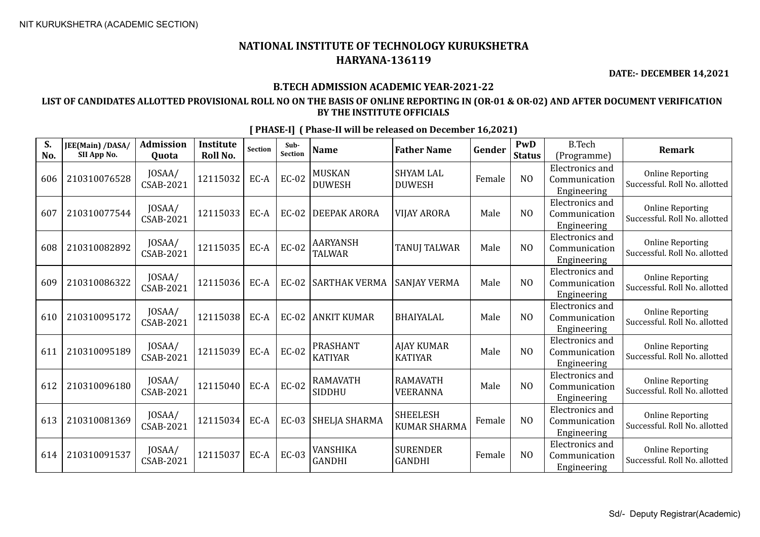NIT KURUKSHETRA (ACADEMIC SECTION)

# NATIONAL INSTITUTE OF TECHNOLOGY KURUKSHETRA
## HARYANA-136119

**DATE:- DECEMBER 14,2021**

### B.TECH ADMISSION ACADEMIC YEAR-2021-22

### LIST OF CANDIDATES ALLOTTED PROVISIONAL ROLL NO ON THE BASIS OF ONLINE REPORTING IN (OR-01 & OR-02) AND AFTER DOCUMENT VERIFICATION BY THE INSTITUTE OFFICIALS

**[ PHASE-I] ( Phase-II will be released on December 16,2021)**

| S. No. | JEE(Main) /DASA/ SII App No. | Admission Quota | Institute Roll No. | Section | Sub-Section | Name | Father Name | Gender | PwD Status | B.Tech (Programme) | Remark |
|---|---|---|---|---|---|---|---|---|---|---|---|
| 606 | 210310076528 | JOSAA/ CSAB-2021 | 12115032 | EC-A | EC-02 | MUSKAN DUWESH | SHYAM LAL DUWESH | Female | NO | Electronics and Communication Engineering | Online Reporting Successful. Roll No. allotted |
| 607 | 210310077544 | JOSAA/ CSAB-2021 | 12115033 | EC-A | EC-02 | DEEPAK ARORA | VIJAY ARORA | Male | NO | Electronics and Communication Engineering | Online Reporting Successful. Roll No. allotted |
| 608 | 210310082892 | JOSAA/ CSAB-2021 | 12115035 | EC-A | EC-02 | AARYANSH TALWAR | TANUJ TALWAR | Male | NO | Electronics and Communication Engineering | Online Reporting Successful. Roll No. allotted |
| 609 | 210310086322 | JOSAA/ CSAB-2021 | 12115036 | EC-A | EC-02 | SARTHAK VERMA | SANJAY VERMA | Male | NO | Electronics and Communication Engineering | Online Reporting Successful. Roll No. allotted |
| 610 | 210310095172 | JOSAA/ CSAB-2021 | 12115038 | EC-A | EC-02 | ANKIT KUMAR | BHAIYALAL | Male | NO | Electronics and Communication Engineering | Online Reporting Successful. Roll No. allotted |
| 611 | 210310095189 | JOSAA/ CSAB-2021 | 12115039 | EC-A | EC-02 | PRASHANT KATIYAR | AJAY KUMAR KATIYAR | Male | NO | Electronics and Communication Engineering | Online Reporting Successful. Roll No. allotted |
| 612 | 210310096180 | JOSAA/ CSAB-2021 | 12115040 | EC-A | EC-02 | RAMAVATH SIDDHU | RAMAVATH VEERANNA | Male | NO | Electronics and Communication Engineering | Online Reporting Successful. Roll No. allotted |
| 613 | 210310081369 | JOSAA/ CSAB-2021 | 12115034 | EC-A | EC-03 | SHELJA SHARMA | SHEELESH KUMAR SHARMA | Female | NO | Electronics and Communication Engineering | Online Reporting Successful. Roll No. allotted |
| 614 | 210310091537 | JOSAA/ CSAB-2021 | 12115037 | EC-A | EC-03 | VANSHIKA GANDHI | SURENDER GANDHI | Female | NO | Electronics and Communication Engineering | Online Reporting Successful. Roll No. allotted |

Sd/- Deputy Registrar(Academic)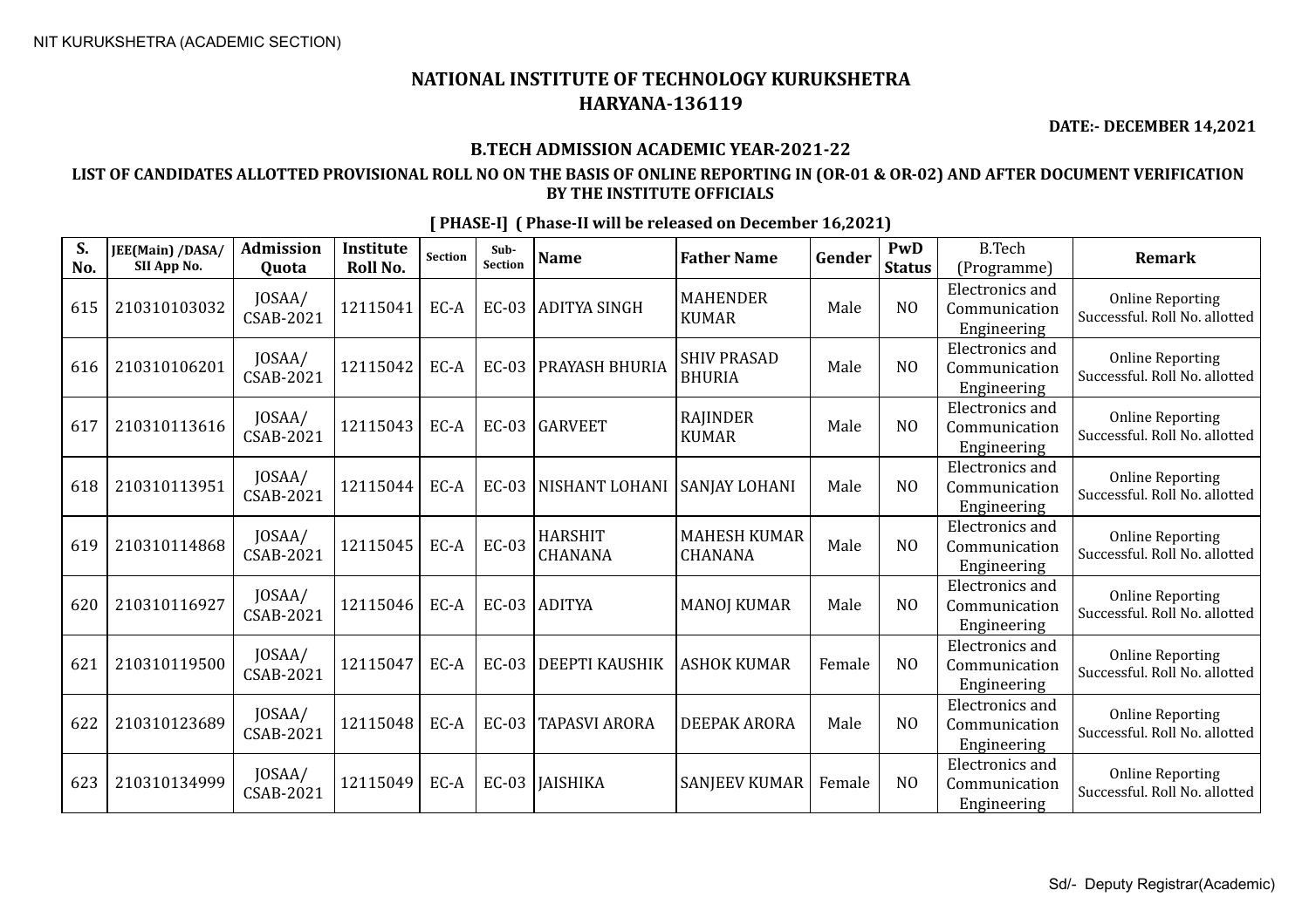NIT KURUKSHETRA (ACADEMIC SECTION)

# NATIONAL INSTITUTE OF TECHNOLOGY KURUKSHETRA
## HARYANA-136119

**DATE:- DECEMBER 14,2021**

### B.TECH ADMISSION ACADEMIC YEAR-2021-22

### LIST OF CANDIDATES ALLOTTED PROVISIONAL ROLL NO ON THE BASIS OF ONLINE REPORTING IN (OR-01 & OR-02) AND AFTER DOCUMENT VERIFICATION BY THE INSTITUTE OFFICIALS

**[ PHASE-I] ( Phase-II will be released on December 16,2021)**

| S. No. | JEE(Main) /DASA/ SII App No. | Admission Quota | Institute Roll No. | Section | Sub-Section | Name | Father Name | Gender | PwD Status | B.Tech (Programme) | Remark |
|---|---|---|---|---|---|---|---|---|---|---|---|
| 615 | 210310103032 | JOSAA/ CSAB-2021 | 12115041 | EC-A | EC-03 | ADITYA SINGH | MAHENDER KUMAR | Male | NO | Electronics and Communication Engineering | Online Reporting Successful. Roll No. allotted |
| 616 | 210310106201 | JOSAA/ CSAB-2021 | 12115042 | EC-A | EC-03 | PRAYASH BHURIA | SHIV PRASAD BHURIA | Male | NO | Electronics and Communication Engineering | Online Reporting Successful. Roll No. allotted |
| 617 | 210310113616 | JOSAA/ CSAB-2021 | 12115043 | EC-A | EC-03 | GARVEET | RAJINDER KUMAR | Male | NO | Electronics and Communication Engineering | Online Reporting Successful. Roll No. allotted |
| 618 | 210310113951 | JOSAA/ CSAB-2021 | 12115044 | EC-A | EC-03 | NISHANT LOHANI | SANJAY LOHANI | Male | NO | Electronics and Communication Engineering | Online Reporting Successful. Roll No. allotted |
| 619 | 210310114868 | JOSAA/ CSAB-2021 | 12115045 | EC-A | EC-03 | HARSHIT CHANANA | MAHESH KUMAR CHANANA | Male | NO | Electronics and Communication Engineering | Online Reporting Successful. Roll No. allotted |
| 620 | 210310116927 | JOSAA/ CSAB-2021 | 12115046 | EC-A | EC-03 | ADITYA | MANOJ KUMAR | Male | NO | Electronics and Communication Engineering | Online Reporting Successful. Roll No. allotted |
| 621 | 210310119500 | JOSAA/ CSAB-2021 | 12115047 | EC-A | EC-03 | DEEPTI KAUSHIK | ASHOK KUMAR | Female | NO | Electronics and Communication Engineering | Online Reporting Successful. Roll No. allotted |
| 622 | 210310123689 | JOSAA/ CSAB-2021 | 12115048 | EC-A | EC-03 | TAPASVI ARORA | DEEPAK ARORA | Male | NO | Electronics and Communication Engineering | Online Reporting Successful. Roll No. allotted |
| 623 | 210310134999 | JOSAA/ CSAB-2021 | 12115049 | EC-A | EC-03 | JAISHIKA | SANJEEV KUMAR | Female | NO | Electronics and Communication Engineering | Online Reporting Successful. Roll No. allotted |

Sd/- Deputy Registrar(Academic)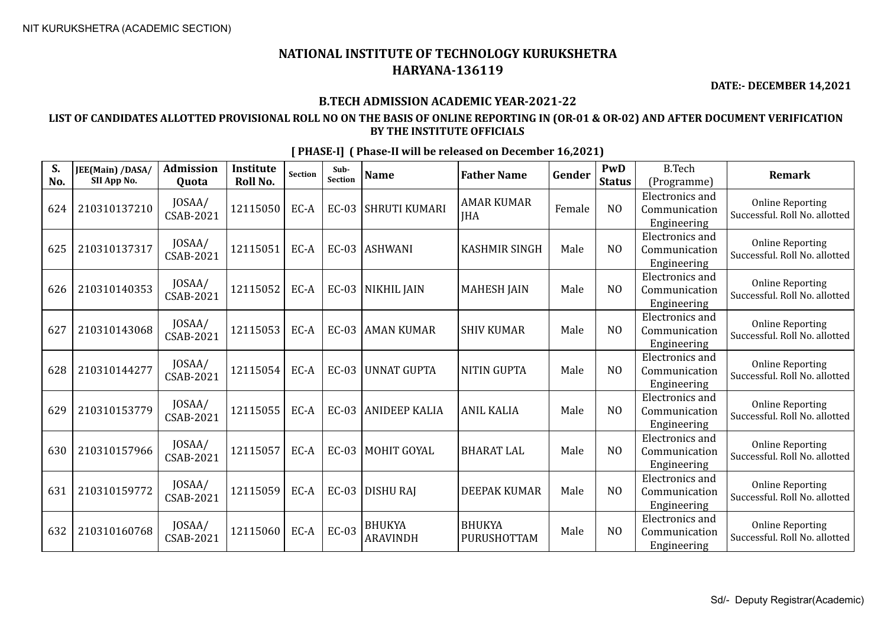NIT KURUKSHETRA (ACADEMIC SECTION)

# NATIONAL INSTITUTE OF TECHNOLOGY KURUKSHETRA
## HARYANA-136119

**DATE:- DECEMBER 14,2021**

### B.TECH ADMISSION ACADEMIC YEAR-2021-22

### LIST OF CANDIDATES ALLOTTED PROVISIONAL ROLL NO ON THE BASIS OF ONLINE REPORTING IN (OR-01 & OR-02) AND AFTER DOCUMENT VERIFICATION BY THE INSTITUTE OFFICIALS

**[ PHASE-I] ( Phase-II will be released on December 16,2021)**

| S. No. | JEE(Main) /DASA/ SII App No. | Admission Quota | Institute Roll No. | Section | Sub-Section | Name | Father Name | Gender | PwD Status | B.Tech (Programme) | Remark |
|---|---|---|---|---|---|---|---|---|---|---|---|
| 624 | 210310137210 | JOSAA/ CSAB-2021 | 12115050 | EC-A | EC-03 | SHRUTI KUMARI | AMAR KUMAR JHA | Female | NO | Electronics and Communication Engineering | Online Reporting Successful. Roll No. allotted |
| 625 | 210310137317 | JOSAA/ CSAB-2021 | 12115051 | EC-A | EC-03 | ASHWANI | KASHMIR SINGH | Male | NO | Electronics and Communication Engineering | Online Reporting Successful. Roll No. allotted |
| 626 | 210310140353 | JOSAA/ CSAB-2021 | 12115052 | EC-A | EC-03 | NIKHIL JAIN | MAHESH JAIN | Male | NO | Electronics and Communication Engineering | Online Reporting Successful. Roll No. allotted |
| 627 | 210310143068 | JOSAA/ CSAB-2021 | 12115053 | EC-A | EC-03 | AMAN KUMAR | SHIV KUMAR | Male | NO | Electronics and Communication Engineering | Online Reporting Successful. Roll No. allotted |
| 628 | 210310144277 | JOSAA/ CSAB-2021 | 12115054 | EC-A | EC-03 | UNNAT GUPTA | NITIN GUPTA | Male | NO | Electronics and Communication Engineering | Online Reporting Successful. Roll No. allotted |
| 629 | 210310153779 | JOSAA/ CSAB-2021 | 12115055 | EC-A | EC-03 | ANIDEEP KALIA | ANIL KALIA | Male | NO | Electronics and Communication Engineering | Online Reporting Successful. Roll No. allotted |
| 630 | 210310157966 | JOSAA/ CSAB-2021 | 12115057 | EC-A | EC-03 | MOHIT GOYAL | BHARAT LAL | Male | NO | Electronics and Communication Engineering | Online Reporting Successful. Roll No. allotted |
| 631 | 210310159772 | JOSAA/ CSAB-2021 | 12115059 | EC-A | EC-03 | DISHU RAJ | DEEPAK KUMAR | Male | NO | Electronics and Communication Engineering | Online Reporting Successful. Roll No. allotted |
| 632 | 210310160768 | JOSAA/ CSAB-2021 | 12115060 | EC-A | EC-03 | BHUKYA ARAVINDH | BHUKYA PURUSHOTTAM | Male | NO | Electronics and Communication Engineering | Online Reporting Successful. Roll No. allotted |

Sd/- Deputy Registrar(Academic)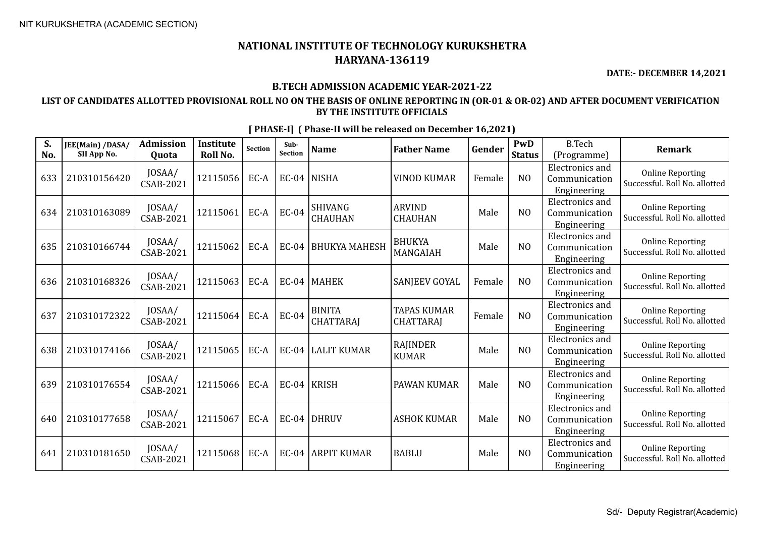NIT KURUKSHETRA (ACADEMIC SECTION)

# NATIONAL INSTITUTE OF TECHNOLOGY KURUKSHETRA
## HARYANA-136119

**DATE:- DECEMBER 14,2021**

### B.TECH ADMISSION ACADEMIC YEAR-2021-22

### LIST OF CANDIDATES ALLOTTED PROVISIONAL ROLL NO ON THE BASIS OF ONLINE REPORTING IN (OR-01 & OR-02) AND AFTER DOCUMENT VERIFICATION BY THE INSTITUTE OFFICIALS

**[ PHASE-I] ( Phase-II will be released on December 16,2021)**

| S. No. | JEE(Main) /DASA/ SII App No. | Admission Quota | Institute Roll No. | Section | Sub-Section | Name | Father Name | Gender | PwD Status | B.Tech (Programme) | Remark |
|---|---|---|---|---|---|---|---|---|---|---|---|
| 633 | 210310156420 | JOSAA/ CSAB-2021 | 12115056 | EC-A | EC-04 | NISHA | VINOD KUMAR | Female | NO | Electronics and Communication Engineering | Online Reporting Successful. Roll No. allotted |
| 634 | 210310163089 | JOSAA/ CSAB-2021 | 12115061 | EC-A | EC-04 | SHIVANG CHAUHAN | ARVIND CHAUHAN | Male | NO | Electronics and Communication Engineering | Online Reporting Successful. Roll No. allotted |
| 635 | 210310166744 | JOSAA/ CSAB-2021 | 12115062 | EC-A | EC-04 | BHUKYA MAHESH | BHUKYA MANGAIAH | Male | NO | Electronics and Communication Engineering | Online Reporting Successful. Roll No. allotted |
| 636 | 210310168326 | JOSAA/ CSAB-2021 | 12115063 | EC-A | EC-04 | MAHEK | SANJEEV GOYAL | Female | NO | Electronics and Communication Engineering | Online Reporting Successful. Roll No. allotted |
| 637 | 210310172322 | JOSAA/ CSAB-2021 | 12115064 | EC-A | EC-04 | BINITA CHATTARAJ | TAPAS KUMAR CHATTARAJ | Female | NO | Electronics and Communication Engineering | Online Reporting Successful. Roll No. allotted |
| 638 | 210310174166 | JOSAA/ CSAB-2021 | 12115065 | EC-A | EC-04 | LALIT KUMAR | RAJINDER KUMAR | Male | NO | Electronics and Communication Engineering | Online Reporting Successful. Roll No. allotted |
| 639 | 210310176554 | JOSAA/ CSAB-2021 | 12115066 | EC-A | EC-04 | KRISH | PAWAN KUMAR | Male | NO | Electronics and Communication Engineering | Online Reporting Successful. Roll No. allotted |
| 640 | 210310177658 | JOSAA/ CSAB-2021 | 12115067 | EC-A | EC-04 | DHRUV | ASHOK KUMAR | Male | NO | Electronics and Communication Engineering | Online Reporting Successful. Roll No. allotted |
| 641 | 210310181650 | JOSAA/ CSAB-2021 | 12115068 | EC-A | EC-04 | ARPIT KUMAR | BABLU | Male | NO | Electronics and Communication Engineering | Online Reporting Successful. Roll No. allotted |

Sd/- Deputy Registrar(Academic)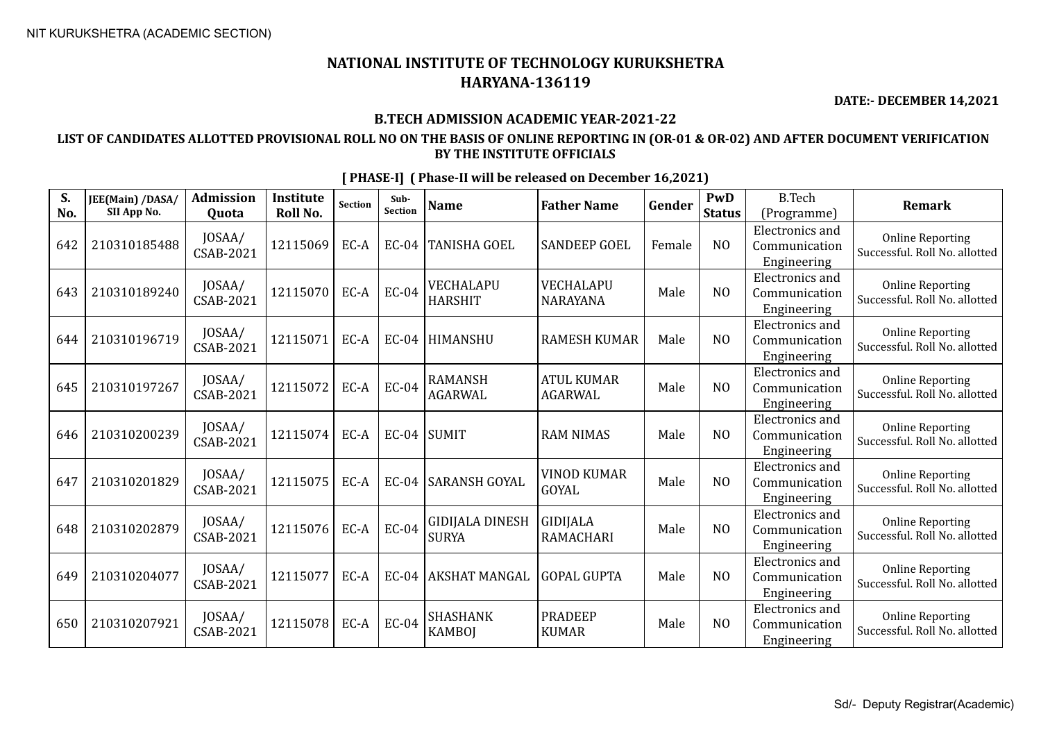NIT KURUKSHETRA (ACADEMIC SECTION)

# NATIONAL INSTITUTE OF TECHNOLOGY KURUKSHETRA
## HARYANA-136119

**DATE:- DECEMBER 14,2021**

### B.TECH ADMISSION ACADEMIC YEAR-2021-22

### LIST OF CANDIDATES ALLOTTED PROVISIONAL ROLL NO ON THE BASIS OF ONLINE REPORTING IN (OR-01 & OR-02) AND AFTER DOCUMENT VERIFICATION BY THE INSTITUTE OFFICIALS

**[ PHASE-I] ( Phase-II will be released on December 16,2021)**

| S. No. | JEE(Main) /DASA/ SII App No. | Admission Quota | Institute Roll No. | Section | Sub-Section | Name | Father Name | Gender | PwD Status | B.Tech (Programme) | Remark |
|---|---|---|---|---|---|---|---|---|---|---|---|
| 642 | 210310185488 | JOSAA/ CSAB-2021 | 12115069 | EC-A | EC-04 | TANISHA GOEL | SANDEEP GOEL | Female | NO | Electronics and Communication Engineering | Online Reporting Successful. Roll No. allotted |
| 643 | 210310189240 | JOSAA/ CSAB-2021 | 12115070 | EC-A | EC-04 | VECHALAPU HARSHIT | VECHALAPU NARAYANA | Male | NO | Electronics and Communication Engineering | Online Reporting Successful. Roll No. allotted |
| 644 | 210310196719 | JOSAA/ CSAB-2021 | 12115071 | EC-A | EC-04 | HIMANSHU | RAMESH KUMAR | Male | NO | Electronics and Communication Engineering | Online Reporting Successful. Roll No. allotted |
| 645 | 210310197267 | JOSAA/ CSAB-2021 | 12115072 | EC-A | EC-04 | RAMANSH AGARWAL | ATUL KUMAR AGARWAL | Male | NO | Electronics and Communication Engineering | Online Reporting Successful. Roll No. allotted |
| 646 | 210310200239 | JOSAA/ CSAB-2021 | 12115074 | EC-A | EC-04 | SUMIT | RAM NIMAS | Male | NO | Electronics and Communication Engineering | Online Reporting Successful. Roll No. allotted |
| 647 | 210310201829 | JOSAA/ CSAB-2021 | 12115075 | EC-A | EC-04 | SARANSH GOYAL | VINOD KUMAR GOYAL | Male | NO | Electronics and Communication Engineering | Online Reporting Successful. Roll No. allotted |
| 648 | 210310202879 | JOSAA/ CSAB-2021 | 12115076 | EC-A | EC-04 | GIDIJALA DINESH SURYA | GIDIJALA RAMACHARI | Male | NO | Electronics and Communication Engineering | Online Reporting Successful. Roll No. allotted |
| 649 | 210310204077 | JOSAA/ CSAB-2021 | 12115077 | EC-A | EC-04 | AKSHAT MANGAL | GOPAL GUPTA | Male | NO | Electronics and Communication Engineering | Online Reporting Successful. Roll No. allotted |
| 650 | 210310207921 | JOSAA/ CSAB-2021 | 12115078 | EC-A | EC-04 | SHASHANK KAMBOJ | PRADEEP KUMAR | Male | NO | Electronics and Communication Engineering | Online Reporting Successful. Roll No. allotted |

Sd/- Deputy Registrar(Academic)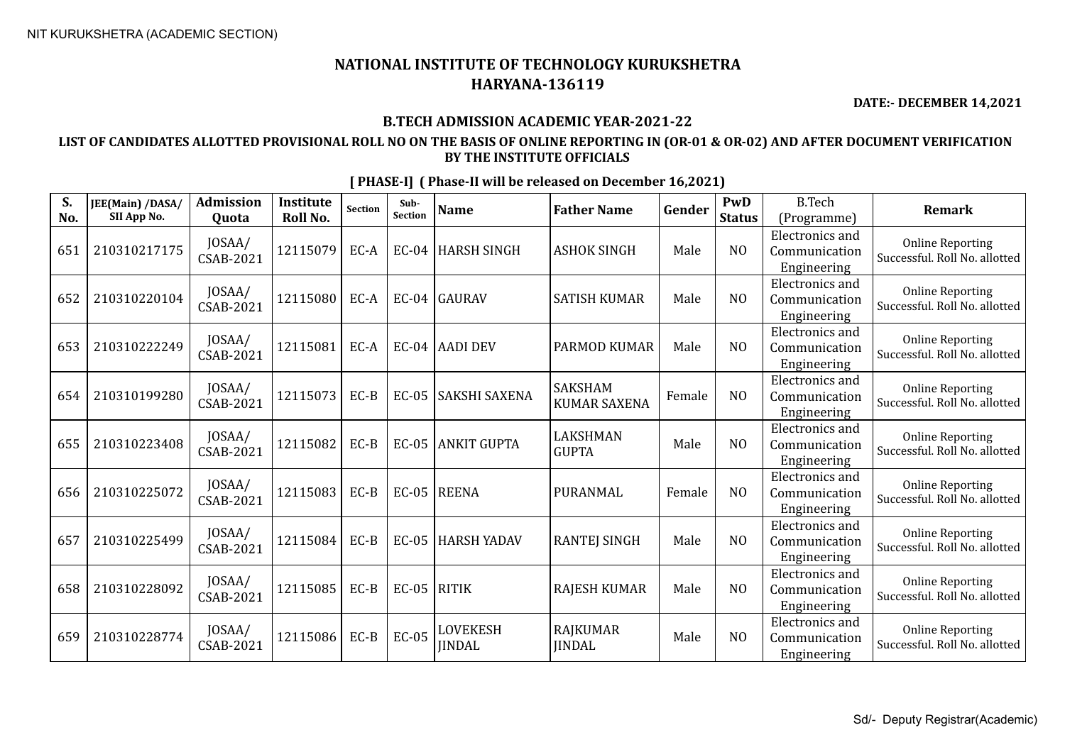NIT KURUKSHETRA (ACADEMIC SECTION)

# NATIONAL INSTITUTE OF TECHNOLOGY KURUKSHETRA
## HARYANA-136119

**DATE:- DECEMBER 14,2021**

### B.TECH ADMISSION ACADEMIC YEAR-2021-22

**LIST OF CANDIDATES ALLOTTED PROVISIONAL ROLL NO ON THE BASIS OF ONLINE REPORTING IN (OR-01 & OR-02) AND AFTER DOCUMENT VERIFICATION BY THE INSTITUTE OFFICIALS**

**[ PHASE-I] ( Phase-II will be released on December 16,2021)**

| S. No. | JEE(Main) /DASA/ SII App No. | Admission Quota | Institute Roll No. | Section | Sub-Section | Name | Father Name | Gender | PwD Status | B.Tech (Programme) | Remark |
|---|---|---|---|---|---|---|---|---|---|---|---|
| 651 | 210310217175 | JOSAA/ CSAB-2021 | 12115079 | EC-A | EC-04 | HARSH SINGH | ASHOK SINGH | Male | NO | Electronics and Communication Engineering | Online Reporting Successful. Roll No. allotted |
| 652 | 210310220104 | JOSAA/ CSAB-2021 | 12115080 | EC-A | EC-04 | GAURAV | SATISH KUMAR | Male | NO | Electronics and Communication Engineering | Online Reporting Successful. Roll No. allotted |
| 653 | 210310222249 | JOSAA/ CSAB-2021 | 12115081 | EC-A | EC-04 | AADI DEV | PARMOD KUMAR | Male | NO | Electronics and Communication Engineering | Online Reporting Successful. Roll No. allotted |
| 654 | 210310199280 | JOSAA/ CSAB-2021 | 12115073 | EC-B | EC-05 | SAKSHI SAXENA | SAKSHAM KUMAR SAXENA | Female | NO | Electronics and Communication Engineering | Online Reporting Successful. Roll No. allotted |
| 655 | 210310223408 | JOSAA/ CSAB-2021 | 12115082 | EC-B | EC-05 | ANKIT GUPTA | LAKSHMAN GUPTA | Male | NO | Electronics and Communication Engineering | Online Reporting Successful. Roll No. allotted |
| 656 | 210310225072 | JOSAA/ CSAB-2021 | 12115083 | EC-B | EC-05 | REENA | PURANMAL | Female | NO | Electronics and Communication Engineering | Online Reporting Successful. Roll No. allotted |
| 657 | 210310225499 | JOSAA/ CSAB-2021 | 12115084 | EC-B | EC-05 | HARSH YADAV | RANTEJ SINGH | Male | NO | Electronics and Communication Engineering | Online Reporting Successful. Roll No. allotted |
| 658 | 210310228092 | JOSAA/ CSAB-2021 | 12115085 | EC-B | EC-05 | RITIK | RAJESH KUMAR | Male | NO | Electronics and Communication Engineering | Online Reporting Successful. Roll No. allotted |
| 659 | 210310228774 | JOSAA/ CSAB-2021 | 12115086 | EC-B | EC-05 | LOVEKESH JINDAL | RAJKUMAR JINDAL | Male | NO | Electronics and Communication Engineering | Online Reporting Successful. Roll No. allotted |

Sd/- Deputy Registrar(Academic)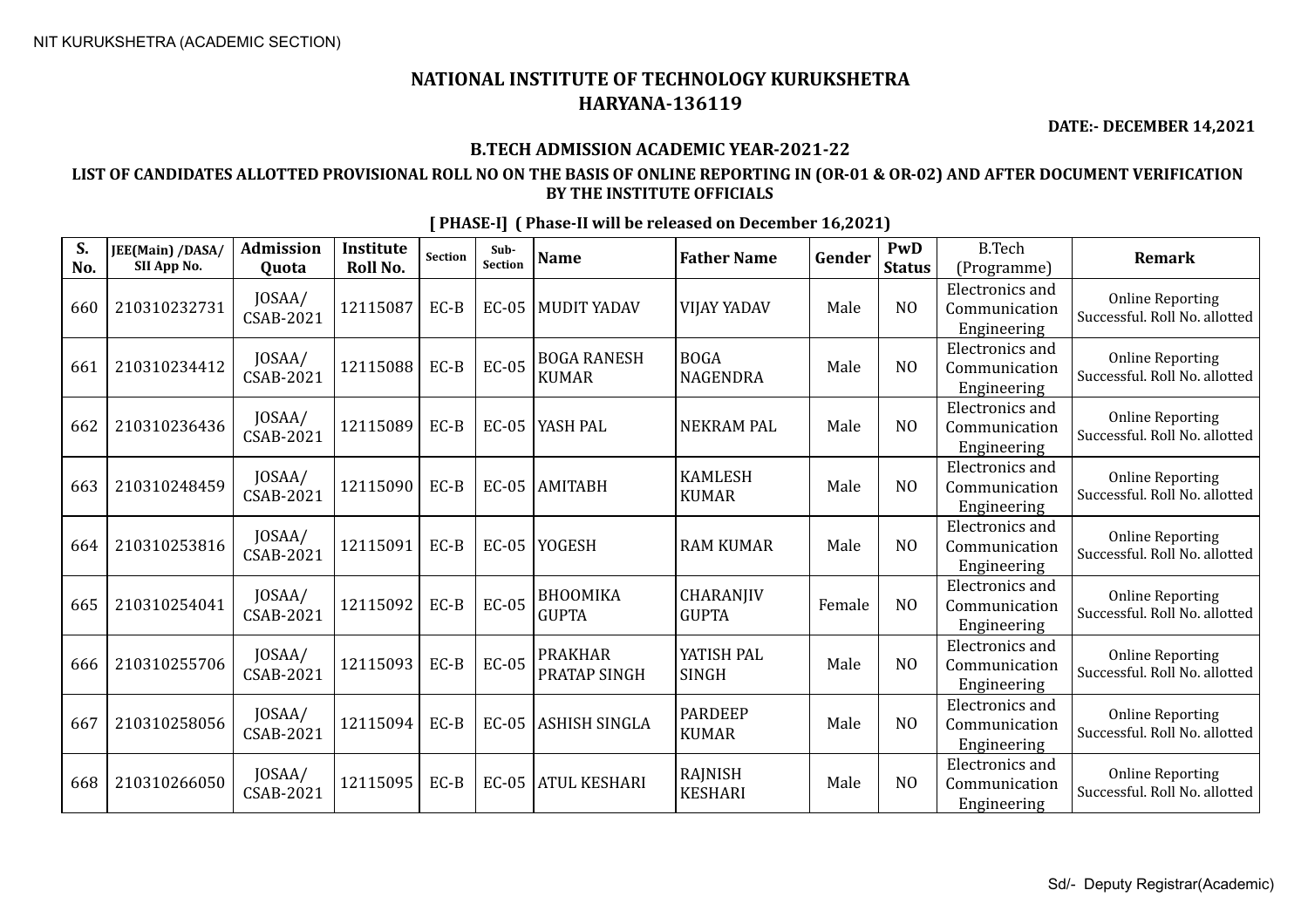NIT KURUKSHETRA (ACADEMIC SECTION)

# NATIONAL INSTITUTE OF TECHNOLOGY KURUKSHETRA
## HARYANA-136119

**DATE:- DECEMBER 14,2021**

### B.TECH ADMISSION ACADEMIC YEAR-2021-22

### LIST OF CANDIDATES ALLOTTED PROVISIONAL ROLL NO ON THE BASIS OF ONLINE REPORTING IN (OR-01 & OR-02) AND AFTER DOCUMENT VERIFICATION BY THE INSTITUTE OFFICIALS

**[ PHASE-I] ( Phase-II will be released on December 16,2021)**

| S. No. | JEE(Main) /DASA/ SII App No. | Admission Quota | Institute Roll No. | Section | Sub-Section | Name | Father Name | Gender | PwD Status | B.Tech (Programme) | Remark |
|---|---|---|---|---|---|---|---|---|---|---|---|
| 660 | 210310232731 | JOSAA/ CSAB-2021 | 12115087 | EC-B | EC-05 | MUDIT YADAV | VIJAY YADAV | Male | NO | Electronics and Communication Engineering | Online Reporting Successful. Roll No. allotted |
| 661 | 210310234412 | JOSAA/ CSAB-2021 | 12115088 | EC-B | EC-05 | BOGA RANESH KUMAR | BOGA NAGENDRA | Male | NO | Electronics and Communication Engineering | Online Reporting Successful. Roll No. allotted |
| 662 | 210310236436 | JOSAA/ CSAB-2021 | 12115089 | EC-B | EC-05 | YASH PAL | NEKRAM PAL | Male | NO | Electronics and Communication Engineering | Online Reporting Successful. Roll No. allotted |
| 663 | 210310248459 | JOSAA/ CSAB-2021 | 12115090 | EC-B | EC-05 | AMITABH | KAMLESH KUMAR | Male | NO | Electronics and Communication Engineering | Online Reporting Successful. Roll No. allotted |
| 664 | 210310253816 | JOSAA/ CSAB-2021 | 12115091 | EC-B | EC-05 | YOGESH | RAM KUMAR | Male | NO | Electronics and Communication Engineering | Online Reporting Successful. Roll No. allotted |
| 665 | 210310254041 | JOSAA/ CSAB-2021 | 12115092 | EC-B | EC-05 | BHOOMIKA GUPTA | CHARANJIV GUPTA | Female | NO | Electronics and Communication Engineering | Online Reporting Successful. Roll No. allotted |
| 666 | 210310255706 | JOSAA/ CSAB-2021 | 12115093 | EC-B | EC-05 | PRAKHAR PRATAP SINGH | YATISH PAL SINGH | Male | NO | Electronics and Communication Engineering | Online Reporting Successful. Roll No. allotted |
| 667 | 210310258056 | JOSAA/ CSAB-2021 | 12115094 | EC-B | EC-05 | ASHISH SINGLA | PARDEEP KUMAR | Male | NO | Electronics and Communication Engineering | Online Reporting Successful. Roll No. allotted |
| 668 | 210310266050 | JOSAA/ CSAB-2021 | 12115095 | EC-B | EC-05 | ATUL KESHARI | RAJNISH KESHARI | Male | NO | Electronics and Communication Engineering | Online Reporting Successful. Roll No. allotted |

Sd/- Deputy Registrar(Academic)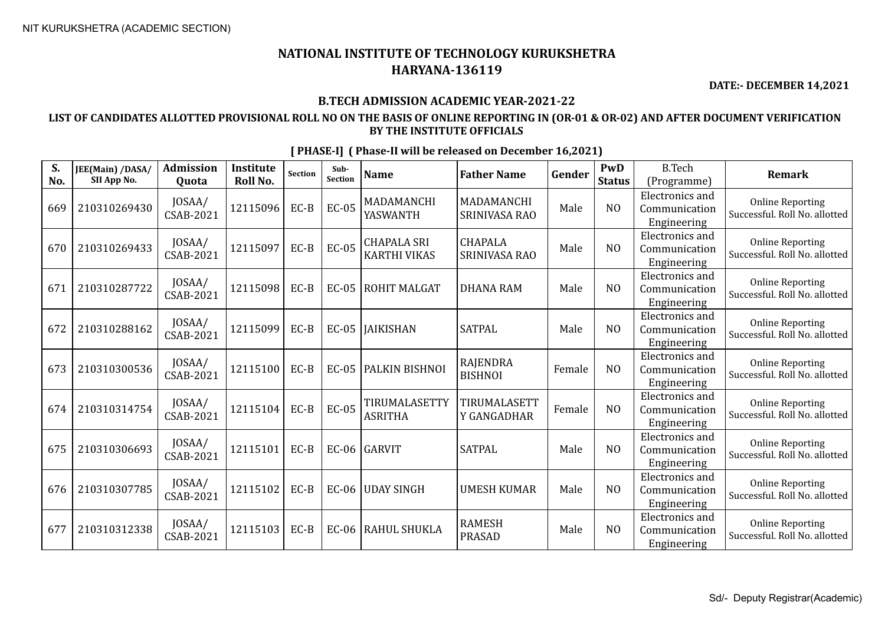NIT KURUKSHETRA (ACADEMIC SECTION)

# NATIONAL INSTITUTE OF TECHNOLOGY KURUKSHETRA
## HARYANA-136119

**DATE:- DECEMBER 14,2021**

### B.TECH ADMISSION ACADEMIC YEAR-2021-22

**LIST OF CANDIDATES ALLOTTED PROVISIONAL ROLL NO ON THE BASIS OF ONLINE REPORTING IN (OR-01 & OR-02) AND AFTER DOCUMENT VERIFICATION BY THE INSTITUTE OFFICIALS**

**[ PHASE-I] ( Phase-II will be released on December 16,2021)**

| S. No. | JEE(Main) /DASA/ SII App No. | Admission Quota | Institute Roll No. | Section | Sub-Section | Name | Father Name | Gender | PwD Status | B.Tech (Programme) | Remark |
|---|---|---|---|---|---|---|---|---|---|---|---|
| 669 | 210310269430 | JOSAA/ CSAB-2021 | 12115096 | EC-B | EC-05 | MADAMANCHI YASWANTH | MADAMANCHI SRINIVASA RAO | Male | NO | Electronics and Communication Engineering | Online Reporting Successful. Roll No. allotted |
| 670 | 210310269433 | JOSAA/ CSAB-2021 | 12115097 | EC-B | EC-05 | CHAPALA SRI KARTHI VIKAS | CHAPALA SRINIVASA RAO | Male | NO | Electronics and Communication Engineering | Online Reporting Successful. Roll No. allotted |
| 671 | 210310287722 | JOSAA/ CSAB-2021 | 12115098 | EC-B | EC-05 | ROHIT MALGAT | DHANA RAM | Male | NO | Electronics and Communication Engineering | Online Reporting Successful. Roll No. allotted |
| 672 | 210310288162 | JOSAA/ CSAB-2021 | 12115099 | EC-B | EC-05 | JAIKISHAN | SATPAL | Male | NO | Electronics and Communication Engineering | Online Reporting Successful. Roll No. allotted |
| 673 | 210310300536 | JOSAA/ CSAB-2021 | 12115100 | EC-B | EC-05 | PALKIN BISHNOI | RAJENDRA BISHNOI | Female | NO | Electronics and Communication Engineering | Online Reporting Successful. Roll No. allotted |
| 674 | 210310314754 | JOSAA/ CSAB-2021 | 12115104 | EC-B | EC-05 | TIRUMALASETTY ASRITHA | TIRUMALASETT Y GANGADHAR | Female | NO | Electronics and Communication Engineering | Online Reporting Successful. Roll No. allotted |
| 675 | 210310306693 | JOSAA/ CSAB-2021 | 12115101 | EC-B | EC-06 | GARVIT | SATPAL | Male | NO | Electronics and Communication Engineering | Online Reporting Successful. Roll No. allotted |
| 676 | 210310307785 | JOSAA/ CSAB-2021 | 12115102 | EC-B | EC-06 | UDAY SINGH | UMESH KUMAR | Male | NO | Electronics and Communication Engineering | Online Reporting Successful. Roll No. allotted |
| 677 | 210310312338 | JOSAA/ CSAB-2021 | 12115103 | EC-B | EC-06 | RAHUL SHUKLA | RAMESH PRASAD | Male | NO | Electronics and Communication Engineering | Online Reporting Successful. Roll No. allotted |

Sd/- Deputy Registrar(Academic)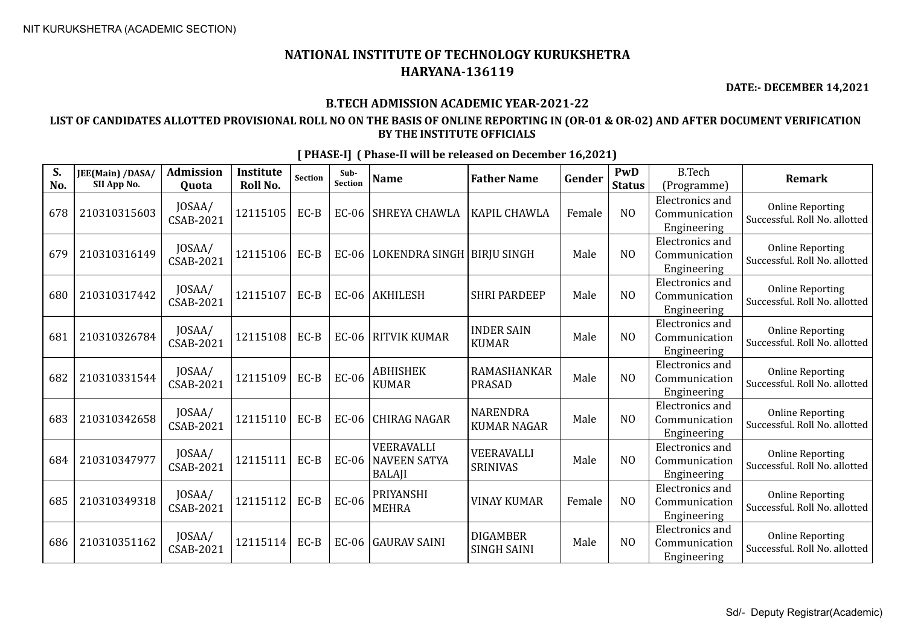# NATIONAL INSTITUTE OF TECHNOLOGY KURUKSHETRA
# HARYANA-136119

**DATE:- DECEMBER 14,2021**

### B.TECH ADMISSION ACADEMIC YEAR-2021-22

### LIST OF CANDIDATES ALLOTTED PROVISIONAL ROLL NO ON THE BASIS OF ONLINE REPORTING IN (OR-01 & OR-02) AND AFTER DOCUMENT VERIFICATION BY THE INSTITUTE OFFICIALS

**[ PHASE-I] ( Phase-II will be released on December 16,2021)**

| S. No. | JEE(Main) /DASA/ SII App No. | Admission Quota | Institute Roll No. | Section | Sub-Section | Name | Father Name | Gender | PwD Status | B.Tech (Programme) | Remark |
|---|---|---|---|---|---|---|---|---|---|---|---|
| 678 | 210310315603 | JOSAA/ CSAB-2021 | 12115105 | EC-B | EC-06 | SHREYA CHAWLA | KAPIL CHAWLA | Female | NO | Electronics and Communication Engineering | Online Reporting Successful. Roll No. allotted |
| 679 | 210310316149 | JOSAA/ CSAB-2021 | 12115106 | EC-B | EC-06 | LOKENDRA SINGH | BIRJU SINGH | Male | NO | Electronics and Communication Engineering | Online Reporting Successful. Roll No. allotted |
| 680 | 210310317442 | JOSAA/ CSAB-2021 | 12115107 | EC-B | EC-06 | AKHILESH | SHRI PARDEEP | Male | NO | Electronics and Communication Engineering | Online Reporting Successful. Roll No. allotted |
| 681 | 210310326784 | JOSAA/ CSAB-2021 | 12115108 | EC-B | EC-06 | RITVIK KUMAR | INDER SAIN KUMAR | Male | NO | Electronics and Communication Engineering | Online Reporting Successful. Roll No. allotted |
| 682 | 210310331544 | JOSAA/ CSAB-2021 | 12115109 | EC-B | EC-06 | ABHISHEK KUMAR | RAMASHANKAR PRASAD | Male | NO | Electronics and Communication Engineering | Online Reporting Successful. Roll No. allotted |
| 683 | 210310342658 | JOSAA/ CSAB-2021 | 12115110 | EC-B | EC-06 | CHIRAG NAGAR | NARENDRA KUMAR NAGAR | Male | NO | Electronics and Communication Engineering | Online Reporting Successful. Roll No. allotted |
| 684 | 210310347977 | JOSAA/ CSAB-2021 | 12115111 | EC-B | EC-06 | VEERAVALLI NAVEEN SATYA BALAJI | VEERAVALLI SRINIVAS | Male | NO | Electronics and Communication Engineering | Online Reporting Successful. Roll No. allotted |
| 685 | 210310349318 | JOSAA/ CSAB-2021 | 12115112 | EC-B | EC-06 | PRIYANSHI MEHRA | VINAY KUMAR | Female | NO | Electronics and Communication Engineering | Online Reporting Successful. Roll No. allotted |
| 686 | 210310351162 | JOSAA/ CSAB-2021 | 12115114 | EC-B | EC-06 | GAURAV SAINI | DIGAMBER SINGH SAINI | Male | NO | Electronics and Communication Engineering | Online Reporting Successful. Roll No. allotted |

Sd/- Deputy Registrar(Academic)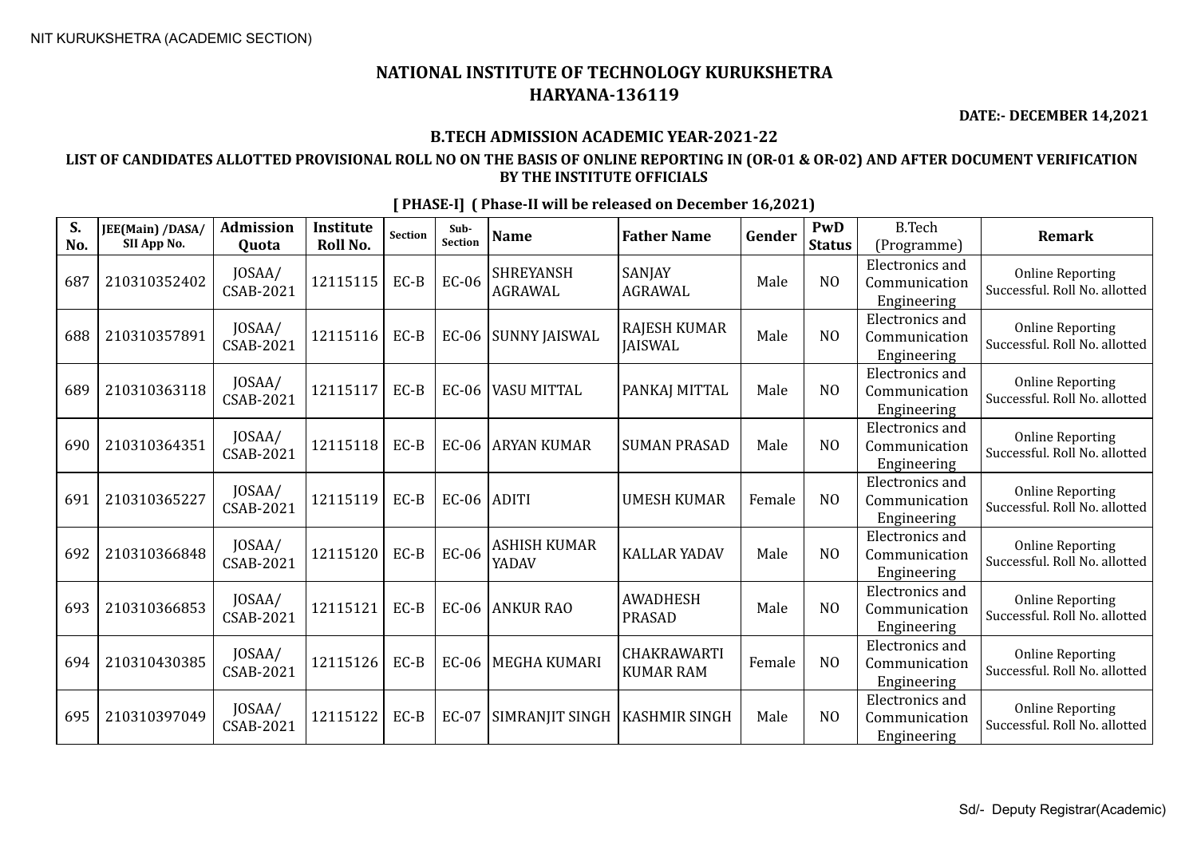NIT KURUKSHETRA (ACADEMIC SECTION)

# NATIONAL INSTITUTE OF TECHNOLOGY KURUKSHETRA
## HARYANA-136119

**DATE:- DECEMBER 14,2021**

### B.TECH ADMISSION ACADEMIC YEAR-2021-22

### LIST OF CANDIDATES ALLOTTED PROVISIONAL ROLL NO ON THE BASIS OF ONLINE REPORTING IN (OR-01 & OR-02) AND AFTER DOCUMENT VERIFICATION BY THE INSTITUTE OFFICIALS

**[ PHASE-I] ( Phase-II will be released on December 16,2021)**

| S. No. | JEE(Main) /DASA/ SII App No. | Admission Quota | Institute Roll No. | Section | Sub-Section | Name | Father Name | Gender | PwD Status | B.Tech (Programme) | Remark |
|---|---|---|---|---|---|---|---|---|---|---|---|
| 687 | 210310352402 | JOSAA/ CSAB-2021 | 12115115 | EC-B | EC-06 | SHREYANSH AGRAWAL | SANJAY AGRAWAL | Male | NO | Electronics and Communication Engineering | Online Reporting Successful. Roll No. allotted |
| 688 | 210310357891 | JOSAA/ CSAB-2021 | 12115116 | EC-B | EC-06 | SUNNY JAISWAL | RAJESH KUMAR JAISWAL | Male | NO | Electronics and Communication Engineering | Online Reporting Successful. Roll No. allotted |
| 689 | 210310363118 | JOSAA/ CSAB-2021 | 12115117 | EC-B | EC-06 | VASU MITTAL | PANKAJ MITTAL | Male | NO | Electronics and Communication Engineering | Online Reporting Successful. Roll No. allotted |
| 690 | 210310364351 | JOSAA/ CSAB-2021 | 12115118 | EC-B | EC-06 | ARYAN KUMAR | SUMAN PRASAD | Male | NO | Electronics and Communication Engineering | Online Reporting Successful. Roll No. allotted |
| 691 | 210310365227 | JOSAA/ CSAB-2021 | 12115119 | EC-B | EC-06 | ADITI | UMESH KUMAR | Female | NO | Electronics and Communication Engineering | Online Reporting Successful. Roll No. allotted |
| 692 | 210310366848 | JOSAA/ CSAB-2021 | 12115120 | EC-B | EC-06 | ASHISH KUMAR YADAV | KALLAR YADAV | Male | NO | Electronics and Communication Engineering | Online Reporting Successful. Roll No. allotted |
| 693 | 210310366853 | JOSAA/ CSAB-2021 | 12115121 | EC-B | EC-06 | ANKUR RAO | AWADHESH PRASAD | Male | NO | Electronics and Communication Engineering | Online Reporting Successful. Roll No. allotted |
| 694 | 210310430385 | JOSAA/ CSAB-2021 | 12115126 | EC-B | EC-06 | MEGHA KUMARI | CHAKRAWARTI KUMAR RAM | Female | NO | Electronics and Communication Engineering | Online Reporting Successful. Roll No. allotted |
| 695 | 210310397049 | JOSAA/ CSAB-2021 | 12115122 | EC-B | EC-07 | SIMRANJIT SINGH | KASHMIR SINGH | Male | NO | Electronics and Communication Engineering | Online Reporting Successful. Roll No. allotted |

Sd/- Deputy Registrar(Academic)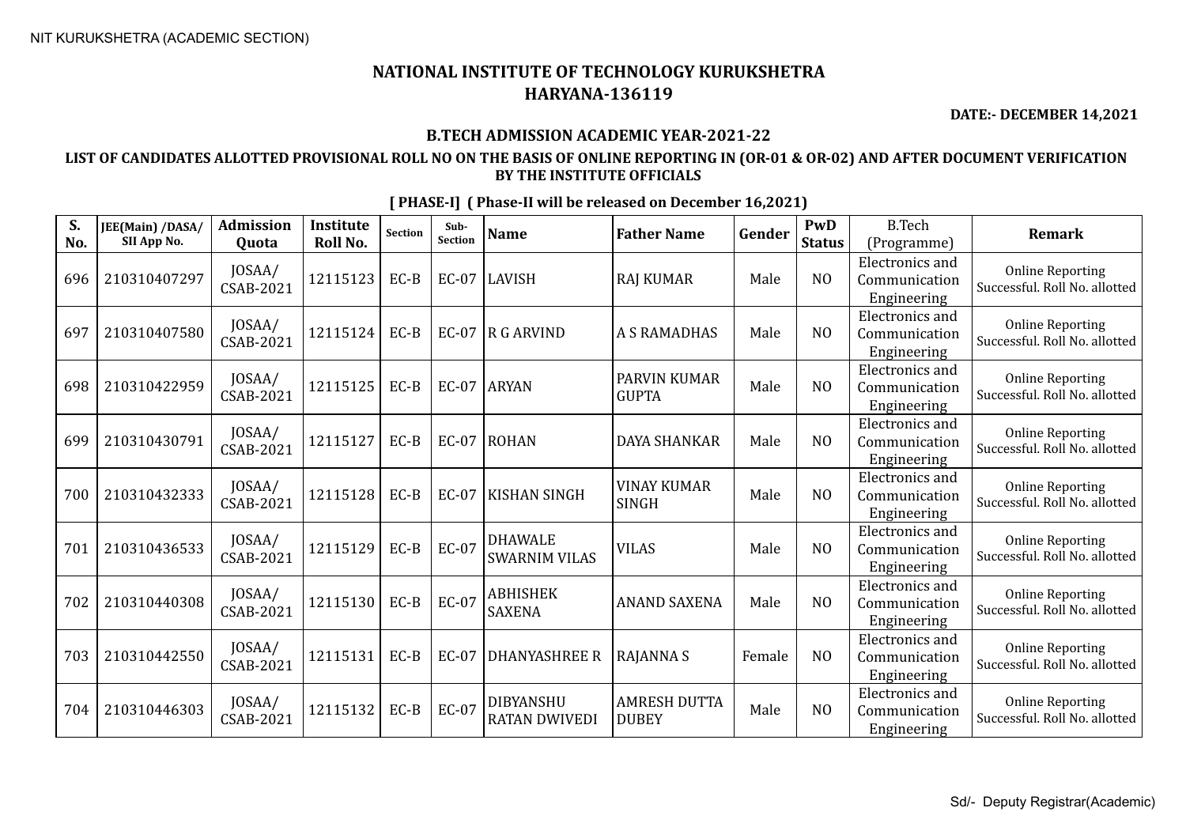NIT KURUKSHETRA (ACADEMIC SECTION)

# NATIONAL INSTITUTE OF TECHNOLOGY KURUKSHETRA
## HARYANA-136119

**DATE:- DECEMBER 14,2021**

### B.TECH ADMISSION ACADEMIC YEAR-2021-22

**LIST OF CANDIDATES ALLOTTED PROVISIONAL ROLL NO ON THE BASIS OF ONLINE REPORTING IN (OR-01 & OR-02) AND AFTER DOCUMENT VERIFICATION BY THE INSTITUTE OFFICIALS**

**[ PHASE-I] ( Phase-II will be released on December 16,2021)**

| S. No. | JEE(Main) /DASA/ SII App No. | Admission Quota | Institute Roll No. | Section | Sub-Section | Name | Father Name | Gender | PwD Status | B.Tech (Programme) | Remark |
|---|---|---|---|---|---|---|---|---|---|---|---|
| 696 | 210310407297 | JOSAA/ CSAB-2021 | 12115123 | EC-B | EC-07 | LAVISH | RAJ KUMAR | Male | NO | Electronics and Communication Engineering | Online Reporting Successful. Roll No. allotted |
| 697 | 210310407580 | JOSAA/ CSAB-2021 | 12115124 | EC-B | EC-07 | R G ARVIND | A S RAMADHAS | Male | NO | Electronics and Communication Engineering | Online Reporting Successful. Roll No. allotted |
| 698 | 210310422959 | JOSAA/ CSAB-2021 | 12115125 | EC-B | EC-07 | ARYAN | PARVIN KUMAR GUPTA | Male | NO | Electronics and Communication Engineering | Online Reporting Successful. Roll No. allotted |
| 699 | 210310430791 | JOSAA/ CSAB-2021 | 12115127 | EC-B | EC-07 | ROHAN | DAYA SHANKAR | Male | NO | Electronics and Communication Engineering | Online Reporting Successful. Roll No. allotted |
| 700 | 210310432333 | JOSAA/ CSAB-2021 | 12115128 | EC-B | EC-07 | KISHAN SINGH | VINAY KUMAR SINGH | Male | NO | Electronics and Communication Engineering | Online Reporting Successful. Roll No. allotted |
| 701 | 210310436533 | JOSAA/ CSAB-2021 | 12115129 | EC-B | EC-07 | DHAWALE SWARNIM VILAS | VILAS | Male | NO | Electronics and Communication Engineering | Online Reporting Successful. Roll No. allotted |
| 702 | 210310440308 | JOSAA/ CSAB-2021 | 12115130 | EC-B | EC-07 | ABHISHEK SAXENA | ANAND SAXENA | Male | NO | Electronics and Communication Engineering | Online Reporting Successful. Roll No. allotted |
| 703 | 210310442550 | JOSAA/ CSAB-2021 | 12115131 | EC-B | EC-07 | DHANYASHREE R | RAJANNA S | Female | NO | Electronics and Communication Engineering | Online Reporting Successful. Roll No. allotted |
| 704 | 210310446303 | JOSAA/ CSAB-2021 | 12115132 | EC-B | EC-07 | DIBYANSHU RATAN DWIVEDI | AMRESH DUTTA DUBEY | Male | NO | Electronics and Communication Engineering | Online Reporting Successful. Roll No. allotted |

Sd/- Deputy Registrar(Academic)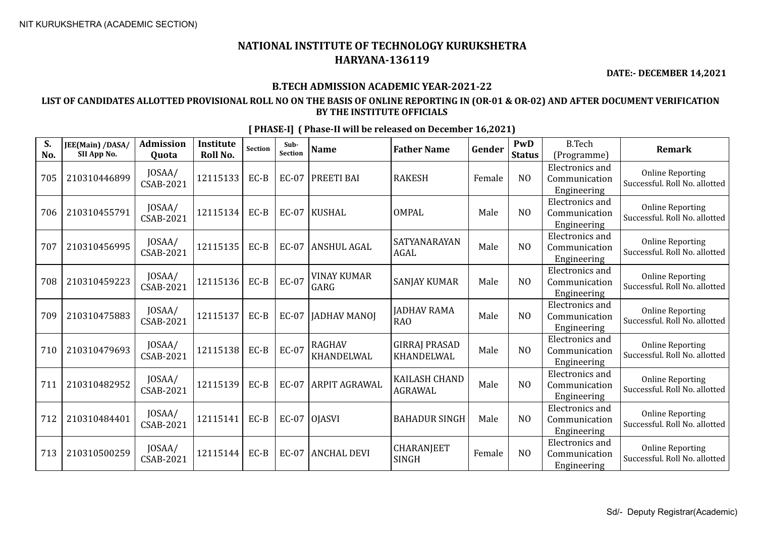NIT KURUKSHETRA (ACADEMIC SECTION)

# NATIONAL INSTITUTE OF TECHNOLOGY KURUKSHETRA
## HARYANA-136119

**DATE:- DECEMBER 14,2021**

### B.TECH ADMISSION ACADEMIC YEAR-2021-22

**LIST OF CANDIDATES ALLOTTED PROVISIONAL ROLL NO ON THE BASIS OF ONLINE REPORTING IN (OR-01 & OR-02) AND AFTER DOCUMENT VERIFICATION BY THE INSTITUTE OFFICIALS**

**[ PHASE-I] ( Phase-II will be released on December 16,2021)**

| S. No. | JEE(Main) /DASA/ SII App No. | Admission Quota | Institute Roll No. | Section | Sub-Section | Name | Father Name | Gender | PwD Status | B.Tech (Programme) | Remark |
|---|---|---|---|---|---|---|---|---|---|---|---|
| 705 | 210310446899 | JOSAA/ CSAB-2021 | 12115133 | EC-B | EC-07 | PREETI BAI | RAKESH | Female | NO | Electronics and Communication Engineering | Online Reporting Successful. Roll No. allotted |
| 706 | 210310455791 | JOSAA/ CSAB-2021 | 12115134 | EC-B | EC-07 | KUSHAL | OMPAL | Male | NO | Electronics and Communication Engineering | Online Reporting Successful. Roll No. allotted |
| 707 | 210310456995 | JOSAA/ CSAB-2021 | 12115135 | EC-B | EC-07 | ANSHUL AGAL | SATYANARAYAN AGAL | Male | NO | Electronics and Communication Engineering | Online Reporting Successful. Roll No. allotted |
| 708 | 210310459223 | JOSAA/ CSAB-2021 | 12115136 | EC-B | EC-07 | VINAY KUMAR GARG | SANJAY KUMAR | Male | NO | Electronics and Communication Engineering | Online Reporting Successful. Roll No. allotted |
| 709 | 210310475883 | JOSAA/ CSAB-2021 | 12115137 | EC-B | EC-07 | JADHAV MANOJ | JADHAV RAMA RAO | Male | NO | Electronics and Communication Engineering | Online Reporting Successful. Roll No. allotted |
| 710 | 210310479693 | JOSAA/ CSAB-2021 | 12115138 | EC-B | EC-07 | RAGHAV KHANDELWAL | GIRRAJ PRASAD KHANDELWAL | Male | NO | Electronics and Communication Engineering | Online Reporting Successful. Roll No. allotted |
| 711 | 210310482952 | JOSAA/ CSAB-2021 | 12115139 | EC-B | EC-07 | ARPIT AGRAWAL | KAILASH CHAND AGRAWAL | Male | NO | Electronics and Communication Engineering | Online Reporting Successful. Roll No. allotted |
| 712 | 210310484401 | JOSAA/ CSAB-2021 | 12115141 | EC-B | EC-07 | OJASVI | BAHADUR SINGH | Male | NO | Electronics and Communication Engineering | Online Reporting Successful. Roll No. allotted |
| 713 | 210310500259 | JOSAA/ CSAB-2021 | 12115144 | EC-B | EC-07 | ANCHAL DEVI | CHARANJEET SINGH | Female | NO | Electronics and Communication Engineering | Online Reporting Successful. Roll No. allotted |

Sd/- Deputy Registrar(Academic)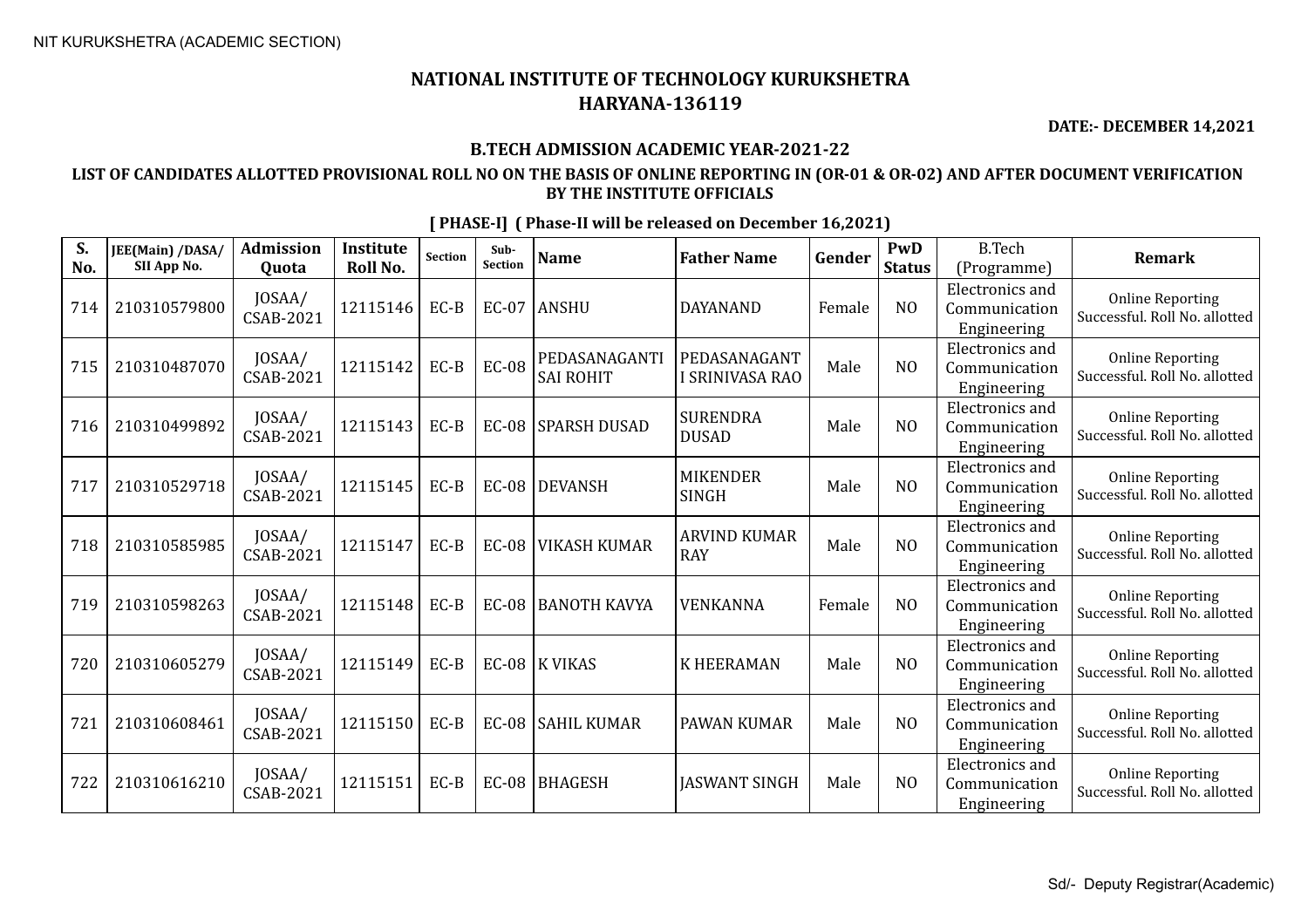NIT KURUKSHETRA (ACADEMIC SECTION)

# NATIONAL INSTITUTE OF TECHNOLOGY KURUKSHETRA
## HARYANA-136119

**DATE:- DECEMBER 14,2021**

### B.TECH ADMISSION ACADEMIC YEAR-2021-22

**LIST OF CANDIDATES ALLOTTED PROVISIONAL ROLL NO ON THE BASIS OF ONLINE REPORTING IN (OR-01 & OR-02) AND AFTER DOCUMENT VERIFICATION BY THE INSTITUTE OFFICIALS**

**[ PHASE-I] ( Phase-II will be released on December 16,2021)**

| S. No. | JEE(Main) /DASA/ SII App No. | Admission Quota | Institute Roll No. | Section | Sub-Section | Name | Father Name | Gender | PwD Status | B.Tech (Programme) | Remark |
|---|---|---|---|---|---|---|---|---|---|---|---|
| 714 | 210310579800 | JOSAA/ CSAB-2021 | 12115146 | EC-B | EC-07 | ANSHU | DAYANAND | Female | NO | Electronics and Communication Engineering | Online Reporting Successful. Roll No. allotted |
| 715 | 210310487070 | JOSAA/ CSAB-2021 | 12115142 | EC-B | EC-08 | PEDASANAGANTI SAI ROHIT | PEDASANAGANT I SRINIVASA RAO | Male | NO | Electronics and Communication Engineering | Online Reporting Successful. Roll No. allotted |
| 716 | 210310499892 | JOSAA/ CSAB-2021 | 12115143 | EC-B | EC-08 | SPARSH DUSAD | SURENDRA DUSAD | Male | NO | Electronics and Communication Engineering | Online Reporting Successful. Roll No. allotted |
| 717 | 210310529718 | JOSAA/ CSAB-2021 | 12115145 | EC-B | EC-08 | DEVANSH | MIKENDER SINGH | Male | NO | Electronics and Communication Engineering | Online Reporting Successful. Roll No. allotted |
| 718 | 210310585985 | JOSAA/ CSAB-2021 | 12115147 | EC-B | EC-08 | VIKASH KUMAR | ARVIND KUMAR RAY | Male | NO | Electronics and Communication Engineering | Online Reporting Successful. Roll No. allotted |
| 719 | 210310598263 | JOSAA/ CSAB-2021 | 12115148 | EC-B | EC-08 | BANOTH KAVYA | VENKANNA | Female | NO | Electronics and Communication Engineering | Online Reporting Successful. Roll No. allotted |
| 720 | 210310605279 | JOSAA/ CSAB-2021 | 12115149 | EC-B | EC-08 | K VIKAS | K HEERAMAN | Male | NO | Electronics and Communication Engineering | Online Reporting Successful. Roll No. allotted |
| 721 | 210310608461 | JOSAA/ CSAB-2021 | 12115150 | EC-B | EC-08 | SAHIL KUMAR | PAWAN KUMAR | Male | NO | Electronics and Communication Engineering | Online Reporting Successful. Roll No. allotted |
| 722 | 210310616210 | JOSAA/ CSAB-2021 | 12115151 | EC-B | EC-08 | BHAGESH | JASWANT SINGH | Male | NO | Electronics and Communication Engineering | Online Reporting Successful. Roll No. allotted |

Sd/- Deputy Registrar(Academic)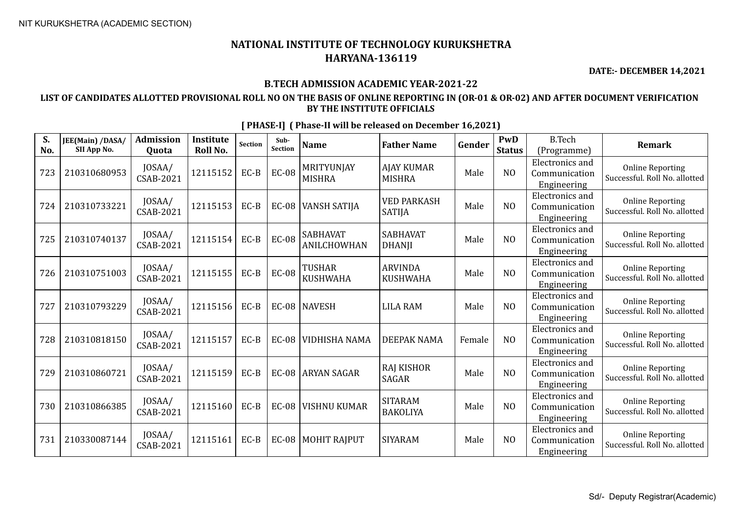NIT KURUKSHETRA (ACADEMIC SECTION)

# NATIONAL INSTITUTE OF TECHNOLOGY KURUKSHETRA
## HARYANA-136119

**DATE:- DECEMBER 14,2021**

### B.TECH ADMISSION ACADEMIC YEAR-2021-22

**LIST OF CANDIDATES ALLOTTED PROVISIONAL ROLL NO ON THE BASIS OF ONLINE REPORTING IN (OR-01 & OR-02) AND AFTER DOCUMENT VERIFICATION BY THE INSTITUTE OFFICIALS**

**[ PHASE-I] ( Phase-II will be released on December 16,2021)**

| S. No. | JEE(Main) /DASA/ SII App No. | Admission Quota | Institute Roll No. | Section | Sub-Section | Name | Father Name | Gender | PwD Status | B.Tech (Programme) | Remark |
|---|---|---|---|---|---|---|---|---|---|---|---|
| 723 | 210310680953 | JOSAA/ CSAB-2021 | 12115152 | EC-B | EC-08 | MRITYUNJAY MISHRA | AJAY KUMAR MISHRA | Male | NO | Electronics and Communication Engineering | Online Reporting Successful. Roll No. allotted |
| 724 | 210310733221 | JOSAA/ CSAB-2021 | 12115153 | EC-B | EC-08 | VANSH SATIJA | VED PARKASH SATIJA | Male | NO | Electronics and Communication Engineering | Online Reporting Successful. Roll No. allotted |
| 725 | 210310740137 | JOSAA/ CSAB-2021 | 12115154 | EC-B | EC-08 | SABHAVAT ANILCHOWHAN | SABHAVAT DHANJI | Male | NO | Electronics and Communication Engineering | Online Reporting Successful. Roll No. allotted |
| 726 | 210310751003 | JOSAA/ CSAB-2021 | 12115155 | EC-B | EC-08 | TUSHAR KUSHWAHA | ARVINDA KUSHWAHA | Male | NO | Electronics and Communication Engineering | Online Reporting Successful. Roll No. allotted |
| 727 | 210310793229 | JOSAA/ CSAB-2021 | 12115156 | EC-B | EC-08 | NAVESH | LILA RAM | Male | NO | Electronics and Communication Engineering | Online Reporting Successful. Roll No. allotted |
| 728 | 210310818150 | JOSAA/ CSAB-2021 | 12115157 | EC-B | EC-08 | VIDHISHA NAMA | DEEPAK NAMA | Female | NO | Electronics and Communication Engineering | Online Reporting Successful. Roll No. allotted |
| 729 | 210310860721 | JOSAA/ CSAB-2021 | 12115159 | EC-B | EC-08 | ARYAN SAGAR | RAJ KISHOR SAGAR | Male | NO | Electronics and Communication Engineering | Online Reporting Successful. Roll No. allotted |
| 730 | 210310866385 | JOSAA/ CSAB-2021 | 12115160 | EC-B | EC-08 | VISHNU KUMAR | SITARAM BAKOLIYA | Male | NO | Electronics and Communication Engineering | Online Reporting Successful. Roll No. allotted |
| 731 | 210330087144 | JOSAA/ CSAB-2021 | 12115161 | EC-B | EC-08 | MOHIT RAJPUT | SIYARAM | Male | NO | Electronics and Communication Engineering | Online Reporting Successful. Roll No. allotted |

Sd/- Deputy Registrar(Academic)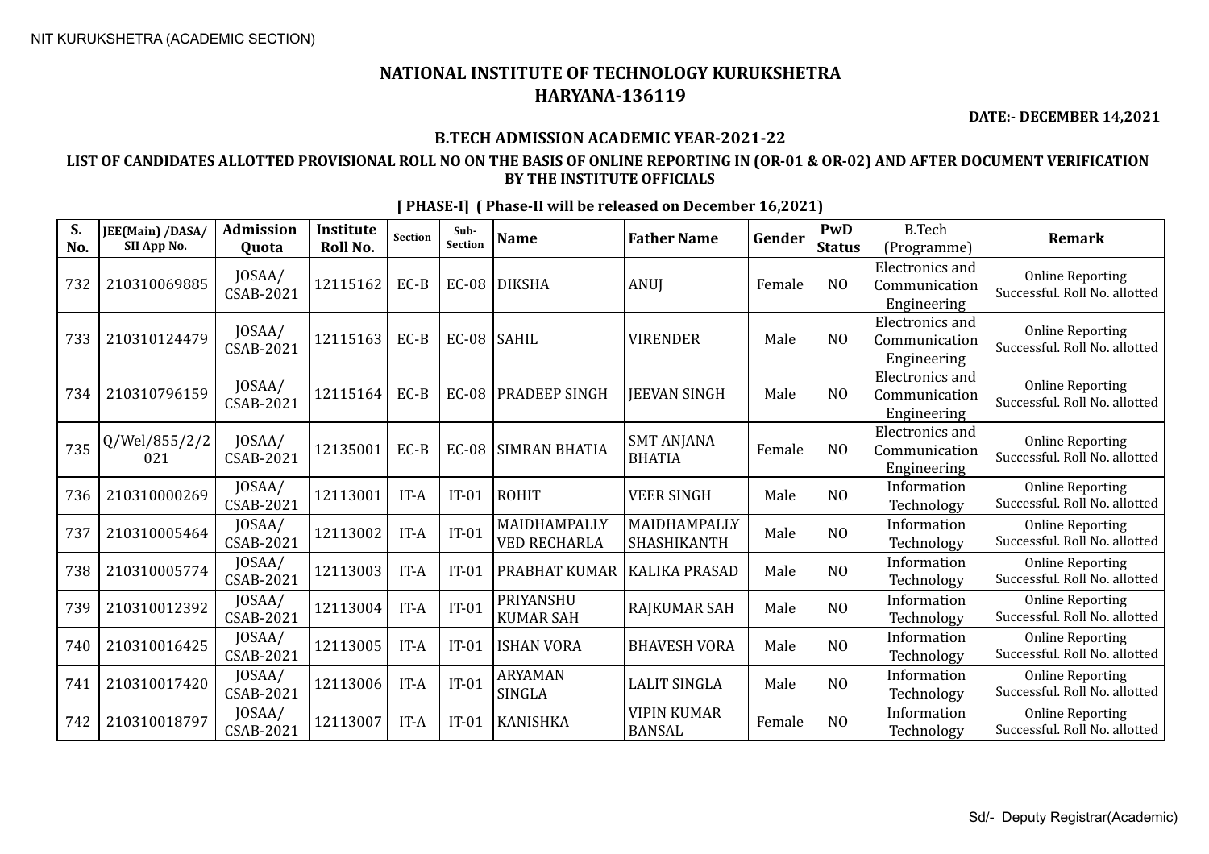NIT KURUKSHETRA (ACADEMIC SECTION)

# NATIONAL INSTITUTE OF TECHNOLOGY KURUKSHETRA
## HARYANA-136119

**DATE:- DECEMBER 14,2021**

### B.TECH ADMISSION ACADEMIC YEAR-2021-22

### LIST OF CANDIDATES ALLOTTED PROVISIONAL ROLL NO ON THE BASIS OF ONLINE REPORTING IN (OR-01 & OR-02) AND AFTER DOCUMENT VERIFICATION BY THE INSTITUTE OFFICIALS

**[ PHASE-I] ( Phase-II will be released on December 16,2021)**

| S. No. | JEE(Main) /DASA/ SII App No. | Admission Quota | Institute Roll No. | Section | Sub-Section | Name | Father Name | Gender | PwD Status | B.Tech (Programme) | Remark |
|---|---|---|---|---|---|---|---|---|---|---|---|
| 732 | 210310069885 | JOSAA/ CSAB-2021 | 12115162 | EC-B | EC-08 | DIKSHA | ANUJ | Female | NO | Electronics and Communication Engineering | Online Reporting Successful. Roll No. allotted |
| 733 | 210310124479 | JOSAA/ CSAB-2021 | 12115163 | EC-B | EC-08 | SAHIL | VIRENDER | Male | NO | Electronics and Communication Engineering | Online Reporting Successful. Roll No. allotted |
| 734 | 210310796159 | JOSAA/ CSAB-2021 | 12115164 | EC-B | EC-08 | PRADEEP SINGH | JEEVAN SINGH | Male | NO | Electronics and Communication Engineering | Online Reporting Successful. Roll No. allotted |
| 735 | Q/Wel/855/2/2021 | JOSAA/ CSAB-2021 | 12135001 | EC-B | EC-08 | SIMRAN BHATIA | SMT ANJANA BHATIA | Female | NO | Electronics and Communication Engineering | Online Reporting Successful. Roll No. allotted |
| 736 | 210310000269 | JOSAA/ CSAB-2021 | 12113001 | IT-A | IT-01 | ROHIT | VEER SINGH | Male | NO | Information Technology | Online Reporting Successful. Roll No. allotted |
| 737 | 210310005464 | JOSAA/ CSAB-2021 | 12113002 | IT-A | IT-01 | MAIDHAMPALLY VED RECHARLA | MAIDHAMPALLY SHASHIKANTH | Male | NO | Information Technology | Online Reporting Successful. Roll No. allotted |
| 738 | 210310005774 | JOSAA/ CSAB-2021 | 12113003 | IT-A | IT-01 | PRABHAT KUMAR | KALIKA PRASAD | Male | NO | Information Technology | Online Reporting Successful. Roll No. allotted |
| 739 | 210310012392 | JOSAA/ CSAB-2021 | 12113004 | IT-A | IT-01 | PRIYANSHU KUMAR SAH | RAJKUMAR SAH | Male | NO | Information Technology | Online Reporting Successful. Roll No. allotted |
| 740 | 210310016425 | JOSAA/ CSAB-2021 | 12113005 | IT-A | IT-01 | ISHAN VORA | BHAVESH VORA | Male | NO | Information Technology | Online Reporting Successful. Roll No. allotted |
| 741 | 210310017420 | JOSAA/ CSAB-2021 | 12113006 | IT-A | IT-01 | ARYAMAN SINGLA | LALIT SINGLA | Male | NO | Information Technology | Online Reporting Successful. Roll No. allotted |
| 742 | 210310018797 | JOSAA/ CSAB-2021 | 12113007 | IT-A | IT-01 | KANISHKA | VIPIN KUMAR BANSAL | Female | NO | Information Technology | Online Reporting Successful. Roll No. allotted |

Sd/- Deputy Registrar(Academic)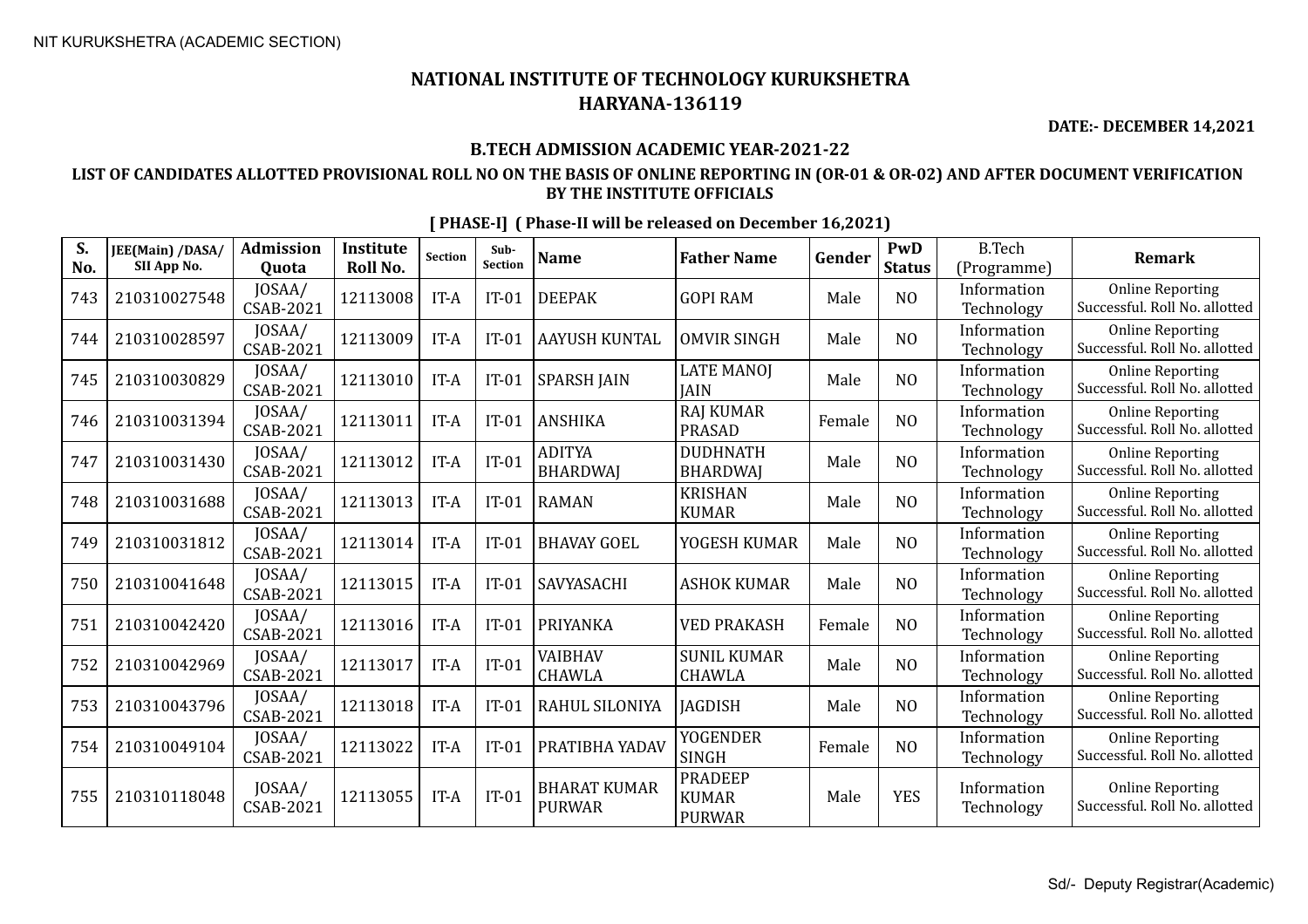# NATIONAL INSTITUTE OF TECHNOLOGY KURUKSHETRA
## HARYANA-136119

**DATE:- DECEMBER 14,2021**

### B.TECH ADMISSION ACADEMIC YEAR-2021-22

### LIST OF CANDIDATES ALLOTTED PROVISIONAL ROLL NO ON THE BASIS OF ONLINE REPORTING IN (OR-01 & OR-02) AND AFTER DOCUMENT VERIFICATION BY THE INSTITUTE OFFICIALS

**[ PHASE-I] ( Phase-II will be released on December 16,2021)**

| S. No. | JEE(Main) /DASA/ SII App No. | Admission Quota | Institute Roll No. | Section | Sub-Section | Name | Father Name | Gender | PwD Status | B.Tech (Programme) | Remark |
|---|---|---|---|---|---|---|---|---|---|---|---|
| 743 | 210310027548 | JOSAA/ CSAB-2021 | 12113008 | IT-A | IT-01 | DEEPAK | GOPI RAM | Male | NO | Information Technology | Online Reporting Successful. Roll No. allotted |
| 744 | 210310028597 | JOSAA/ CSAB-2021 | 12113009 | IT-A | IT-01 | AAYUSH KUNTAL | OMVIR SINGH | Male | NO | Information Technology | Online Reporting Successful. Roll No. allotted |
| 745 | 210310030829 | JOSAA/ CSAB-2021 | 12113010 | IT-A | IT-01 | SPARSH JAIN | LATE MANOJ JAIN | Male | NO | Information Technology | Online Reporting Successful. Roll No. allotted |
| 746 | 210310031394 | JOSAA/ CSAB-2021 | 12113011 | IT-A | IT-01 | ANSHIKA | RAJ KUMAR PRASAD | Female | NO | Information Technology | Online Reporting Successful. Roll No. allotted |
| 747 | 210310031430 | JOSAA/ CSAB-2021 | 12113012 | IT-A | IT-01 | ADITYA BHARDWAJ | DUDHNATH BHARDWAJ | Male | NO | Information Technology | Online Reporting Successful. Roll No. allotted |
| 748 | 210310031688 | JOSAA/ CSAB-2021 | 12113013 | IT-A | IT-01 | RAMAN | KRISHAN KUMAR | Male | NO | Information Technology | Online Reporting Successful. Roll No. allotted |
| 749 | 210310031812 | JOSAA/ CSAB-2021 | 12113014 | IT-A | IT-01 | BHAVAY GOEL | YOGESH KUMAR | Male | NO | Information Technology | Online Reporting Successful. Roll No. allotted |
| 750 | 210310041648 | JOSAA/ CSAB-2021 | 12113015 | IT-A | IT-01 | SAVYASACHI | ASHOK KUMAR | Male | NO | Information Technology | Online Reporting Successful. Roll No. allotted |
| 751 | 210310042420 | JOSAA/ CSAB-2021 | 12113016 | IT-A | IT-01 | PRIYANKA | VED PRAKASH | Female | NO | Information Technology | Online Reporting Successful. Roll No. allotted |
| 752 | 210310042969 | JOSAA/ CSAB-2021 | 12113017 | IT-A | IT-01 | VAIBHAV CHAWLA | SUNIL KUMAR CHAWLA | Male | NO | Information Technology | Online Reporting Successful. Roll No. allotted |
| 753 | 210310043796 | JOSAA/ CSAB-2021 | 12113018 | IT-A | IT-01 | RAHUL SILONIYA | JAGDISH | Male | NO | Information Technology | Online Reporting Successful. Roll No. allotted |
| 754 | 210310049104 | JOSAA/ CSAB-2021 | 12113022 | IT-A | IT-01 | PRATIBHA YADAV | YOGENDER SINGH | Female | NO | Information Technology | Online Reporting Successful. Roll No. allotted |
| 755 | 210310118048 | JOSAA/ CSAB-2021 | 12113055 | IT-A | IT-01 | BHARAT KUMAR PURWAR | PRADEEP KUMAR PURWAR | Male | YES | Information Technology | Online Reporting Successful. Roll No. allotted |

Sd/- Deputy Registrar(Academic)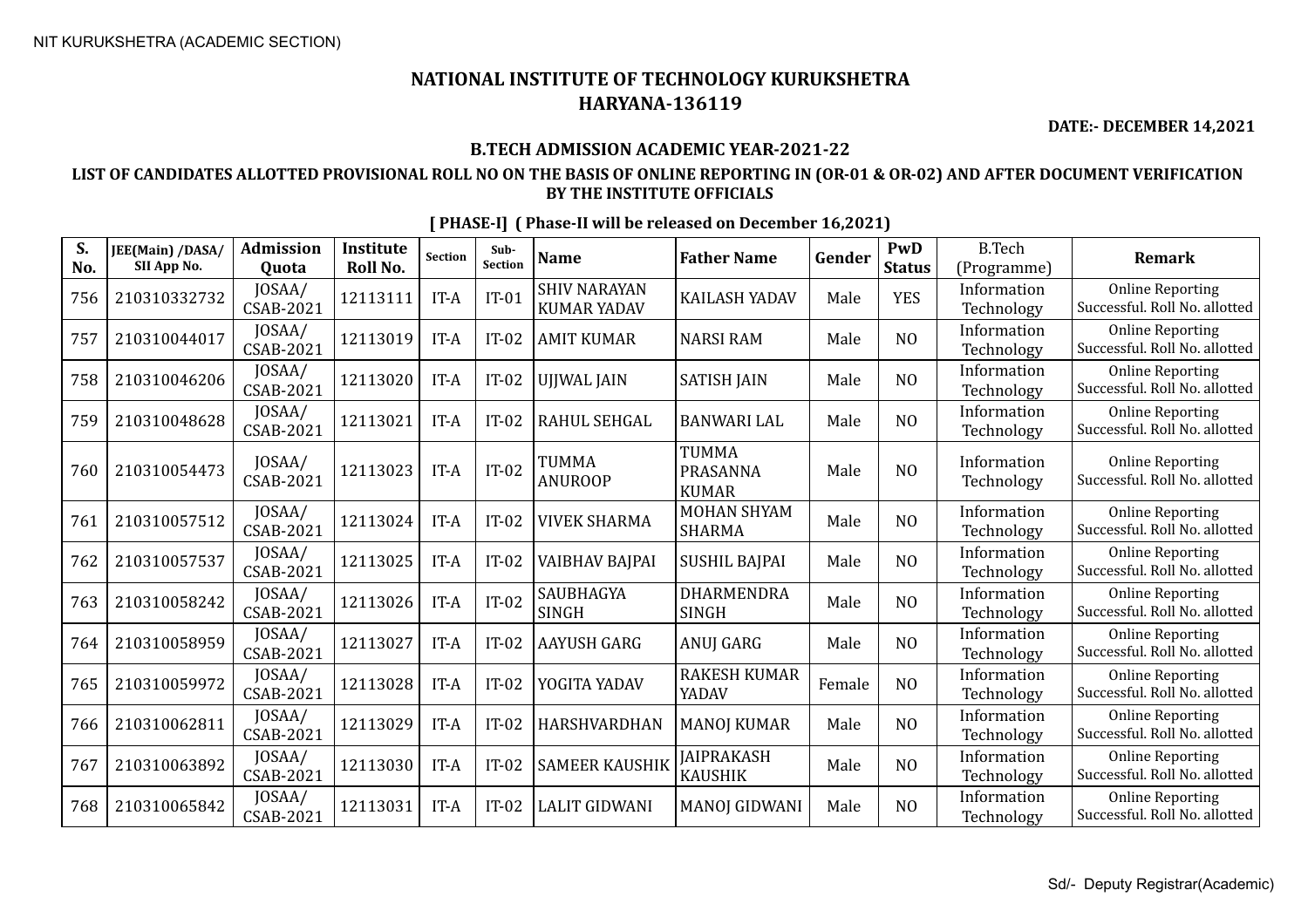NIT KURUKSHETRA (ACADEMIC SECTION)

# NATIONAL INSTITUTE OF TECHNOLOGY KURUKSHETRA
## HARYANA-136119

**DATE:- DECEMBER 14,2021**

### B.TECH ADMISSION ACADEMIC YEAR-2021-22

**LIST OF CANDIDATES ALLOTTED PROVISIONAL ROLL NO ON THE BASIS OF ONLINE REPORTING IN (OR-01 & OR-02) AND AFTER DOCUMENT VERIFICATION BY THE INSTITUTE OFFICIALS**

**[ PHASE-I] ( Phase-II will be released on December 16,2021)**

| S. No. | JEE(Main) /DASA/ SII App No. | Admission Quota | Institute Roll No. | Section | Sub-Section | Name | Father Name | Gender | PwD Status | B.Tech (Programme) | Remark |
|---|---|---|---|---|---|---|---|---|---|---|---|
| 756 | 210310332732 | JOSAA/ CSAB-2021 | 12113111 | IT-A | IT-01 | SHIV NARAYAN KUMAR YADAV | KAILASH YADAV | Male | YES | Information Technology | Online Reporting Successful. Roll No. allotted |
| 757 | 210310044017 | JOSAA/ CSAB-2021 | 12113019 | IT-A | IT-02 | AMIT KUMAR | NARSI RAM | Male | NO | Information Technology | Online Reporting Successful. Roll No. allotted |
| 758 | 210310046206 | JOSAA/ CSAB-2021 | 12113020 | IT-A | IT-02 | UJJWAL JAIN | SATISH JAIN | Male | NO | Information Technology | Online Reporting Successful. Roll No. allotted |
| 759 | 210310048628 | JOSAA/ CSAB-2021 | 12113021 | IT-A | IT-02 | RAHUL SEHGAL | BANWARI LAL | Male | NO | Information Technology | Online Reporting Successful. Roll No. allotted |
| 760 | 210310054473 | JOSAA/ CSAB-2021 | 12113023 | IT-A | IT-02 | TUMMA ANUROOP | TUMMA PRASANNA KUMAR | Male | NO | Information Technology | Online Reporting Successful. Roll No. allotted |
| 761 | 210310057512 | JOSAA/ CSAB-2021 | 12113024 | IT-A | IT-02 | VIVEK SHARMA | MOHAN SHYAM SHARMA | Male | NO | Information Technology | Online Reporting Successful. Roll No. allotted |
| 762 | 210310057537 | JOSAA/ CSAB-2021 | 12113025 | IT-A | IT-02 | VAIBHAV BAJPAI | SUSHIL BAJPAI | Male | NO | Information Technology | Online Reporting Successful. Roll No. allotted |
| 763 | 210310058242 | JOSAA/ CSAB-2021 | 12113026 | IT-A | IT-02 | SAUBHAGYA SINGH | DHARMENDRA SINGH | Male | NO | Information Technology | Online Reporting Successful. Roll No. allotted |
| 764 | 210310058959 | JOSAA/ CSAB-2021 | 12113027 | IT-A | IT-02 | AAYUSH GARG | ANUJ GARG | Male | NO | Information Technology | Online Reporting Successful. Roll No. allotted |
| 765 | 210310059972 | JOSAA/ CSAB-2021 | 12113028 | IT-A | IT-02 | YOGITA YADAV | RAKESH KUMAR YADAV | Female | NO | Information Technology | Online Reporting Successful. Roll No. allotted |
| 766 | 210310062811 | JOSAA/ CSAB-2021 | 12113029 | IT-A | IT-02 | HARSHVARDHAN | MANOJ KUMAR | Male | NO | Information Technology | Online Reporting Successful. Roll No. allotted |
| 767 | 210310063892 | JOSAA/ CSAB-2021 | 12113030 | IT-A | IT-02 | SAMEER KAUSHIK | JAIPRAKASH KAUSHIK | Male | NO | Information Technology | Online Reporting Successful. Roll No. allotted |
| 768 | 210310065842 | JOSAA/ CSAB-2021 | 12113031 | IT-A | IT-02 | LALIT GIDWANI | MANOJ GIDWANI | Male | NO | Information Technology | Online Reporting Successful. Roll No. allotted |

Sd/- Deputy Registrar(Academic)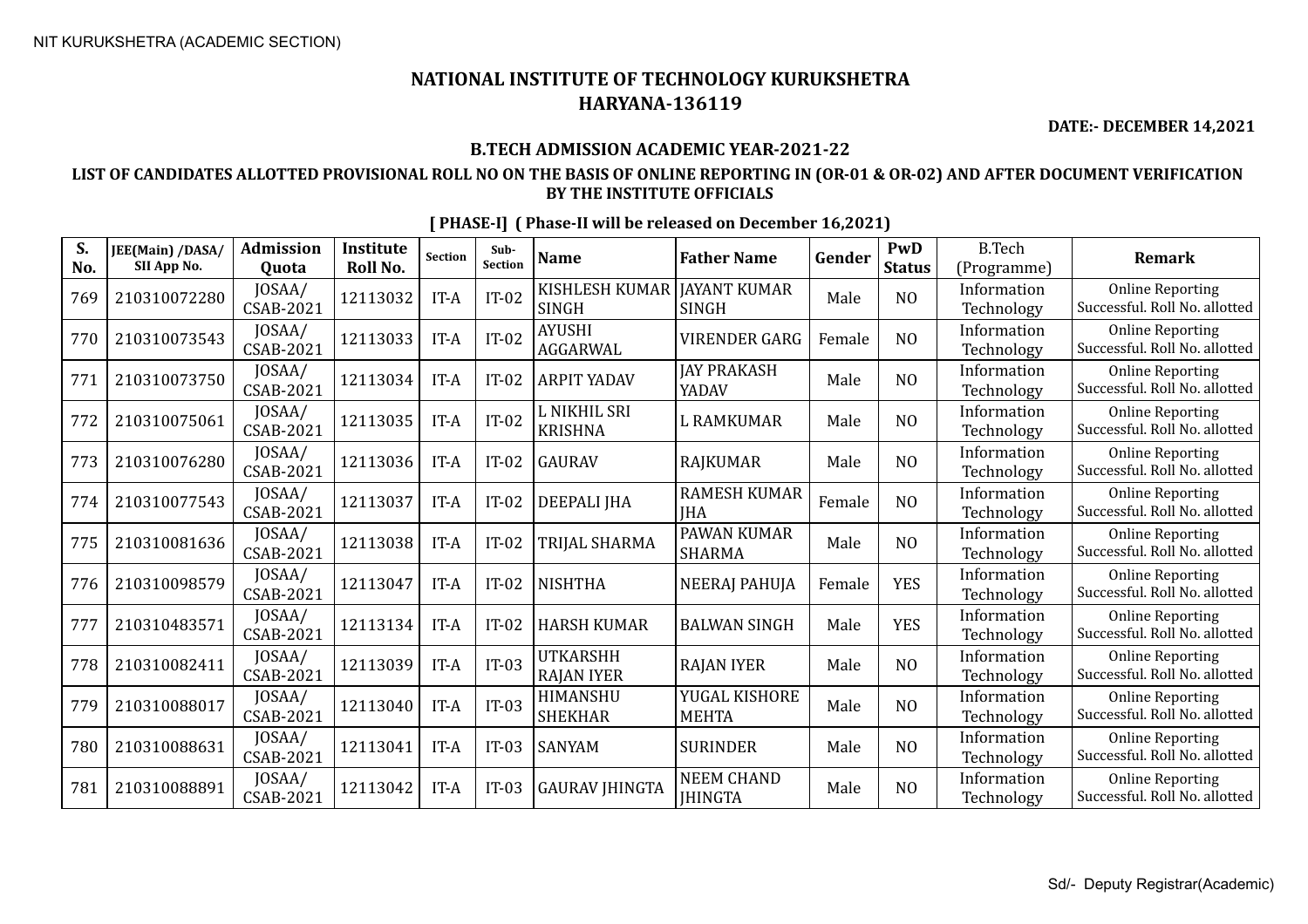NIT KURUKSHETRA (ACADEMIC SECTION)

# NATIONAL INSTITUTE OF TECHNOLOGY KURUKSHETRA
## HARYANA-136119

**DATE:- DECEMBER 14,2021**

### B.TECH ADMISSION ACADEMIC YEAR-2021-22

### LIST OF CANDIDATES ALLOTTED PROVISIONAL ROLL NO ON THE BASIS OF ONLINE REPORTING IN (OR-01 & OR-02) AND AFTER DOCUMENT VERIFICATION BY THE INSTITUTE OFFICIALS

**[ PHASE-I] ( Phase-II will be released on December 16,2021)**

| S. No. | JEE(Main) /DASA/ SII App No. | Admission Quota | Institute Roll No. | Section | Sub-Section | Name | Father Name | Gender | PwD Status | B.Tech (Programme) | Remark |
|---|---|---|---|---|---|---|---|---|---|---|---|
| 769 | 210310072280 | JOSAA/ CSAB-2021 | 12113032 | IT-A | IT-02 | KISHLESH KUMAR SINGH | JAYANT KUMAR SINGH | Male | NO | Information Technology | Online Reporting Successful. Roll No. allotted |
| 770 | 210310073543 | JOSAA/ CSAB-2021 | 12113033 | IT-A | IT-02 | AYUSHI AGGARWAL | VIRENDER GARG | Female | NO | Information Technology | Online Reporting Successful. Roll No. allotted |
| 771 | 210310073750 | JOSAA/ CSAB-2021 | 12113034 | IT-A | IT-02 | ARPIT YADAV | JAY PRAKASH YADAV | Male | NO | Information Technology | Online Reporting Successful. Roll No. allotted |
| 772 | 210310075061 | JOSAA/ CSAB-2021 | 12113035 | IT-A | IT-02 | L NIKHIL SRI KRISHNA | L RAMKUMAR | Male | NO | Information Technology | Online Reporting Successful. Roll No. allotted |
| 773 | 210310076280 | JOSAA/ CSAB-2021 | 12113036 | IT-A | IT-02 | GAURAV | RAJKUMAR | Male | NO | Information Technology | Online Reporting Successful. Roll No. allotted |
| 774 | 210310077543 | JOSAA/ CSAB-2021 | 12113037 | IT-A | IT-02 | DEEPALI JHA | RAMESH KUMAR JHA | Female | NO | Information Technology | Online Reporting Successful. Roll No. allotted |
| 775 | 210310081636 | JOSAA/ CSAB-2021 | 12113038 | IT-A | IT-02 | TRIJAL SHARMA | PAWAN KUMAR SHARMA | Male | NO | Information Technology | Online Reporting Successful. Roll No. allotted |
| 776 | 210310098579 | JOSAA/ CSAB-2021 | 12113047 | IT-A | IT-02 | NISHTHA | NEERAJ PAHUJA | Female | YES | Information Technology | Online Reporting Successful. Roll No. allotted |
| 777 | 210310483571 | JOSAA/ CSAB-2021 | 12113134 | IT-A | IT-02 | HARSH KUMAR | BALWAN SINGH | Male | YES | Information Technology | Online Reporting Successful. Roll No. allotted |
| 778 | 210310082411 | JOSAA/ CSAB-2021 | 12113039 | IT-A | IT-03 | UTKARSHH RAJAN IYER | RAJAN IYER | Male | NO | Information Technology | Online Reporting Successful. Roll No. allotted |
| 779 | 210310088017 | JOSAA/ CSAB-2021 | 12113040 | IT-A | IT-03 | HIMANSHU SHEKHAR | YUGAL KISHORE MEHTA | Male | NO | Information Technology | Online Reporting Successful. Roll No. allotted |
| 780 | 210310088631 | JOSAA/ CSAB-2021 | 12113041 | IT-A | IT-03 | SANYAM | SURINDER | Male | NO | Information Technology | Online Reporting Successful. Roll No. allotted |
| 781 | 210310088891 | JOSAA/ CSAB-2021 | 12113042 | IT-A | IT-03 | GAURAV JHINGTA | NEEM CHAND JHINGTA | Male | NO | Information Technology | Online Reporting Successful. Roll No. allotted |

Sd/- Deputy Registrar(Academic)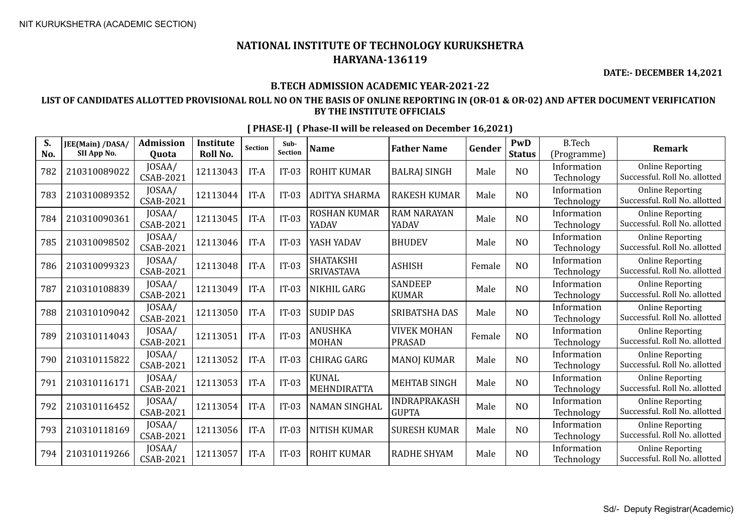# NATIONAL INSTITUTE OF TECHNOLOGY KURUKSHETRA
## HARYANA-136119

**DATE:- DECEMBER 14,2021**

### B.TECH ADMISSION ACADEMIC YEAR-2021-22

### LIST OF CANDIDATES ALLOTTED PROVISIONAL ROLL NO ON THE BASIS OF ONLINE REPORTING IN (OR-01 & OR-02) AND AFTER DOCUMENT VERIFICATION BY THE INSTITUTE OFFICIALS

**[ PHASE-I] ( Phase-II will be released on December 16,2021)**

| S. No. | JEE(Main) /DASA/ SII App No. | Admission Quota | Institute Roll No. | Section | Sub-Section | Name | Father Name | Gender | PwD Status | B.Tech (Programme) | Remark |
|---|---|---|---|---|---|---|---|---|---|---|---|
| 782 | 210310089022 | JOSAA/ CSAB-2021 | 12113043 | IT-A | IT-03 | ROHIT KUMAR | BALRAJ SINGH | Male | NO | Information Technology | Online Reporting Successful. Roll No. allotted |
| 783 | 210310089352 | JOSAA/ CSAB-2021 | 12113044 | IT-A | IT-03 | ADITYA SHARMA | RAKESH KUMAR | Male | NO | Information Technology | Online Reporting Successful. Roll No. allotted |
| 784 | 210310090361 | JOSAA/ CSAB-2021 | 12113045 | IT-A | IT-03 | ROSHAN KUMAR YADAV | RAM NARAYAN YADAV | Male | NO | Information Technology | Online Reporting Successful. Roll No. allotted |
| 785 | 210310098502 | JOSAA/ CSAB-2021 | 12113046 | IT-A | IT-03 | YASH YADAV | BHUDEV | Male | NO | Information Technology | Online Reporting Successful. Roll No. allotted |
| 786 | 210310099323 | JOSAA/ CSAB-2021 | 12113048 | IT-A | IT-03 | SHATAKSHI SRIVASTAVA | ASHISH | Female | NO | Information Technology | Online Reporting Successful. Roll No. allotted |
| 787 | 210310108839 | JOSAA/ CSAB-2021 | 12113049 | IT-A | IT-03 | NIKHIL GARG | SANDEEP KUMAR | Male | NO | Information Technology | Online Reporting Successful. Roll No. allotted |
| 788 | 210310109042 | JOSAA/ CSAB-2021 | 12113050 | IT-A | IT-03 | SUDIP DAS | SRIBATSHA DAS | Male | NO | Information Technology | Online Reporting Successful. Roll No. allotted |
| 789 | 210310114043 | JOSAA/ CSAB-2021 | 12113051 | IT-A | IT-03 | ANUSHKA MOHAN | VIVEK MOHAN PRASAD | Female | NO | Information Technology | Online Reporting Successful. Roll No. allotted |
| 790 | 210310115822 | JOSAA/ CSAB-2021 | 12113052 | IT-A | IT-03 | CHIRAG GARG | MANOJ KUMAR | Male | NO | Information Technology | Online Reporting Successful. Roll No. allotted |
| 791 | 210310116171 | JOSAA/ CSAB-2021 | 12113053 | IT-A | IT-03 | KUNAL MEHNDIRATTA | MEHTAB SINGH | Male | NO | Information Technology | Online Reporting Successful. Roll No. allotted |
| 792 | 210310116452 | JOSAA/ CSAB-2021 | 12113054 | IT-A | IT-03 | NAMAN SINGHAL | INDRAPRAKASH GUPTA | Male | NO | Information Technology | Online Reporting Successful. Roll No. allotted |
| 793 | 210310118169 | JOSAA/ CSAB-2021 | 12113056 | IT-A | IT-03 | NITISH KUMAR | SURESH KUMAR | Male | NO | Information Technology | Online Reporting Successful. Roll No. allotted |
| 794 | 210310119266 | JOSAA/ CSAB-2021 | 12113057 | IT-A | IT-03 | ROHIT KUMAR | RADHE SHYAM | Male | NO | Information Technology | Online Reporting Successful. Roll No. allotted |

Sd/- Deputy Registrar(Academic)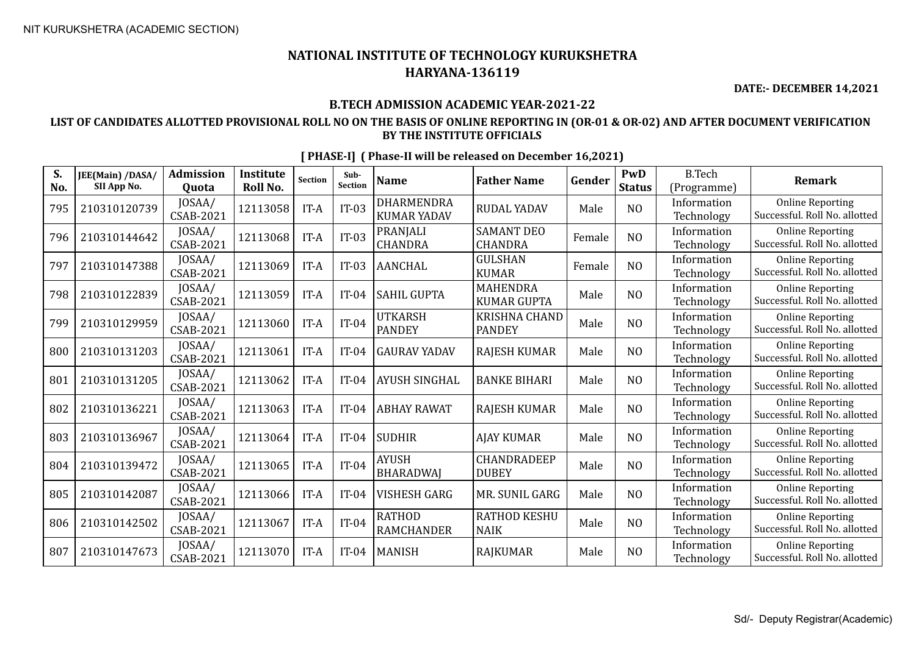NIT KURUKSHETRA (ACADEMIC SECTION)

# NATIONAL INSTITUTE OF TECHNOLOGY KURUKSHETRA
## HARYANA-136119

**DATE:- DECEMBER 14,2021**

### B.TECH ADMISSION ACADEMIC YEAR-2021-22

**LIST OF CANDIDATES ALLOTTED PROVISIONAL ROLL NO ON THE BASIS OF ONLINE REPORTING IN (OR-01 & OR-02) AND AFTER DOCUMENT VERIFICATION BY THE INSTITUTE OFFICIALS**

**[ PHASE-I] ( Phase-II will be released on December 16,2021)**

| S. No. | JEE(Main) /DASA/ SII App No. | Admission Quota | Institute Roll No. | Section | Sub-Section | Name | Father Name | Gender | PwD Status | B.Tech (Programme) | Remark |
|---|---|---|---|---|---|---|---|---|---|---|---|
| 795 | 210310120739 | JOSAA/ CSAB-2021 | 12113058 | IT-A | IT-03 | DHARMENDRA KUMAR YADAV | RUDAL YADAV | Male | NO | Information Technology | Online Reporting Successful. Roll No. allotted |
| 796 | 210310144642 | JOSAA/ CSAB-2021 | 12113068 | IT-A | IT-03 | PRANJALI CHANDRA | SAMANT DEO CHANDRA | Female | NO | Information Technology | Online Reporting Successful. Roll No. allotted |
| 797 | 210310147388 | JOSAA/ CSAB-2021 | 12113069 | IT-A | IT-03 | AANCHAL | GULSHAN KUMAR | Female | NO | Information Technology | Online Reporting Successful. Roll No. allotted |
| 798 | 210310122839 | JOSAA/ CSAB-2021 | 12113059 | IT-A | IT-04 | SAHIL GUPTA | MAHENDRA KUMAR GUPTA | Male | NO | Information Technology | Online Reporting Successful. Roll No. allotted |
| 799 | 210310129959 | JOSAA/ CSAB-2021 | 12113060 | IT-A | IT-04 | UTKARSH PANDEY | KRISHNA CHAND PANDEY | Male | NO | Information Technology | Online Reporting Successful. Roll No. allotted |
| 800 | 210310131203 | JOSAA/ CSAB-2021 | 12113061 | IT-A | IT-04 | GAURAV YADAV | RAJESH KUMAR | Male | NO | Information Technology | Online Reporting Successful. Roll No. allotted |
| 801 | 210310131205 | JOSAA/ CSAB-2021 | 12113062 | IT-A | IT-04 | AYUSH SINGHAL | BANKE BIHARI | Male | NO | Information Technology | Online Reporting Successful. Roll No. allotted |
| 802 | 210310136221 | JOSAA/ CSAB-2021 | 12113063 | IT-A | IT-04 | ABHAY RAWAT | RAJESH KUMAR | Male | NO | Information Technology | Online Reporting Successful. Roll No. allotted |
| 803 | 210310136967 | JOSAA/ CSAB-2021 | 12113064 | IT-A | IT-04 | SUDHIR | AJAY KUMAR | Male | NO | Information Technology | Online Reporting Successful. Roll No. allotted |
| 804 | 210310139472 | JOSAA/ CSAB-2021 | 12113065 | IT-A | IT-04 | AYUSH BHARADWAJ | CHANDRADEEP DUBEY | Male | NO | Information Technology | Online Reporting Successful. Roll No. allotted |
| 805 | 210310142087 | JOSAA/ CSAB-2021 | 12113066 | IT-A | IT-04 | VISHESH GARG | MR. SUNIL GARG | Male | NO | Information Technology | Online Reporting Successful. Roll No. allotted |
| 806 | 210310142502 | JOSAA/ CSAB-2021 | 12113067 | IT-A | IT-04 | RATHOD RAMCHANDER | RATHOD KESHU NAIK | Male | NO | Information Technology | Online Reporting Successful. Roll No. allotted |
| 807 | 210310147673 | JOSAA/ CSAB-2021 | 12113070 | IT-A | IT-04 | MANISH | RAJKUMAR | Male | NO | Information Technology | Online Reporting Successful. Roll No. allotted |

Sd/- Deputy Registrar(Academic)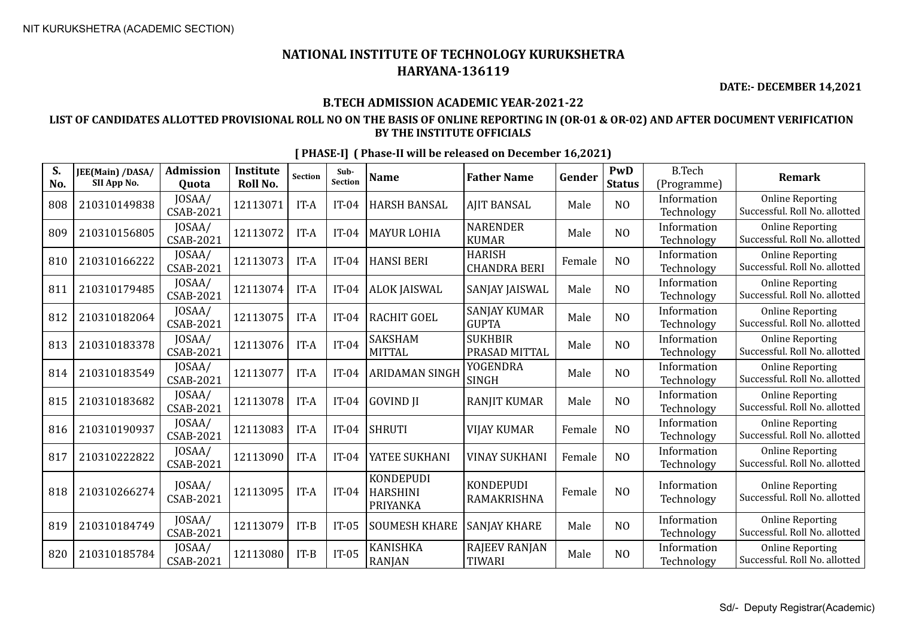NIT KURUKSHETRA (ACADEMIC SECTION)

# NATIONAL INSTITUTE OF TECHNOLOGY KURUKSHETRA
## HARYANA-136119

**DATE:- DECEMBER 14,2021**

### B.TECH ADMISSION ACADEMIC YEAR-2021-22

### LIST OF CANDIDATES ALLOTTED PROVISIONAL ROLL NO ON THE BASIS OF ONLINE REPORTING IN (OR-01 & OR-02) AND AFTER DOCUMENT VERIFICATION BY THE INSTITUTE OFFICIALS

**[ PHASE-I] ( Phase-II will be released on December 16,2021)**

| S. No. | JEE(Main) /DASA/ SII App No. | Admission Quota | Institute Roll No. | Section | Sub-Section | Name | Father Name | Gender | PwD Status | B.Tech (Programme) | Remark |
|---|---|---|---|---|---|---|---|---|---|---|---|
| 808 | 210310149838 | JOSAA/ CSAB-2021 | 12113071 | IT-A | IT-04 | HARSH BANSAL | AJIT BANSAL | Male | NO | Information Technology | Online Reporting Successful. Roll No. allotted |
| 809 | 210310156805 | JOSAA/ CSAB-2021 | 12113072 | IT-A | IT-04 | MAYUR LOHIA | NARENDER KUMAR | Male | NO | Information Technology | Online Reporting Successful. Roll No. allotted |
| 810 | 210310166222 | JOSAA/ CSAB-2021 | 12113073 | IT-A | IT-04 | HANSI BERI | HARISH CHANDRA BERI | Female | NO | Information Technology | Online Reporting Successful. Roll No. allotted |
| 811 | 210310179485 | JOSAA/ CSAB-2021 | 12113074 | IT-A | IT-04 | ALOK JAISWAL | SANJAY JAISWAL | Male | NO | Information Technology | Online Reporting Successful. Roll No. allotted |
| 812 | 210310182064 | JOSAA/ CSAB-2021 | 12113075 | IT-A | IT-04 | RACHIT GOEL | SANJAY KUMAR GUPTA | Male | NO | Information Technology | Online Reporting Successful. Roll No. allotted |
| 813 | 210310183378 | JOSAA/ CSAB-2021 | 12113076 | IT-A | IT-04 | SAKSHAM MITTAL | SUKHBIR PRASAD MITTAL | Male | NO | Information Technology | Online Reporting Successful. Roll No. allotted |
| 814 | 210310183549 | JOSAA/ CSAB-2021 | 12113077 | IT-A | IT-04 | ARIDAMAN SINGH | YOGENDRA SINGH | Male | NO | Information Technology | Online Reporting Successful. Roll No. allotted |
| 815 | 210310183682 | JOSAA/ CSAB-2021 | 12113078 | IT-A | IT-04 | GOVIND JI | RANJIT KUMAR | Male | NO | Information Technology | Online Reporting Successful. Roll No. allotted |
| 816 | 210310190937 | JOSAA/ CSAB-2021 | 12113083 | IT-A | IT-04 | SHRUTI | VIJAY KUMAR | Female | NO | Information Technology | Online Reporting Successful. Roll No. allotted |
| 817 | 210310222822 | JOSAA/ CSAB-2021 | 12113090 | IT-A | IT-04 | YATEE SUKHANI | VINAY SUKHANI | Female | NO | Information Technology | Online Reporting Successful. Roll No. allotted |
| 818 | 210310266274 | JOSAA/ CSAB-2021 | 12113095 | IT-A | IT-04 | KONDEPUDI HARSHINI PRIYANKA | KONDEPUDI RAMAKRISHNA | Female | NO | Information Technology | Online Reporting Successful. Roll No. allotted |
| 819 | 210310184749 | JOSAA/ CSAB-2021 | 12113079 | IT-B | IT-05 | SOUMESH KHARE | SANJAY KHARE | Male | NO | Information Technology | Online Reporting Successful. Roll No. allotted |
| 820 | 210310185784 | JOSAA/ CSAB-2021 | 12113080 | IT-B | IT-05 | KANISHKA RANJAN | RAJEEV RANJAN TIWARI | Male | NO | Information Technology | Online Reporting Successful. Roll No. allotted |

Sd/- Deputy Registrar(Academic)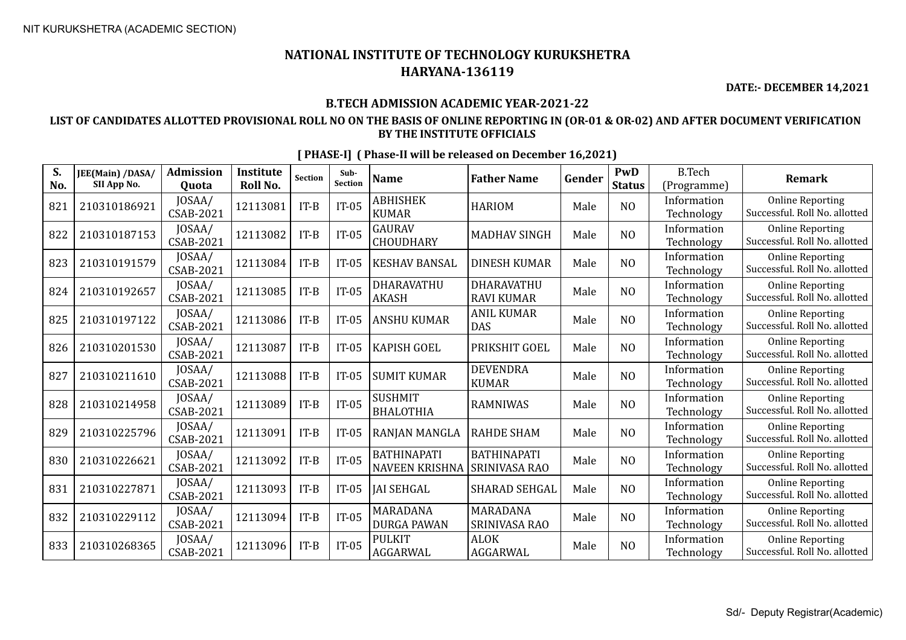NIT KURUKSHETRA (ACADEMIC SECTION)

# NATIONAL INSTITUTE OF TECHNOLOGY KURUKSHETRA
## HARYANA-136119

**DATE:- DECEMBER 14,2021**

### B.TECH ADMISSION ACADEMIC YEAR-2021-22

**LIST OF CANDIDATES ALLOTTED PROVISIONAL ROLL NO ON THE BASIS OF ONLINE REPORTING IN (OR-01 & OR-02) AND AFTER DOCUMENT VERIFICATION BY THE INSTITUTE OFFICIALS**

**[ PHASE-I] ( Phase-II will be released on December 16,2021)**

| S. No. | JEE(Main) /DASA/ SII App No. | Admission Quota | Institute Roll No. | Section | Sub-Section | Name | Father Name | Gender | PwD Status | B.Tech (Programme) | Remark |
|---|---|---|---|---|---|---|---|---|---|---|---|
| 821 | 210310186921 | JOSAA/ CSAB-2021 | 12113081 | IT-B | IT-05 | ABHISHEK KUMAR | HARIOM | Male | NO | Information Technology | Online Reporting Successful. Roll No. allotted |
| 822 | 210310187153 | JOSAA/ CSAB-2021 | 12113082 | IT-B | IT-05 | GAURAV CHOUDHARY | MADHAV SINGH | Male | NO | Information Technology | Online Reporting Successful. Roll No. allotted |
| 823 | 210310191579 | JOSAA/ CSAB-2021 | 12113084 | IT-B | IT-05 | KESHAV BANSAL | DINESH KUMAR | Male | NO | Information Technology | Online Reporting Successful. Roll No. allotted |
| 824 | 210310192657 | JOSAA/ CSAB-2021 | 12113085 | IT-B | IT-05 | DHARAVATHU AKASH | DHARAVATHU RAVI KUMAR | Male | NO | Information Technology | Online Reporting Successful. Roll No. allotted |
| 825 | 210310197122 | JOSAA/ CSAB-2021 | 12113086 | IT-B | IT-05 | ANSHU KUMAR | ANIL KUMAR DAS | Male | NO | Information Technology | Online Reporting Successful. Roll No. allotted |
| 826 | 210310201530 | JOSAA/ CSAB-2021 | 12113087 | IT-B | IT-05 | KAPISH GOEL | PRIKSHIT GOEL | Male | NO | Information Technology | Online Reporting Successful. Roll No. allotted |
| 827 | 210310211610 | JOSAA/ CSAB-2021 | 12113088 | IT-B | IT-05 | SUMIT KUMAR | DEVENDRA KUMAR | Male | NO | Information Technology | Online Reporting Successful. Roll No. allotted |
| 828 | 210310214958 | JOSAA/ CSAB-2021 | 12113089 | IT-B | IT-05 | SUSHMIT BHALOTHIA | RAMNIWAS | Male | NO | Information Technology | Online Reporting Successful. Roll No. allotted |
| 829 | 210310225796 | JOSAA/ CSAB-2021 | 12113091 | IT-B | IT-05 | RANJAN MANGLA | RAHDE SHAM | Male | NO | Information Technology | Online Reporting Successful. Roll No. allotted |
| 830 | 210310226621 | JOSAA/ CSAB-2021 | 12113092 | IT-B | IT-05 | BATHINAPATI NAVEEN KRISHNA | BATHINAPATI SRINIVASA RAO | Male | NO | Information Technology | Online Reporting Successful. Roll No. allotted |
| 831 | 210310227871 | JOSAA/ CSAB-2021 | 12113093 | IT-B | IT-05 | JAI SEHGAL | SHARAD SEHGAL | Male | NO | Information Technology | Online Reporting Successful. Roll No. allotted |
| 832 | 210310229112 | JOSAA/ CSAB-2021 | 12113094 | IT-B | IT-05 | MARADANA DURGA PAWAN | MARADANA SRINIVASA RAO | Male | NO | Information Technology | Online Reporting Successful. Roll No. allotted |
| 833 | 210310268365 | JOSAA/ CSAB-2021 | 12113096 | IT-B | IT-05 | PULKIT AGGARWAL | ALOK AGGARWAL | Male | NO | Information Technology | Online Reporting Successful. Roll No. allotted |

Sd/- Deputy Registrar(Academic)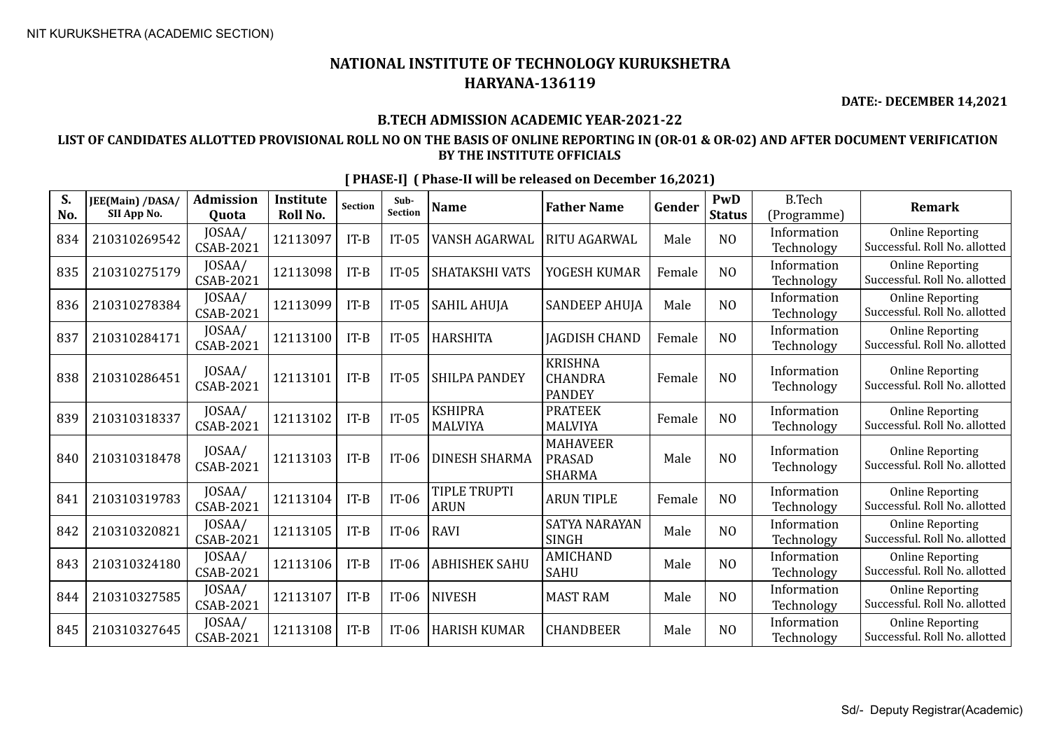NIT KURUKSHETRA (ACADEMIC SECTION)

# NATIONAL INSTITUTE OF TECHNOLOGY KURUKSHETRA
## HARYANA-136119

**DATE:- DECEMBER 14,2021**

### B.TECH ADMISSION ACADEMIC YEAR-2021-22

### LIST OF CANDIDATES ALLOTTED PROVISIONAL ROLL NO ON THE BASIS OF ONLINE REPORTING IN (OR-01 & OR-02) AND AFTER DOCUMENT VERIFICATION BY THE INSTITUTE OFFICIALS

**[ PHASE-I] ( Phase-II will be released on December 16,2021)**

| S. No. | JEE(Main) /DASA/ SII App No. | Admission Quota | Institute Roll No. | Section | Sub-Section | Name | Father Name | Gender | PwD Status | B.Tech (Programme) | Remark |
|---|---|---|---|---|---|---|---|---|---|---|---|
| 834 | 210310269542 | JOSAA/ CSAB-2021 | 12113097 | IT-B | IT-05 | VANSH AGARWAL | RITU AGARWAL | Male | NO | Information Technology | Online Reporting Successful. Roll No. allotted |
| 835 | 210310275179 | JOSAA/ CSAB-2021 | 12113098 | IT-B | IT-05 | SHATAKSHI VATS | YOGESH KUMAR | Female | NO | Information Technology | Online Reporting Successful. Roll No. allotted |
| 836 | 210310278384 | JOSAA/ CSAB-2021 | 12113099 | IT-B | IT-05 | SAHIL AHUJA | SANDEEP AHUJA | Male | NO | Information Technology | Online Reporting Successful. Roll No. allotted |
| 837 | 210310284171 | JOSAA/ CSAB-2021 | 12113100 | IT-B | IT-05 | HARSHITA | JAGDISH CHAND | Female | NO | Information Technology | Online Reporting Successful. Roll No. allotted |
| 838 | 210310286451 | JOSAA/ CSAB-2021 | 12113101 | IT-B | IT-05 | SHILPA PANDEY | KRISHNA CHANDRA PANDEY | Female | NO | Information Technology | Online Reporting Successful. Roll No. allotted |
| 839 | 210310318337 | JOSAA/ CSAB-2021 | 12113102 | IT-B | IT-05 | KSHIPRA MALVIYA | PRATEEK MALVIYA | Female | NO | Information Technology | Online Reporting Successful. Roll No. allotted |
| 840 | 210310318478 | JOSAA/ CSAB-2021 | 12113103 | IT-B | IT-06 | DINESH SHARMA | MAHAVEER PRASAD SHARMA | Male | NO | Information Technology | Online Reporting Successful. Roll No. allotted |
| 841 | 210310319783 | JOSAA/ CSAB-2021 | 12113104 | IT-B | IT-06 | TIPLE TRUPTI ARUN | ARUN TIPLE | Female | NO | Information Technology | Online Reporting Successful. Roll No. allotted |
| 842 | 210310320821 | JOSAA/ CSAB-2021 | 12113105 | IT-B | IT-06 | RAVI | SATYA NARAYAN SINGH | Male | NO | Information Technology | Online Reporting Successful. Roll No. allotted |
| 843 | 210310324180 | JOSAA/ CSAB-2021 | 12113106 | IT-B | IT-06 | ABHISHEK SAHU | AMICHAND SAHU | Male | NO | Information Technology | Online Reporting Successful. Roll No. allotted |
| 844 | 210310327585 | JOSAA/ CSAB-2021 | 12113107 | IT-B | IT-06 | NIVESH | MAST RAM | Male | NO | Information Technology | Online Reporting Successful. Roll No. allotted |
| 845 | 210310327645 | JOSAA/ CSAB-2021 | 12113108 | IT-B | IT-06 | HARISH KUMAR | CHANDBEER | Male | NO | Information Technology | Online Reporting Successful. Roll No. allotted |

Sd/- Deputy Registrar(Academic)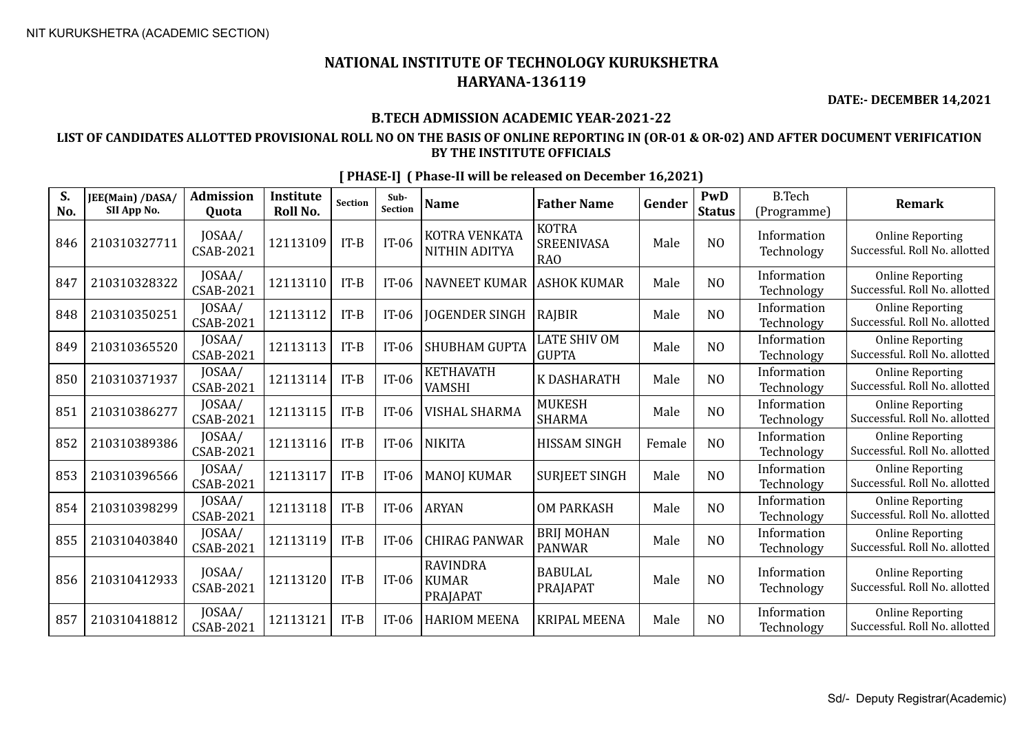NIT KURUKSHETRA (ACADEMIC SECTION)

# NATIONAL INSTITUTE OF TECHNOLOGY KURUKSHETRA
# HARYANA-136119

**DATE:- DECEMBER 14,2021**

## B.TECH ADMISSION ACADEMIC YEAR-2021-22

### LIST OF CANDIDATES ALLOTTED PROVISIONAL ROLL NO ON THE BASIS OF ONLINE REPORTING IN (OR-01 & OR-02) AND AFTER DOCUMENT VERIFICATION BY THE INSTITUTE OFFICIALS

**[ PHASE-I] ( Phase-II will be released on December 16,2021)**

| S. No. | JEE(Main) /DASA/ SII App No. | Admission Quota | Institute Roll No. | Section | Sub-Section | Name | Father Name | Gender | PwD Status | B.Tech (Programme) | Remark |
|---|---|---|---|---|---|---|---|---|---|---|---|
| 846 | 210310327711 | JOSAA/ CSAB-2021 | 12113109 | IT-B | IT-06 | KOTRA VENKATA NITHIN ADITYA | KOTRA SREENIVASA RAO | Male | NO | Information Technology | Online Reporting Successful. Roll No. allotted |
| 847 | 210310328322 | JOSAA/ CSAB-2021 | 12113110 | IT-B | IT-06 | NAVNEET KUMAR | ASHOK KUMAR | Male | NO | Information Technology | Online Reporting Successful. Roll No. allotted |
| 848 | 210310350251 | JOSAA/ CSAB-2021 | 12113112 | IT-B | IT-06 | JOGENDER SINGH | RAJBIR | Male | NO | Information Technology | Online Reporting Successful. Roll No. allotted |
| 849 | 210310365520 | JOSAA/ CSAB-2021 | 12113113 | IT-B | IT-06 | SHUBHAM GUPTA | LATE SHIV OM GUPTA | Male | NO | Information Technology | Online Reporting Successful. Roll No. allotted |
| 850 | 210310371937 | JOSAA/ CSAB-2021 | 12113114 | IT-B | IT-06 | KETHAVATH VAMSHI | K DASHARATH | Male | NO | Information Technology | Online Reporting Successful. Roll No. allotted |
| 851 | 210310386277 | JOSAA/ CSAB-2021 | 12113115 | IT-B | IT-06 | VISHAL SHARMA | MUKESH SHARMA | Male | NO | Information Technology | Online Reporting Successful. Roll No. allotted |
| 852 | 210310389386 | JOSAA/ CSAB-2021 | 12113116 | IT-B | IT-06 | NIKITA | HISSAM SINGH | Female | NO | Information Technology | Online Reporting Successful. Roll No. allotted |
| 853 | 210310396566 | JOSAA/ CSAB-2021 | 12113117 | IT-B | IT-06 | MANOJ KUMAR | SURJEET SINGH | Male | NO | Information Technology | Online Reporting Successful. Roll No. allotted |
| 854 | 210310398299 | JOSAA/ CSAB-2021 | 12113118 | IT-B | IT-06 | ARYAN | OM PARKASH | Male | NO | Information Technology | Online Reporting Successful. Roll No. allotted |
| 855 | 210310403840 | JOSAA/ CSAB-2021 | 12113119 | IT-B | IT-06 | CHIRAG PANWAR | BRIJ MOHAN PANWAR | Male | NO | Information Technology | Online Reporting Successful. Roll No. allotted |
| 856 | 210310412933 | JOSAA/ CSAB-2021 | 12113120 | IT-B | IT-06 | RAVINDRA KUMAR PRAJAPAT | BABULAL PRAJAPAT | Male | NO | Information Technology | Online Reporting Successful. Roll No. allotted |
| 857 | 210310418812 | JOSAA/ CSAB-2021 | 12113121 | IT-B | IT-06 | HARIOM MEENA | KRIPAL MEENA | Male | NO | Information Technology | Online Reporting Successful. Roll No. allotted |

Sd/- Deputy Registrar(Academic)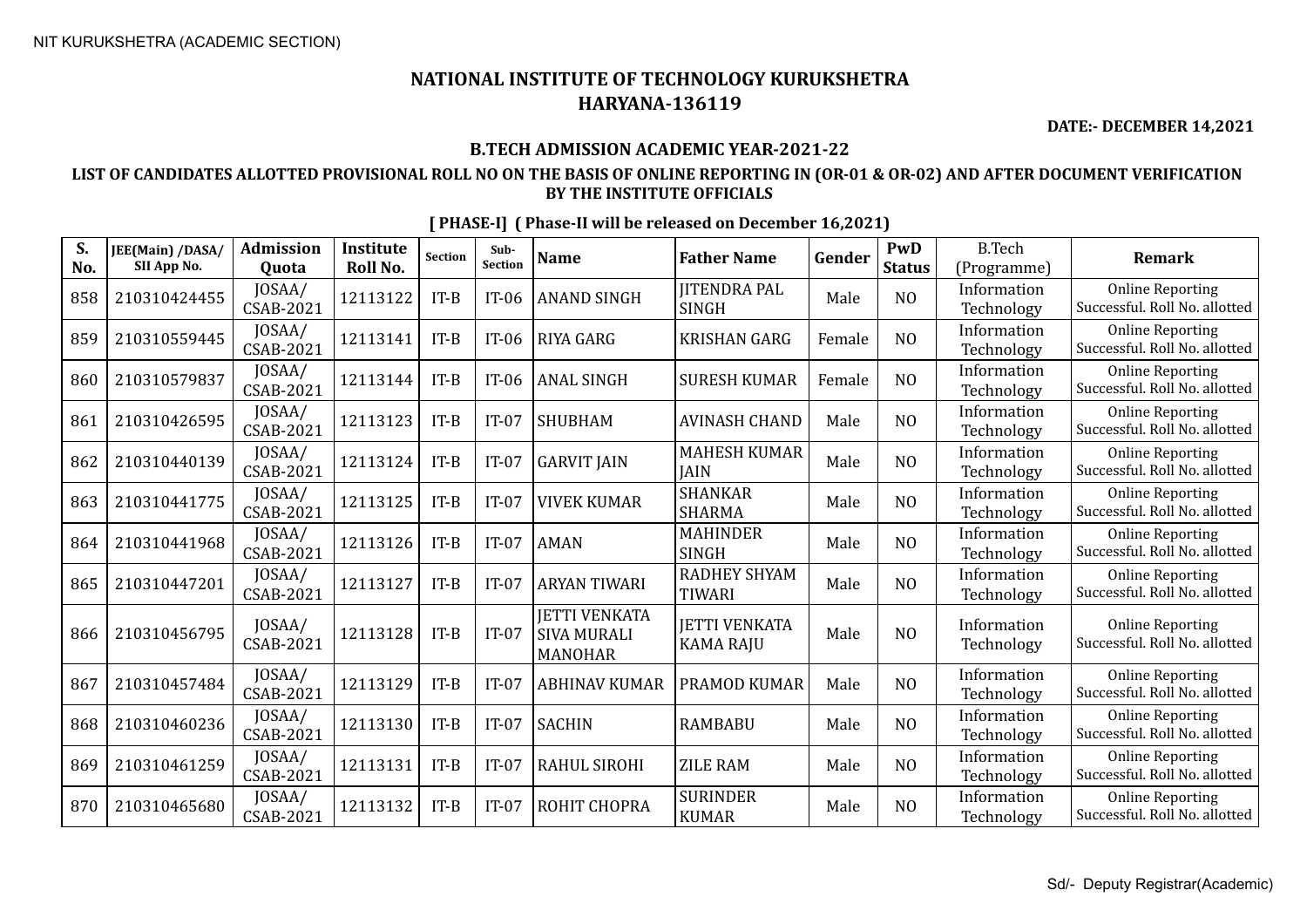# NATIONAL INSTITUTE OF TECHNOLOGY KURUKSHETRA
## HARYANA-136119

**DATE:- DECEMBER 14,2021**

### B.TECH ADMISSION ACADEMIC YEAR-2021-22

### LIST OF CANDIDATES ALLOTTED PROVISIONAL ROLL NO ON THE BASIS OF ONLINE REPORTING IN (OR-01 & OR-02) AND AFTER DOCUMENT VERIFICATION BY THE INSTITUTE OFFICIALS

**[ PHASE-I] ( Phase-II will be released on December 16,2021)**

| S. No. | JEE(Main) /DASA/ SII App No. | Admission Quota | Institute Roll No. | Section | Sub-Section | Name | Father Name | Gender | PwD Status | B.Tech (Programme) | Remark |
|---|---|---|---|---|---|---|---|---|---|---|---|
| 858 | 210310424455 | JOSAA/ CSAB-2021 | 12113122 | IT-B | IT-06 | ANAND SINGH | JITENDRA PAL SINGH | Male | NO | Information Technology | Online Reporting Successful. Roll No. allotted |
| 859 | 210310559445 | JOSAA/ CSAB-2021 | 12113141 | IT-B | IT-06 | RIYA GARG | KRISHAN GARG | Female | NO | Information Technology | Online Reporting Successful. Roll No. allotted |
| 860 | 210310579837 | JOSAA/ CSAB-2021 | 12113144 | IT-B | IT-06 | ANAL SINGH | SURESH KUMAR | Female | NO | Information Technology | Online Reporting Successful. Roll No. allotted |
| 861 | 210310426595 | JOSAA/ CSAB-2021 | 12113123 | IT-B | IT-07 | SHUBHAM | AVINASH CHAND | Male | NO | Information Technology | Online Reporting Successful. Roll No. allotted |
| 862 | 210310440139 | JOSAA/ CSAB-2021 | 12113124 | IT-B | IT-07 | GARVIT JAIN | MAHESH KUMAR JAIN | Male | NO | Information Technology | Online Reporting Successful. Roll No. allotted |
| 863 | 210310441775 | JOSAA/ CSAB-2021 | 12113125 | IT-B | IT-07 | VIVEK KUMAR | SHANKAR SHARMA | Male | NO | Information Technology | Online Reporting Successful. Roll No. allotted |
| 864 | 210310441968 | JOSAA/ CSAB-2021 | 12113126 | IT-B | IT-07 | AMAN | MAHINDER SINGH | Male | NO | Information Technology | Online Reporting Successful. Roll No. allotted |
| 865 | 210310447201 | JOSAA/ CSAB-2021 | 12113127 | IT-B | IT-07 | ARYAN TIWARI | RADHEY SHYAM TIWARI | Male | NO | Information Technology | Online Reporting Successful. Roll No. allotted |
| 866 | 210310456795 | JOSAA/ CSAB-2021 | 12113128 | IT-B | IT-07 | JETTI VENKATA SIVA MURALI MANOHAR | JETTI VENKATA KAMA RAJU | Male | NO | Information Technology | Online Reporting Successful. Roll No. allotted |
| 867 | 210310457484 | JOSAA/ CSAB-2021 | 12113129 | IT-B | IT-07 | ABHINAV KUMAR | PRAMOD KUMAR | Male | NO | Information Technology | Online Reporting Successful. Roll No. allotted |
| 868 | 210310460236 | JOSAA/ CSAB-2021 | 12113130 | IT-B | IT-07 | SACHIN | RAMBABU | Male | NO | Information Technology | Online Reporting Successful. Roll No. allotted |
| 869 | 210310461259 | JOSAA/ CSAB-2021 | 12113131 | IT-B | IT-07 | RAHUL SIROHI | ZILE RAM | Male | NO | Information Technology | Online Reporting Successful. Roll No. allotted |
| 870 | 210310465680 | JOSAA/ CSAB-2021 | 12113132 | IT-B | IT-07 | ROHIT CHOPRA | SURINDER KUMAR | Male | NO | Information Technology | Online Reporting Successful. Roll No. allotted |

Sd/- Deputy Registrar(Academic)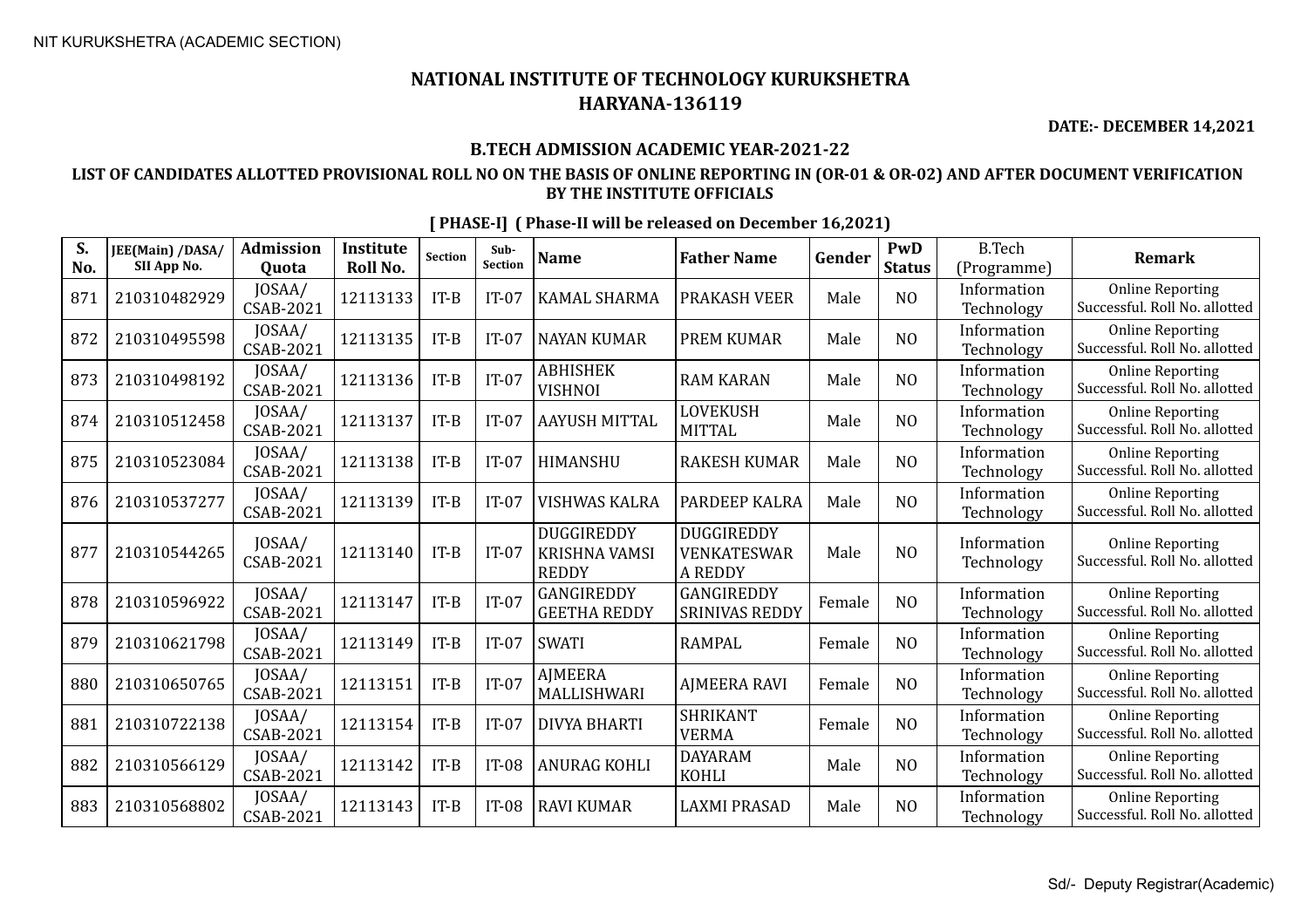# NATIONAL INSTITUTE OF TECHNOLOGY KURUKSHETRA
## HARYANA-136119

**DATE:- DECEMBER 14,2021**

### B.TECH ADMISSION ACADEMIC YEAR-2021-22

**LIST OF CANDIDATES ALLOTTED PROVISIONAL ROLL NO ON THE BASIS OF ONLINE REPORTING IN (OR-01 & OR-02) AND AFTER DOCUMENT VERIFICATION BY THE INSTITUTE OFFICIALS**

**[ PHASE-I] ( Phase-II will be released on December 16,2021)**

| S. No. | JEE(Main) /DASA/ SII App No. | Admission Quota | Institute Roll No. | Section | Sub-Section | Name | Father Name | Gender | PwD Status | B.Tech (Programme) | Remark |
|---|---|---|---|---|---|---|---|---|---|---|---|
| 871 | 210310482929 | JOSAA/ CSAB-2021 | 12113133 | IT-B | IT-07 | KAMAL SHARMA | PRAKASH VEER | Male | NO | Information Technology | Online Reporting Successful. Roll No. allotted |
| 872 | 210310495598 | JOSAA/ CSAB-2021 | 12113135 | IT-B | IT-07 | NAYAN KUMAR | PREM KUMAR | Male | NO | Information Technology | Online Reporting Successful. Roll No. allotted |
| 873 | 210310498192 | JOSAA/ CSAB-2021 | 12113136 | IT-B | IT-07 | ABHISHEK VISHNOI | RAM KARAN | Male | NO | Information Technology | Online Reporting Successful. Roll No. allotted |
| 874 | 210310512458 | JOSAA/ CSAB-2021 | 12113137 | IT-B | IT-07 | AAYUSH MITTAL | LOVEKUSH MITTAL | Male | NO | Information Technology | Online Reporting Successful. Roll No. allotted |
| 875 | 210310523084 | JOSAA/ CSAB-2021 | 12113138 | IT-B | IT-07 | HIMANSHU | RAKESH KUMAR | Male | NO | Information Technology | Online Reporting Successful. Roll No. allotted |
| 876 | 210310537277 | JOSAA/ CSAB-2021 | 12113139 | IT-B | IT-07 | VISHWAS KALRA | PARDEEP KALRA | Male | NO | Information Technology | Online Reporting Successful. Roll No. allotted |
| 877 | 210310544265 | JOSAA/ CSAB-2021 | 12113140 | IT-B | IT-07 | DUGGIREDDY KRISHNA VAMSI REDDY | DUGGIREDDY VENKATESWAR A REDDY | Male | NO | Information Technology | Online Reporting Successful. Roll No. allotted |
| 878 | 210310596922 | JOSAA/ CSAB-2021 | 12113147 | IT-B | IT-07 | GANGIREDDY GEETHA REDDY | GANGIREDDY SRINIVAS REDDY | Female | NO | Information Technology | Online Reporting Successful. Roll No. allotted |
| 879 | 210310621798 | JOSAA/ CSAB-2021 | 12113149 | IT-B | IT-07 | SWATI | RAMPAL | Female | NO | Information Technology | Online Reporting Successful. Roll No. allotted |
| 880 | 210310650765 | JOSAA/ CSAB-2021 | 12113151 | IT-B | IT-07 | AJMEERA MALLISHWARI | AJMEERA RAVI | Female | NO | Information Technology | Online Reporting Successful. Roll No. allotted |
| 881 | 210310722138 | JOSAA/ CSAB-2021 | 12113154 | IT-B | IT-07 | DIVYA BHARTI | SHRIKANT VERMA | Female | NO | Information Technology | Online Reporting Successful. Roll No. allotted |
| 882 | 210310566129 | JOSAA/ CSAB-2021 | 12113142 | IT-B | IT-08 | ANURAG KOHLI | DAYARAM KOHLI | Male | NO | Information Technology | Online Reporting Successful. Roll No. allotted |
| 883 | 210310568802 | JOSAA/ CSAB-2021 | 12113143 | IT-B | IT-08 | RAVI KUMAR | LAXMI PRASAD | Male | NO | Information Technology | Online Reporting Successful. Roll No. allotted |

Sd/- Deputy Registrar(Academic)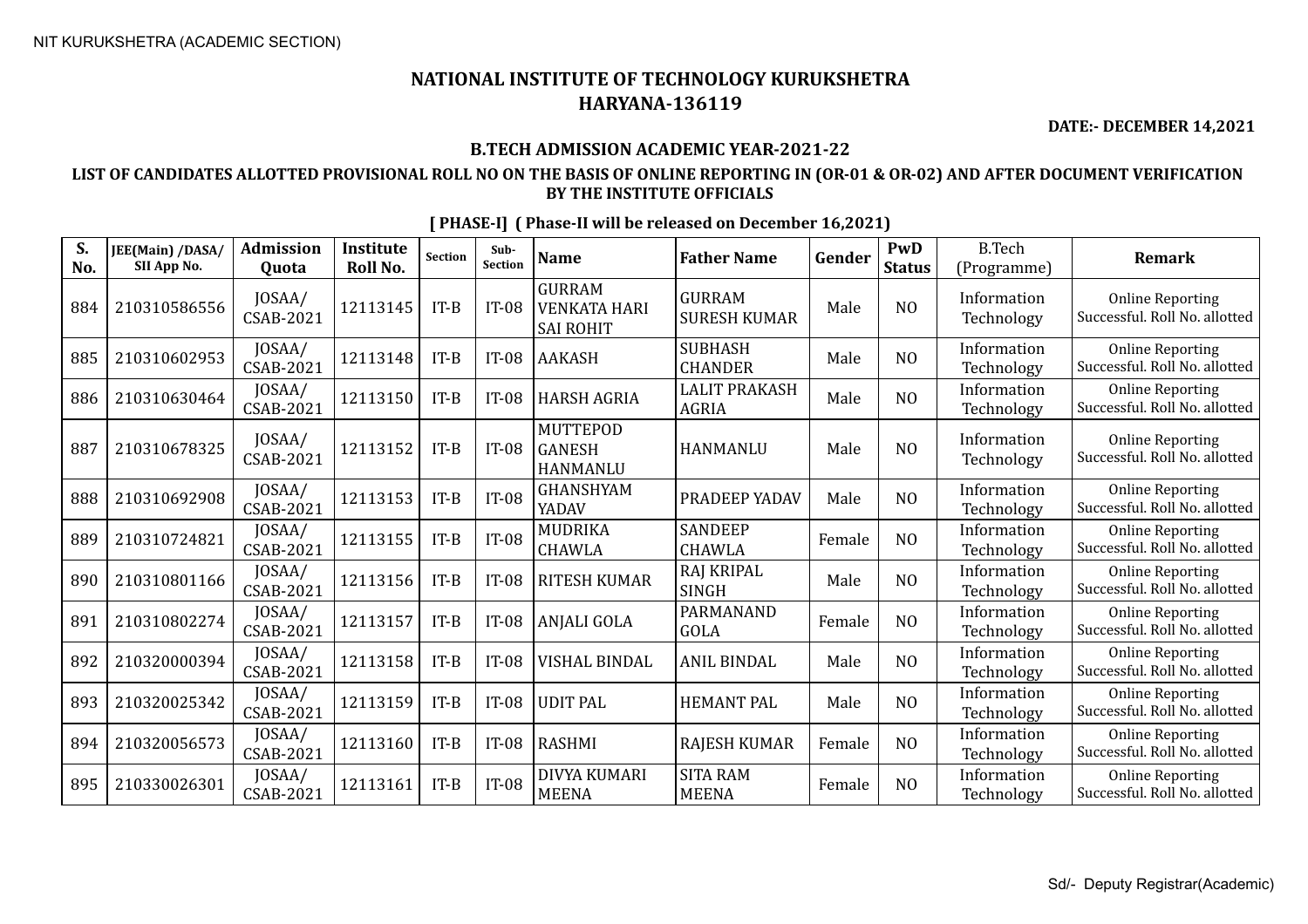# NATIONAL INSTITUTE OF TECHNOLOGY KURUKSHETRA
## HARYANA-136119

**DATE:- DECEMBER 14,2021**

### B.TECH ADMISSION ACADEMIC YEAR-2021-22

### LIST OF CANDIDATES ALLOTTED PROVISIONAL ROLL NO ON THE BASIS OF ONLINE REPORTING IN (OR-01 & OR-02) AND AFTER DOCUMENT VERIFICATION BY THE INSTITUTE OFFICIALS

**[ PHASE-I] ( Phase-II will be released on December 16,2021)**

| S. No. | JEE(Main) /DASA/ SII App No. | Admission Quota | Institute Roll No. | Section | Sub-Section | Name | Father Name | Gender | PwD Status | B.Tech (Programme) | Remark |
|---|---|---|---|---|---|---|---|---|---|---|---|
| 884 | 210310586556 | JOSAA/ CSAB-2021 | 12113145 | IT-B | IT-08 | GURRAM VENKATA HARI SAI ROHIT | GURRAM SURESH KUMAR | Male | NO | Information Technology | Online Reporting Successful. Roll No. allotted |
| 885 | 210310602953 | JOSAA/ CSAB-2021 | 12113148 | IT-B | IT-08 | AAKASH | SUBHASH CHANDER | Male | NO | Information Technology | Online Reporting Successful. Roll No. allotted |
| 886 | 210310630464 | JOSAA/ CSAB-2021 | 12113150 | IT-B | IT-08 | HARSH AGRIA | LALIT PRAKASH AGRIA | Male | NO | Information Technology | Online Reporting Successful. Roll No. allotted |
| 887 | 210310678325 | JOSAA/ CSAB-2021 | 12113152 | IT-B | IT-08 | MUTTEPOD GANESH HANMANLU | HANMANLU | Male | NO | Information Technology | Online Reporting Successful. Roll No. allotted |
| 888 | 210310692908 | JOSAA/ CSAB-2021 | 12113153 | IT-B | IT-08 | GHANSHYAM YADAV | PRADEEP YADAV | Male | NO | Information Technology | Online Reporting Successful. Roll No. allotted |
| 889 | 210310724821 | JOSAA/ CSAB-2021 | 12113155 | IT-B | IT-08 | MUDRIKA CHAWLA | SANDEEP CHAWLA | Female | NO | Information Technology | Online Reporting Successful. Roll No. allotted |
| 890 | 210310801166 | JOSAA/ CSAB-2021 | 12113156 | IT-B | IT-08 | RITESH KUMAR | RAJ KRIPAL SINGH | Male | NO | Information Technology | Online Reporting Successful. Roll No. allotted |
| 891 | 210310802274 | JOSAA/ CSAB-2021 | 12113157 | IT-B | IT-08 | ANJALI GOLA | PARMANAND GOLA | Female | NO | Information Technology | Online Reporting Successful. Roll No. allotted |
| 892 | 210320000394 | JOSAA/ CSAB-2021 | 12113158 | IT-B | IT-08 | VISHAL BINDAL | ANIL BINDAL | Male | NO | Information Technology | Online Reporting Successful. Roll No. allotted |
| 893 | 210320025342 | JOSAA/ CSAB-2021 | 12113159 | IT-B | IT-08 | UDIT PAL | HEMANT PAL | Male | NO | Information Technology | Online Reporting Successful. Roll No. allotted |
| 894 | 210320056573 | JOSAA/ CSAB-2021 | 12113160 | IT-B | IT-08 | RASHMI | RAJESH KUMAR | Female | NO | Information Technology | Online Reporting Successful. Roll No. allotted |
| 895 | 210330026301 | JOSAA/ CSAB-2021 | 12113161 | IT-B | IT-08 | DIVYA KUMARI MEENA | SITA RAM MEENA | Female | NO | Information Technology | Online Reporting Successful. Roll No. allotted |

Sd/- Deputy Registrar(Academic)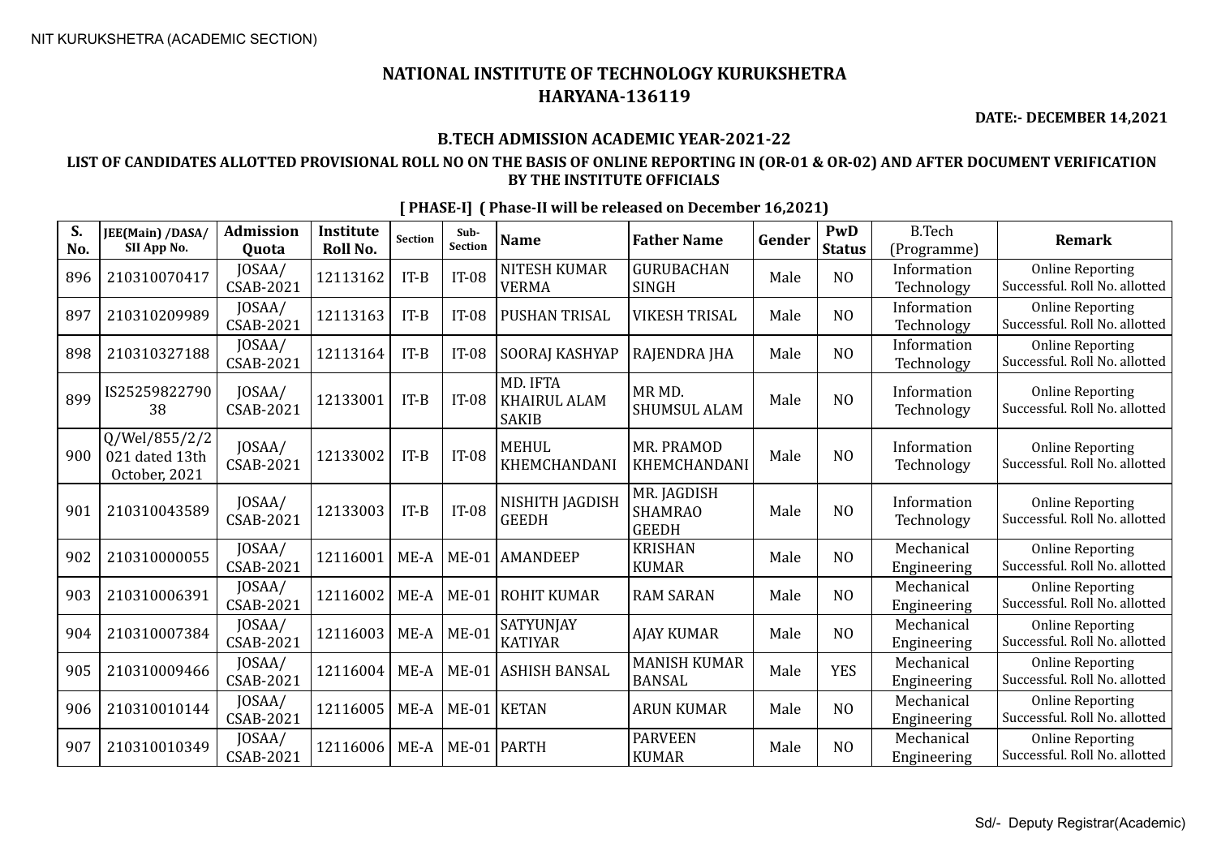NIT KURUKSHETRA (ACADEMIC SECTION)

# NATIONAL INSTITUTE OF TECHNOLOGY KURUKSHETRA
## HARYANA-136119

**DATE:- DECEMBER 14,2021**

### B.TECH ADMISSION ACADEMIC YEAR-2021-22

### LIST OF CANDIDATES ALLOTTED PROVISIONAL ROLL NO ON THE BASIS OF ONLINE REPORTING IN (OR-01 & OR-02) AND AFTER DOCUMENT VERIFICATION BY THE INSTITUTE OFFICIALS

**[ PHASE-I] ( Phase-II will be released on December 16,2021)**

| S. No. | JEE(Main) /DASA/ SII App No. | Admission Quota | Institute Roll No. | Section | Sub-Section | Name | Father Name | Gender | PwD Status | B.Tech (Programme) | Remark |
|---|---|---|---|---|---|---|---|---|---|---|---|
| 896 | 210310070417 | JOSAA/ CSAB-2021 | 12113162 | IT-B | IT-08 | NITESH KUMAR VERMA | GURUBACHAN SINGH | Male | NO | Information Technology | Online Reporting Successful. Roll No. allotted |
| 897 | 210310209989 | JOSAA/ CSAB-2021 | 12113163 | IT-B | IT-08 | PUSHAN TRISAL | VIKESH TRISAL | Male | NO | Information Technology | Online Reporting Successful. Roll No. allotted |
| 898 | 210310327188 | JOSAA/ CSAB-2021 | 12113164 | IT-B | IT-08 | SOORAJ KASHYAP | RAJENDRA JHA | Male | NO | Information Technology | Online Reporting Successful. Roll No. allotted |
| 899 | IS2525982279038 | JOSAA/ CSAB-2021 | 12133001 | IT-B | IT-08 | MD. IFTA KHAIRUL ALAM SAKIB | MR MD. SHUMSUL ALAM | Male | NO | Information Technology | Online Reporting Successful. Roll No. allotted |
| 900 | Q/Wel/855/2/2021 dated 13th October, 2021 | JOSAA/ CSAB-2021 | 12133002 | IT-B | IT-08 | MEHUL KHEMCHANDANI | MR. PRAMOD KHEMCHANDANI | Male | NO | Information Technology | Online Reporting Successful. Roll No. allotted |
| 901 | 210310043589 | JOSAA/ CSAB-2021 | 12133003 | IT-B | IT-08 | NISHITH JAGDISH GEEDH | MR. JAGDISH SHAMRAO GEEDH | Male | NO | Information Technology | Online Reporting Successful. Roll No. allotted |
| 902 | 210310000055 | JOSAA/ CSAB-2021 | 12116001 | ME-A | ME-01 | AMANDEEP | KRISHAN KUMAR | Male | NO | Mechanical Engineering | Online Reporting Successful. Roll No. allotted |
| 903 | 210310006391 | JOSAA/ CSAB-2021 | 12116002 | ME-A | ME-01 | ROHIT KUMAR | RAM SARAN | Male | NO | Mechanical Engineering | Online Reporting Successful. Roll No. allotted |
| 904 | 210310007384 | JOSAA/ CSAB-2021 | 12116003 | ME-A | ME-01 | SATYUNJAY KATIYAR | AJAY KUMAR | Male | NO | Mechanical Engineering | Online Reporting Successful. Roll No. allotted |
| 905 | 210310009466 | JOSAA/ CSAB-2021 | 12116004 | ME-A | ME-01 | ASHISH BANSAL | MANISH KUMAR BANSAL | Male | YES | Mechanical Engineering | Online Reporting Successful. Roll No. allotted |
| 906 | 210310010144 | JOSAA/ CSAB-2021 | 12116005 | ME-A | ME-01 | KETAN | ARUN KUMAR | Male | NO | Mechanical Engineering | Online Reporting Successful. Roll No. allotted |
| 907 | 210310010349 | JOSAA/ CSAB-2021 | 12116006 | ME-A | ME-01 | PARTH | PARVEEN KUMAR | Male | NO | Mechanical Engineering | Online Reporting Successful. Roll No. allotted |

Sd/- Deputy Registrar(Academic)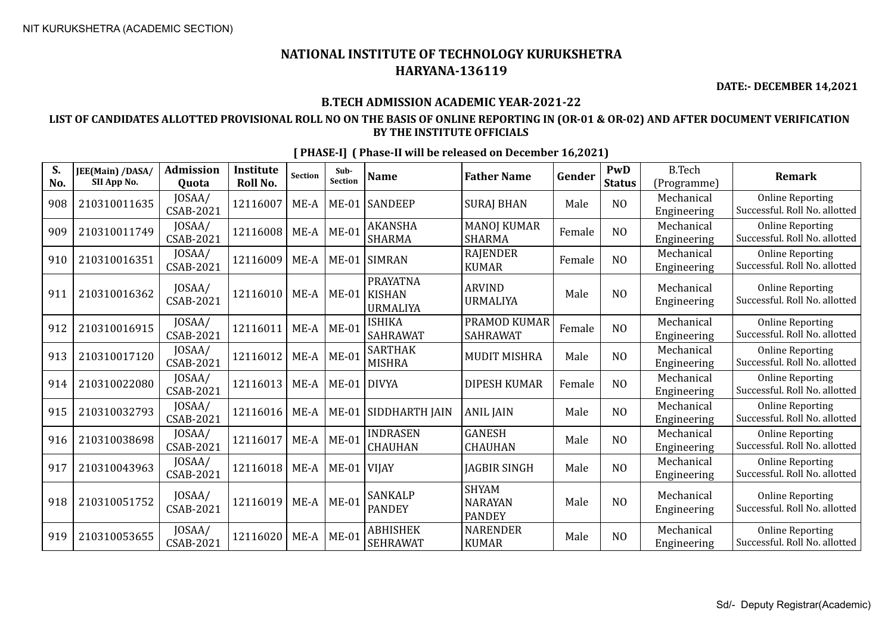NIT KURUKSHETRA (ACADEMIC SECTION)

# NATIONAL INSTITUTE OF TECHNOLOGY KURUKSHETRA
# HARYANA-136119

**DATE:- DECEMBER 14,2021**

### B.TECH ADMISSION ACADEMIC YEAR-2021-22

### LIST OF CANDIDATES ALLOTTED PROVISIONAL ROLL NO ON THE BASIS OF ONLINE REPORTING IN (OR-01 & OR-02) AND AFTER DOCUMENT VERIFICATION BY THE INSTITUTE OFFICIALS

**[ PHASE-I] ( Phase-II will be released on December 16,2021)**

| S. No. | JEE(Main) /DASA/ SII App No. | Admission Quota | Institute Roll No. | Section | Sub-Section | Name | Father Name | Gender | PwD Status | B.Tech (Programme) | Remark |
|---|---|---|---|---|---|---|---|---|---|---|---|
| 908 | 210310011635 | JOSAA/ CSAB-2021 | 12116007 | ME-A | ME-01 | SANDEEP | SURAJ BHAN | Male | NO | Mechanical Engineering | Online Reporting Successful. Roll No. allotted |
| 909 | 210310011749 | JOSAA/ CSAB-2021 | 12116008 | ME-A | ME-01 | AKANSHA SHARMA | MANOJ KUMAR SHARMA | Female | NO | Mechanical Engineering | Online Reporting Successful. Roll No. allotted |
| 910 | 210310016351 | JOSAA/ CSAB-2021 | 12116009 | ME-A | ME-01 | SIMRAN | RAJENDER KUMAR | Female | NO | Mechanical Engineering | Online Reporting Successful. Roll No. allotted |
| 911 | 210310016362 | JOSAA/ CSAB-2021 | 12116010 | ME-A | ME-01 | PRAYATNA KISHAN URMALIYA | ARVIND URMALIYA | Male | NO | Mechanical Engineering | Online Reporting Successful. Roll No. allotted |
| 912 | 210310016915 | JOSAA/ CSAB-2021 | 12116011 | ME-A | ME-01 | ISHIKA SAHRAWAT | PRAMOD KUMAR SAHRAWAT | Female | NO | Mechanical Engineering | Online Reporting Successful. Roll No. allotted |
| 913 | 210310017120 | JOSAA/ CSAB-2021 | 12116012 | ME-A | ME-01 | SARTHAK MISHRA | MUDIT MISHRA | Male | NO | Mechanical Engineering | Online Reporting Successful. Roll No. allotted |
| 914 | 210310022080 | JOSAA/ CSAB-2021 | 12116013 | ME-A | ME-01 | DIVYA | DIPESH KUMAR | Female | NO | Mechanical Engineering | Online Reporting Successful. Roll No. allotted |
| 915 | 210310032793 | JOSAA/ CSAB-2021 | 12116016 | ME-A | ME-01 | SIDDHARTH JAIN | ANIL JAIN | Male | NO | Mechanical Engineering | Online Reporting Successful. Roll No. allotted |
| 916 | 210310038698 | JOSAA/ CSAB-2021 | 12116017 | ME-A | ME-01 | INDRASEN CHAUHAN | GANESH CHAUHAN | Male | NO | Mechanical Engineering | Online Reporting Successful. Roll No. allotted |
| 917 | 210310043963 | JOSAA/ CSAB-2021 | 12116018 | ME-A | ME-01 | VIJAY | JAGBIR SINGH | Male | NO | Mechanical Engineering | Online Reporting Successful. Roll No. allotted |
| 918 | 210310051752 | JOSAA/ CSAB-2021 | 12116019 | ME-A | ME-01 | SANKALP PANDEY | SHYAM NARAYAN PANDEY | Male | NO | Mechanical Engineering | Online Reporting Successful. Roll No. allotted |
| 919 | 210310053655 | JOSAA/ CSAB-2021 | 12116020 | ME-A | ME-01 | ABHISHEK SEHRAWAT | NARENDER KUMAR | Male | NO | Mechanical Engineering | Online Reporting Successful. Roll No. allotted |

Sd/- Deputy Registrar(Academic)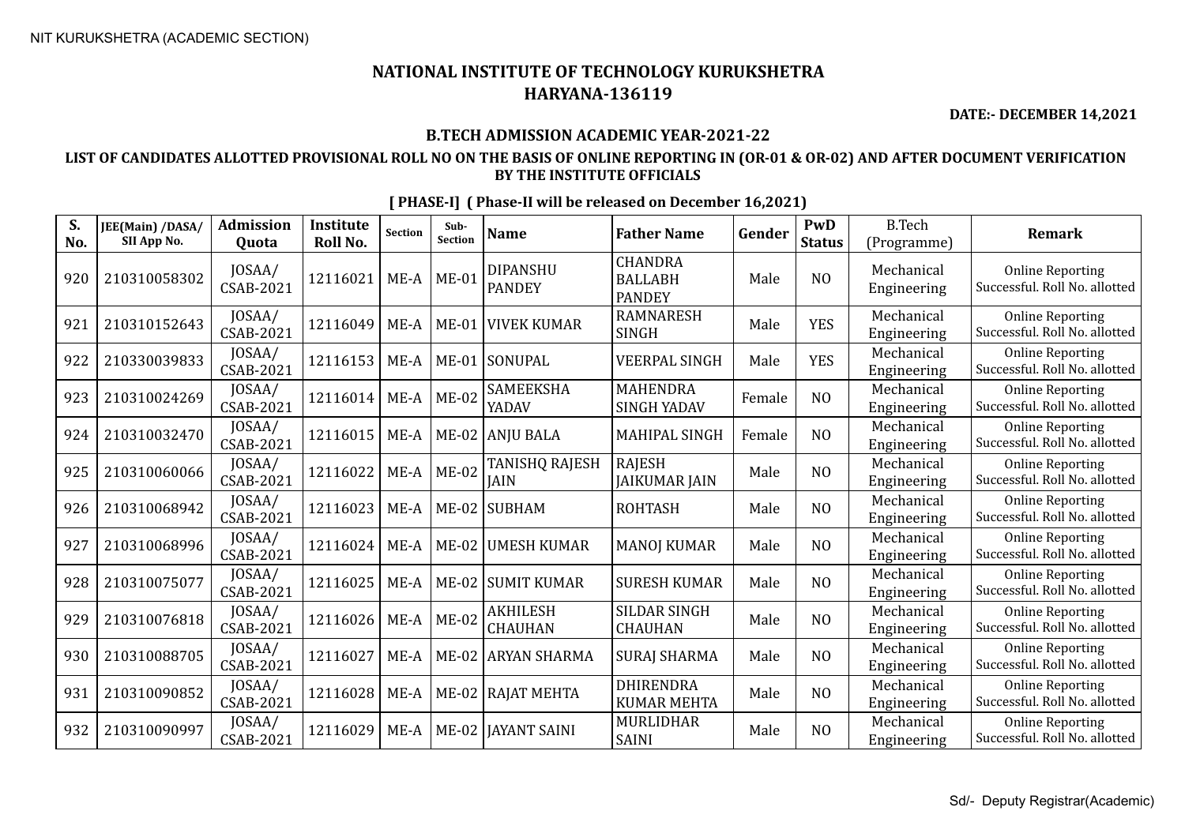# NATIONAL INSTITUTE OF TECHNOLOGY KURUKSHETRA
## HARYANA-136119

**DATE:- DECEMBER 14,2021**

### B.TECH ADMISSION ACADEMIC YEAR-2021-22

### LIST OF CANDIDATES ALLOTTED PROVISIONAL ROLL NO ON THE BASIS OF ONLINE REPORTING IN (OR-01 & OR-02) AND AFTER DOCUMENT VERIFICATION BY THE INSTITUTE OFFICIALS

**[ PHASE-I] ( Phase-II will be released on December 16,2021)**

| S. No. | JEE(Main) /DASA/ SII App No. | Admission Quota | Institute Roll No. | Section | Sub-Section | Name | Father Name | Gender | PwD Status | B.Tech (Programme) | Remark |
|---|---|---|---|---|---|---|---|---|---|---|---|
| 920 | 210310058302 | JOSAA/ CSAB-2021 | 12116021 | ME-A | ME-01 | DIPANSHU PANDEY | CHANDRA BALLABH PANDEY | Male | NO | Mechanical Engineering | Online Reporting Successful. Roll No. allotted |
| 921 | 210310152643 | JOSAA/ CSAB-2021 | 12116049 | ME-A | ME-01 | VIVEK KUMAR | RAMNARESH SINGH | Male | YES | Mechanical Engineering | Online Reporting Successful. Roll No. allotted |
| 922 | 210330039833 | JOSAA/ CSAB-2021 | 12116153 | ME-A | ME-01 | SONUPAL | VEERPAL SINGH | Male | YES | Mechanical Engineering | Online Reporting Successful. Roll No. allotted |
| 923 | 210310024269 | JOSAA/ CSAB-2021 | 12116014 | ME-A | ME-02 | SAMEEKSHA YADAV | MAHENDRA SINGH YADAV | Female | NO | Mechanical Engineering | Online Reporting Successful. Roll No. allotted |
| 924 | 210310032470 | JOSAA/ CSAB-2021 | 12116015 | ME-A | ME-02 | ANJU BALA | MAHIPAL SINGH | Female | NO | Mechanical Engineering | Online Reporting Successful. Roll No. allotted |
| 925 | 210310060066 | JOSAA/ CSAB-2021 | 12116022 | ME-A | ME-02 | TANISHQ RAJESH JAIN | RAJESH JAIKUMAR JAIN | Male | NO | Mechanical Engineering | Online Reporting Successful. Roll No. allotted |
| 926 | 210310068942 | JOSAA/ CSAB-2021 | 12116023 | ME-A | ME-02 | SUBHAM | ROHTASH | Male | NO | Mechanical Engineering | Online Reporting Successful. Roll No. allotted |
| 927 | 210310068996 | JOSAA/ CSAB-2021 | 12116024 | ME-A | ME-02 | UMESH KUMAR | MANOJ KUMAR | Male | NO | Mechanical Engineering | Online Reporting Successful. Roll No. allotted |
| 928 | 210310075077 | JOSAA/ CSAB-2021 | 12116025 | ME-A | ME-02 | SUMIT KUMAR | SURESH KUMAR | Male | NO | Mechanical Engineering | Online Reporting Successful. Roll No. allotted |
| 929 | 210310076818 | JOSAA/ CSAB-2021 | 12116026 | ME-A | ME-02 | AKHILESH CHAUHAN | SILDAR SINGH CHAUHAN | Male | NO | Mechanical Engineering | Online Reporting Successful. Roll No. allotted |
| 930 | 210310088705 | JOSAA/ CSAB-2021 | 12116027 | ME-A | ME-02 | ARYAN SHARMA | SURAJ SHARMA | Male | NO | Mechanical Engineering | Online Reporting Successful. Roll No. allotted |
| 931 | 210310090852 | JOSAA/ CSAB-2021 | 12116028 | ME-A | ME-02 | RAJAT MEHTA | DHIRENDRA KUMAR MEHTA | Male | NO | Mechanical Engineering | Online Reporting Successful. Roll No. allotted |
| 932 | 210310090997 | JOSAA/ CSAB-2021 | 12116029 | ME-A | ME-02 | JAYANT SAINI | MURLIDHAR SAINI | Male | NO | Mechanical Engineering | Online Reporting Successful. Roll No. allotted |

Sd/- Deputy Registrar(Academic)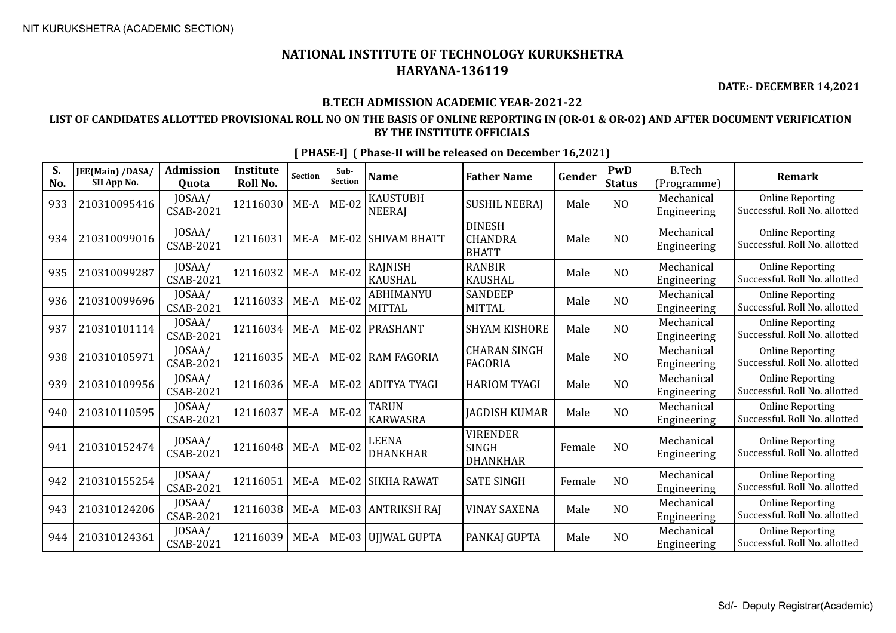NIT KURUKSHETRA (ACADEMIC SECTION)

# NATIONAL INSTITUTE OF TECHNOLOGY KURUKSHETRA
## HARYANA-136119

**DATE:- DECEMBER 14,2021**

### B.TECH ADMISSION ACADEMIC YEAR-2021-22

### LIST OF CANDIDATES ALLOTTED PROVISIONAL ROLL NO ON THE BASIS OF ONLINE REPORTING IN (OR-01 & OR-02) AND AFTER DOCUMENT VERIFICATION BY THE INSTITUTE OFFICIALS

**[ PHASE-I] ( Phase-II will be released on December 16,2021)**

| S. No. | JEE(Main) /DASA/ SII App No. | Admission Quota | Institute Roll No. | Section | Sub-Section | Name | Father Name | Gender | PwD Status | B.Tech (Programme) | Remark |
|---|---|---|---|---|---|---|---|---|---|---|---|
| 933 | 210310095416 | JOSAA/ CSAB-2021 | 12116030 | ME-A | ME-02 | KAUSTUBH NEERAJ | SUSHIL NEERAJ | Male | NO | Mechanical Engineering | Online Reporting Successful. Roll No. allotted |
| 934 | 210310099016 | JOSAA/ CSAB-2021 | 12116031 | ME-A | ME-02 | SHIVAM BHATT | DINESH CHANDRA BHATT | Male | NO | Mechanical Engineering | Online Reporting Successful. Roll No. allotted |
| 935 | 210310099287 | JOSAA/ CSAB-2021 | 12116032 | ME-A | ME-02 | RAJNISH KAUSHAL | RANBIR KAUSHAL | Male | NO | Mechanical Engineering | Online Reporting Successful. Roll No. allotted |
| 936 | 210310099696 | JOSAA/ CSAB-2021 | 12116033 | ME-A | ME-02 | ABHIMANYU MITTAL | SANDEEP MITTAL | Male | NO | Mechanical Engineering | Online Reporting Successful. Roll No. allotted |
| 937 | 210310101114 | JOSAA/ CSAB-2021 | 12116034 | ME-A | ME-02 | PRASHANT | SHYAM KISHORE | Male | NO | Mechanical Engineering | Online Reporting Successful. Roll No. allotted |
| 938 | 210310105971 | JOSAA/ CSAB-2021 | 12116035 | ME-A | ME-02 | RAM FAGORIA | CHARAN SINGH FAGORIA | Male | NO | Mechanical Engineering | Online Reporting Successful. Roll No. allotted |
| 939 | 210310109956 | JOSAA/ CSAB-2021 | 12116036 | ME-A | ME-02 | ADITYA TYAGI | HARIOM TYAGI | Male | NO | Mechanical Engineering | Online Reporting Successful. Roll No. allotted |
| 940 | 210310110595 | JOSAA/ CSAB-2021 | 12116037 | ME-A | ME-02 | TARUN KARWASRA | JAGDISH KUMAR | Male | NO | Mechanical Engineering | Online Reporting Successful. Roll No. allotted |
| 941 | 210310152474 | JOSAA/ CSAB-2021 | 12116048 | ME-A | ME-02 | LEENA DHANKHAR | VIRENDER SINGH DHANKHAR | Female | NO | Mechanical Engineering | Online Reporting Successful. Roll No. allotted |
| 942 | 210310155254 | JOSAA/ CSAB-2021 | 12116051 | ME-A | ME-02 | SIKHA RAWAT | SATE SINGH | Female | NO | Mechanical Engineering | Online Reporting Successful. Roll No. allotted |
| 943 | 210310124206 | JOSAA/ CSAB-2021 | 12116038 | ME-A | ME-03 | ANTRIKSH RAJ | VINAY SAXENA | Male | NO | Mechanical Engineering | Online Reporting Successful. Roll No. allotted |
| 944 | 210310124361 | JOSAA/ CSAB-2021 | 12116039 | ME-A | ME-03 | UJJWAL GUPTA | PANKAJ GUPTA | Male | NO | Mechanical Engineering | Online Reporting Successful. Roll No. allotted |

Sd/- Deputy Registrar(Academic)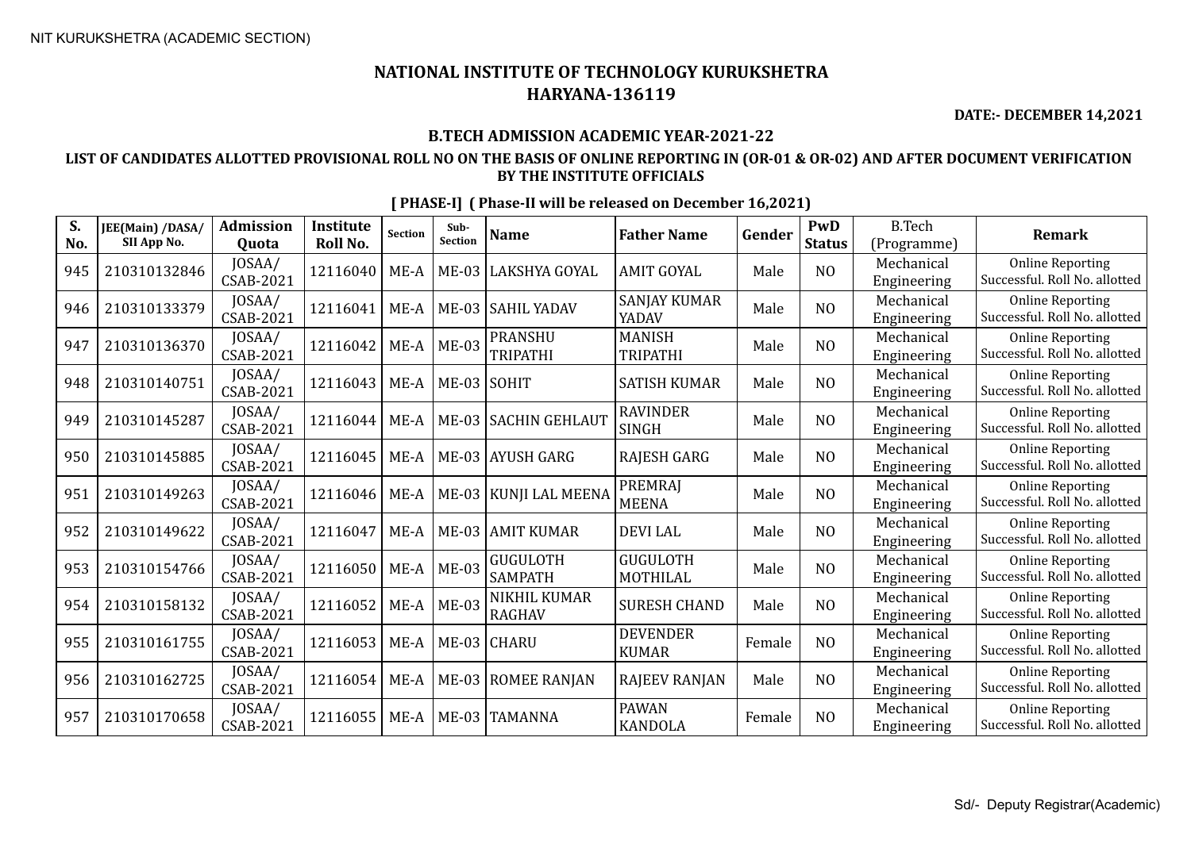NIT KURUKSHETRA (ACADEMIC SECTION)

# NATIONAL INSTITUTE OF TECHNOLOGY KURUKSHETRA
## HARYANA-136119

**DATE:- DECEMBER 14,2021**

### B.TECH ADMISSION ACADEMIC YEAR-2021-22

### LIST OF CANDIDATES ALLOTTED PROVISIONAL ROLL NO ON THE BASIS OF ONLINE REPORTING IN (OR-01 & OR-02) AND AFTER DOCUMENT VERIFICATION BY THE INSTITUTE OFFICIALS

**[ PHASE-I] ( Phase-II will be released on December 16,2021)**

| S. No. | JEE(Main) /DASA/ SII App No. | Admission Quota | Institute Roll No. | Section | Sub-Section | Name | Father Name | Gender | PwD Status | B.Tech (Programme) | Remark |
|---|---|---|---|---|---|---|---|---|---|---|---|
| 945 | 210310132846 | JOSAA/ CSAB-2021 | 12116040 | ME-A | ME-03 | LAKSHYA GOYAL | AMIT GOYAL | Male | NO | Mechanical Engineering | Online Reporting Successful. Roll No. allotted |
| 946 | 210310133379 | JOSAA/ CSAB-2021 | 12116041 | ME-A | ME-03 | SAHIL YADAV | SANJAY KUMAR YADAV | Male | NO | Mechanical Engineering | Online Reporting Successful. Roll No. allotted |
| 947 | 210310136370 | JOSAA/ CSAB-2021 | 12116042 | ME-A | ME-03 | PRANSHU TRIPATHI | MANISH TRIPATHI | Male | NO | Mechanical Engineering | Online Reporting Successful. Roll No. allotted |
| 948 | 210310140751 | JOSAA/ CSAB-2021 | 12116043 | ME-A | ME-03 | SOHIT | SATISH KUMAR | Male | NO | Mechanical Engineering | Online Reporting Successful. Roll No. allotted |
| 949 | 210310145287 | JOSAA/ CSAB-2021 | 12116044 | ME-A | ME-03 | SACHIN GEHLAUT | RAVINDER SINGH | Male | NO | Mechanical Engineering | Online Reporting Successful. Roll No. allotted |
| 950 | 210310145885 | JOSAA/ CSAB-2021 | 12116045 | ME-A | ME-03 | AYUSH GARG | RAJESH GARG | Male | NO | Mechanical Engineering | Online Reporting Successful. Roll No. allotted |
| 951 | 210310149263 | JOSAA/ CSAB-2021 | 12116046 | ME-A | ME-03 | KUNJI LAL MEENA | PREMRAJ MEENA | Male | NO | Mechanical Engineering | Online Reporting Successful. Roll No. allotted |
| 952 | 210310149622 | JOSAA/ CSAB-2021 | 12116047 | ME-A | ME-03 | AMIT KUMAR | DEVI LAL | Male | NO | Mechanical Engineering | Online Reporting Successful. Roll No. allotted |
| 953 | 210310154766 | JOSAA/ CSAB-2021 | 12116050 | ME-A | ME-03 | GUGULOTH SAMPATH | GUGULOTH MOTHILAL | Male | NO | Mechanical Engineering | Online Reporting Successful. Roll No. allotted |
| 954 | 210310158132 | JOSAA/ CSAB-2021 | 12116052 | ME-A | ME-03 | NIKHIL KUMAR RAGHAV | SURESH CHAND | Male | NO | Mechanical Engineering | Online Reporting Successful. Roll No. allotted |
| 955 | 210310161755 | JOSAA/ CSAB-2021 | 12116053 | ME-A | ME-03 | CHARU | DEVENDER KUMAR | Female | NO | Mechanical Engineering | Online Reporting Successful. Roll No. allotted |
| 956 | 210310162725 | JOSAA/ CSAB-2021 | 12116054 | ME-A | ME-03 | ROMEE RANJAN | RAJEEV RANJAN | Male | NO | Mechanical Engineering | Online Reporting Successful. Roll No. allotted |
| 957 | 210310170658 | JOSAA/ CSAB-2021 | 12116055 | ME-A | ME-03 | TAMANNA | PAWAN KANDOLA | Female | NO | Mechanical Engineering | Online Reporting Successful. Roll No. allotted |

Sd/- Deputy Registrar(Academic)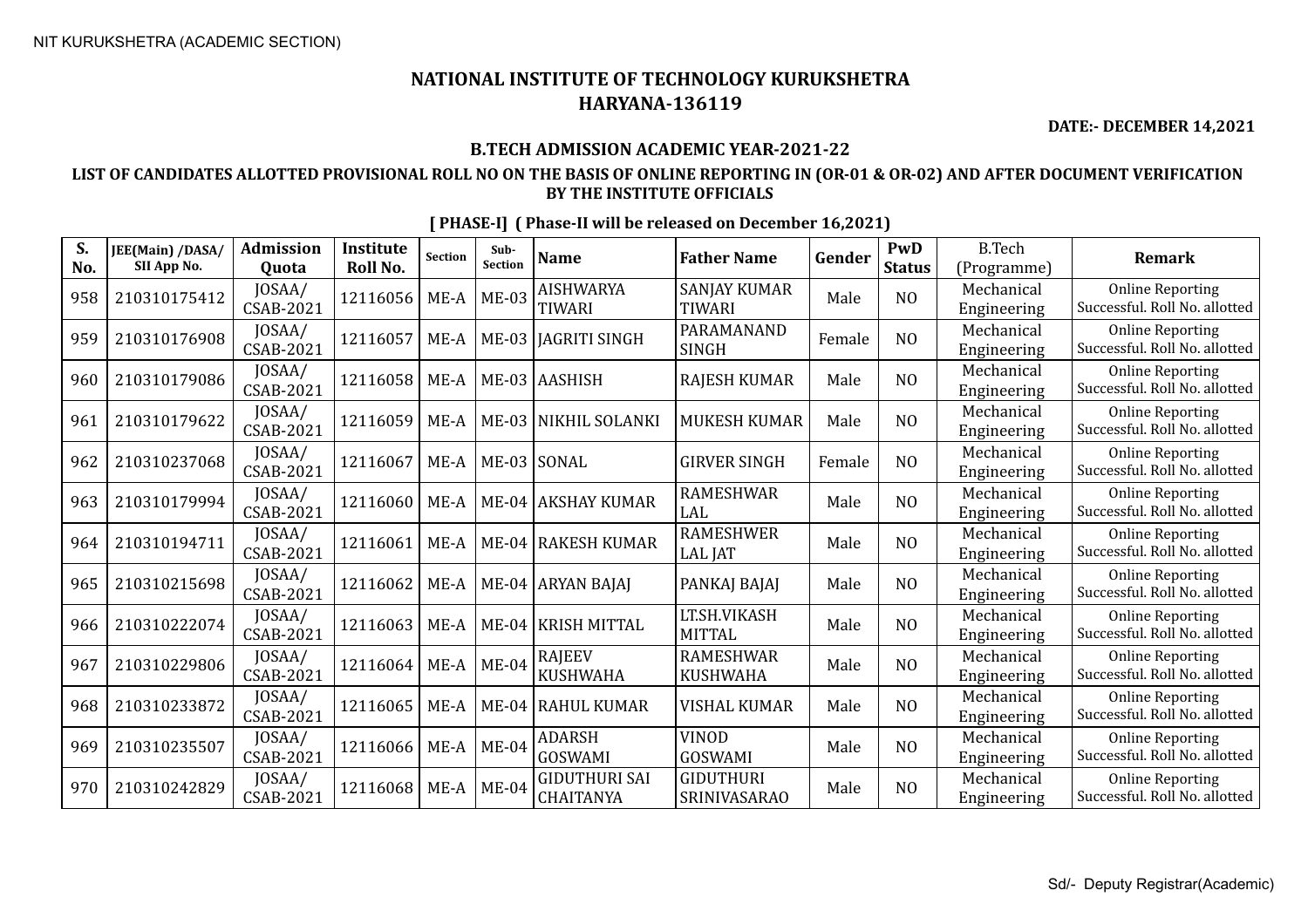NIT KURUKSHETRA (ACADEMIC SECTION)

# NATIONAL INSTITUTE OF TECHNOLOGY KURUKSHETRA
# HARYANA-136119

**DATE:- DECEMBER 14,2021**

**B.TECH ADMISSION ACADEMIC YEAR-2021-22**

**LIST OF CANDIDATES ALLOTTED PROVISIONAL ROLL NO ON THE BASIS OF ONLINE REPORTING IN (OR-01 & OR-02) AND AFTER DOCUMENT VERIFICATION BY THE INSTITUTE OFFICIALS**

**[ PHASE-I] ( Phase-II will be released on December 16,2021)**

| S. No. | JEE(Main) /DASA/ SII App No. | Admission Quota | Institute Roll No. | Section | Sub-Section | Name | Father Name | Gender | PwD Status | B.Tech (Programme) | Remark |
|---|---|---|---|---|---|---|---|---|---|---|---|
| 958 | 210310175412 | JOSAA/ CSAB-2021 | 12116056 | ME-A | ME-03 | AISHWARYA TIWARI | SANJAY KUMAR TIWARI | Male | NO | Mechanical Engineering | Online Reporting Successful. Roll No. allotted |
| 959 | 210310176908 | JOSAA/ CSAB-2021 | 12116057 | ME-A | ME-03 | JAGRITI SINGH | PARAMANAND SINGH | Female | NO | Mechanical Engineering | Online Reporting Successful. Roll No. allotted |
| 960 | 210310179086 | JOSAA/ CSAB-2021 | 12116058 | ME-A | ME-03 | AASHISH | RAJESH KUMAR | Male | NO | Mechanical Engineering | Online Reporting Successful. Roll No. allotted |
| 961 | 210310179622 | JOSAA/ CSAB-2021 | 12116059 | ME-A | ME-03 | NIKHIL SOLANKI | MUKESH KUMAR | Male | NO | Mechanical Engineering | Online Reporting Successful. Roll No. allotted |
| 962 | 210310237068 | JOSAA/ CSAB-2021 | 12116067 | ME-A | ME-03 | SONAL | GIRVER SINGH | Female | NO | Mechanical Engineering | Online Reporting Successful. Roll No. allotted |
| 963 | 210310179994 | JOSAA/ CSAB-2021 | 12116060 | ME-A | ME-04 | AKSHAY KUMAR | RAMESHWAR LAL | Male | NO | Mechanical Engineering | Online Reporting Successful. Roll No. allotted |
| 964 | 210310194711 | JOSAA/ CSAB-2021 | 12116061 | ME-A | ME-04 | RAKESH KUMAR | RAMESHWER LAL JAT | Male | NO | Mechanical Engineering | Online Reporting Successful. Roll No. allotted |
| 965 | 210310215698 | JOSAA/ CSAB-2021 | 12116062 | ME-A | ME-04 | ARYAN BAJAJ | PANKAJ BAJAJ | Male | NO | Mechanical Engineering | Online Reporting Successful. Roll No. allotted |
| 966 | 210310222074 | JOSAA/ CSAB-2021 | 12116063 | ME-A | ME-04 | KRISH MITTAL | LT.SH.VIKASH MITTAL | Male | NO | Mechanical Engineering | Online Reporting Successful. Roll No. allotted |
| 967 | 210310229806 | JOSAA/ CSAB-2021 | 12116064 | ME-A | ME-04 | RAJEEV KUSHWAHA | RAMESHWAR KUSHWAHA | Male | NO | Mechanical Engineering | Online Reporting Successful. Roll No. allotted |
| 968 | 210310233872 | JOSAA/ CSAB-2021 | 12116065 | ME-A | ME-04 | RAHUL KUMAR | VISHAL KUMAR | Male | NO | Mechanical Engineering | Online Reporting Successful. Roll No. allotted |
| 969 | 210310235507 | JOSAA/ CSAB-2021 | 12116066 | ME-A | ME-04 | ADARSH GOSWAMI | VINOD GOSWAMI | Male | NO | Mechanical Engineering | Online Reporting Successful. Roll No. allotted |
| 970 | 210310242829 | JOSAA/ CSAB-2021 | 12116068 | ME-A | ME-04 | GIDUTHURI SAI CHAITANYA | GIDUTHURI SRINIVASARAO | Male | NO | Mechanical Engineering | Online Reporting Successful. Roll No. allotted |

Sd/- Deputy Registrar(Academic)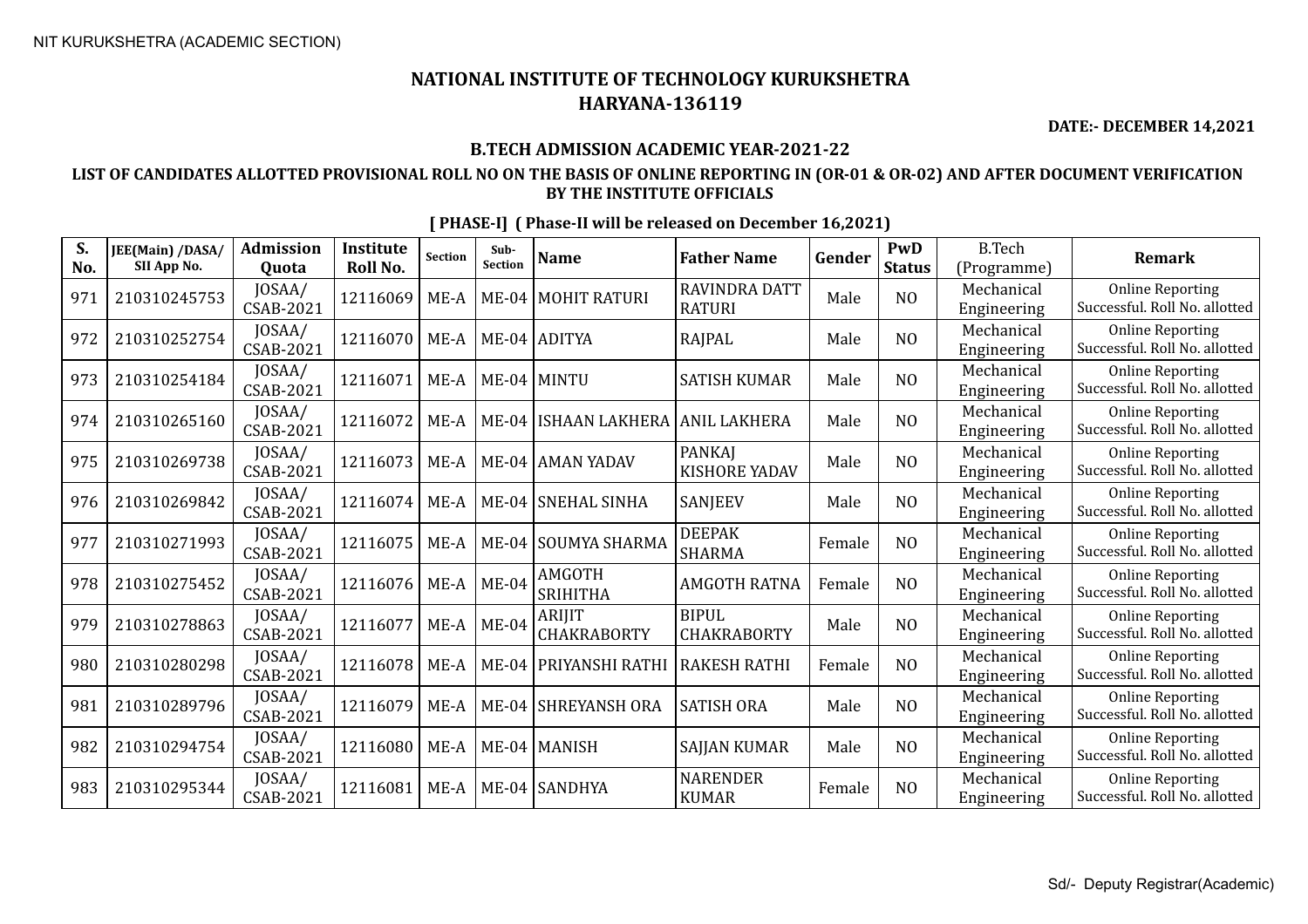NIT KURUKSHETRA (ACADEMIC SECTION)

# NATIONAL INSTITUTE OF TECHNOLOGY KURUKSHETRA
# HARYANA-136119

**DATE:- DECEMBER 14,2021**

### B.TECH ADMISSION ACADEMIC YEAR-2021-22

### LIST OF CANDIDATES ALLOTTED PROVISIONAL ROLL NO ON THE BASIS OF ONLINE REPORTING IN (OR-01 & OR-02) AND AFTER DOCUMENT VERIFICATION BY THE INSTITUTE OFFICIALS

**[ PHASE-I] ( Phase-II will be released on December 16,2021)**

| S. No. | JEE(Main) /DASA/ SII App No. | Admission Quota | Institute Roll No. | Section | Sub-Section | Name | Father Name | Gender | PwD Status | B.Tech (Programme) | Remark |
|---|---|---|---|---|---|---|---|---|---|---|---|
| 971 | 210310245753 | JOSAA/ CSAB-2021 | 12116069 | ME-A | ME-04 | MOHIT RATURI | RAVINDRA DATT RATURI | Male | NO | Mechanical Engineering | Online Reporting Successful. Roll No. allotted |
| 972 | 210310252754 | JOSAA/ CSAB-2021 | 12116070 | ME-A | ME-04 | ADITYA | RAJPAL | Male | NO | Mechanical Engineering | Online Reporting Successful. Roll No. allotted |
| 973 | 210310254184 | JOSAA/ CSAB-2021 | 12116071 | ME-A | ME-04 | MINTU | SATISH KUMAR | Male | NO | Mechanical Engineering | Online Reporting Successful. Roll No. allotted |
| 974 | 210310265160 | JOSAA/ CSAB-2021 | 12116072 | ME-A | ME-04 | ISHAAN LAKHERA | ANIL LAKHERA | Male | NO | Mechanical Engineering | Online Reporting Successful. Roll No. allotted |
| 975 | 210310269738 | JOSAA/ CSAB-2021 | 12116073 | ME-A | ME-04 | AMAN YADAV | PANKAJ KISHORE YADAV | Male | NO | Mechanical Engineering | Online Reporting Successful. Roll No. allotted |
| 976 | 210310269842 | JOSAA/ CSAB-2021 | 12116074 | ME-A | ME-04 | SNEHAL SINHA | SANJEEV | Male | NO | Mechanical Engineering | Online Reporting Successful. Roll No. allotted |
| 977 | 210310271993 | JOSAA/ CSAB-2021 | 12116075 | ME-A | ME-04 | SOUMYA SHARMA | DEEPAK SHARMA | Female | NO | Mechanical Engineering | Online Reporting Successful. Roll No. allotted |
| 978 | 210310275452 | JOSAA/ CSAB-2021 | 12116076 | ME-A | ME-04 | AMGOTH SRIHITHA | AMGOTH RATNA | Female | NO | Mechanical Engineering | Online Reporting Successful. Roll No. allotted |
| 979 | 210310278863 | JOSAA/ CSAB-2021 | 12116077 | ME-A | ME-04 | ARIJIT CHAKRABORTY | BIPUL CHAKRABORTY | Male | NO | Mechanical Engineering | Online Reporting Successful. Roll No. allotted |
| 980 | 210310280298 | JOSAA/ CSAB-2021 | 12116078 | ME-A | ME-04 | PRIYANSHI RATHI | RAKESH RATHI | Female | NO | Mechanical Engineering | Online Reporting Successful. Roll No. allotted |
| 981 | 210310289796 | JOSAA/ CSAB-2021 | 12116079 | ME-A | ME-04 | SHREYANSH ORA | SATISH ORA | Male | NO | Mechanical Engineering | Online Reporting Successful. Roll No. allotted |
| 982 | 210310294754 | JOSAA/ CSAB-2021 | 12116080 | ME-A | ME-04 | MANISH | SAJJAN KUMAR | Male | NO | Mechanical Engineering | Online Reporting Successful. Roll No. allotted |
| 983 | 210310295344 | JOSAA/ CSAB-2021 | 12116081 | ME-A | ME-04 | SANDHYA | NARENDER KUMAR | Female | NO | Mechanical Engineering | Online Reporting Successful. Roll No. allotted |

Sd/- Deputy Registrar(Academic)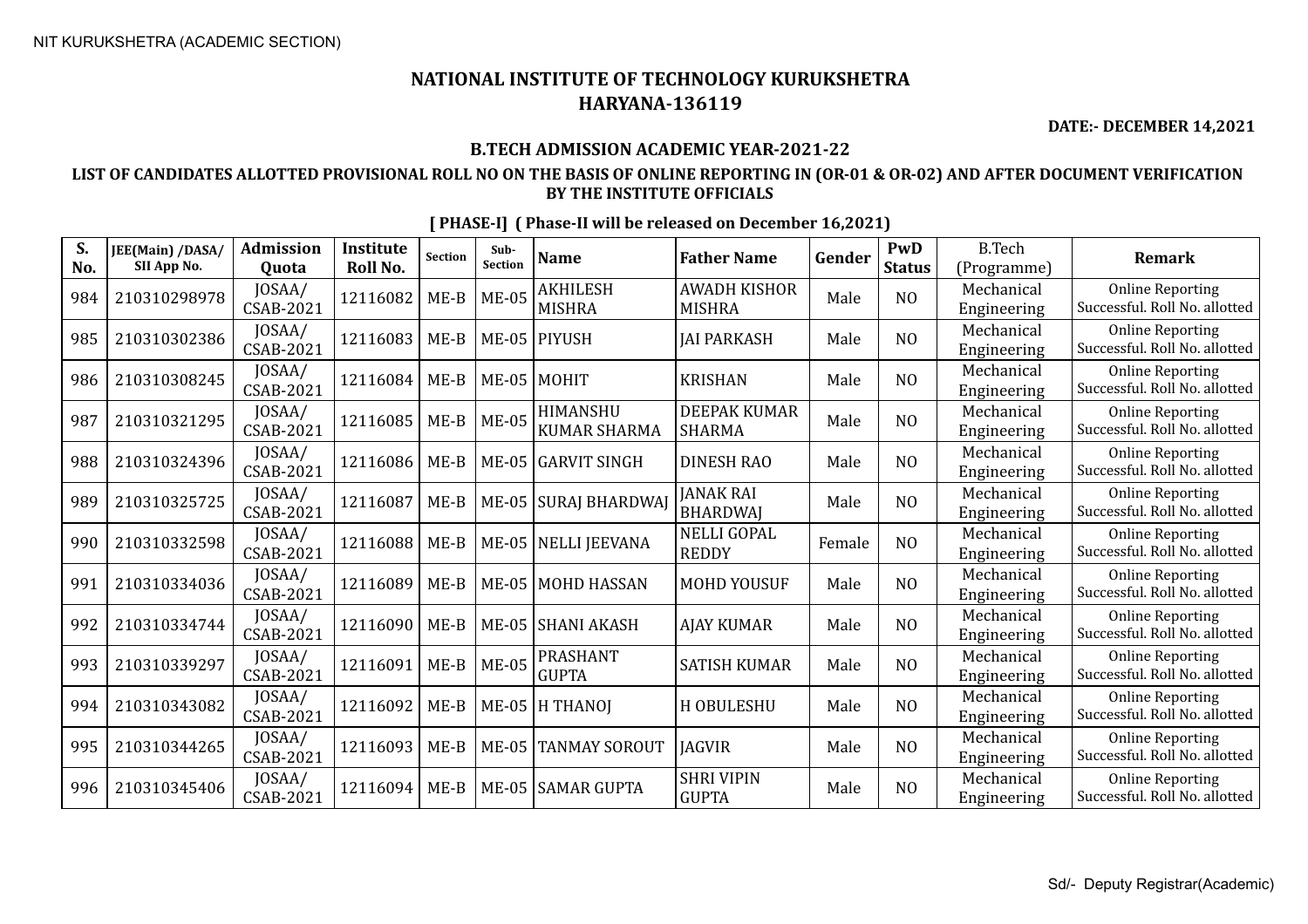NIT KURUKSHETRA (ACADEMIC SECTION)

# NATIONAL INSTITUTE OF TECHNOLOGY KURUKSHETRA
## HARYANA-136119

**DATE:- DECEMBER 14,2021**

### B.TECH ADMISSION ACADEMIC YEAR-2021-22

### LIST OF CANDIDATES ALLOTTED PROVISIONAL ROLL NO ON THE BASIS OF ONLINE REPORTING IN (OR-01 & OR-02) AND AFTER DOCUMENT VERIFICATION BY THE INSTITUTE OFFICIALS

**[ PHASE-I] ( Phase-II will be released on December 16,2021)**

| S. No. | JEE(Main) /DASA/ SII App No. | Admission Quota | Institute Roll No. | Section | Sub-Section | Name | Father Name | Gender | PwD Status | B.Tech (Programme) | Remark |
|---|---|---|---|---|---|---|---|---|---|---|---|
| 984 | 210310298978 | JOSAA/ CSAB-2021 | 12116082 | ME-B | ME-05 | AKHILESH MISHRA | AWADH KISHOR MISHRA | Male | NO | Mechanical Engineering | Online Reporting Successful. Roll No. allotted |
| 985 | 210310302386 | JOSAA/ CSAB-2021 | 12116083 | ME-B | ME-05 | PIYUSH | JAI PARKASH | Male | NO | Mechanical Engineering | Online Reporting Successful. Roll No. allotted |
| 986 | 210310308245 | JOSAA/ CSAB-2021 | 12116084 | ME-B | ME-05 | MOHIT | KRISHAN | Male | NO | Mechanical Engineering | Online Reporting Successful. Roll No. allotted |
| 987 | 210310321295 | JOSAA/ CSAB-2021 | 12116085 | ME-B | ME-05 | HIMANSHU KUMAR SHARMA | DEEPAK KUMAR SHARMA | Male | NO | Mechanical Engineering | Online Reporting Successful. Roll No. allotted |
| 988 | 210310324396 | JOSAA/ CSAB-2021 | 12116086 | ME-B | ME-05 | GARVIT SINGH | DINESH RAO | Male | NO | Mechanical Engineering | Online Reporting Successful. Roll No. allotted |
| 989 | 210310325725 | JOSAA/ CSAB-2021 | 12116087 | ME-B | ME-05 | SURAJ BHARDWAJ | JANAK RAI BHARDWAJ | Male | NO | Mechanical Engineering | Online Reporting Successful. Roll No. allotted |
| 990 | 210310332598 | JOSAA/ CSAB-2021 | 12116088 | ME-B | ME-05 | NELLI JEEVANA | NELLI GOPAL REDDY | Female | NO | Mechanical Engineering | Online Reporting Successful. Roll No. allotted |
| 991 | 210310334036 | JOSAA/ CSAB-2021 | 12116089 | ME-B | ME-05 | MOHD HASSAN | MOHD YOUSUF | Male | NO | Mechanical Engineering | Online Reporting Successful. Roll No. allotted |
| 992 | 210310334744 | JOSAA/ CSAB-2021 | 12116090 | ME-B | ME-05 | SHANI AKASH | AJAY KUMAR | Male | NO | Mechanical Engineering | Online Reporting Successful. Roll No. allotted |
| 993 | 210310339297 | JOSAA/ CSAB-2021 | 12116091 | ME-B | ME-05 | PRASHANT GUPTA | SATISH KUMAR | Male | NO | Mechanical Engineering | Online Reporting Successful. Roll No. allotted |
| 994 | 210310343082 | JOSAA/ CSAB-2021 | 12116092 | ME-B | ME-05 | H THANOJ | H OBULESHU | Male | NO | Mechanical Engineering | Online Reporting Successful. Roll No. allotted |
| 995 | 210310344265 | JOSAA/ CSAB-2021 | 12116093 | ME-B | ME-05 | TANMAY SOROUT | JAGVIR | Male | NO | Mechanical Engineering | Online Reporting Successful. Roll No. allotted |
| 996 | 210310345406 | JOSAA/ CSAB-2021 | 12116094 | ME-B | ME-05 | SAMAR GUPTA | SHRI VIPIN GUPTA | Male | NO | Mechanical Engineering | Online Reporting Successful. Roll No. allotted |

Sd/- Deputy Registrar(Academic)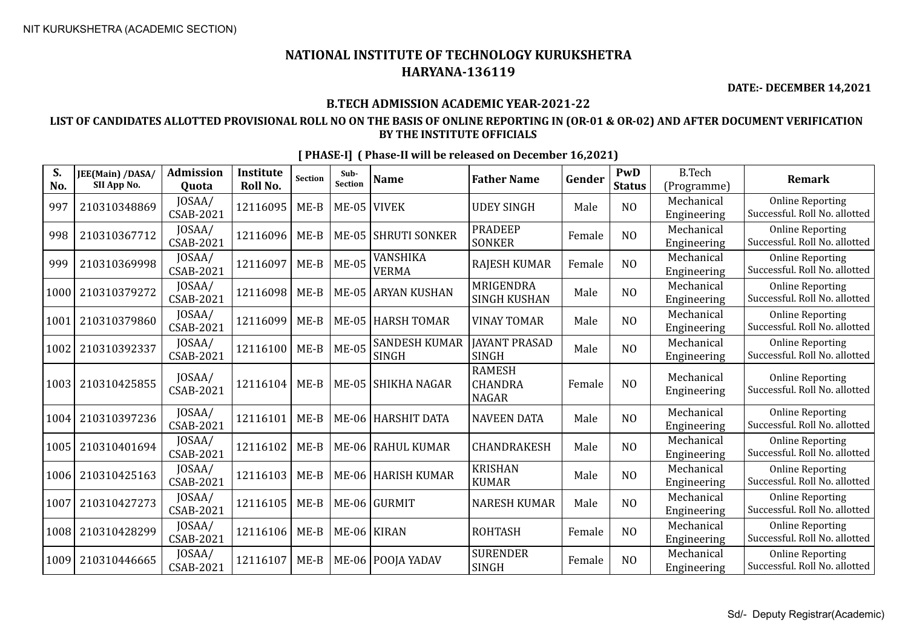NIT KURUKSHETRA (ACADEMIC SECTION)

# NATIONAL INSTITUTE OF TECHNOLOGY KURUKSHETRA
# HARYANA-136119

**DATE:- DECEMBER 14,2021**

### B.TECH ADMISSION ACADEMIC YEAR-2021-22

### LIST OF CANDIDATES ALLOTTED PROVISIONAL ROLL NO ON THE BASIS OF ONLINE REPORTING IN (OR-01 & OR-02) AND AFTER DOCUMENT VERIFICATION BY THE INSTITUTE OFFICIALS

**[ PHASE-I] ( Phase-II will be released on December 16,2021)**

| S. No. | JEE(Main) /DASA/ SII App No. | Admission Quota | Institute Roll No. | Section | Sub-Section | Name | Father Name | Gender | PwD Status | B.Tech (Programme) | Remark |
|---|---|---|---|---|---|---|---|---|---|---|---|
| 997 | 210310348869 | JOSAA/ CSAB-2021 | 12116095 | ME-B | ME-05 | VIVEK | UDEY SINGH | Male | NO | Mechanical Engineering | Online Reporting Successful. Roll No. allotted |
| 998 | 210310367712 | JOSAA/ CSAB-2021 | 12116096 | ME-B | ME-05 | SHRUTI SONKER | PRADEEP SONKER | Female | NO | Mechanical Engineering | Online Reporting Successful. Roll No. allotted |
| 999 | 210310369998 | JOSAA/ CSAB-2021 | 12116097 | ME-B | ME-05 | VANSHIKA VERMA | RAJESH KUMAR | Female | NO | Mechanical Engineering | Online Reporting Successful. Roll No. allotted |
| 1000 | 210310379272 | JOSAA/ CSAB-2021 | 12116098 | ME-B | ME-05 | ARYAN KUSHAN | MRIGENDRA SINGH KUSHAN | Male | NO | Mechanical Engineering | Online Reporting Successful. Roll No. allotted |
| 1001 | 210310379860 | JOSAA/ CSAB-2021 | 12116099 | ME-B | ME-05 | HARSH TOMAR | VINAY TOMAR | Male | NO | Mechanical Engineering | Online Reporting Successful. Roll No. allotted |
| 1002 | 210310392337 | JOSAA/ CSAB-2021 | 12116100 | ME-B | ME-05 | SANDESH KUMAR SINGH | JAYANT PRASAD SINGH | Male | NO | Mechanical Engineering | Online Reporting Successful. Roll No. allotted |
| 1003 | 210310425855 | JOSAA/ CSAB-2021 | 12116104 | ME-B | ME-05 | SHIKHA NAGAR | RAMESH CHANDRA NAGAR | Female | NO | Mechanical Engineering | Online Reporting Successful. Roll No. allotted |
| 1004 | 210310397236 | JOSAA/ CSAB-2021 | 12116101 | ME-B | ME-06 | HARSHIT DATA | NAVEEN DATA | Male | NO | Mechanical Engineering | Online Reporting Successful. Roll No. allotted |
| 1005 | 210310401694 | JOSAA/ CSAB-2021 | 12116102 | ME-B | ME-06 | RAHUL KUMAR | CHANDRAKESH | Male | NO | Mechanical Engineering | Online Reporting Successful. Roll No. allotted |
| 1006 | 210310425163 | JOSAA/ CSAB-2021 | 12116103 | ME-B | ME-06 | HARISH KUMAR | KRISHAN KUMAR | Male | NO | Mechanical Engineering | Online Reporting Successful. Roll No. allotted |
| 1007 | 210310427273 | JOSAA/ CSAB-2021 | 12116105 | ME-B | ME-06 | GURMIT | NARESH KUMAR | Male | NO | Mechanical Engineering | Online Reporting Successful. Roll No. allotted |
| 1008 | 210310428299 | JOSAA/ CSAB-2021 | 12116106 | ME-B | ME-06 | KIRAN | ROHTASH | Female | NO | Mechanical Engineering | Online Reporting Successful. Roll No. allotted |
| 1009 | 210310446665 | JOSAA/ CSAB-2021 | 12116107 | ME-B | ME-06 | POOJA YADAV | SURENDER SINGH | Female | NO | Mechanical Engineering | Online Reporting Successful. Roll No. allotted |

Sd/- Deputy Registrar(Academic)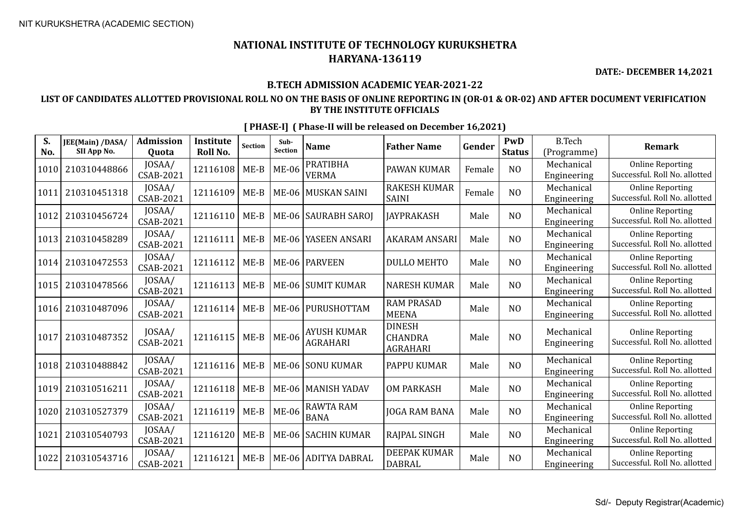NIT KURUKSHETRA (ACADEMIC SECTION)

# NATIONAL INSTITUTE OF TECHNOLOGY KURUKSHETRA
## HARYANA-136119

**DATE:- DECEMBER 14,2021**

### B.TECH ADMISSION ACADEMIC YEAR-2021-22

### LIST OF CANDIDATES ALLOTTED PROVISIONAL ROLL NO ON THE BASIS OF ONLINE REPORTING IN (OR-01 & OR-02) AND AFTER DOCUMENT VERIFICATION BY THE INSTITUTE OFFICIALS

**[ PHASE-I] ( Phase-II will be released on December 16,2021)**

| S. No. | JEE(Main) /DASA/ SII App No. | Admission Quota | Institute Roll No. | Section | Sub-Section | Name | Father Name | Gender | PwD Status | B.Tech (Programme) | Remark |
|---|---|---|---|---|---|---|---|---|---|---|---|
| 1010 | 210310448866 | JOSAA/ CSAB-2021 | 12116108 | ME-B | ME-06 | PRATIBHA VERMA | PAWAN KUMAR | Female | NO | Mechanical Engineering | Online Reporting Successful. Roll No. allotted |
| 1011 | 210310451318 | JOSAA/ CSAB-2021 | 12116109 | ME-B | ME-06 | MUSKAN SAINI | RAKESH KUMAR SAINI | Female | NO | Mechanical Engineering | Online Reporting Successful. Roll No. allotted |
| 1012 | 210310456724 | JOSAA/ CSAB-2021 | 12116110 | ME-B | ME-06 | SAURABH SAROJ | JAYPRAKASH | Male | NO | Mechanical Engineering | Online Reporting Successful. Roll No. allotted |
| 1013 | 210310458289 | JOSAA/ CSAB-2021 | 12116111 | ME-B | ME-06 | YASEEN ANSARI | AKARAM ANSARI | Male | NO | Mechanical Engineering | Online Reporting Successful. Roll No. allotted |
| 1014 | 210310472553 | JOSAA/ CSAB-2021 | 12116112 | ME-B | ME-06 | PARVEEN | DULLO MEHTO | Male | NO | Mechanical Engineering | Online Reporting Successful. Roll No. allotted |
| 1015 | 210310478566 | JOSAA/ CSAB-2021 | 12116113 | ME-B | ME-06 | SUMIT KUMAR | NARESH KUMAR | Male | NO | Mechanical Engineering | Online Reporting Successful. Roll No. allotted |
| 1016 | 210310487096 | JOSAA/ CSAB-2021 | 12116114 | ME-B | ME-06 | PURUSHOTTAM | RAM PRASAD MEENA | Male | NO | Mechanical Engineering | Online Reporting Successful. Roll No. allotted |
| 1017 | 210310487352 | JOSAA/ CSAB-2021 | 12116115 | ME-B | ME-06 | AYUSH KUMAR AGRAHARI | DINESH CHANDRA AGRAHARI | Male | NO | Mechanical Engineering | Online Reporting Successful. Roll No. allotted |
| 1018 | 210310488842 | JOSAA/ CSAB-2021 | 12116116 | ME-B | ME-06 | SONU KUMAR | PAPPU KUMAR | Male | NO | Mechanical Engineering | Online Reporting Successful. Roll No. allotted |
| 1019 | 210310516211 | JOSAA/ CSAB-2021 | 12116118 | ME-B | ME-06 | MANISH YADAV | OM PARKASH | Male | NO | Mechanical Engineering | Online Reporting Successful. Roll No. allotted |
| 1020 | 210310527379 | JOSAA/ CSAB-2021 | 12116119 | ME-B | ME-06 | RAWTA RAM BANA | JOGA RAM BANA | Male | NO | Mechanical Engineering | Online Reporting Successful. Roll No. allotted |
| 1021 | 210310540793 | JOSAA/ CSAB-2021 | 12116120 | ME-B | ME-06 | SACHIN KUMAR | RAJPAL SINGH | Male | NO | Mechanical Engineering | Online Reporting Successful. Roll No. allotted |
| 1022 | 210310543716 | JOSAA/ CSAB-2021 | 12116121 | ME-B | ME-06 | ADITYA DABRAL | DEEPAK KUMAR DABRAL | Male | NO | Mechanical Engineering | Online Reporting Successful. Roll No. allotted |

Sd/- Deputy Registrar(Academic)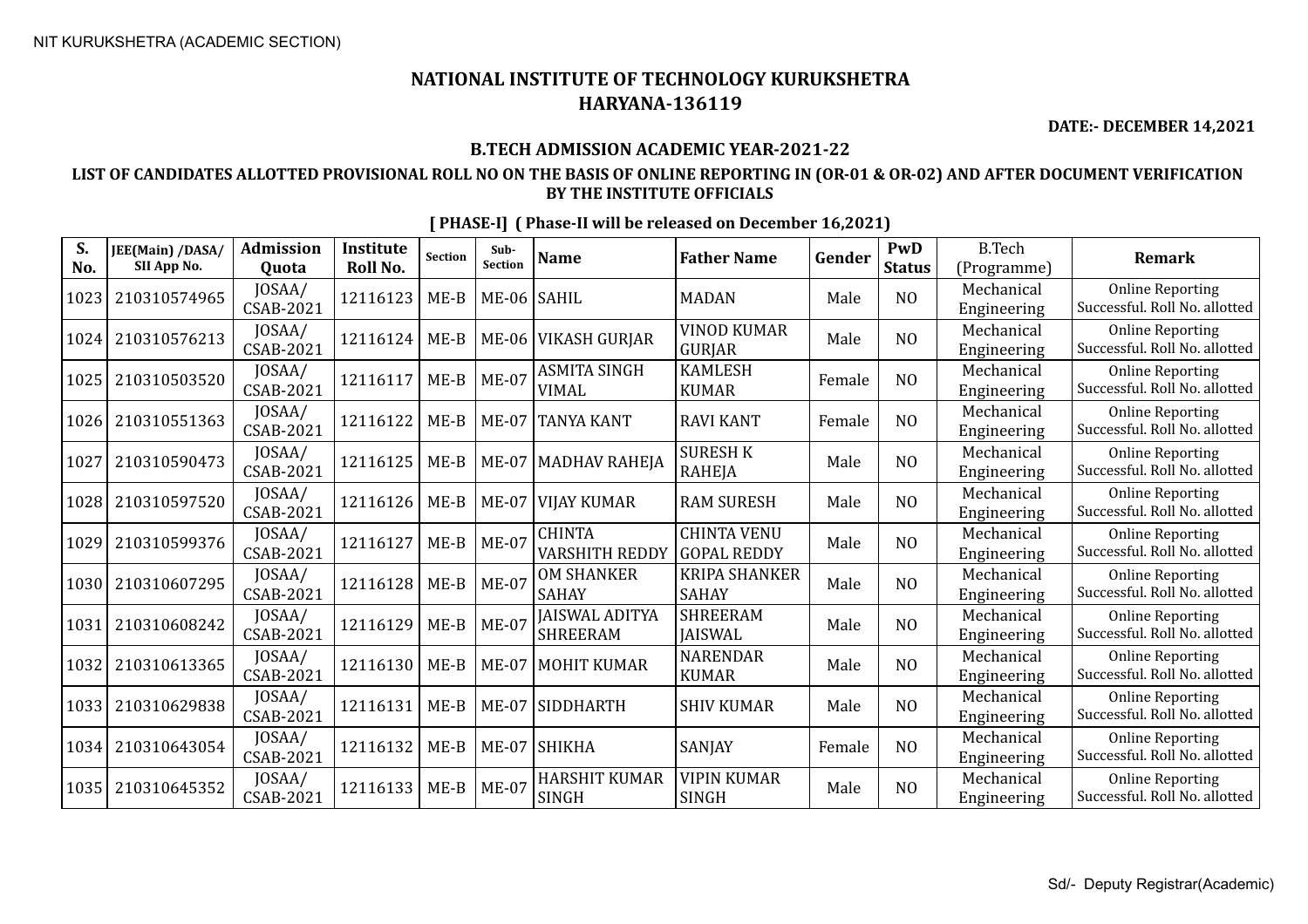# NATIONAL INSTITUTE OF TECHNOLOGY KURUKSHETRA
## HARYANA-136119

**DATE:- DECEMBER 14,2021**

### B.TECH ADMISSION ACADEMIC YEAR-2021-22

### LIST OF CANDIDATES ALLOTTED PROVISIONAL ROLL NO ON THE BASIS OF ONLINE REPORTING IN (OR-01 & OR-02) AND AFTER DOCUMENT VERIFICATION BY THE INSTITUTE OFFICIALS

**[ PHASE-I] ( Phase-II will be released on December 16,2021)**

| S. No. | JEE(Main) /DASA/ SII App No. | Admission Quota | Institute Roll No. | Section | Sub-Section | Name | Father Name | Gender | PwD Status | B.Tech (Programme) | Remark |
|---|---|---|---|---|---|---|---|---|---|---|---|
| 1023 | 210310574965 | JOSAA/ CSAB-2021 | 12116123 | ME-B | ME-06 | SAHIL | MADAN | Male | NO | Mechanical Engineering | Online Reporting Successful. Roll No. allotted |
| 1024 | 210310576213 | JOSAA/ CSAB-2021 | 12116124 | ME-B | ME-06 | VIKASH GURJAR | VINOD KUMAR GURJAR | Male | NO | Mechanical Engineering | Online Reporting Successful. Roll No. allotted |
| 1025 | 210310503520 | JOSAA/ CSAB-2021 | 12116117 | ME-B | ME-07 | ASMITA SINGH VIMAL | KAMLESH KUMAR | Female | NO | Mechanical Engineering | Online Reporting Successful. Roll No. allotted |
| 1026 | 210310551363 | JOSAA/ CSAB-2021 | 12116122 | ME-B | ME-07 | TANYA KANT | RAVI KANT | Female | NO | Mechanical Engineering | Online Reporting Successful. Roll No. allotted |
| 1027 | 210310590473 | JOSAA/ CSAB-2021 | 12116125 | ME-B | ME-07 | MADHAV RAHEJA | SURESH K RAHEJA | Male | NO | Mechanical Engineering | Online Reporting Successful. Roll No. allotted |
| 1028 | 210310597520 | JOSAA/ CSAB-2021 | 12116126 | ME-B | ME-07 | VIJAY KUMAR | RAM SURESH | Male | NO | Mechanical Engineering | Online Reporting Successful. Roll No. allotted |
| 1029 | 210310599376 | JOSAA/ CSAB-2021 | 12116127 | ME-B | ME-07 | CHINTA VARSHITH REDDY | CHINTA VENU GOPAL REDDY | Male | NO | Mechanical Engineering | Online Reporting Successful. Roll No. allotted |
| 1030 | 210310607295 | JOSAA/ CSAB-2021 | 12116128 | ME-B | ME-07 | OM SHANKER SAHAY | KRIPA SHANKER SAHAY | Male | NO | Mechanical Engineering | Online Reporting Successful. Roll No. allotted |
| 1031 | 210310608242 | JOSAA/ CSAB-2021 | 12116129 | ME-B | ME-07 | JAISWAL ADITYA SHREERAM | SHREERAM JAISWAL | Male | NO | Mechanical Engineering | Online Reporting Successful. Roll No. allotted |
| 1032 | 210310613365 | JOSAA/ CSAB-2021 | 12116130 | ME-B | ME-07 | MOHIT KUMAR | NARENDAR KUMAR | Male | NO | Mechanical Engineering | Online Reporting Successful. Roll No. allotted |
| 1033 | 210310629838 | JOSAA/ CSAB-2021 | 12116131 | ME-B | ME-07 | SIDDHARTH | SHIV KUMAR | Male | NO | Mechanical Engineering | Online Reporting Successful. Roll No. allotted |
| 1034 | 210310643054 | JOSAA/ CSAB-2021 | 12116132 | ME-B | ME-07 | SHIKHA | SANJAY | Female | NO | Mechanical Engineering | Online Reporting Successful. Roll No. allotted |
| 1035 | 210310645352 | JOSAA/ CSAB-2021 | 12116133 | ME-B | ME-07 | HARSHIT KUMAR SINGH | VIPIN KUMAR SINGH | Male | NO | Mechanical Engineering | Online Reporting Successful. Roll No. allotted |

Sd/- Deputy Registrar(Academic)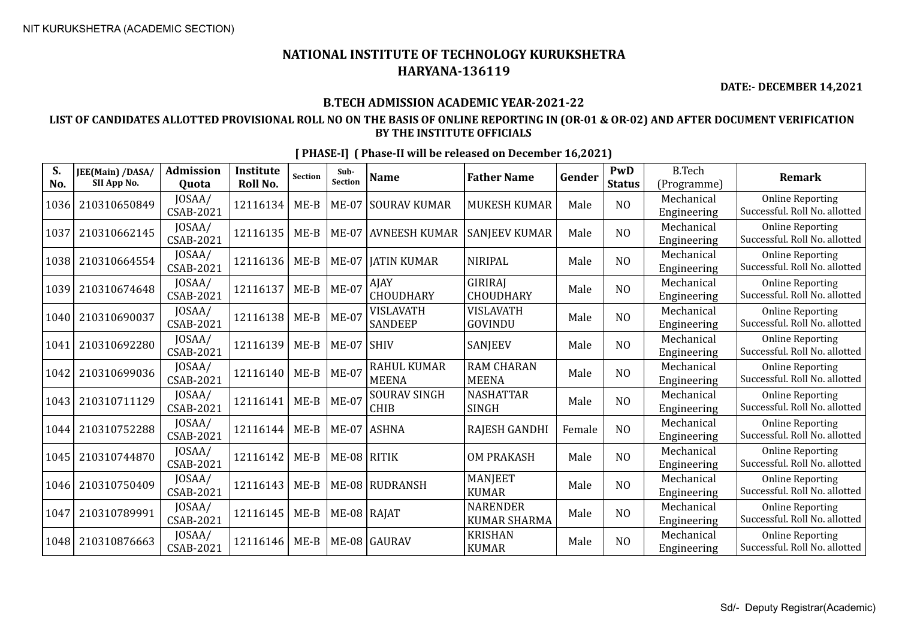NIT KURUKSHETRA (ACADEMIC SECTION)

# NATIONAL INSTITUTE OF TECHNOLOGY KURUKSHETRA
## HARYANA-136119

**DATE:- DECEMBER 14,2021**

### B.TECH ADMISSION ACADEMIC YEAR-2021-22

### LIST OF CANDIDATES ALLOTTED PROVISIONAL ROLL NO ON THE BASIS OF ONLINE REPORTING IN (OR-01 & OR-02) AND AFTER DOCUMENT VERIFICATION BY THE INSTITUTE OFFICIALS

**[ PHASE-I] ( Phase-II will be released on December 16,2021)**

| S. No. | JEE(Main) /DASA/ SII App No. | Admission Quota | Institute Roll No. | Section | Sub-Section | Name | Father Name | Gender | PwD Status | B.Tech (Programme) | Remark |
|---|---|---|---|---|---|---|---|---|---|---|---|
| 1036 | 210310650849 | JOSAA/ CSAB-2021 | 12116134 | ME-B | ME-07 | SOURAV KUMAR | MUKESH KUMAR | Male | NO | Mechanical Engineering | Online Reporting Successful. Roll No. allotted |
| 1037 | 210310662145 | JOSAA/ CSAB-2021 | 12116135 | ME-B | ME-07 | AVNEESH KUMAR | SANJEEV KUMAR | Male | NO | Mechanical Engineering | Online Reporting Successful. Roll No. allotted |
| 1038 | 210310664554 | JOSAA/ CSAB-2021 | 12116136 | ME-B | ME-07 | JATIN KUMAR | NIRIPAL | Male | NO | Mechanical Engineering | Online Reporting Successful. Roll No. allotted |
| 1039 | 210310674648 | JOSAA/ CSAB-2021 | 12116137 | ME-B | ME-07 | AJAY CHOUDHARY | GIRIRAJ CHOUDHARY | Male | NO | Mechanical Engineering | Online Reporting Successful. Roll No. allotted |
| 1040 | 210310690037 | JOSAA/ CSAB-2021 | 12116138 | ME-B | ME-07 | VISLAVATH SANDEEP | VISLAVATH GOVINDU | Male | NO | Mechanical Engineering | Online Reporting Successful. Roll No. allotted |
| 1041 | 210310692280 | JOSAA/ CSAB-2021 | 12116139 | ME-B | ME-07 | SHIV | SANJEEV | Male | NO | Mechanical Engineering | Online Reporting Successful. Roll No. allotted |
| 1042 | 210310699036 | JOSAA/ CSAB-2021 | 12116140 | ME-B | ME-07 | RAHUL KUMAR MEENA | RAM CHARAN MEENA | Male | NO | Mechanical Engineering | Online Reporting Successful. Roll No. allotted |
| 1043 | 210310711129 | JOSAA/ CSAB-2021 | 12116141 | ME-B | ME-07 | SOURAV SINGH CHIB | NASHATTAR SINGH | Male | NO | Mechanical Engineering | Online Reporting Successful. Roll No. allotted |
| 1044 | 210310752288 | JOSAA/ CSAB-2021 | 12116144 | ME-B | ME-07 | ASHNA | RAJESH GANDHI | Female | NO | Mechanical Engineering | Online Reporting Successful. Roll No. allotted |
| 1045 | 210310744870 | JOSAA/ CSAB-2021 | 12116142 | ME-B | ME-08 | RITIK | OM PRAKASH | Male | NO | Mechanical Engineering | Online Reporting Successful. Roll No. allotted |
| 1046 | 210310750409 | JOSAA/ CSAB-2021 | 12116143 | ME-B | ME-08 | RUDRANSH | MANJEET KUMAR | Male | NO | Mechanical Engineering | Online Reporting Successful. Roll No. allotted |
| 1047 | 210310789991 | JOSAA/ CSAB-2021 | 12116145 | ME-B | ME-08 | RAJAT | NARENDER KUMAR SHARMA | Male | NO | Mechanical Engineering | Online Reporting Successful. Roll No. allotted |
| 1048 | 210310876663 | JOSAA/ CSAB-2021 | 12116146 | ME-B | ME-08 | GAURAV | KRISHAN KUMAR | Male | NO | Mechanical Engineering | Online Reporting Successful. Roll No. allotted |

Sd/- Deputy Registrar(Academic)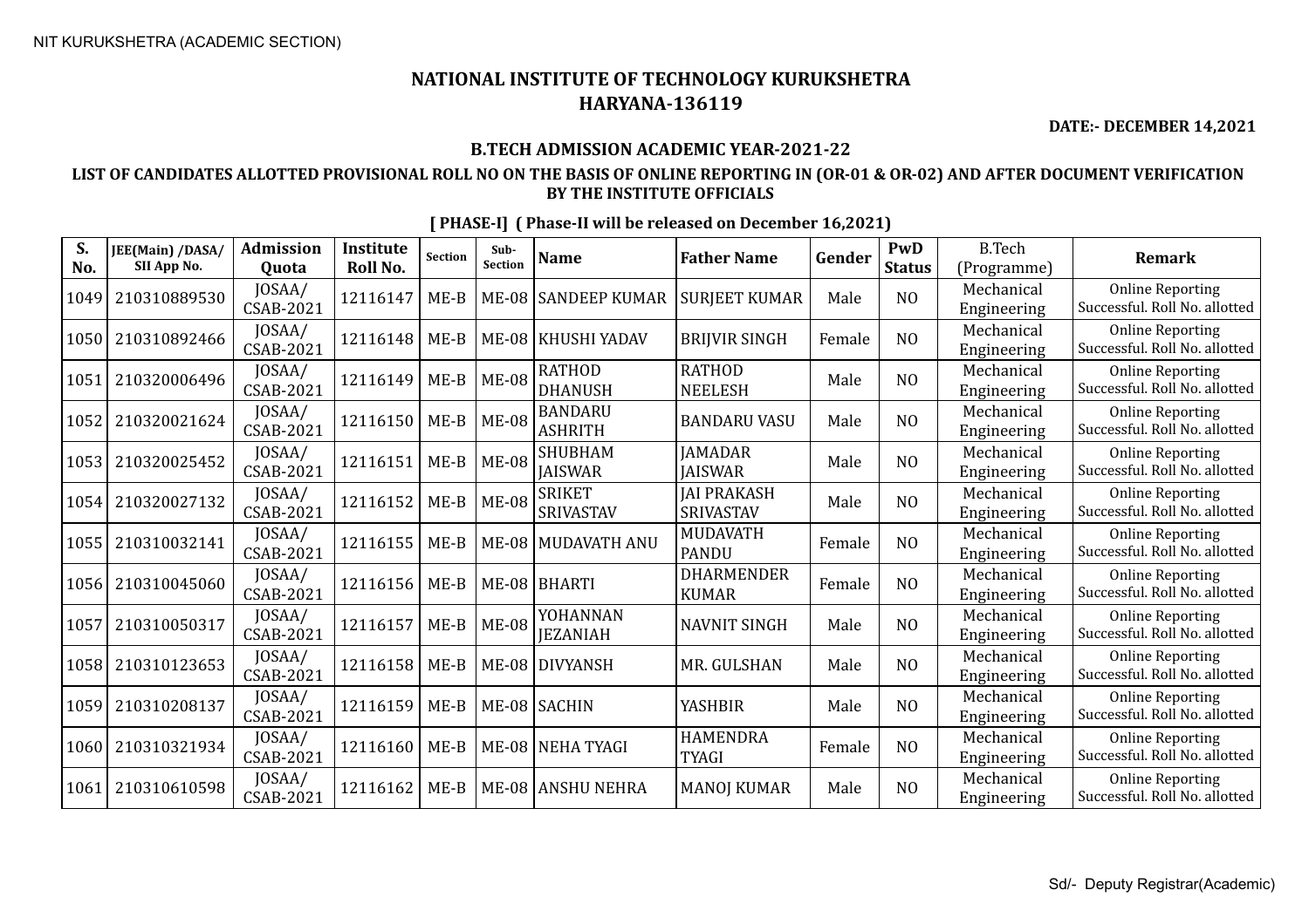NIT KURUKSHETRA (ACADEMIC SECTION)

# NATIONAL INSTITUTE OF TECHNOLOGY KURUKSHETRA
## HARYANA-136119

**DATE:- DECEMBER 14,2021**

### B.TECH ADMISSION ACADEMIC YEAR-2021-22

### LIST OF CANDIDATES ALLOTTED PROVISIONAL ROLL NO ON THE BASIS OF ONLINE REPORTING IN (OR-01 & OR-02) AND AFTER DOCUMENT VERIFICATION BY THE INSTITUTE OFFICIALS

**[ PHASE-I] ( Phase-II will be released on December 16,2021)**

| S. No. | JEE(Main) /DASA/ SII App No. | Admission Quota | Institute Roll No. | Section | Sub-Section | Name | Father Name | Gender | PwD Status | B.Tech (Programme) | Remark |
|---|---|---|---|---|---|---|---|---|---|---|---|
| 1049 | 210310889530 | JOSAA/ CSAB-2021 | 12116147 | ME-B | ME-08 | SANDEEP KUMAR | SURJEET KUMAR | Male | NO | Mechanical Engineering | Online Reporting Successful. Roll No. allotted |
| 1050 | 210310892466 | JOSAA/ CSAB-2021 | 12116148 | ME-B | ME-08 | KHUSHI YADAV | BRIJVIR SINGH | Female | NO | Mechanical Engineering | Online Reporting Successful. Roll No. allotted |
| 1051 | 210320006496 | JOSAA/ CSAB-2021 | 12116149 | ME-B | ME-08 | RATHOD DHANUSH | RATHOD NEELESH | Male | NO | Mechanical Engineering | Online Reporting Successful. Roll No. allotted |
| 1052 | 210320021624 | JOSAA/ CSAB-2021 | 12116150 | ME-B | ME-08 | BANDARU ASHRITH | BANDARU VASU | Male | NO | Mechanical Engineering | Online Reporting Successful. Roll No. allotted |
| 1053 | 210320025452 | JOSAA/ CSAB-2021 | 12116151 | ME-B | ME-08 | SHUBHAM JAISWAR | JAMADAR JAISWAR | Male | NO | Mechanical Engineering | Online Reporting Successful. Roll No. allotted |
| 1054 | 210320027132 | JOSAA/ CSAB-2021 | 12116152 | ME-B | ME-08 | SRIKET SRIVASTAV | JAI PRAKASH SRIVASTAV | Male | NO | Mechanical Engineering | Online Reporting Successful. Roll No. allotted |
| 1055 | 210310032141 | JOSAA/ CSAB-2021 | 12116155 | ME-B | ME-08 | MUDAVATH ANU | MUDAVATH PANDU | Female | NO | Mechanical Engineering | Online Reporting Successful. Roll No. allotted |
| 1056 | 210310045060 | JOSAA/ CSAB-2021 | 12116156 | ME-B | ME-08 | BHARTI | DHARMENDER KUMAR | Female | NO | Mechanical Engineering | Online Reporting Successful. Roll No. allotted |
| 1057 | 210310050317 | JOSAA/ CSAB-2021 | 12116157 | ME-B | ME-08 | YOHANNAN JEZANIAH | NAVNIT SINGH | Male | NO | Mechanical Engineering | Online Reporting Successful. Roll No. allotted |
| 1058 | 210310123653 | JOSAA/ CSAB-2021 | 12116158 | ME-B | ME-08 | DIVYANSH | MR. GULSHAN | Male | NO | Mechanical Engineering | Online Reporting Successful. Roll No. allotted |
| 1059 | 210310208137 | JOSAA/ CSAB-2021 | 12116159 | ME-B | ME-08 | SACHIN | YASHBIR | Male | NO | Mechanical Engineering | Online Reporting Successful. Roll No. allotted |
| 1060 | 210310321934 | JOSAA/ CSAB-2021 | 12116160 | ME-B | ME-08 | NEHA TYAGI | HAMENDRA TYAGI | Female | NO | Mechanical Engineering | Online Reporting Successful. Roll No. allotted |
| 1061 | 210310610598 | JOSAA/ CSAB-2021 | 12116162 | ME-B | ME-08 | ANSHU NEHRA | MANOJ KUMAR | Male | NO | Mechanical Engineering | Online Reporting Successful. Roll No. allotted |

Sd/- Deputy Registrar(Academic)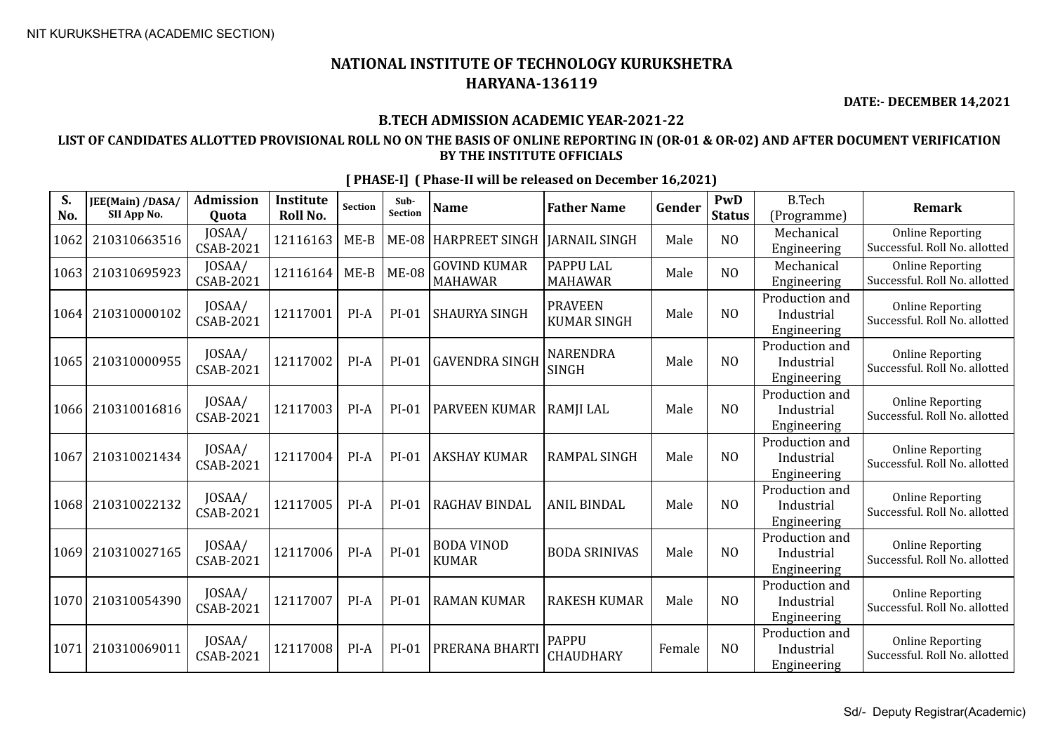NIT KURUKSHETRA (ACADEMIC SECTION)

# NATIONAL INSTITUTE OF TECHNOLOGY KURUKSHETRA
## HARYANA-136119

**DATE:- DECEMBER 14,2021**

### B.TECH ADMISSION ACADEMIC YEAR-2021-22

### LIST OF CANDIDATES ALLOTTED PROVISIONAL ROLL NO ON THE BASIS OF ONLINE REPORTING IN (OR-01 & OR-02) AND AFTER DOCUMENT VERIFICATION BY THE INSTITUTE OFFICIALS

**[ PHASE-I] ( Phase-II will be released on December 16,2021)**

| S. No. | JEE(Main) /DASA/ SII App No. | Admission Quota | Institute Roll No. | Section | Sub-Section | Name | Father Name | Gender | PwD Status | B.Tech (Programme) | Remark |
|---|---|---|---|---|---|---|---|---|---|---|---|
| 1062 | 210310663516 | JOSAA/ CSAB-2021 | 12116163 | ME-B | ME-08 | HARPREET SINGH | JARNAIL SINGH | Male | NO | Mechanical Engineering | Online Reporting Successful. Roll No. allotted |
| 1063 | 210310695923 | JOSAA/ CSAB-2021 | 12116164 | ME-B | ME-08 | GOVIND KUMAR MAHAWAR | PAPPU LAL MAHAWAR | Male | NO | Mechanical Engineering | Online Reporting Successful. Roll No. allotted |
| 1064 | 210310000102 | JOSAA/ CSAB-2021 | 12117001 | PI-A | PI-01 | SHAURYA SINGH | PRAVEEN KUMAR SINGH | Male | NO | Production and Industrial Engineering | Online Reporting Successful. Roll No. allotted |
| 1065 | 210310000955 | JOSAA/ CSAB-2021 | 12117002 | PI-A | PI-01 | GAVENDRA SINGH | NARENDRA SINGH | Male | NO | Production and Industrial Engineering | Online Reporting Successful. Roll No. allotted |
| 1066 | 210310016816 | JOSAA/ CSAB-2021 | 12117003 | PI-A | PI-01 | PARVEEN KUMAR | RAMJI LAL | Male | NO | Production and Industrial Engineering | Online Reporting Successful. Roll No. allotted |
| 1067 | 210310021434 | JOSAA/ CSAB-2021 | 12117004 | PI-A | PI-01 | AKSHAY KUMAR | RAMPAL SINGH | Male | NO | Production and Industrial Engineering | Online Reporting Successful. Roll No. allotted |
| 1068 | 210310022132 | JOSAA/ CSAB-2021 | 12117005 | PI-A | PI-01 | RAGHAV BINDAL | ANIL BINDAL | Male | NO | Production and Industrial Engineering | Online Reporting Successful. Roll No. allotted |
| 1069 | 210310027165 | JOSAA/ CSAB-2021 | 12117006 | PI-A | PI-01 | BODA VINOD KUMAR | BODA SRINIVAS | Male | NO | Production and Industrial Engineering | Online Reporting Successful. Roll No. allotted |
| 1070 | 210310054390 | JOSAA/ CSAB-2021 | 12117007 | PI-A | PI-01 | RAMAN KUMAR | RAKESH KUMAR | Male | NO | Production and Industrial Engineering | Online Reporting Successful. Roll No. allotted |
| 1071 | 210310069011 | JOSAA/ CSAB-2021 | 12117008 | PI-A | PI-01 | PRERANA BHARTI | PAPPU CHAUDHARY | Female | NO | Production and Industrial Engineering | Online Reporting Successful. Roll No. allotted |

Sd/- Deputy Registrar(Academic)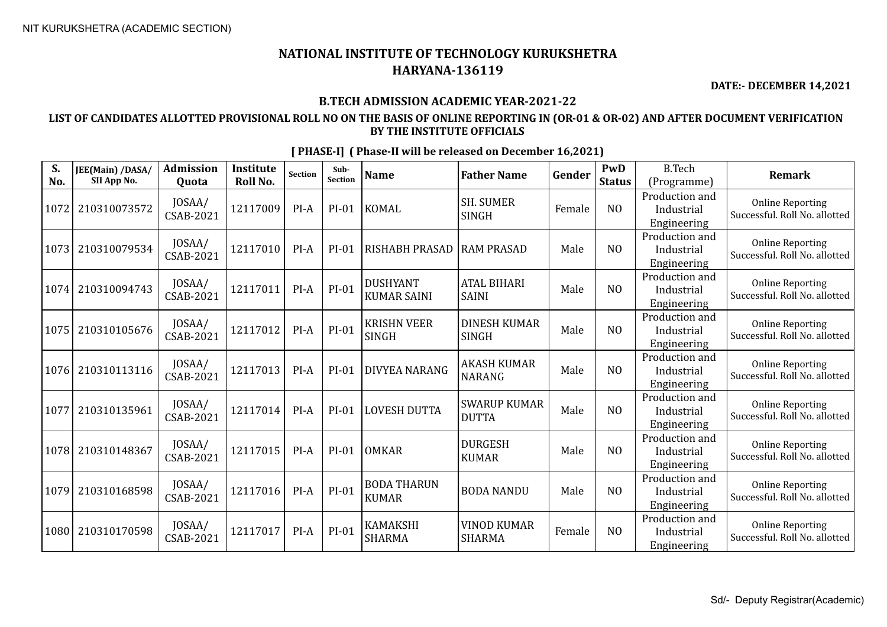NIT KURUKSHETRA (ACADEMIC SECTION)

# NATIONAL INSTITUTE OF TECHNOLOGY KURUKSHETRA
## HARYANA-136119

**DATE:- DECEMBER 14,2021**

### B.TECH ADMISSION ACADEMIC YEAR-2021-22

**LIST OF CANDIDATES ALLOTTED PROVISIONAL ROLL NO ON THE BASIS OF ONLINE REPORTING IN (OR-01 & OR-02) AND AFTER DOCUMENT VERIFICATION BY THE INSTITUTE OFFICIALS**

**[ PHASE-I] ( Phase-II will be released on December 16,2021)**

| S. No. | JEE(Main) /DASA/ SII App No. | Admission Quota | Institute Roll No. | Section | Sub-Section | Name | Father Name | Gender | PwD Status | B.Tech (Programme) | Remark |
|---|---|---|---|---|---|---|---|---|---|---|---|
| 1072 | 210310073572 | JOSAA/ CSAB-2021 | 12117009 | PI-A | PI-01 | KOMAL | SH. SUMER SINGH | Female | NO | Production and Industrial Engineering | Online Reporting Successful. Roll No. allotted |
| 1073 | 210310079534 | JOSAA/ CSAB-2021 | 12117010 | PI-A | PI-01 | RISHABH PRASAD | RAM PRASAD | Male | NO | Production and Industrial Engineering | Online Reporting Successful. Roll No. allotted |
| 1074 | 210310094743 | JOSAA/ CSAB-2021 | 12117011 | PI-A | PI-01 | DUSHYANT KUMAR SAINI | ATAL BIHARI SAINI | Male | NO | Production and Industrial Engineering | Online Reporting Successful. Roll No. allotted |
| 1075 | 210310105676 | JOSAA/ CSAB-2021 | 12117012 | PI-A | PI-01 | KRISHN VEER SINGH | DINESH KUMAR SINGH | Male | NO | Production and Industrial Engineering | Online Reporting Successful. Roll No. allotted |
| 1076 | 210310113116 | JOSAA/ CSAB-2021 | 12117013 | PI-A | PI-01 | DIVYEA NARANG | AKASH KUMAR NARANG | Male | NO | Production and Industrial Engineering | Online Reporting Successful. Roll No. allotted |
| 1077 | 210310135961 | JOSAA/ CSAB-2021 | 12117014 | PI-A | PI-01 | LOVESH DUTTA | SWARUP KUMAR DUTTA | Male | NO | Production and Industrial Engineering | Online Reporting Successful. Roll No. allotted |
| 1078 | 210310148367 | JOSAA/ CSAB-2021 | 12117015 | PI-A | PI-01 | OMKAR | DURGESH KUMAR | Male | NO | Production and Industrial Engineering | Online Reporting Successful. Roll No. allotted |
| 1079 | 210310168598 | JOSAA/ CSAB-2021 | 12117016 | PI-A | PI-01 | BODA THARUN KUMAR | BODA NANDU | Male | NO | Production and Industrial Engineering | Online Reporting Successful. Roll No. allotted |
| 1080 | 210310170598 | JOSAA/ CSAB-2021 | 12117017 | PI-A | PI-01 | KAMAKSHI SHARMA | VINOD KUMAR SHARMA | Female | NO | Production and Industrial Engineering | Online Reporting Successful. Roll No. allotted |

Sd/- Deputy Registrar(Academic)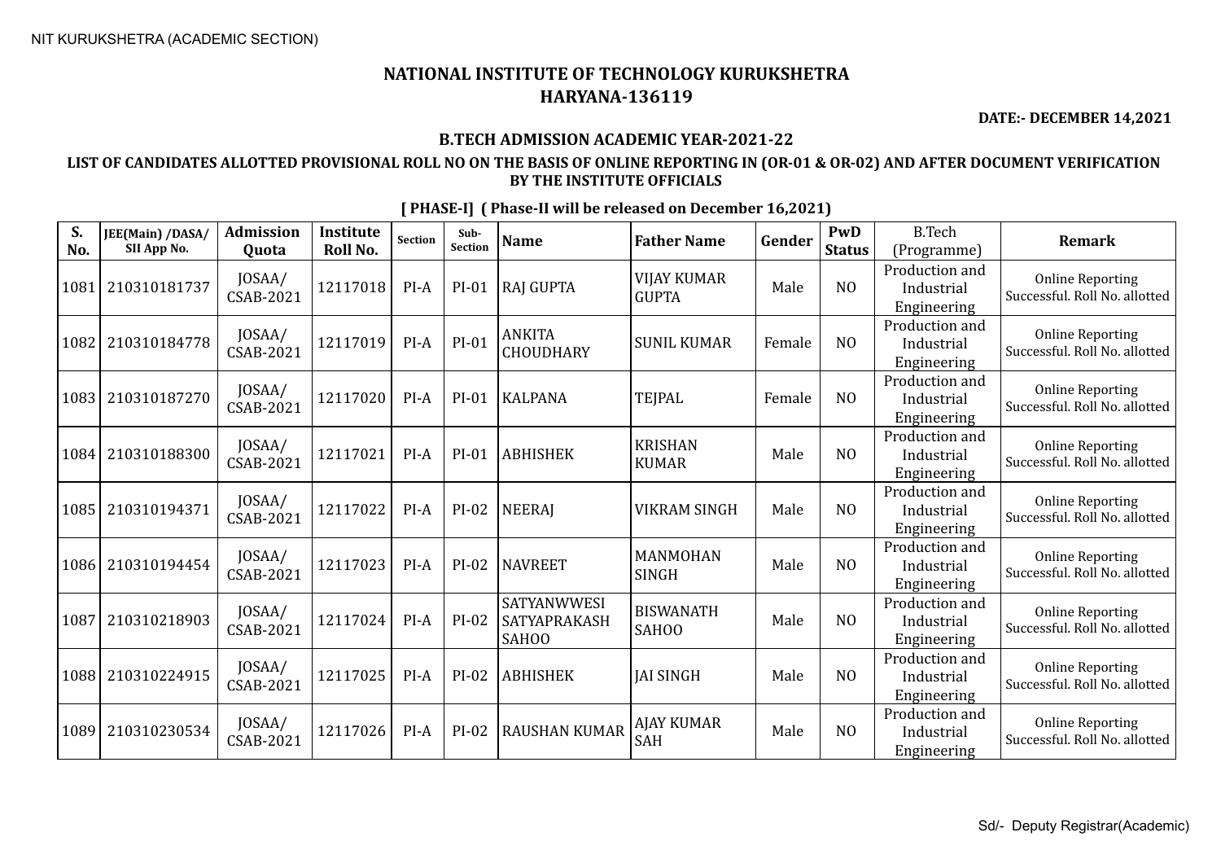NIT KURUKSHETRA (ACADEMIC SECTION)

# NATIONAL INSTITUTE OF TECHNOLOGY KURUKSHETRA
## HARYANA-136119

**DATE:- DECEMBER 14,2021**

### B.TECH ADMISSION ACADEMIC YEAR-2021-22

### LIST OF CANDIDATES ALLOTTED PROVISIONAL ROLL NO ON THE BASIS OF ONLINE REPORTING IN (OR-01 & OR-02) AND AFTER DOCUMENT VERIFICATION BY THE INSTITUTE OFFICIALS

**[ PHASE-I] ( Phase-II will be released on December 16,2021)**

| S. No. | JEE(Main) /DASA/ SII App No. | Admission Quota | Institute Roll No. | Section | Sub-Section | Name | Father Name | Gender | PwD Status | B.Tech (Programme) | Remark |
|---|---|---|---|---|---|---|---|---|---|---|---|
| 1081 | 210310181737 | JOSAA/ CSAB-2021 | 12117018 | PI-A | PI-01 | RAJ GUPTA | VIJAY KUMAR GUPTA | Male | NO | Production and Industrial Engineering | Online Reporting Successful. Roll No. allotted |
| 1082 | 210310184778 | JOSAA/ CSAB-2021 | 12117019 | PI-A | PI-01 | ANKITA CHOUDHARY | SUNIL KUMAR | Female | NO | Production and Industrial Engineering | Online Reporting Successful. Roll No. allotted |
| 1083 | 210310187270 | JOSAA/ CSAB-2021 | 12117020 | PI-A | PI-01 | KALPANA | TEJPAL | Female | NO | Production and Industrial Engineering | Online Reporting Successful. Roll No. allotted |
| 1084 | 210310188300 | JOSAA/ CSAB-2021 | 12117021 | PI-A | PI-01 | ABHISHEK | KRISHAN KUMAR | Male | NO | Production and Industrial Engineering | Online Reporting Successful. Roll No. allotted |
| 1085 | 210310194371 | JOSAA/ CSAB-2021 | 12117022 | PI-A | PI-02 | NEERAJ | VIKRAM SINGH | Male | NO | Production and Industrial Engineering | Online Reporting Successful. Roll No. allotted |
| 1086 | 210310194454 | JOSAA/ CSAB-2021 | 12117023 | PI-A | PI-02 | NAVREET | MANMOHAN SINGH | Male | NO | Production and Industrial Engineering | Online Reporting Successful. Roll No. allotted |
| 1087 | 210310218903 | JOSAA/ CSAB-2021 | 12117024 | PI-A | PI-02 | SATYANWWESI SATYAPRAKASH SAHOO | BISWANATH SAHOO | Male | NO | Production and Industrial Engineering | Online Reporting Successful. Roll No. allotted |
| 1088 | 210310224915 | JOSAA/ CSAB-2021 | 12117025 | PI-A | PI-02 | ABHISHEK | JAI SINGH | Male | NO | Production and Industrial Engineering | Online Reporting Successful. Roll No. allotted |
| 1089 | 210310230534 | JOSAA/ CSAB-2021 | 12117026 | PI-A | PI-02 | RAUSHAN KUMAR | AJAY KUMAR SAH | Male | NO | Production and Industrial Engineering | Online Reporting Successful. Roll No. allotted |

Sd/- Deputy Registrar(Academic)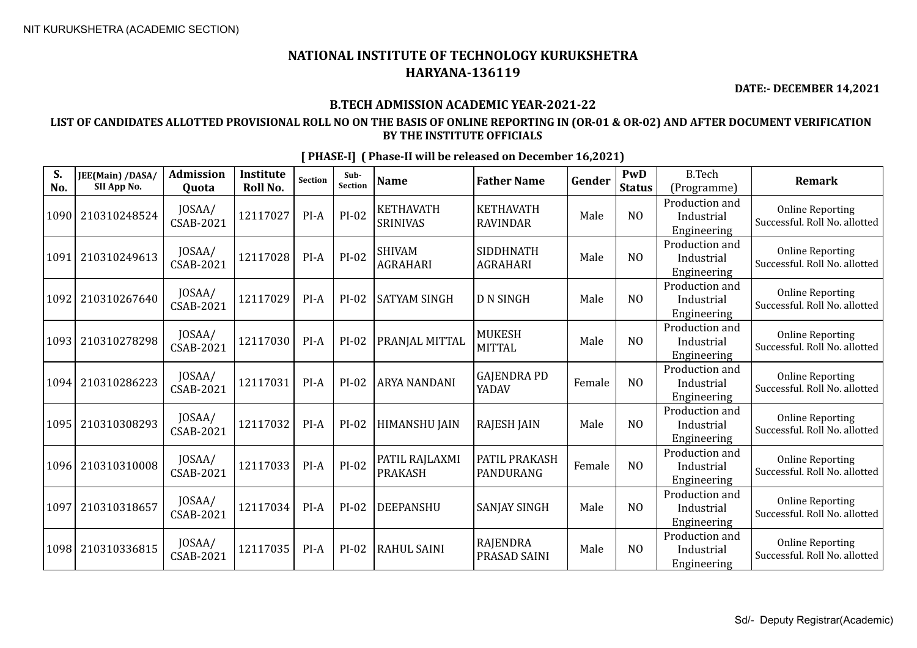NIT KURUKSHETRA (ACADEMIC SECTION)

# NATIONAL INSTITUTE OF TECHNOLOGY KURUKSHETRA
## HARYANA-136119

**DATE:- DECEMBER 14,2021**

### B.TECH ADMISSION ACADEMIC YEAR-2021-22

**LIST OF CANDIDATES ALLOTTED PROVISIONAL ROLL NO ON THE BASIS OF ONLINE REPORTING IN (OR-01 & OR-02) AND AFTER DOCUMENT VERIFICATION BY THE INSTITUTE OFFICIALS**

**[ PHASE-I] ( Phase-II will be released on December 16,2021)**

| S. No. | JEE(Main) /DASA/ SII App No. | Admission Quota | Institute Roll No. | Section | Sub-Section | Name | Father Name | Gender | PwD Status | B.Tech (Programme) | Remark |
|---|---|---|---|---|---|---|---|---|---|---|---|
| 1090 | 210310248524 | JOSAA/ CSAB-2021 | 12117027 | PI-A | PI-02 | KETHAVATH SRINIVAS | KETHAVATH RAVINDAR | Male | NO | Production and Industrial Engineering | Online Reporting Successful. Roll No. allotted |
| 1091 | 210310249613 | JOSAA/ CSAB-2021 | 12117028 | PI-A | PI-02 | SHIVAM AGRAHARI | SIDDHNATH AGRAHARI | Male | NO | Production and Industrial Engineering | Online Reporting Successful. Roll No. allotted |
| 1092 | 210310267640 | JOSAA/ CSAB-2021 | 12117029 | PI-A | PI-02 | SATYAM SINGH | D N SINGH | Male | NO | Production and Industrial Engineering | Online Reporting Successful. Roll No. allotted |
| 1093 | 210310278298 | JOSAA/ CSAB-2021 | 12117030 | PI-A | PI-02 | PRANJAL MITTAL | MUKESH MITTAL | Male | NO | Production and Industrial Engineering | Online Reporting Successful. Roll No. allotted |
| 1094 | 210310286223 | JOSAA/ CSAB-2021 | 12117031 | PI-A | PI-02 | ARYA NANDANI | GAJENDRA PD YADAV | Female | NO | Production and Industrial Engineering | Online Reporting Successful. Roll No. allotted |
| 1095 | 210310308293 | JOSAA/ CSAB-2021 | 12117032 | PI-A | PI-02 | HIMANSHU JAIN | RAJESH JAIN | Male | NO | Production and Industrial Engineering | Online Reporting Successful. Roll No. allotted |
| 1096 | 210310310008 | JOSAA/ CSAB-2021 | 12117033 | PI-A | PI-02 | PATIL RAJLAXMI PRAKASH | PATIL PRAKASH PANDURANG | Female | NO | Production and Industrial Engineering | Online Reporting Successful. Roll No. allotted |
| 1097 | 210310318657 | JOSAA/ CSAB-2021 | 12117034 | PI-A | PI-02 | DEEPANSHU | SANJAY SINGH | Male | NO | Production and Industrial Engineering | Online Reporting Successful. Roll No. allotted |
| 1098 | 210310336815 | JOSAA/ CSAB-2021 | 12117035 | PI-A | PI-02 | RAHUL SAINI | RAJENDRA PRASAD SAINI | Male | NO | Production and Industrial Engineering | Online Reporting Successful. Roll No. allotted |

Sd/- Deputy Registrar(Academic)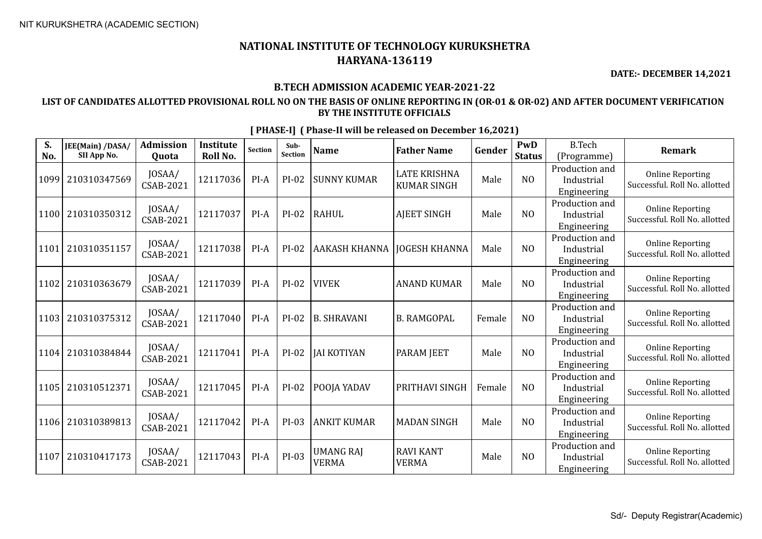# NATIONAL INSTITUTE OF TECHNOLOGY KURUKSHETRA
## HARYANA-136119

**DATE:- DECEMBER 14,2021**

### B.TECH ADMISSION ACADEMIC YEAR-2021-22

### LIST OF CANDIDATES ALLOTTED PROVISIONAL ROLL NO ON THE BASIS OF ONLINE REPORTING IN (OR-01 & OR-02) AND AFTER DOCUMENT VERIFICATION BY THE INSTITUTE OFFICIALS

**[ PHASE-I] ( Phase-II will be released on December 16,2021)**

| S. No. | JEE(Main) /DASA/ SII App No. | Admission Quota | Institute Roll No. | Section | Sub-Section | Name | Father Name | Gender | PwD Status | B.Tech (Programme) | Remark |
|---|---|---|---|---|---|---|---|---|---|---|---|
| 1099 | 210310347569 | JOSAA/ CSAB-2021 | 12117036 | PI-A | PI-02 | SUNNY KUMAR | LATE KRISHNA KUMAR SINGH | Male | NO | Production and Industrial Engineering | Online Reporting Successful. Roll No. allotted |
| 1100 | 210310350312 | JOSAA/ CSAB-2021 | 12117037 | PI-A | PI-02 | RAHUL | AJEET SINGH | Male | NO | Production and Industrial Engineering | Online Reporting Successful. Roll No. allotted |
| 1101 | 210310351157 | JOSAA/ CSAB-2021 | 12117038 | PI-A | PI-02 | AAKASH KHANNA | JOGESH KHANNA | Male | NO | Production and Industrial Engineering | Online Reporting Successful. Roll No. allotted |
| 1102 | 210310363679 | JOSAA/ CSAB-2021 | 12117039 | PI-A | PI-02 | VIVEK | ANAND KUMAR | Male | NO | Production and Industrial Engineering | Online Reporting Successful. Roll No. allotted |
| 1103 | 210310375312 | JOSAA/ CSAB-2021 | 12117040 | PI-A | PI-02 | B. SHRAVANI | B. RAMGOPAL | Female | NO | Production and Industrial Engineering | Online Reporting Successful. Roll No. allotted |
| 1104 | 210310384844 | JOSAA/ CSAB-2021 | 12117041 | PI-A | PI-02 | JAI KOTIYAN | PARAM JEET | Male | NO | Production and Industrial Engineering | Online Reporting Successful. Roll No. allotted |
| 1105 | 210310512371 | JOSAA/ CSAB-2021 | 12117045 | PI-A | PI-02 | POOJA YADAV | PRITHAVI SINGH | Female | NO | Production and Industrial Engineering | Online Reporting Successful. Roll No. allotted |
| 1106 | 210310389813 | JOSAA/ CSAB-2021 | 12117042 | PI-A | PI-03 | ANKIT KUMAR | MADAN SINGH | Male | NO | Production and Industrial Engineering | Online Reporting Successful. Roll No. allotted |
| 1107 | 210310417173 | JOSAA/ CSAB-2021 | 12117043 | PI-A | PI-03 | UMANG RAJ VERMA | RAVI KANT VERMA | Male | NO | Production and Industrial Engineering | Online Reporting Successful. Roll No. allotted |

Sd/- Deputy Registrar(Academic)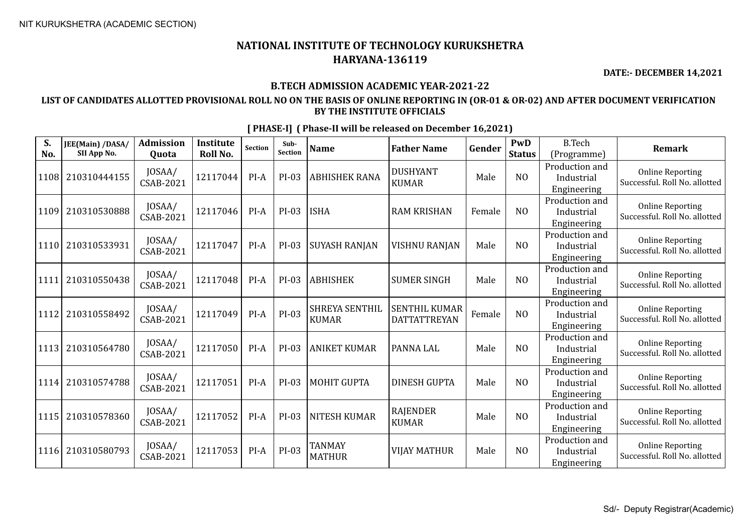NIT KURUKSHETRA (ACADEMIC SECTION)

# NATIONAL INSTITUTE OF TECHNOLOGY KURUKSHETRA
## HARYANA-136119

**DATE:- DECEMBER 14,2021**

### B.TECH ADMISSION ACADEMIC YEAR-2021-22

### LIST OF CANDIDATES ALLOTTED PROVISIONAL ROLL NO ON THE BASIS OF ONLINE REPORTING IN (OR-01 & OR-02) AND AFTER DOCUMENT VERIFICATION BY THE INSTITUTE OFFICIALS

**[ PHASE-I] ( Phase-II will be released on December 16,2021)**

| S. No. | JEE(Main) /DASA/ SII App No. | Admission Quota | Institute Roll No. | Section | Sub-Section | Name | Father Name | Gender | PwD Status | B.Tech (Programme) | Remark |
|---|---|---|---|---|---|---|---|---|---|---|---|
| 1108 | 210310444155 | JOSAA/ CSAB-2021 | 12117044 | PI-A | PI-03 | ABHISHEK RANA | DUSHYANT KUMAR | Male | NO | Production and Industrial Engineering | Online Reporting Successful. Roll No. allotted |
| 1109 | 210310530888 | JOSAA/ CSAB-2021 | 12117046 | PI-A | PI-03 | ISHA | RAM KRISHAN | Female | NO | Production and Industrial Engineering | Online Reporting Successful. Roll No. allotted |
| 1110 | 210310533931 | JOSAA/ CSAB-2021 | 12117047 | PI-A | PI-03 | SUYASH RANJAN | VISHNU RANJAN | Male | NO | Production and Industrial Engineering | Online Reporting Successful. Roll No. allotted |
| 1111 | 210310550438 | JOSAA/ CSAB-2021 | 12117048 | PI-A | PI-03 | ABHISHEK | SUMER SINGH | Male | NO | Production and Industrial Engineering | Online Reporting Successful. Roll No. allotted |
| 1112 | 210310558492 | JOSAA/ CSAB-2021 | 12117049 | PI-A | PI-03 | SHREYA SENTHIL KUMAR | SENTHIL KUMAR DATTATTREYAN | Female | NO | Production and Industrial Engineering | Online Reporting Successful. Roll No. allotted |
| 1113 | 210310564780 | JOSAA/ CSAB-2021 | 12117050 | PI-A | PI-03 | ANIKET KUMAR | PANNA LAL | Male | NO | Production and Industrial Engineering | Online Reporting Successful. Roll No. allotted |
| 1114 | 210310574788 | JOSAA/ CSAB-2021 | 12117051 | PI-A | PI-03 | MOHIT GUPTA | DINESH GUPTA | Male | NO | Production and Industrial Engineering | Online Reporting Successful. Roll No. allotted |
| 1115 | 210310578360 | JOSAA/ CSAB-2021 | 12117052 | PI-A | PI-03 | NITESH KUMAR | RAJENDER KUMAR | Male | NO | Production and Industrial Engineering | Online Reporting Successful. Roll No. allotted |
| 1116 | 210310580793 | JOSAA/ CSAB-2021 | 12117053 | PI-A | PI-03 | TANMAY MATHUR | VIJAY MATHUR | Male | NO | Production and Industrial Engineering | Online Reporting Successful. Roll No. allotted |

Sd/- Deputy Registrar(Academic)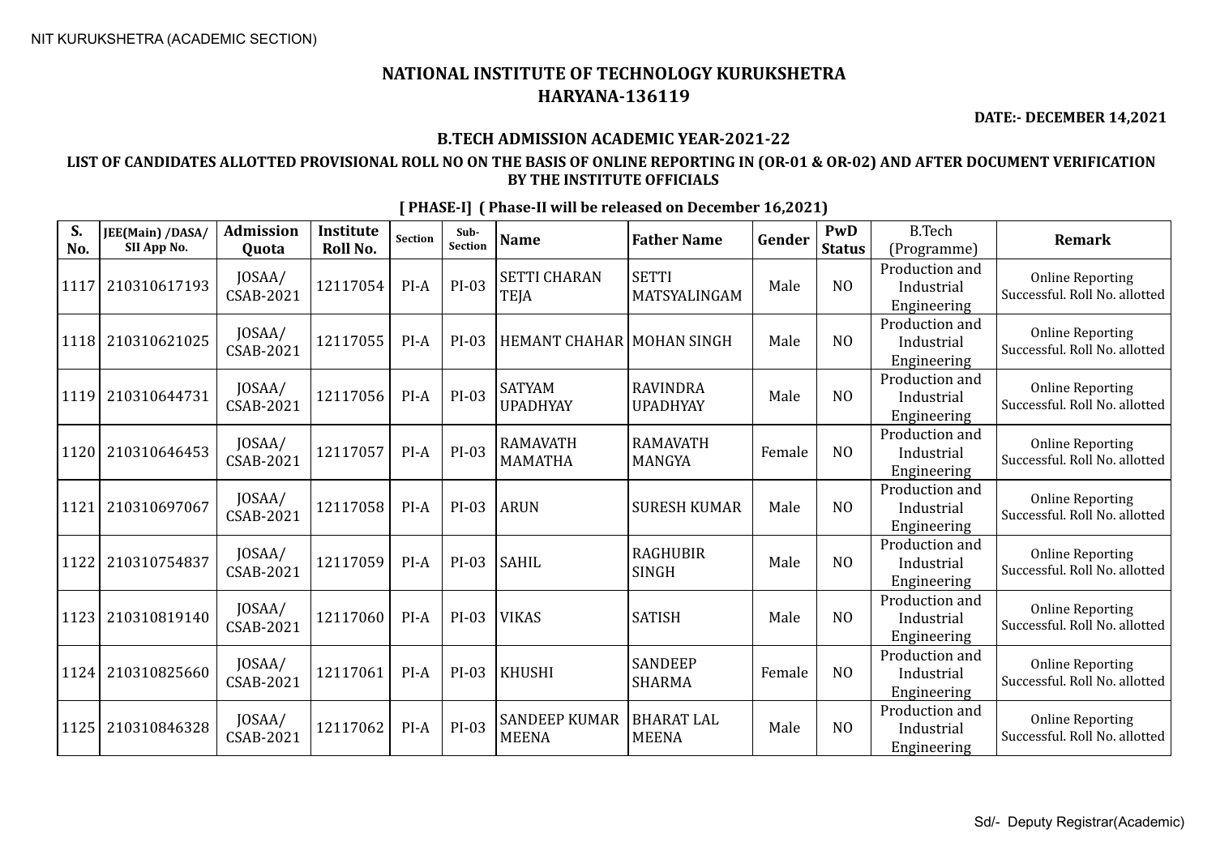NIT KURUKSHETRA (ACADEMIC SECTION)

# NATIONAL INSTITUTE OF TECHNOLOGY KURUKSHETRA
## HARYANA-136119

**DATE:- DECEMBER 14,2021**

**B.TECH ADMISSION ACADEMIC YEAR-2021-22**

**LIST OF CANDIDATES ALLOTTED PROVISIONAL ROLL NO ON THE BASIS OF ONLINE REPORTING IN (OR-01 & OR-02) AND AFTER DOCUMENT VERIFICATION BY THE INSTITUTE OFFICIALS**

**[ PHASE-I] ( Phase-II will be released on December 16,2021)**

| S. No. | JEE(Main) /DASA/ SII App No. | Admission Quota | Institute Roll No. | Section | Sub-Section | Name | Father Name | Gender | PwD Status | B.Tech (Programme) | Remark |
|---|---|---|---|---|---|---|---|---|---|---|---|
| 1117 | 210310617193 | JOSAA/ CSAB-2021 | 12117054 | PI-A | PI-03 | SETTI CHARAN TEJA | SETTI MATSYALINGAM | Male | NO | Production and Industrial Engineering | Online Reporting Successful. Roll No. allotted |
| 1118 | 210310621025 | JOSAA/ CSAB-2021 | 12117055 | PI-A | PI-03 | HEMANT CHAHAR | MOHAN SINGH | Male | NO | Production and Industrial Engineering | Online Reporting Successful. Roll No. allotted |
| 1119 | 210310644731 | JOSAA/ CSAB-2021 | 12117056 | PI-A | PI-03 | SATYAM UPADHYAY | RAVINDRA UPADHYAY | Male | NO | Production and Industrial Engineering | Online Reporting Successful. Roll No. allotted |
| 1120 | 210310646453 | JOSAA/ CSAB-2021 | 12117057 | PI-A | PI-03 | RAMAVATH MAMATHA | RAMAVATH MANGYA | Female | NO | Production and Industrial Engineering | Online Reporting Successful. Roll No. allotted |
| 1121 | 210310697067 | JOSAA/ CSAB-2021 | 12117058 | PI-A | PI-03 | ARUN | SURESH KUMAR | Male | NO | Production and Industrial Engineering | Online Reporting Successful. Roll No. allotted |
| 1122 | 210310754837 | JOSAA/ CSAB-2021 | 12117059 | PI-A | PI-03 | SAHIL | RAGHUBIR SINGH | Male | NO | Production and Industrial Engineering | Online Reporting Successful. Roll No. allotted |
| 1123 | 210310819140 | JOSAA/ CSAB-2021 | 12117060 | PI-A | PI-03 | VIKAS | SATISH | Male | NO | Production and Industrial Engineering | Online Reporting Successful. Roll No. allotted |
| 1124 | 210310825660 | JOSAA/ CSAB-2021 | 12117061 | PI-A | PI-03 | KHUSHI | SANDEEP SHARMA | Female | NO | Production and Industrial Engineering | Online Reporting Successful. Roll No. allotted |
| 1125 | 210310846328 | JOSAA/ CSAB-2021 | 12117062 | PI-A | PI-03 | SANDEEP KUMAR MEENA | BHARAT LAL MEENA | Male | NO | Production and Industrial Engineering | Online Reporting Successful. Roll No. allotted |

Sd/- Deputy Registrar(Academic)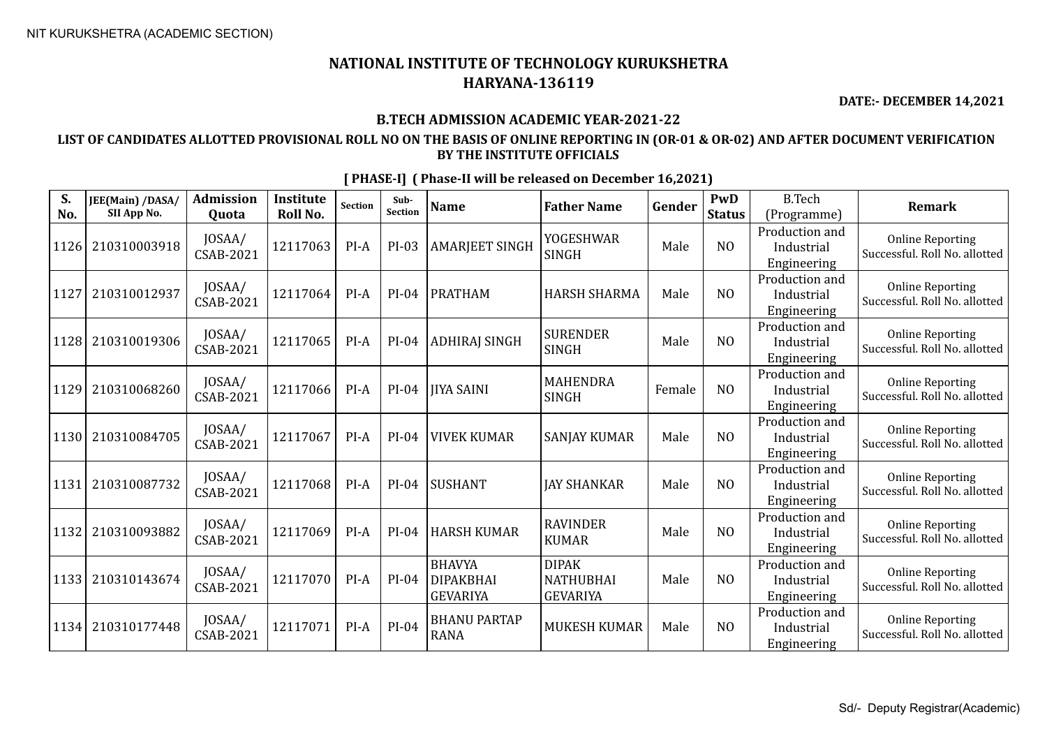# NATIONAL INSTITUTE OF TECHNOLOGY KURUKSHETRA
## HARYANA-136119

**DATE:- DECEMBER 14,2021**

### B.TECH ADMISSION ACADEMIC YEAR-2021-22

**LIST OF CANDIDATES ALLOTTED PROVISIONAL ROLL NO ON THE BASIS OF ONLINE REPORTING IN (OR-01 & OR-02) AND AFTER DOCUMENT VERIFICATION BY THE INSTITUTE OFFICIALS**

**[ PHASE-I] ( Phase-II will be released on December 16,2021)**

| S. No. | JEE(Main) /DASA/ SII App No. | Admission Quota | Institute Roll No. | Section | Sub-Section | Name | Father Name | Gender | PwD Status | B.Tech (Programme) | Remark |
|---|---|---|---|---|---|---|---|---|---|---|---|
| 1126 | 210310003918 | JOSAA/ CSAB-2021 | 12117063 | PI-A | PI-03 | AMARJEET SINGH | YOGESHWAR SINGH | Male | NO | Production and Industrial Engineering | Online Reporting Successful. Roll No. allotted |
| 1127 | 210310012937 | JOSAA/ CSAB-2021 | 12117064 | PI-A | PI-04 | PRATHAM | HARSH SHARMA | Male | NO | Production and Industrial Engineering | Online Reporting Successful. Roll No. allotted |
| 1128 | 210310019306 | JOSAA/ CSAB-2021 | 12117065 | PI-A | PI-04 | ADHIRAJ SINGH | SURENDER SINGH | Male | NO | Production and Industrial Engineering | Online Reporting Successful. Roll No. allotted |
| 1129 | 210310068260 | JOSAA/ CSAB-2021 | 12117066 | PI-A | PI-04 | JIYA SAINI | MAHENDRA SINGH | Female | NO | Production and Industrial Engineering | Online Reporting Successful. Roll No. allotted |
| 1130 | 210310084705 | JOSAA/ CSAB-2021 | 12117067 | PI-A | PI-04 | VIVEK KUMAR | SANJAY KUMAR | Male | NO | Production and Industrial Engineering | Online Reporting Successful. Roll No. allotted |
| 1131 | 210310087732 | JOSAA/ CSAB-2021 | 12117068 | PI-A | PI-04 | SUSHANT | JAY SHANKAR | Male | NO | Production and Industrial Engineering | Online Reporting Successful. Roll No. allotted |
| 1132 | 210310093882 | JOSAA/ CSAB-2021 | 12117069 | PI-A | PI-04 | HARSH KUMAR | RAVINDER KUMAR | Male | NO | Production and Industrial Engineering | Online Reporting Successful. Roll No. allotted |
| 1133 | 210310143674 | JOSAA/ CSAB-2021 | 12117070 | PI-A | PI-04 | BHAVYA DIPAKBHAI GEVARIYA | DIPAK NATHUBHAI GEVARIYA | Male | NO | Production and Industrial Engineering | Online Reporting Successful. Roll No. allotted |
| 1134 | 210310177448 | JOSAA/ CSAB-2021 | 12117071 | PI-A | PI-04 | BHANU PARTAP RANA | MUKESH KUMAR | Male | NO | Production and Industrial Engineering | Online Reporting Successful. Roll No. allotted |

Sd/- Deputy Registrar(Academic)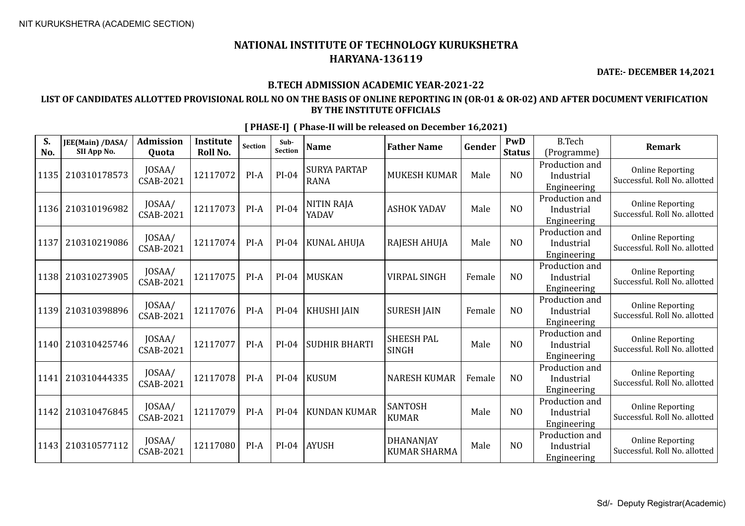# NATIONAL INSTITUTE OF TECHNOLOGY KURUKSHETRA
# HARYANA-136119

**DATE:- DECEMBER 14,2021**

**B.TECH ADMISSION ACADEMIC YEAR-2021-22**

**LIST OF CANDIDATES ALLOTTED PROVISIONAL ROLL NO ON THE BASIS OF ONLINE REPORTING IN (OR-01 & OR-02) AND AFTER DOCUMENT VERIFICATION BY THE INSTITUTE OFFICIALS**

**[ PHASE-I] ( Phase-II will be released on December 16,2021)**

| S. No. | JEE(Main) /DASA/ SII App No. | Admission Quota | Institute Roll No. | Section | Sub-Section | Name | Father Name | Gender | PwD Status | B.Tech (Programme) | Remark |
|---|---|---|---|---|---|---|---|---|---|---|---|
| 1135 | 210310178573 | JOSAA/ CSAB-2021 | 12117072 | PI-A | PI-04 | SURYA PARTAP RANA | MUKESH KUMAR | Male | NO | Production and Industrial Engineering | Online Reporting Successful. Roll No. allotted |
| 1136 | 210310196982 | JOSAA/ CSAB-2021 | 12117073 | PI-A | PI-04 | NITIN RAJA YADAV | ASHOK YADAV | Male | NO | Production and Industrial Engineering | Online Reporting Successful. Roll No. allotted |
| 1137 | 210310219086 | JOSAA/ CSAB-2021 | 12117074 | PI-A | PI-04 | KUNAL AHUJA | RAJESH AHUJA | Male | NO | Production and Industrial Engineering | Online Reporting Successful. Roll No. allotted |
| 1138 | 210310273905 | JOSAA/ CSAB-2021 | 12117075 | PI-A | PI-04 | MUSKAN | VIRPAL SINGH | Female | NO | Production and Industrial Engineering | Online Reporting Successful. Roll No. allotted |
| 1139 | 210310398896 | JOSAA/ CSAB-2021 | 12117076 | PI-A | PI-04 | KHUSHI JAIN | SURESH JAIN | Female | NO | Production and Industrial Engineering | Online Reporting Successful. Roll No. allotted |
| 1140 | 210310425746 | JOSAA/ CSAB-2021 | 12117077 | PI-A | PI-04 | SUDHIR BHARTI | SHEESH PAL SINGH | Male | NO | Production and Industrial Engineering | Online Reporting Successful. Roll No. allotted |
| 1141 | 210310444335 | JOSAA/ CSAB-2021 | 12117078 | PI-A | PI-04 | KUSUM | NARESH KUMAR | Female | NO | Production and Industrial Engineering | Online Reporting Successful. Roll No. allotted |
| 1142 | 210310476845 | JOSAA/ CSAB-2021 | 12117079 | PI-A | PI-04 | KUNDAN KUMAR | SANTOSH KUMAR | Male | NO | Production and Industrial Engineering | Online Reporting Successful. Roll No. allotted |
| 1143 | 210310577112 | JOSAA/ CSAB-2021 | 12117080 | PI-A | PI-04 | AYUSH | DHANANJAY KUMAR SHARMA | Male | NO | Production and Industrial Engineering | Online Reporting Successful. Roll No. allotted |

Sd/- Deputy Registrar(Academic)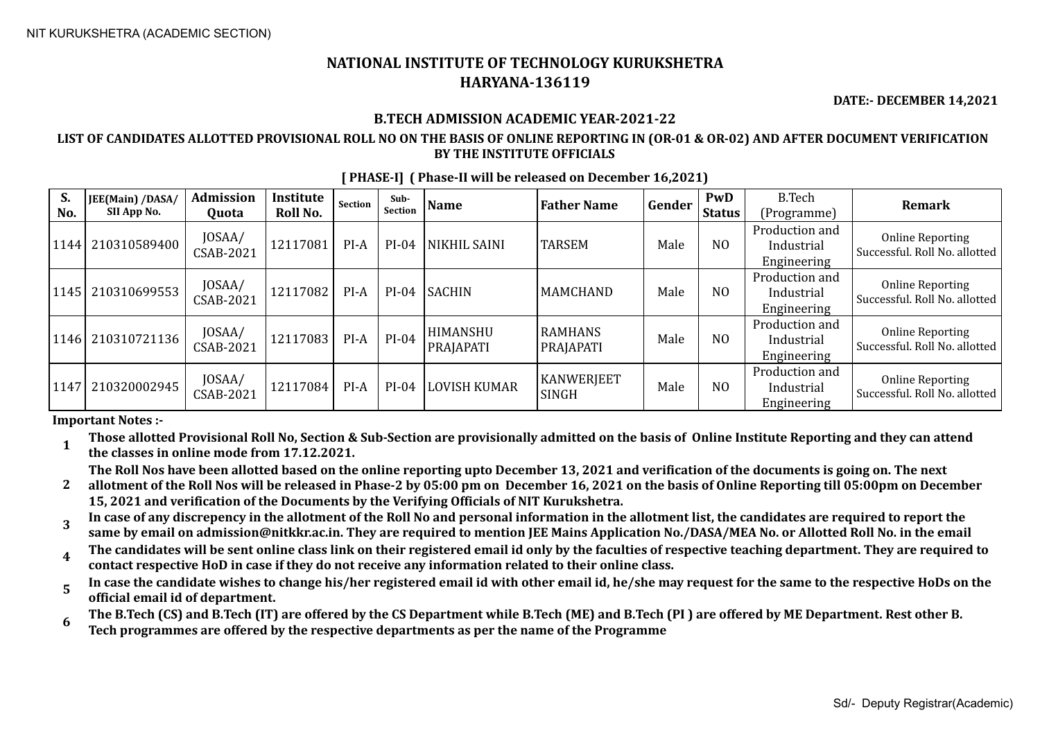NIT KURUKSHETRA (ACADEMIC SECTION)

# NATIONAL INSTITUTE OF TECHNOLOGY KURUKSHETRA
## HARYANA-136119

**DATE:- DECEMBER 14,2021**

### B.TECH ADMISSION ACADEMIC YEAR-2021-22

**LIST OF CANDIDATES ALLOTTED PROVISIONAL ROLL NO ON THE BASIS OF ONLINE REPORTING IN (OR-01 & OR-02) AND AFTER DOCUMENT VERIFICATION BY THE INSTITUTE OFFICIALS**

**[ PHASE-I] ( Phase-II will be released on December 16,2021)**

| S. No. | JEE(Main) /DASA/ SII App No. | Admission Quota | Institute Roll No. | Section | Sub-Section | Name | Father Name | Gender | PwD Status | B.Tech (Programme) | Remark |
|---|---|---|---|---|---|---|---|---|---|---|---|
| 1144 | 210310589400 | JOSAA/ CSAB-2021 | 12117081 | PI-A | PI-04 | NIKHIL SAINI | TARSEM | Male | NO | Production and Industrial Engineering | Online Reporting Successful. Roll No. allotted |
| 1145 | 210310699553 | JOSAA/ CSAB-2021 | 12117082 | PI-A | PI-04 | SACHIN | MAMCHAND | Male | NO | Production and Industrial Engineering | Online Reporting Successful. Roll No. allotted |
| 1146 | 210310721136 | JOSAA/ CSAB-2021 | 12117083 | PI-A | PI-04 | HIMANSHU PRAJAPATI | RAMHANS PRAJAPATI | Male | NO | Production and Industrial Engineering | Online Reporting Successful. Roll No. allotted |
| 1147 | 210320002945 | JOSAA/ CSAB-2021 | 12117084 | PI-A | PI-04 | LOVISH KUMAR | KANWERJEET SINGH | Male | NO | Production and Industrial Engineering | Online Reporting Successful. Roll No. allotted |

**Important Notes :-**

1. **Those allotted Provisional Roll No, Section & Sub-Section are provisionally admitted on the basis of Online Institute Reporting and they can attend the classes in online mode from 17.12.2021.**
2. **The Roll Nos have been allotted based on the online reporting upto December 13, 2021 and verification of the documents is going on. The next allotment of the Roll Nos will be released in Phase-2 by 05:00 pm on December 16, 2021 on the basis of Online Reporting till 05:00pm on December 15, 2021 and verification of the Documents by the Verifying Officials of NIT Kurukshetra.**
3. **In case of any discrepency in the allotment of the Roll No and personal information in the allotment list, the candidates are required to report the same by email on admission@nitkkr.ac.in. They are required to mention JEE Mains Application No./DASA/MEA No. or Allotted Roll No. in the email**
4. **The candidates will be sent online class link on their registered email id only by the faculties of respective teaching department. They are required to contact respective HoD in case if they do not receive any information related to their online class.**
5. **In case the candidate wishes to change his/her registered email id with other email id, he/she may request for the same to the respective HoDs on the official email id of department.**
6. **The B.Tech (CS) and B.Tech (IT) are offered by the CS Department while B.Tech (ME) and B.Tech (PI ) are offered by ME Department. Rest other B. Tech programmes are offered by the respective departments as per the name of the Programme**

Sd/- Deputy Registrar(Academic)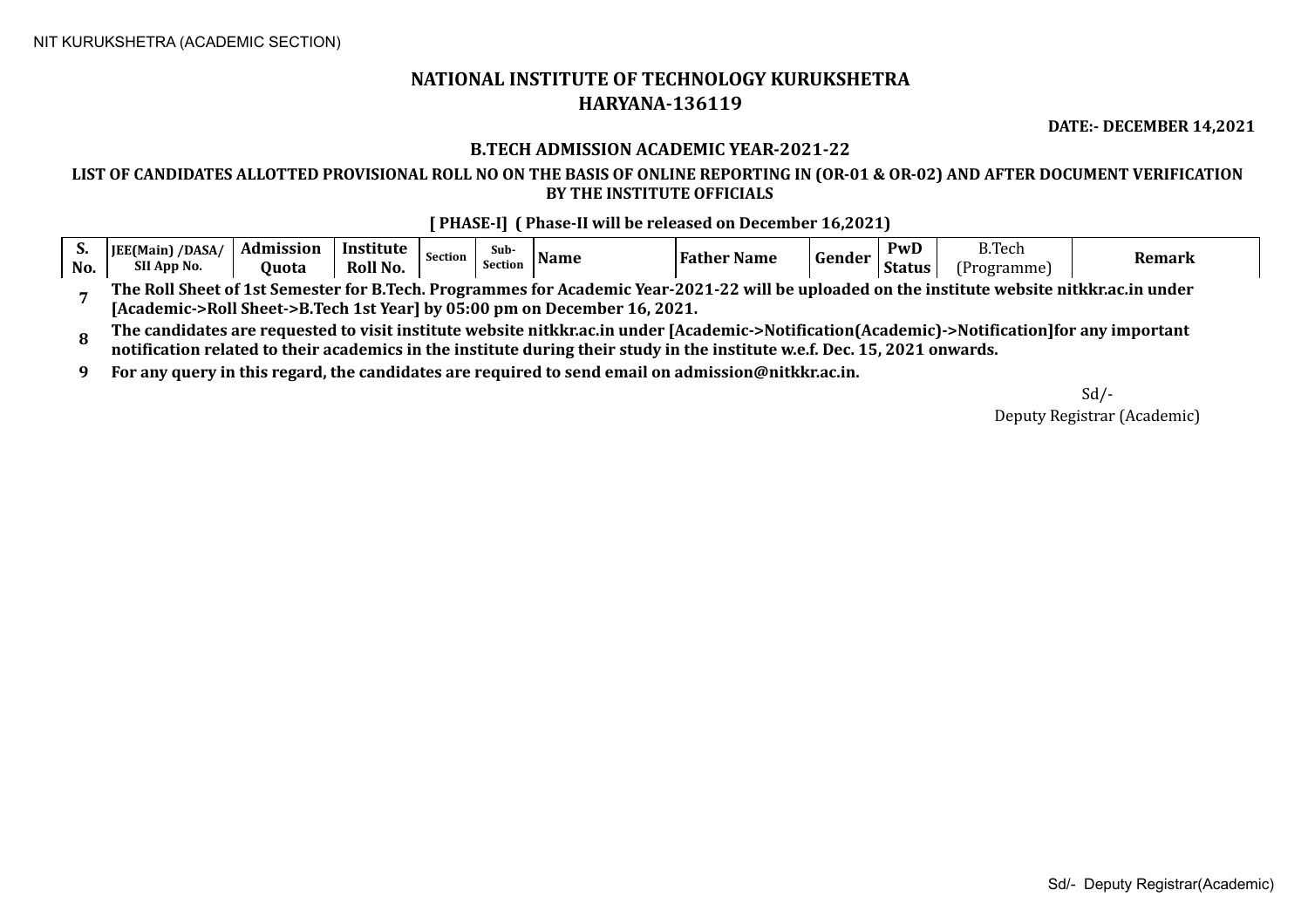# NATIONAL INSTITUTE OF TECHNOLOGY KURUKSHETRA
## HARYANA-136119

**DATE:- DECEMBER 14,2021**

**B.TECH ADMISSION ACADEMIC YEAR-2021-22**

**LIST OF CANDIDATES ALLOTTED PROVISIONAL ROLL NO ON THE BASIS OF ONLINE REPORTING IN (OR-01 & OR-02) AND AFTER DOCUMENT VERIFICATION BY THE INSTITUTE OFFICIALS**

**[ PHASE-I] ( Phase-II will be released on December 16,2021)**

| S. No. | JEE(Main) /DASA/ SII App No. | Admission Quota | Institute Roll No. | Section | Sub-Section | Name | Father Name | Gender | PwD Status | B.Tech (Programme) | Remark |
|---|---|---|---|---|---|---|---|---|---|---|---|

7. **The Roll Sheet of 1st Semester for B.Tech. Programmes for Academic Year-2021-22 will be uploaded on the institute website nitkkr.ac.in under [Academic->Roll Sheet->B.Tech 1st Year] by 05:00 pm on December 16, 2021.**
8. **The candidates are requested to visit institute website nitkkr.ac.in under [Academic->Notification(Academic)->Notification]for any important notification related to their academics in the institute during their study in the institute w.e.f. Dec. 15, 2021 onwards.**
9. **For any query in this regard, the candidates are required to send email on admission@nitkkr.ac.in.**

Sd/-
Deputy Registrar (Academic)